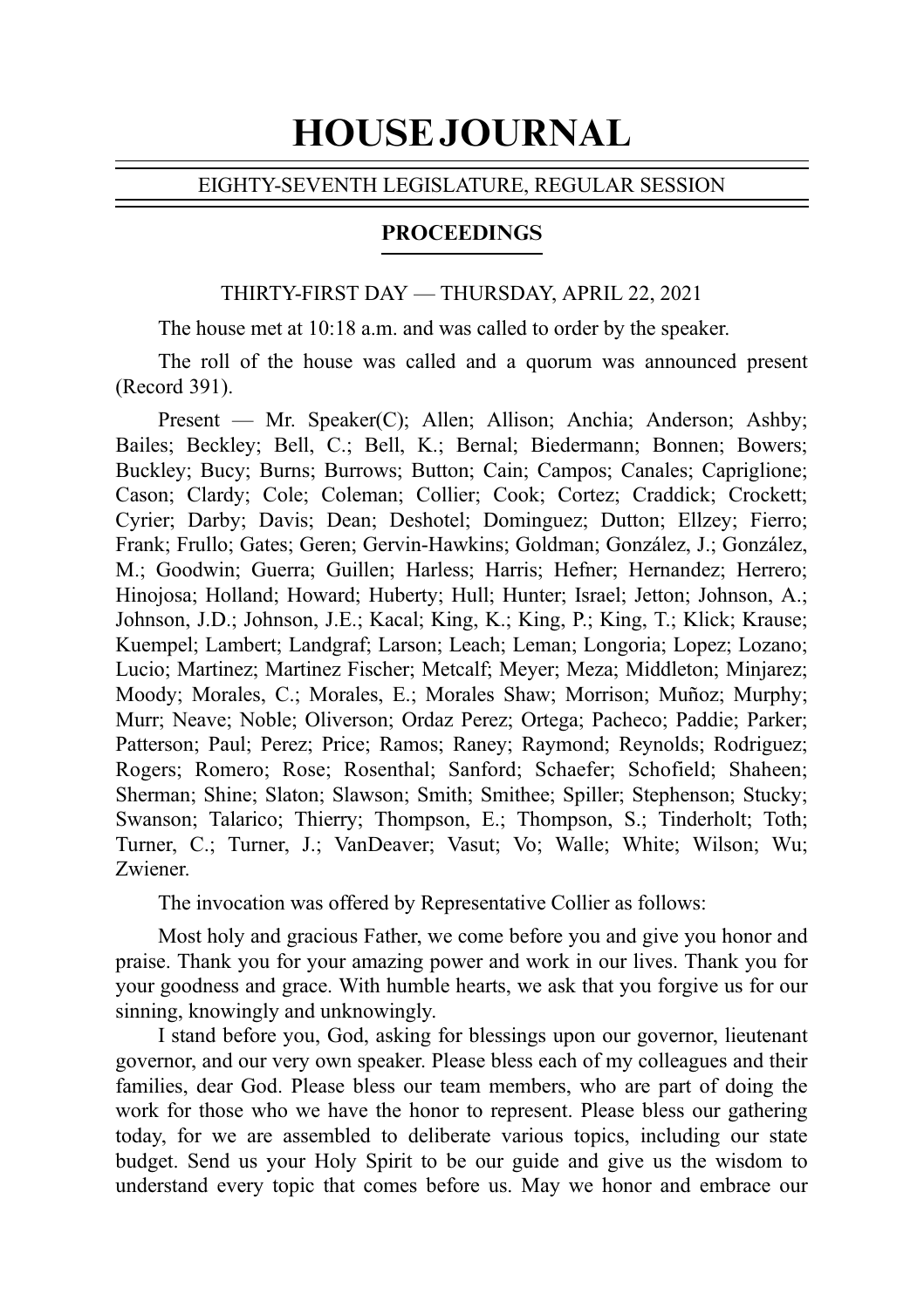# HOUSE JOURNAL

EIGHTY-SEVENTH LEGISLATURE, REGULAR SESSION

## PROCEEDINGS

THIRTY-FIRST DAY — THURSDAY, APRIL 22, 2021

The house met at 10:18 a.m. and was called to order by the speaker.

The roll of the house was called and a quorum was announced present (Record 391).

Present — Mr. Speaker(C); Allen; Allison; Anchia; Anderson; Ashby; Bailes; Beckley; Bell, C.; Bell, K.; Bernal; Biedermann; Bonnen; Bowers; Buckley; Bucy; Burns; Burrows; Button; Cain; Campos; Canales; Capriglione; Cason; Clardy; Cole; Coleman; Collier; Cook; Cortez; Craddick; Crockett; Cyrier; Darby; Davis; Dean; Deshotel; Dominguez; Dutton; Ellzey; Fierro; Frank; Frullo; Gates; Geren; Gervin-Hawkins; Goldman; González, J.; González, M.; Goodwin; Guerra; Guillen; Harless; Harris; Hefner; Hernandez; Herrero; Hinojosa; Holland; Howard; Huberty; Hull; Hunter; Israel; Jetton; Johnson, A.; Johnson, J.D.; Johnson, J.E.; Kacal; King, K.; King, P.; King, T.; Klick; Krause; Kuempel; Lambert; Landgraf; Larson; Leach; Leman; Longoria; Lopez; Lozano; Lucio; Martinez; Martinez Fischer; Metcalf; Meyer; Meza; Middleton; Minjarez; Moody; Morales, C.; Morales, E.; Morales Shaw; Morrison; Muñoz; Murphy; Murr; Neave; Noble; Oliverson; Ordaz Perez; Ortega; Pacheco; Paddie; Parker; Patterson; Paul; Perez; Price; Ramos; Raney; Raymond; Reynolds; Rodriguez; Rogers; Romero; Rose; Rosenthal; Sanford; Schaefer; Schofield; Shaheen; Sherman; Shine; Slaton; Slawson; Smith; Smithee; Spiller; Stephenson; Stucky; Swanson; Talarico; Thierry; Thompson, E.; Thompson, S.; Tinderholt; Toth; Turner, C.; Turner, J.; VanDeaver; Vasut; Vo; Walle; White; Wilson; Wu; Zwiener.

The invocation was offered by Representative Collier as follows:

Most holy and gracious Father, we come before you and give you honor and praise. Thank you for your amazing power and work in our lives. Thank you for your goodness and grace. With humble hearts, we ask that you forgive us for our sinning, knowingly and unknowingly.

I stand before you, God, asking for blessings upon our governor, lieutenant governor, and our very own speaker. Please bless each of my colleagues and their families, dear God. Please bless our team members, who are part of doing the work for those who we have the honor to represent. Please bless our gathering today, for we are assembled to deliberate various topics, including our state budget. Send us your Holy Spirit to be our guide and give us the wisdom to understand every topic that comes before us. May we honor and embrace our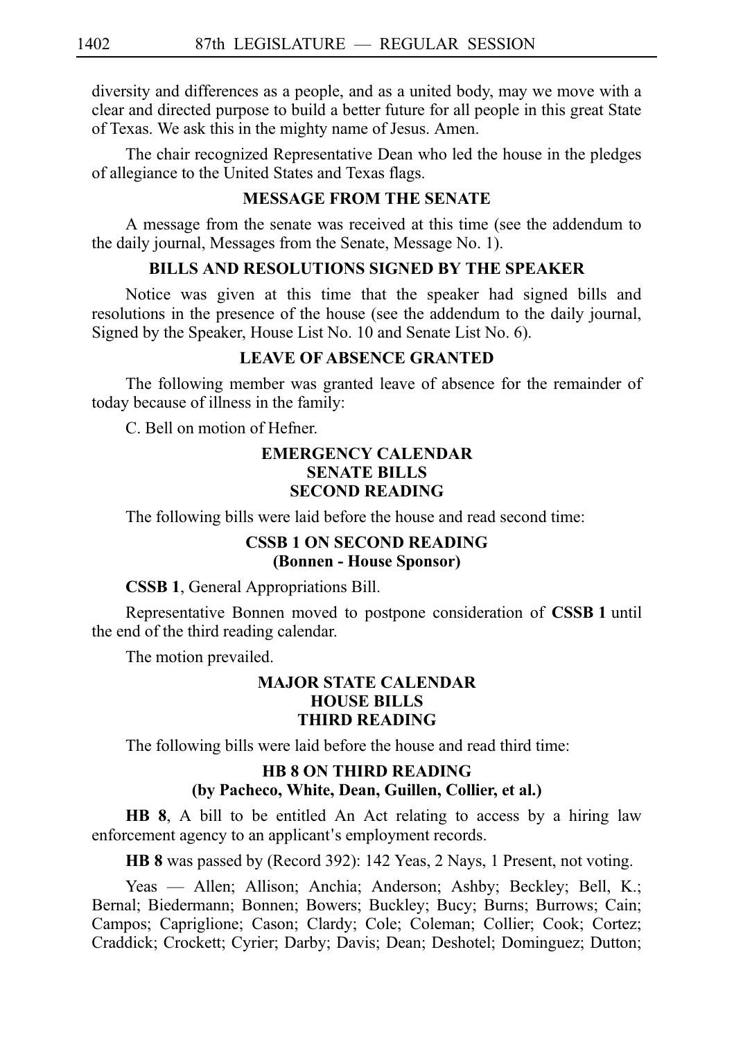diversity and differences as a people, and as a united body, may we move with a clear and directed purpose to build a better future for all people in this great State of Texas. We ask this in the mighty name of Jesus. Amen.

The chair recognized Representative Dean who led the house in the pledges of allegiance to the United States and Texas flags.

## MESSAGE FROM THE SENATE

A message from the senate was received at this time (see the addendum to the daily journal, Messages from the Senate, Message No. 1).

## BILLS AND RESOLUTIONS SIGNED BY THE SPEAKER

Notice was given at this time that the speaker had signed bills and resolutions in the presence of the house (see the addendum to the daily journal, Signed by the Speaker, House List No. 10 and Senate List No. 6).

## LEAVE OF ABSENCE GRANTED

The following member was granted leave of absence for the remainder of today because of illness in the family:

C. Bell on motion of Hefner.

## EMERGENCY CALENDAR
## SENATE BILLS
## SECOND READING

The following bills were laid before the house and read second time:

### CSSB 1 ON SECOND READING
### (Bonnen - House Sponsor)

**CSSB 1**, General Appropriations Bill.

Representative Bonnen moved to postpone consideration of **CSSB 1** until the end of the third reading calendar.

The motion prevailed.

## MAJOR STATE CALENDAR
## HOUSE BILLS
## THIRD READING

The following bills were laid before the house and read third time:

### HB 8 ON THIRD READING
### (by Pacheco, White, Dean, Guillen, Collier, et al.)

**HB 8**, A bill to be entitled An Act relating to access by a hiring law enforcement agency to an applicant's employment records.

**HB 8** was passed by (Record 392): 142 Yeas, 2 Nays, 1 Present, not voting.

Yeas — Allen; Allison; Anchia; Anderson; Ashby; Beckley; Bell, K.; Bernal; Biedermann; Bonnen; Bowers; Buckley; Bucy; Burns; Burrows; Cain; Campos; Capriglione; Cason; Clardy; Cole; Coleman; Collier; Cook; Cortez; Craddick; Crockett; Cyrier; Darby; Davis; Dean; Deshotel; Dominguez; Dutton;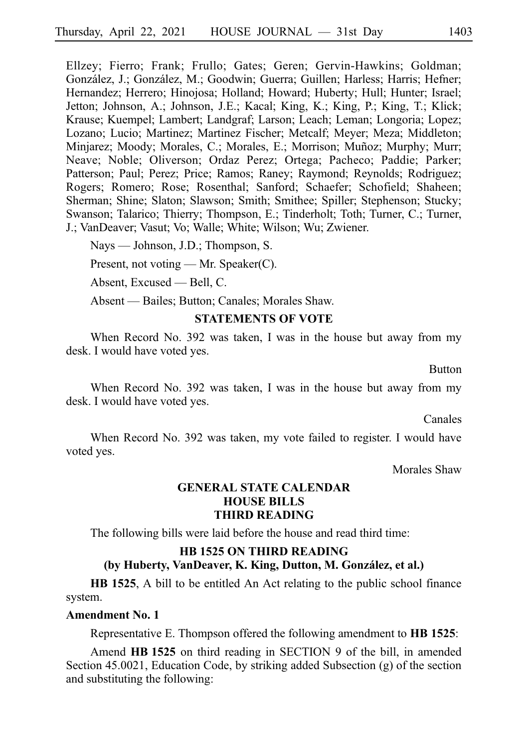Ellzey; Fierro; Frank; Frullo; Gates; Geren; Gervin-Hawkins; Goldman; González, J.; González, M.; Goodwin; Guerra; Guillen; Harless; Harris; Hefner; Hernandez; Herrero; Hinojosa; Holland; Howard; Huberty; Hull; Hunter; Israel; Jetton; Johnson, A.; Johnson, J.E.; Kacal; King, K.; King, P.; King, T.; Klick; Krause; Kuempel; Lambert; Landgraf; Larson; Leach; Leman; Longoria; Lopez; Lozano; Lucio; Martinez; Martinez Fischer; Metcalf; Meyer; Meza; Middleton; Minjarez; Moody; Morales, C.; Morales, E.; Morrison; Muñoz; Murphy; Murr; Neave; Noble; Oliverson; Ordaz Perez; Ortega; Pacheco; Paddie; Parker; Patterson; Paul; Perez; Price; Ramos; Raney; Raymond; Reynolds; Rodriguez; Rogers; Romero; Rose; Rosenthal; Sanford; Schaefer; Schofield; Shaheen; Sherman; Shine; Slaton; Slawson; Smith; Smithee; Spiller; Stephenson; Stucky; Swanson; Talarico; Thierry; Thompson, E.; Tinderholt; Toth; Turner, C.; Turner, J.; VanDeaver; Vasut; Vo; Walle; White; Wilson; Wu; Zwiener.

Nays — Johnson, J.D.; Thompson, S.

Present, not voting — Mr. Speaker(C).

Absent, Excused — Bell, C.

Absent — Bailes; Button; Canales; Morales Shaw.

## STATEMENTS OF VOTE

When Record No. 392 was taken, I was in the house but away from my desk. I would have voted yes.

Button

When Record No. 392 was taken, I was in the house but away from my desk. I would have voted yes.

Canales

When Record No. 392 was taken, my vote failed to register. I would have voted yes.

Morales Shaw

## GENERAL STATE CALENDAR
## HOUSE BILLS
## THIRD READING

The following bills were laid before the house and read third time:

### HB 1525 ON THIRD READING
### (by Huberty, VanDeaver, K. King, Dutton, M. González, et al.)

**HB 1525**, A bill to be entitled An Act relating to the public school finance system.

**Amendment No. 1**

Representative E. Thompson offered the following amendment to **HB 1525**:

Amend **HB 1525** on third reading in SECTION 9 of the bill, in amended Section 45.0021, Education Code, by striking added Subsection (g) of the section and substituting the following: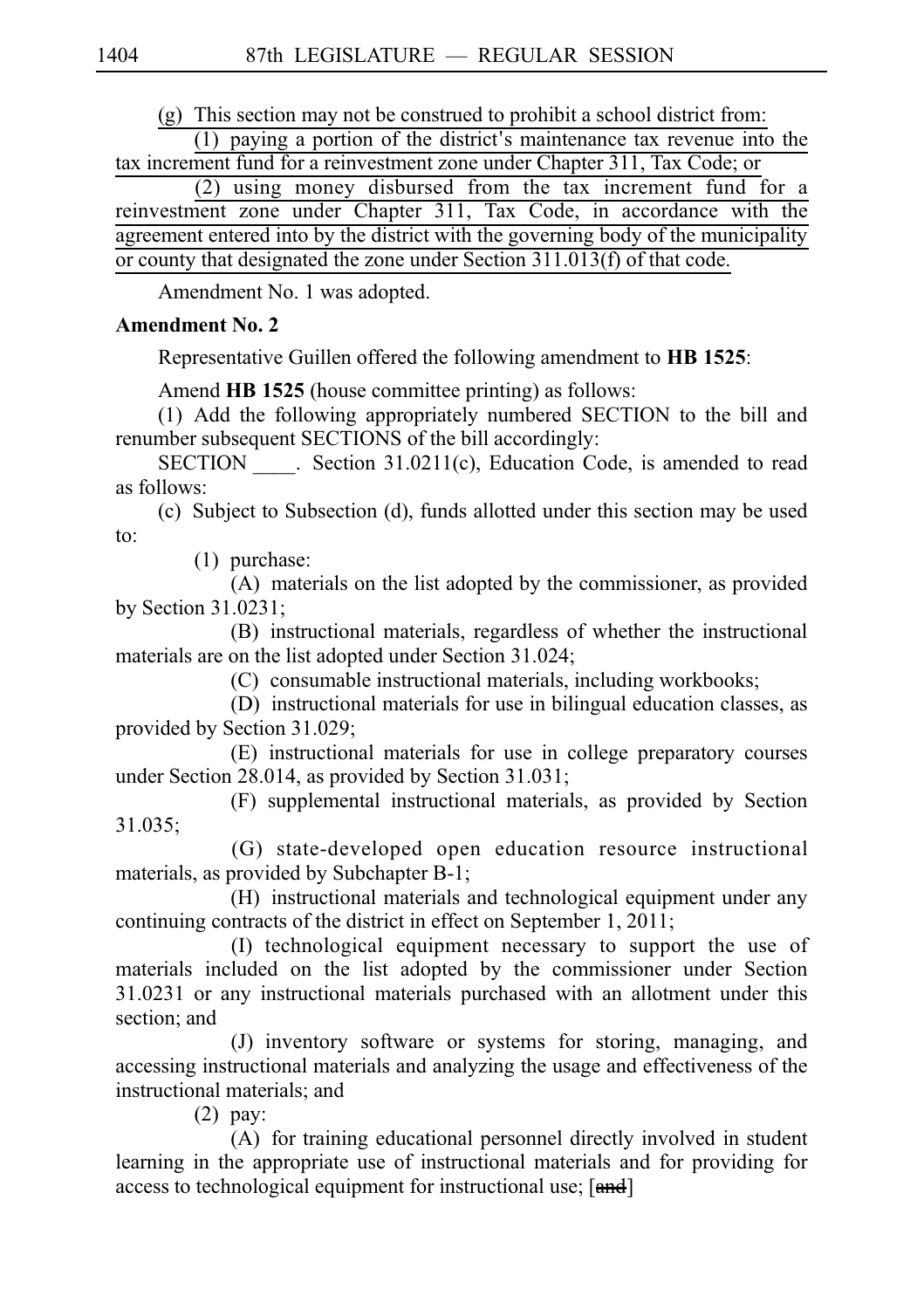(g) This section may not be construed to prohibit a school district from:

(1) paying a portion of the district's maintenance tax revenue into the tax increment fund for a reinvestment zone under Chapter 311, Tax Code; or

(2) using money disbursed from the tax increment fund for a reinvestment zone under Chapter 311, Tax Code, in accordance with the agreement entered into by the district with the governing body of the municipality or county that designated the zone under Section 311.013(f) of that code.

Amendment No. 1 was adopted.

**Amendment No. 2**

Representative Guillen offered the following amendment to **HB 1525**:

Amend **HB 1525** (house committee printing) as follows:

(1) Add the following appropriately numbered SECTION to the bill and renumber subsequent SECTIONS of the bill accordingly:

SECTION \_\_\_\_. Section 31.0211(c), Education Code, is amended to read as follows:

(c) Subject to Subsection (d), funds allotted under this section may be used to:

(1) purchase:

(A) materials on the list adopted by the commissioner, as provided by Section 31.0231;

(B) instructional materials, regardless of whether the instructional materials are on the list adopted under Section 31.024;

(C) consumable instructional materials, including workbooks;

(D) instructional materials for use in bilingual education classes, as provided by Section 31.029;

(E) instructional materials for use in college preparatory courses under Section 28.014, as provided by Section 31.031;

(F) supplemental instructional materials, as provided by Section 31.035;

(G) state-developed open education resource instructional materials, as provided by Subchapter B-1;

(H) instructional materials and technological equipment under any continuing contracts of the district in effect on September 1, 2011;

(I) technological equipment necessary to support the use of materials included on the list adopted by the commissioner under Section 31.0231 or any instructional materials purchased with an allotment under this section; and

(J) inventory software or systems for storing, managing, and accessing instructional materials and analyzing the usage and effectiveness of the instructional materials; and

(2) pay:

(A) for training educational personnel directly involved in student learning in the appropriate use of instructional materials and for providing for access to technological equipment for instructional use; [~~and~~]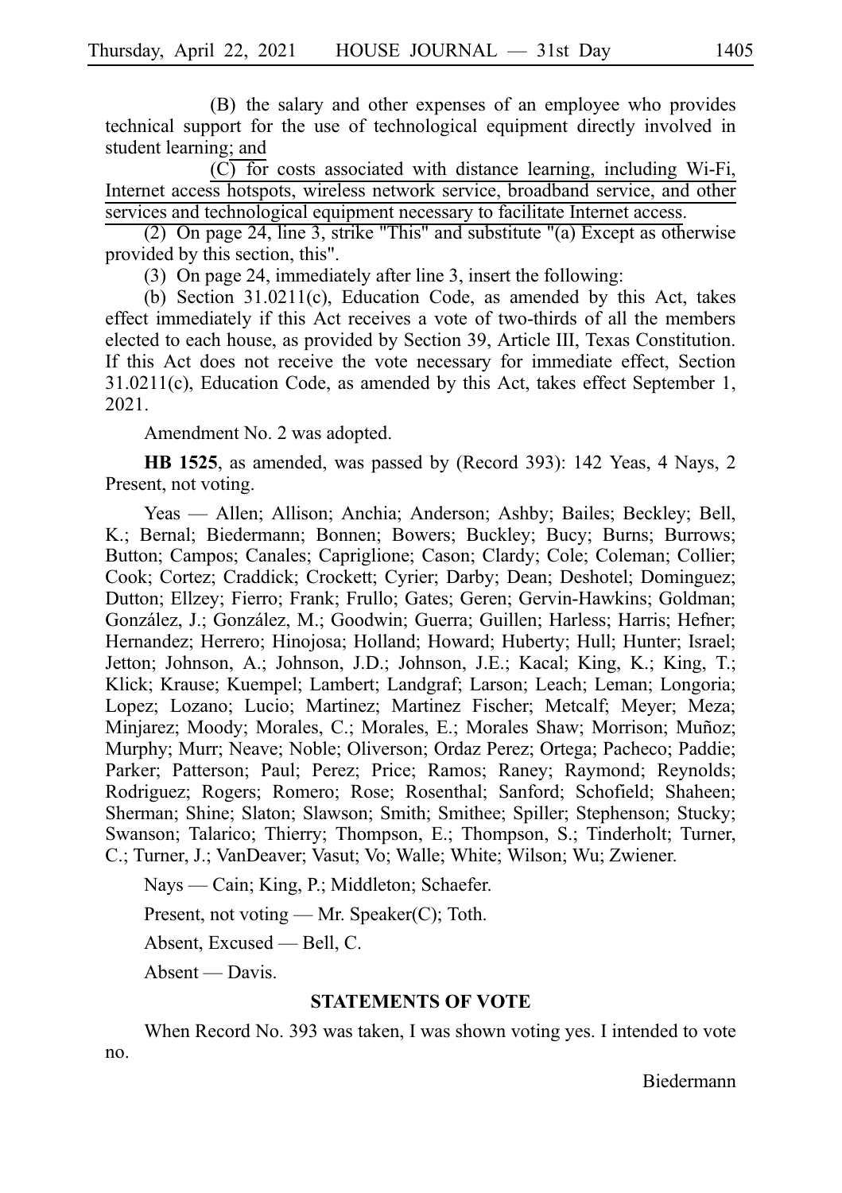(B) the salary and other expenses of an employee who provides technical support for the use of technological equipment directly involved in student learning; and

(C) for costs associated with distance learning, including Wi-Fi, Internet access hotspots, wireless network service, broadband service, and other services and technological equipment necessary to facilitate Internet access.

(2) On page 24, line 3, strike "This" and substitute "(a) Except as otherwise provided by this section, this".

(3) On page 24, immediately after line 3, insert the following:

(b) Section 31.0211(c), Education Code, as amended by this Act, takes effect immediately if this Act receives a vote of two-thirds of all the members elected to each house, as provided by Section 39, Article III, Texas Constitution. If this Act does not receive the vote necessary for immediate effect, Section 31.0211(c), Education Code, as amended by this Act, takes effect September 1, 2021.

Amendment No. 2 was adopted.

**HB 1525**, as amended, was passed by (Record 393): 142 Yeas, 4 Nays, 2 Present, not voting.

Yeas — Allen; Allison; Anchia; Anderson; Ashby; Bailes; Beckley; Bell, K.; Bernal; Biedermann; Bonnen; Bowers; Buckley; Bucy; Burns; Burrows; Button; Campos; Canales; Capriglione; Cason; Clardy; Cole; Coleman; Collier; Cook; Cortez; Craddick; Crockett; Cyrier; Darby; Dean; Deshotel; Dominguez; Dutton; Ellzey; Fierro; Frank; Frullo; Gates; Geren; Gervin-Hawkins; Goldman; González, J.; González, M.; Goodwin; Guerra; Guillen; Harless; Harris; Hefner; Hernandez; Herrero; Hinojosa; Holland; Howard; Huberty; Hull; Hunter; Israel; Jetton; Johnson, A.; Johnson, J.D.; Johnson, J.E.; Kacal; King, K.; King, T.; Klick; Krause; Kuempel; Lambert; Landgraf; Larson; Leach; Leman; Longoria; Lopez; Lozano; Lucio; Martinez; Martinez Fischer; Metcalf; Meyer; Meza; Minjarez; Moody; Morales, C.; Morales, E.; Morales Shaw; Morrison; Muñoz; Murphy; Murr; Neave; Noble; Oliverson; Ordaz Perez; Ortega; Pacheco; Paddie; Parker; Patterson; Paul; Perez; Price; Ramos; Raney; Raymond; Reynolds; Rodriguez; Rogers; Romero; Rose; Rosenthal; Sanford; Schofield; Shaheen; Sherman; Shine; Slaton; Slawson; Smith; Smithee; Spiller; Stephenson; Stucky; Swanson; Talarico; Thierry; Thompson, E.; Thompson, S.; Tinderholt; Turner, C.; Turner, J.; VanDeaver; Vasut; Vo; Walle; White; Wilson; Wu; Zwiener.

Nays — Cain; King, P.; Middleton; Schaefer.

Present, not voting — Mr. Speaker(C); Toth.

Absent, Excused — Bell, C.

Absent — Davis.

## STATEMENTS OF VOTE

When Record No. 393 was taken, I was shown voting yes. I intended to vote no.

Biedermann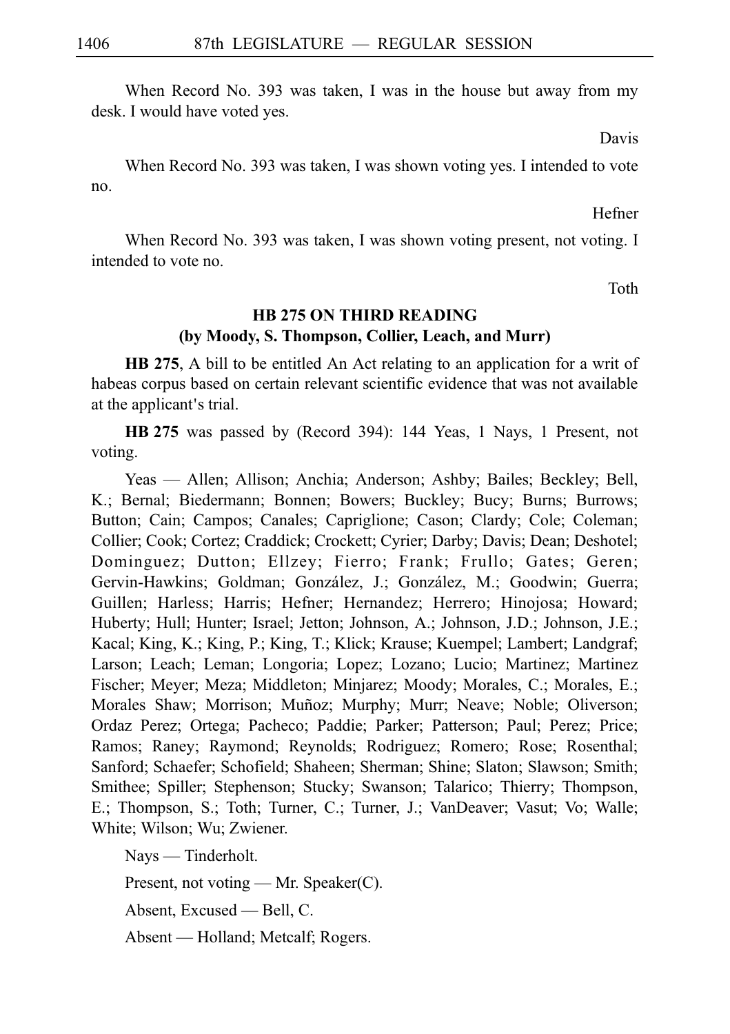When Record No. 393 was taken, I was in the house but away from my desk. I would have voted yes.

Davis

When Record No. 393 was taken, I was shown voting yes. I intended to vote no.

Hefner

When Record No. 393 was taken, I was shown voting present, not voting. I intended to vote no.

Toth

## HB 275 ON THIRD READING
### (by Moody, S. Thompson, Collier, Leach, and Murr)

**HB 275**, A bill to be entitled An Act relating to an application for a writ of habeas corpus based on certain relevant scientific evidence that was not available at the applicant's trial.

**HB 275** was passed by (Record 394): 144 Yeas, 1 Nays, 1 Present, not voting.

Yeas — Allen; Allison; Anchia; Anderson; Ashby; Bailes; Beckley; Bell, K.; Bernal; Biedermann; Bonnen; Bowers; Buckley; Bucy; Burns; Burrows; Button; Cain; Campos; Canales; Capriglione; Cason; Clardy; Cole; Coleman; Collier; Cook; Cortez; Craddick; Crockett; Cyrier; Darby; Davis; Dean; Deshotel; Dominguez; Dutton; Ellzey; Fierro; Frank; Frullo; Gates; Geren; Gervin-Hawkins; Goldman; González, J.; González, M.; Goodwin; Guerra; Guillen; Harless; Harris; Hefner; Hernandez; Herrero; Hinojosa; Howard; Huberty; Hull; Hunter; Israel; Jetton; Johnson, A.; Johnson, J.D.; Johnson, J.E.; Kacal; King, K.; King, P.; King, T.; Klick; Krause; Kuempel; Lambert; Landgraf; Larson; Leach; Leman; Longoria; Lopez; Lozano; Lucio; Martinez; Martinez Fischer; Meyer; Meza; Middleton; Minjarez; Moody; Morales, C.; Morales, E.; Morales Shaw; Morrison; Muñoz; Murphy; Murr; Neave; Noble; Oliverson; Ordaz Perez; Ortega; Pacheco; Paddie; Parker; Patterson; Paul; Perez; Price; Ramos; Raney; Raymond; Reynolds; Rodriguez; Romero; Rose; Rosenthal; Sanford; Schaefer; Schofield; Shaheen; Sherman; Shine; Slaton; Slawson; Smith; Smithee; Spiller; Stephenson; Stucky; Swanson; Talarico; Thierry; Thompson, E.; Thompson, S.; Toth; Turner, C.; Turner, J.; VanDeaver; Vasut; Vo; Walle; White; Wilson; Wu; Zwiener.

Nays — Tinderholt.

Present, not voting — Mr. Speaker(C).

Absent, Excused — Bell, C.

Absent — Holland; Metcalf; Rogers.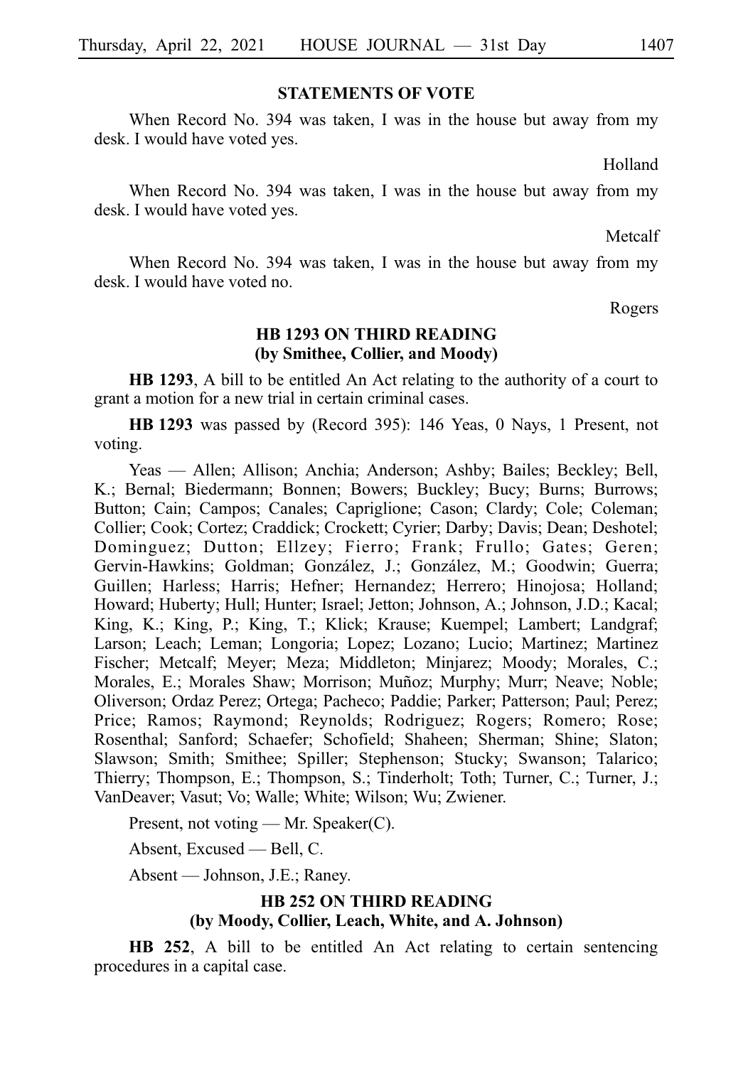## STATEMENTS OF VOTE

When Record No. 394 was taken, I was in the house but away from my desk. I would have voted yes.

Holland

When Record No. 394 was taken, I was in the house but away from my desk. I would have voted yes.

Metcalf

When Record No. 394 was taken, I was in the house but away from my desk. I would have voted no.

Rogers

## HB 1293 ON THIRD READING
### (by Smithee, Collier, and Moody)

**HB 1293**, A bill to be entitled An Act relating to the authority of a court to grant a motion for a new trial in certain criminal cases.

**HB 1293** was passed by (Record 395): 146 Yeas, 0 Nays, 1 Present, not voting.

Yeas — Allen; Allison; Anchia; Anderson; Ashby; Bailes; Beckley; Bell, K.; Bernal; Biedermann; Bonnen; Bowers; Buckley; Bucy; Burns; Burrows; Button; Cain; Campos; Canales; Capriglione; Cason; Clardy; Cole; Coleman; Collier; Cook; Cortez; Craddick; Crockett; Cyrier; Darby; Davis; Dean; Deshotel; Dominguez; Dutton; Ellzey; Fierro; Frank; Frullo; Gates; Geren; Gervin-Hawkins; Goldman; González, J.; González, M.; Goodwin; Guerra; Guillen; Harless; Harris; Hefner; Hernandez; Herrero; Hinojosa; Holland; Howard; Huberty; Hull; Hunter; Israel; Jetton; Johnson, A.; Johnson, J.D.; Kacal; King, K.; King, P.; King, T.; Klick; Krause; Kuempel; Lambert; Landgraf; Larson; Leach; Leman; Longoria; Lopez; Lozano; Lucio; Martinez; Martinez Fischer; Metcalf; Meyer; Meza; Middleton; Minjarez; Moody; Morales, C.; Morales, E.; Morales Shaw; Morrison; Muñoz; Murphy; Murr; Neave; Noble; Oliverson; Ordaz Perez; Ortega; Pacheco; Paddie; Parker; Patterson; Paul; Perez; Price; Ramos; Raymond; Reynolds; Rodriguez; Rogers; Romero; Rose; Rosenthal; Sanford; Schaefer; Schofield; Shaheen; Sherman; Shine; Slaton; Slawson; Smith; Smithee; Spiller; Stephenson; Stucky; Swanson; Talarico; Thierry; Thompson, E.; Thompson, S.; Tinderholt; Toth; Turner, C.; Turner, J.; VanDeaver; Vasut; Vo; Walle; White; Wilson; Wu; Zwiener.

Present, not voting — Mr. Speaker(C).

Absent, Excused — Bell, C.

Absent — Johnson, J.E.; Raney.

## HB 252 ON THIRD READING
### (by Moody, Collier, Leach, White, and A. Johnson)

**HB 252**, A bill to be entitled An Act relating to certain sentencing procedures in a capital case.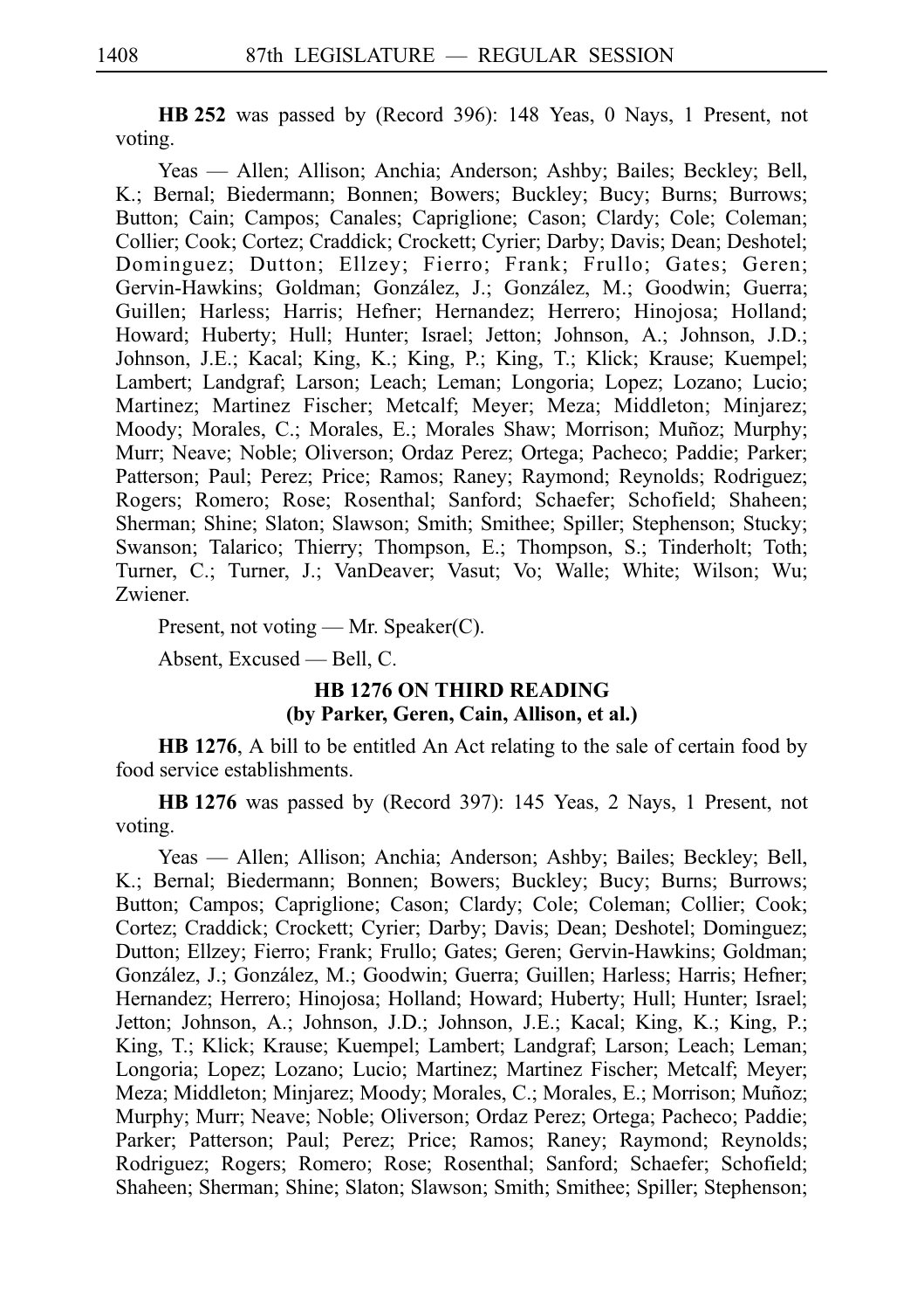**HB 252** was passed by (Record 396): 148 Yeas, 0 Nays, 1 Present, not voting.

Yeas — Allen; Allison; Anchia; Anderson; Ashby; Bailes; Beckley; Bell, K.; Bernal; Biedermann; Bonnen; Bowers; Buckley; Bucy; Burns; Burrows; Button; Cain; Campos; Canales; Capriglione; Cason; Clardy; Cole; Coleman; Collier; Cook; Cortez; Craddick; Crockett; Cyrier; Darby; Davis; Dean; Deshotel; Dominguez; Dutton; Ellzey; Fierro; Frank; Frullo; Gates; Geren; Gervin-Hawkins; Goldman; González, J.; González, M.; Goodwin; Guerra; Guillen; Harless; Harris; Hefner; Hernandez; Herrero; Hinojosa; Holland; Howard; Huberty; Hull; Hunter; Israel; Jetton; Johnson, A.; Johnson, J.D.; Johnson, J.E.; Kacal; King, K.; King, P.; King, T.; Klick; Krause; Kuempel; Lambert; Landgraf; Larson; Leach; Leman; Longoria; Lopez; Lozano; Lucio; Martinez; Martinez Fischer; Metcalf; Meyer; Meza; Middleton; Minjarez; Moody; Morales, C.; Morales, E.; Morales Shaw; Morrison; Muñoz; Murphy; Murr; Neave; Noble; Oliverson; Ordaz Perez; Ortega; Pacheco; Paddie; Parker; Patterson; Paul; Perez; Price; Ramos; Raney; Raymond; Reynolds; Rodriguez; Rogers; Romero; Rose; Rosenthal; Sanford; Schaefer; Schofield; Shaheen; Sherman; Shine; Slaton; Slawson; Smith; Smithee; Spiller; Stephenson; Stucky; Swanson; Talarico; Thierry; Thompson, E.; Thompson, S.; Tinderholt; Toth; Turner, C.; Turner, J.; VanDeaver; Vasut; Vo; Walle; White; Wilson; Wu; Zwiener.

Present, not voting — Mr. Speaker(C).

Absent, Excused — Bell, C.

## HB 1276 ON THIRD READING
**(by Parker, Geren, Cain, Allison, et al.)**

**HB 1276**, A bill to be entitled An Act relating to the sale of certain food by food service establishments.

**HB 1276** was passed by (Record 397): 145 Yeas, 2 Nays, 1 Present, not voting.

Yeas — Allen; Allison; Anchia; Anderson; Ashby; Bailes; Beckley; Bell, K.; Bernal; Biedermann; Bonnen; Bowers; Buckley; Bucy; Burns; Burrows; Button; Campos; Capriglione; Cason; Clardy; Cole; Coleman; Collier; Cook; Cortez; Craddick; Crockett; Cyrier; Darby; Davis; Dean; Deshotel; Dominguez; Dutton; Ellzey; Fierro; Frank; Frullo; Gates; Geren; Gervin-Hawkins; Goldman; González, J.; González, M.; Goodwin; Guerra; Guillen; Harless; Harris; Hefner; Hernandez; Herrero; Hinojosa; Holland; Howard; Huberty; Hull; Hunter; Israel; Jetton; Johnson, A.; Johnson, J.D.; Johnson, J.E.; Kacal; King, K.; King, P.; King, T.; Klick; Krause; Kuempel; Lambert; Landgraf; Larson; Leach; Leman; Longoria; Lopez; Lozano; Lucio; Martinez; Martinez Fischer; Metcalf; Meyer; Meza; Middleton; Minjarez; Moody; Morales, C.; Morales, E.; Morrison; Muñoz; Murphy; Murr; Neave; Noble; Oliverson; Ordaz Perez; Ortega; Pacheco; Paddie; Parker; Patterson; Paul; Perez; Price; Ramos; Raney; Raymond; Reynolds; Rodriguez; Rogers; Romero; Rose; Rosenthal; Sanford; Schaefer; Schofield; Shaheen; Sherman; Shine; Slaton; Slawson; Smith; Smithee; Spiller; Stephenson;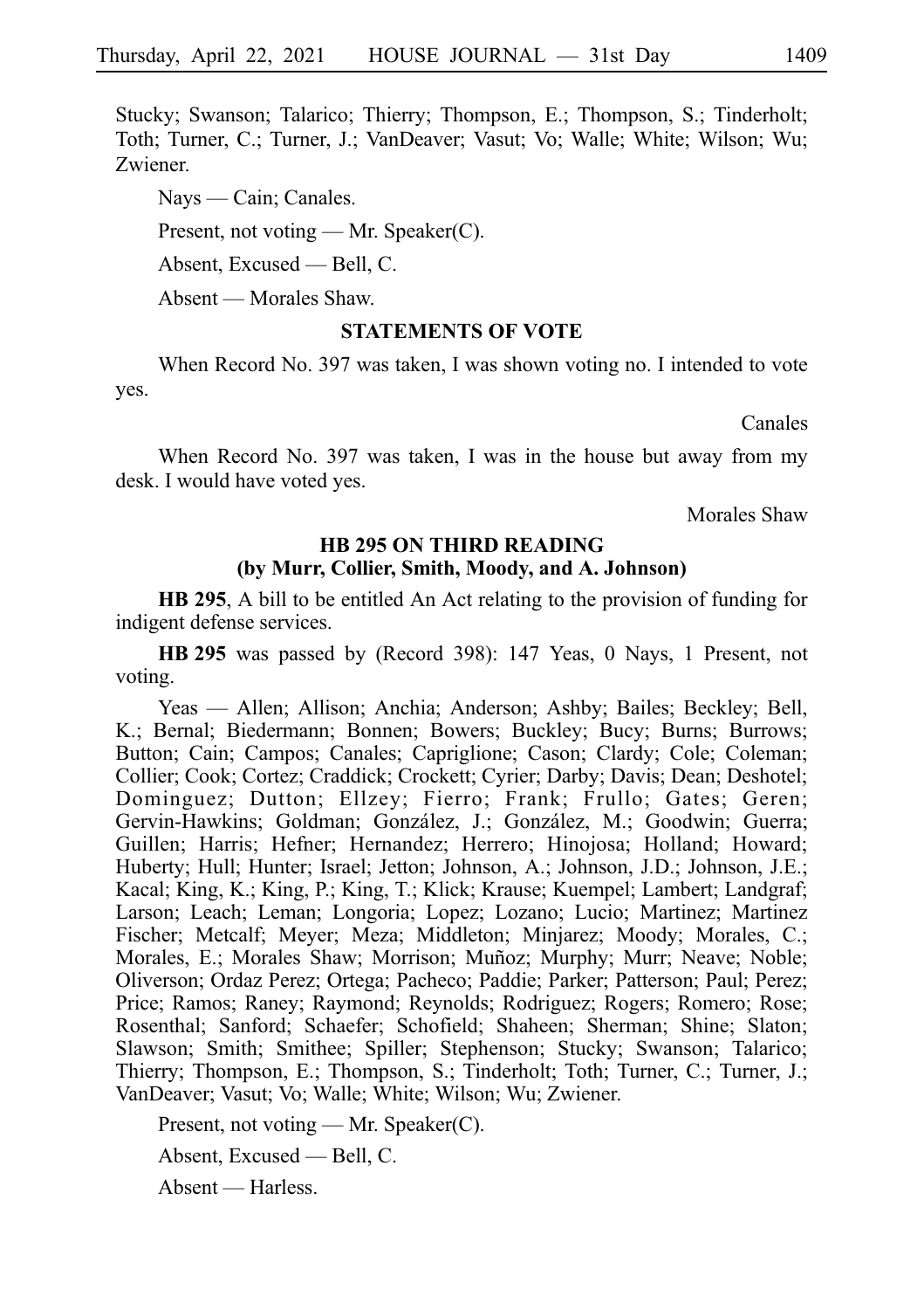Stucky; Swanson; Talarico; Thierry; Thompson, E.; Thompson, S.; Tinderholt; Toth; Turner, C.; Turner, J.; VanDeaver; Vasut; Vo; Walle; White; Wilson; Wu; Zwiener.

Nays — Cain; Canales.

Present, not voting — Mr. Speaker(C).

Absent, Excused — Bell, C.

Absent — Morales Shaw.

### STATEMENTS OF VOTE

When Record No. 397 was taken, I was shown voting no. I intended to vote yes.

Canales

When Record No. 397 was taken, I was in the house but away from my desk. I would have voted yes.

Morales Shaw

### HB 295 ON THIRD READING
### (by Murr, Collier, Smith, Moody, and A. Johnson)

**HB 295**, A bill to be entitled An Act relating to the provision of funding for indigent defense services.

**HB 295** was passed by (Record 398): 147 Yeas, 0 Nays, 1 Present, not voting.

Yeas — Allen; Allison; Anchia; Anderson; Ashby; Bailes; Beckley; Bell, K.; Bernal; Biedermann; Bonnen; Bowers; Buckley; Bucy; Burns; Burrows; Button; Cain; Campos; Canales; Capriglione; Cason; Clardy; Cole; Coleman; Collier; Cook; Cortez; Craddick; Crockett; Cyrier; Darby; Davis; Dean; Deshotel; Dominguez; Dutton; Ellzey; Fierro; Frank; Frullo; Gates; Geren; Gervin-Hawkins; Goldman; González, J.; González, M.; Goodwin; Guerra; Guillen; Harris; Hefner; Hernandez; Herrero; Hinojosa; Holland; Howard; Huberty; Hull; Hunter; Israel; Jetton; Johnson, A.; Johnson, J.D.; Johnson, J.E.; Kacal; King, K.; King, P.; King, T.; Klick; Krause; Kuempel; Lambert; Landgraf; Larson; Leach; Leman; Longoria; Lopez; Lozano; Lucio; Martinez; Martinez Fischer; Metcalf; Meyer; Meza; Middleton; Minjarez; Moody; Morales, C.; Morales, E.; Morales Shaw; Morrison; Muñoz; Murphy; Murr; Neave; Noble; Oliverson; Ordaz Perez; Ortega; Pacheco; Paddie; Parker; Patterson; Paul; Perez; Price; Ramos; Raney; Raymond; Reynolds; Rodriguez; Rogers; Romero; Rose; Rosenthal; Sanford; Schaefer; Schofield; Shaheen; Sherman; Shine; Slaton; Slawson; Smith; Smithee; Spiller; Stephenson; Stucky; Swanson; Talarico; Thierry; Thompson, E.; Thompson, S.; Tinderholt; Toth; Turner, C.; Turner, J.; VanDeaver; Vasut; Vo; Walle; White; Wilson; Wu; Zwiener.

Present, not voting — Mr. Speaker(C).

Absent, Excused — Bell, C.

Absent — Harless.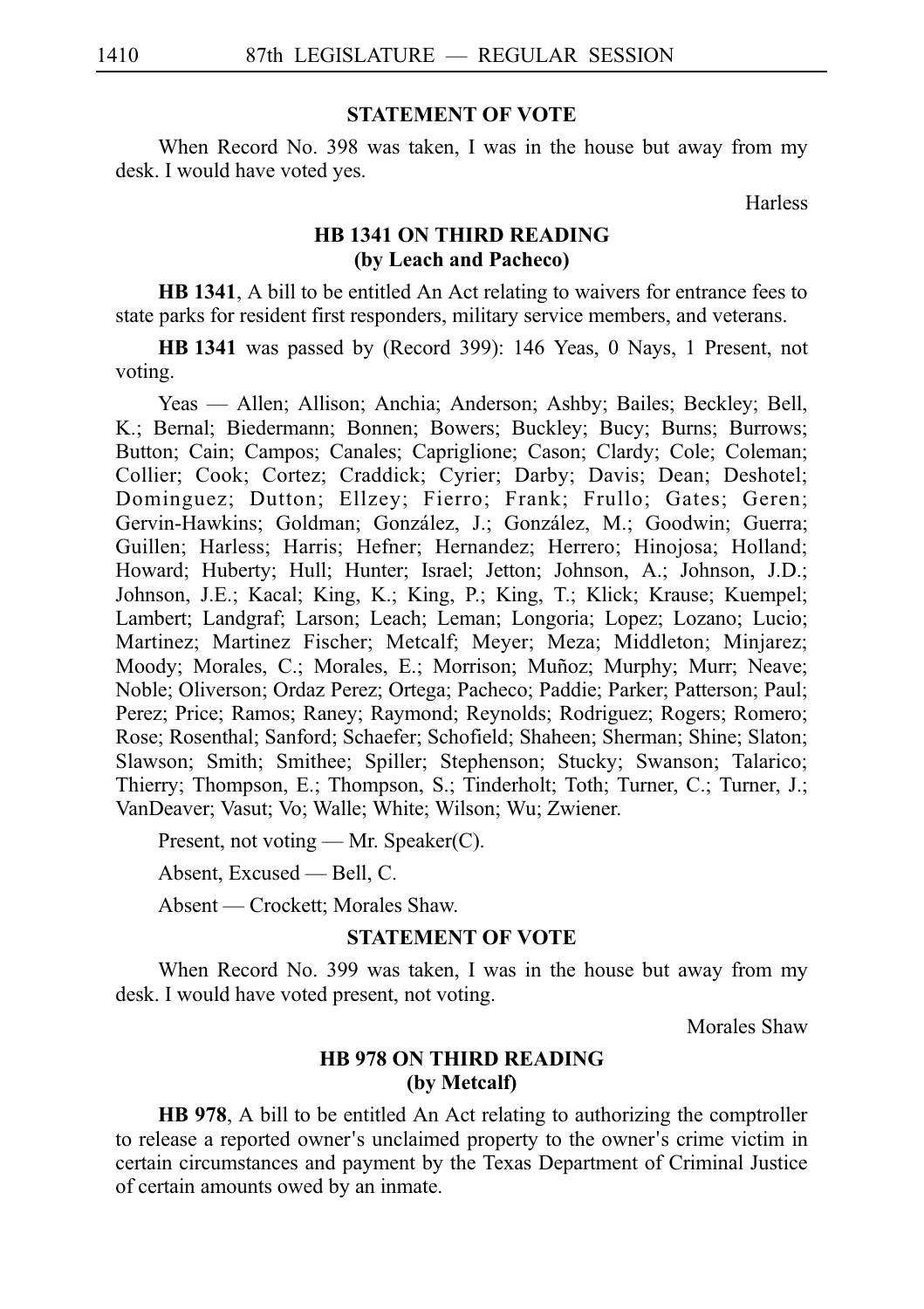## STATEMENT OF VOTE

When Record No. 398 was taken, I was in the house but away from my desk. I would have voted yes.

Harless

## HB 1341 ON THIRD READING
## (by Leach and Pacheco)

**HB 1341**, A bill to be entitled An Act relating to waivers for entrance fees to state parks for resident first responders, military service members, and veterans.

**HB 1341** was passed by (Record 399): 146 Yeas, 0 Nays, 1 Present, not voting.

Yeas — Allen; Allison; Anchia; Anderson; Ashby; Bailes; Beckley; Bell, K.; Bernal; Biedermann; Bonnen; Bowers; Buckley; Bucy; Burns; Burrows; Button; Cain; Campos; Canales; Capriglione; Cason; Clardy; Cole; Coleman; Collier; Cook; Cortez; Craddick; Cyrier; Darby; Davis; Dean; Deshotel; Dominguez; Dutton; Ellzey; Fierro; Frank; Frullo; Gates; Geren; Gervin-Hawkins; Goldman; González, J.; González, M.; Goodwin; Guerra; Guillen; Harless; Harris; Hefner; Hernandez; Herrero; Hinojosa; Holland; Howard; Huberty; Hull; Hunter; Israel; Jetton; Johnson, A.; Johnson, J.D.; Johnson, J.E.; Kacal; King, K.; King, P.; King, T.; Klick; Krause; Kuempel; Lambert; Landgraf; Larson; Leach; Leman; Longoria; Lopez; Lozano; Lucio; Martinez; Martinez Fischer; Metcalf; Meyer; Meza; Middleton; Minjarez; Moody; Morales, C.; Morales, E.; Morrison; Muñoz; Murphy; Murr; Neave; Noble; Oliverson; Ordaz Perez; Ortega; Pacheco; Paddie; Parker; Patterson; Paul; Perez; Price; Ramos; Raney; Raymond; Reynolds; Rodriguez; Rogers; Romero; Rose; Rosenthal; Sanford; Schaefer; Schofield; Shaheen; Sherman; Shine; Slaton; Slawson; Smith; Smithee; Spiller; Stephenson; Stucky; Swanson; Talarico; Thierry; Thompson, E.; Thompson, S.; Tinderholt; Toth; Turner, C.; Turner, J.; VanDeaver; Vasut; Vo; Walle; White; Wilson; Wu; Zwiener.

Present, not voting — Mr. Speaker(C).

Absent, Excused — Bell, C.

Absent — Crockett; Morales Shaw.

## STATEMENT OF VOTE

When Record No. 399 was taken, I was in the house but away from my desk. I would have voted present, not voting.

Morales Shaw

## HB 978 ON THIRD READING
## (by Metcalf)

**HB 978**, A bill to be entitled An Act relating to authorizing the comptroller to release a reported owner's unclaimed property to the owner's crime victim in certain circumstances and payment by the Texas Department of Criminal Justice of certain amounts owed by an inmate.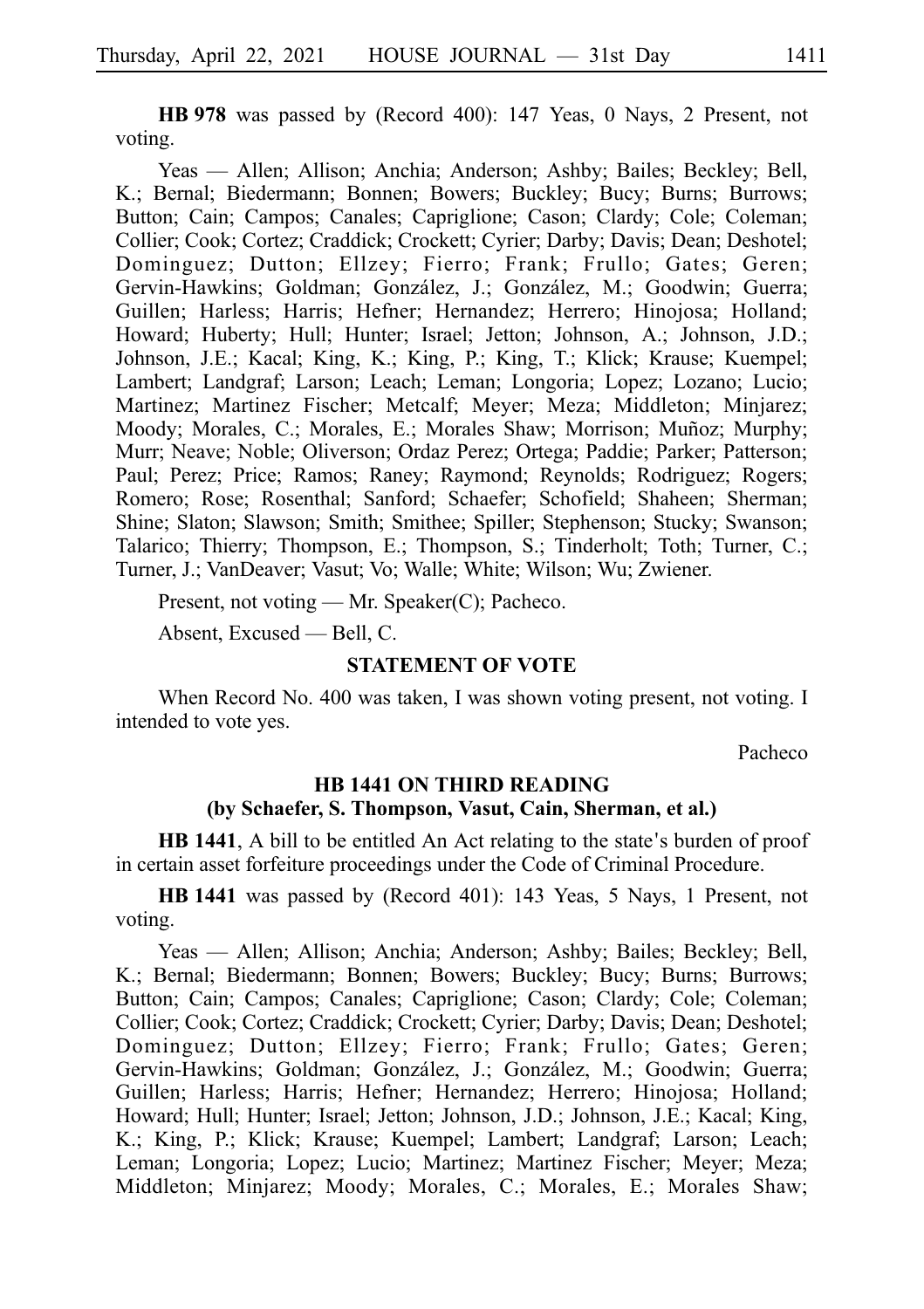**HB 978** was passed by (Record 400): 147 Yeas, 0 Nays, 2 Present, not voting.

Yeas — Allen; Allison; Anchia; Anderson; Ashby; Bailes; Beckley; Bell, K.; Bernal; Biedermann; Bonnen; Bowers; Buckley; Bucy; Burns; Burrows; Button; Cain; Campos; Canales; Capriglione; Cason; Clardy; Cole; Coleman; Collier; Cook; Cortez; Craddick; Crockett; Cyrier; Darby; Davis; Dean; Deshotel; Dominguez; Dutton; Ellzey; Fierro; Frank; Frullo; Gates; Geren; Gervin-Hawkins; Goldman; González, J.; González, M.; Goodwin; Guerra; Guillen; Harless; Harris; Hefner; Hernandez; Herrero; Hinojosa; Holland; Howard; Huberty; Hull; Hunter; Israel; Jetton; Johnson, A.; Johnson, J.D.; Johnson, J.E.; Kacal; King, K.; King, P.; King, T.; Klick; Krause; Kuempel; Lambert; Landgraf; Larson; Leach; Leman; Longoria; Lopez; Lozano; Lucio; Martinez; Martinez Fischer; Metcalf; Meyer; Meza; Middleton; Minjarez; Moody; Morales, C.; Morales, E.; Morales Shaw; Morrison; Muñoz; Murphy; Murr; Neave; Noble; Oliverson; Ordaz Perez; Ortega; Paddie; Parker; Patterson; Paul; Perez; Price; Ramos; Raney; Raymond; Reynolds; Rodriguez; Rogers; Romero; Rose; Rosenthal; Sanford; Schaefer; Schofield; Shaheen; Sherman; Shine; Slaton; Slawson; Smith; Smithee; Spiller; Stephenson; Stucky; Swanson; Talarico; Thierry; Thompson, E.; Thompson, S.; Tinderholt; Toth; Turner, C.; Turner, J.; VanDeaver; Vasut; Vo; Walle; White; Wilson; Wu; Zwiener.

Present, not voting — Mr. Speaker(C); Pacheco.

Absent, Excused — Bell, C.

## STATEMENT OF VOTE

When Record No. 400 was taken, I was shown voting present, not voting. I intended to vote yes.

Pacheco

## HB 1441 ON THIRD READING
## (by Schaefer, S. Thompson, Vasut, Cain, Sherman, et al.)

**HB 1441**, A bill to be entitled An Act relating to the state's burden of proof in certain asset forfeiture proceedings under the Code of Criminal Procedure.

**HB 1441** was passed by (Record 401): 143 Yeas, 5 Nays, 1 Present, not voting.

Yeas — Allen; Allison; Anchia; Anderson; Ashby; Bailes; Beckley; Bell, K.; Bernal; Biedermann; Bonnen; Bowers; Buckley; Bucy; Burns; Burrows; Button; Cain; Campos; Canales; Capriglione; Cason; Clardy; Cole; Coleman; Collier; Cook; Cortez; Craddick; Crockett; Cyrier; Darby; Davis; Dean; Deshotel; Dominguez; Dutton; Ellzey; Fierro; Frank; Frullo; Gates; Geren; Gervin-Hawkins; Goldman; González, J.; González, M.; Goodwin; Guerra; Guillen; Harless; Harris; Hefner; Hernandez; Herrero; Hinojosa; Holland; Howard; Hull; Hunter; Israel; Jetton; Johnson, J.D.; Johnson, J.E.; Kacal; King, K.; King, P.; Klick; Krause; Kuempel; Lambert; Landgraf; Larson; Leach; Leman; Longoria; Lopez; Lucio; Martinez; Martinez Fischer; Meyer; Meza; Middleton; Minjarez; Moody; Morales, C.; Morales, E.; Morales Shaw;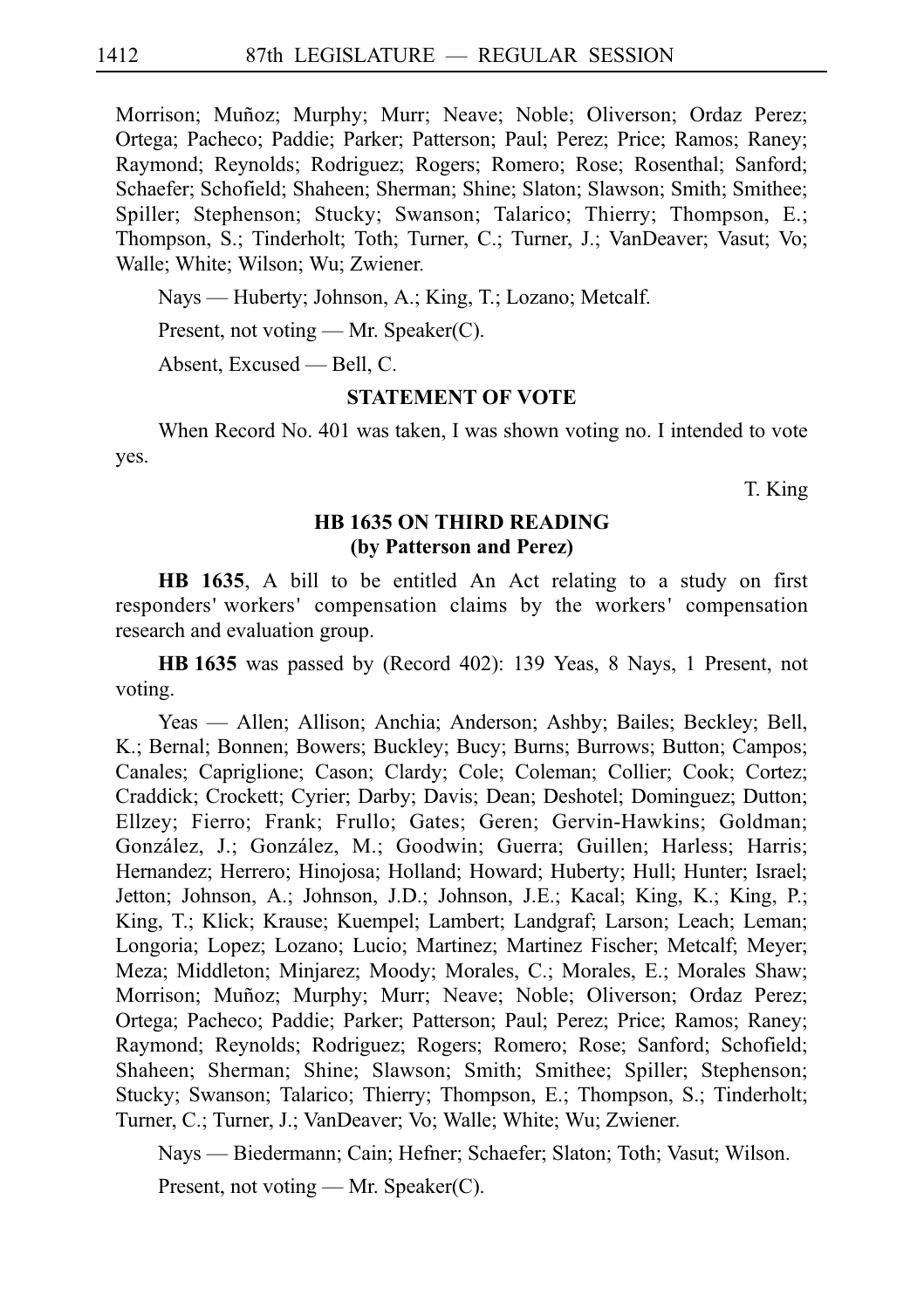Morrison; Muñoz; Murphy; Murr; Neave; Noble; Oliverson; Ordaz Perez; Ortega; Pacheco; Paddie; Parker; Patterson; Paul; Perez; Price; Ramos; Raney; Raymond; Reynolds; Rodriguez; Rogers; Romero; Rose; Rosenthal; Sanford; Schaefer; Schofield; Shaheen; Sherman; Shine; Slaton; Slawson; Smith; Smithee; Spiller; Stephenson; Stucky; Swanson; Talarico; Thierry; Thompson, E.; Thompson, S.; Tinderholt; Toth; Turner, C.; Turner, J.; VanDeaver; Vasut; Vo; Walle; White; Wilson; Wu; Zwiener.

Nays — Huberty; Johnson, A.; King, T.; Lozano; Metcalf.

Present, not voting — Mr. Speaker(C).

Absent, Excused — Bell, C.

### STATEMENT OF VOTE

When Record No. 401 was taken, I was shown voting no. I intended to vote yes.

T. King

### HB 1635 ON THIRD READING (by Patterson and Perez)

**HB 1635**, A bill to be entitled An Act relating to a study on first responders' workers' compensation claims by the workers' compensation research and evaluation group.

**HB 1635** was passed by (Record 402): 139 Yeas, 8 Nays, 1 Present, not voting.

Yeas — Allen; Allison; Anchia; Anderson; Ashby; Bailes; Beckley; Bell, K.; Bernal; Bonnen; Bowers; Buckley; Bucy; Burns; Burrows; Button; Campos; Canales; Capriglione; Cason; Clardy; Cole; Coleman; Collier; Cook; Cortez; Craddick; Crockett; Cyrier; Darby; Davis; Dean; Deshotel; Dominguez; Dutton; Ellzey; Fierro; Frank; Frullo; Gates; Geren; Gervin-Hawkins; Goldman; González, J.; González, M.; Goodwin; Guerra; Guillen; Harless; Harris; Hernandez; Herrero; Hinojosa; Holland; Howard; Huberty; Hull; Hunter; Israel; Jetton; Johnson, A.; Johnson, J.D.; Johnson, J.E.; Kacal; King, K.; King, P.; King, T.; Klick; Krause; Kuempel; Lambert; Landgraf; Larson; Leach; Leman; Longoria; Lopez; Lozano; Lucio; Martinez; Martinez Fischer; Metcalf; Meyer; Meza; Middleton; Minjarez; Moody; Morales, C.; Morales, E.; Morales Shaw; Morrison; Muñoz; Murphy; Murr; Neave; Noble; Oliverson; Ordaz Perez; Ortega; Pacheco; Paddie; Parker; Patterson; Paul; Perez; Price; Ramos; Raney; Raymond; Reynolds; Rodriguez; Rogers; Romero; Rose; Sanford; Schofield; Shaheen; Sherman; Shine; Slawson; Smith; Smithee; Spiller; Stephenson; Stucky; Swanson; Talarico; Thierry; Thompson, E.; Thompson, S.; Tinderholt; Turner, C.; Turner, J.; VanDeaver; Vo; Walle; White; Wu; Zwiener.

Nays — Biedermann; Cain; Hefner; Schaefer; Slaton; Toth; Vasut; Wilson.

Present, not voting — Mr. Speaker(C).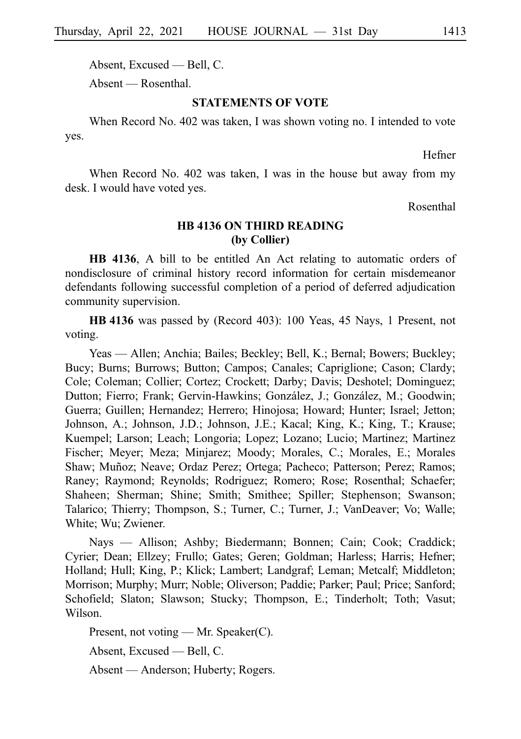Absent, Excused — Bell, C.

Absent — Rosenthal.

### STATEMENTS OF VOTE

When Record No. 402 was taken, I was shown voting no. I intended to vote yes.

Hefner

When Record No. 402 was taken, I was in the house but away from my desk. I would have voted yes.

Rosenthal

### HB 4136 ON THIRD READING
### (by Collier)

**HB 4136**, A bill to be entitled An Act relating to automatic orders of nondisclosure of criminal history record information for certain misdemeanor defendants following successful completion of a period of deferred adjudication community supervision.

**HB 4136** was passed by (Record 403): 100 Yeas, 45 Nays, 1 Present, not voting.

Yeas — Allen; Anchia; Bailes; Beckley; Bell, K.; Bernal; Bowers; Buckley; Bucy; Burns; Burrows; Button; Campos; Canales; Capriglione; Cason; Clardy; Cole; Coleman; Collier; Cortez; Crockett; Darby; Davis; Deshotel; Dominguez; Dutton; Fierro; Frank; Gervin-Hawkins; González, J.; González, M.; Goodwin; Guerra; Guillen; Hernandez; Herrero; Hinojosa; Howard; Hunter; Israel; Jetton; Johnson, A.; Johnson, J.D.; Johnson, J.E.; Kacal; King, K.; King, T.; Krause; Kuempel; Larson; Leach; Longoria; Lopez; Lozano; Lucio; Martinez; Martinez Fischer; Meyer; Meza; Minjarez; Moody; Morales, C.; Morales, E.; Morales Shaw; Muñoz; Neave; Ordaz Perez; Ortega; Pacheco; Patterson; Perez; Ramos; Raney; Raymond; Reynolds; Rodriguez; Romero; Rose; Rosenthal; Schaefer; Shaheen; Sherman; Shine; Smith; Smithee; Spiller; Stephenson; Swanson; Talarico; Thierry; Thompson, S.; Turner, C.; Turner, J.; VanDeaver; Vo; Walle; White; Wu; Zwiener.

Nays — Allison; Ashby; Biedermann; Bonnen; Cain; Cook; Craddick; Cyrier; Dean; Ellzey; Frullo; Gates; Geren; Goldman; Harless; Harris; Hefner; Holland; Hull; King, P.; Klick; Lambert; Landgraf; Leman; Metcalf; Middleton; Morrison; Murphy; Murr; Noble; Oliverson; Paddie; Parker; Paul; Price; Sanford; Schofield; Slaton; Slawson; Stucky; Thompson, E.; Tinderholt; Toth; Vasut; Wilson.

Present, not voting — Mr. Speaker(C).

Absent, Excused — Bell, C.

Absent — Anderson; Huberty; Rogers.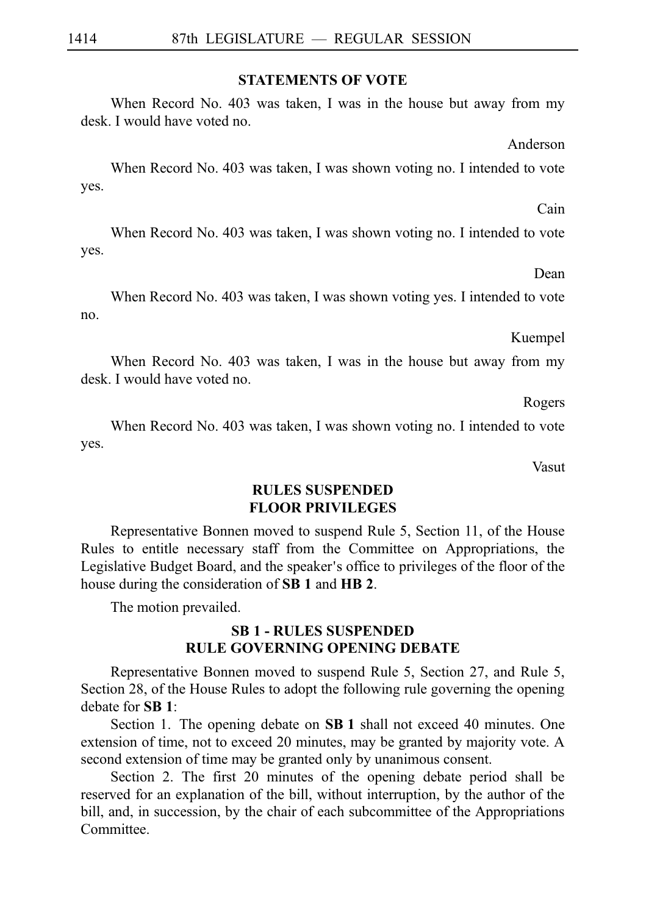## STATEMENTS OF VOTE

When Record No. 403 was taken, I was in the house but away from my desk. I would have voted no.

Anderson

When Record No. 403 was taken, I was shown voting no. I intended to vote yes.

Cain

When Record No. 403 was taken, I was shown voting no. I intended to vote yes.

Dean

When Record No. 403 was taken, I was shown voting yes. I intended to vote no.

Kuempel

When Record No. 403 was taken, I was in the house but away from my desk. I would have voted no.

Rogers

When Record No. 403 was taken, I was shown voting no. I intended to vote yes.

Vasut

## RULES SUSPENDED FLOOR PRIVILEGES

Representative Bonnen moved to suspend Rule 5, Section 11, of the House Rules to entitle necessary staff from the Committee on Appropriations, the Legislative Budget Board, and the speaker's office to privileges of the floor of the house during the consideration of **SB 1** and **HB 2**.

The motion prevailed.

## SB 1 - RULES SUSPENDED RULE GOVERNING OPENING DEBATE

Representative Bonnen moved to suspend Rule 5, Section 27, and Rule 5, Section 28, of the House Rules to adopt the following rule governing the opening debate for **SB 1**:

Section 1. The opening debate on **SB 1** shall not exceed 40 minutes. One extension of time, not to exceed 20 minutes, may be granted by majority vote. A second extension of time may be granted only by unanimous consent.

Section 2. The first 20 minutes of the opening debate period shall be reserved for an explanation of the bill, without interruption, by the author of the bill, and, in succession, by the chair of each subcommittee of the Appropriations Committee.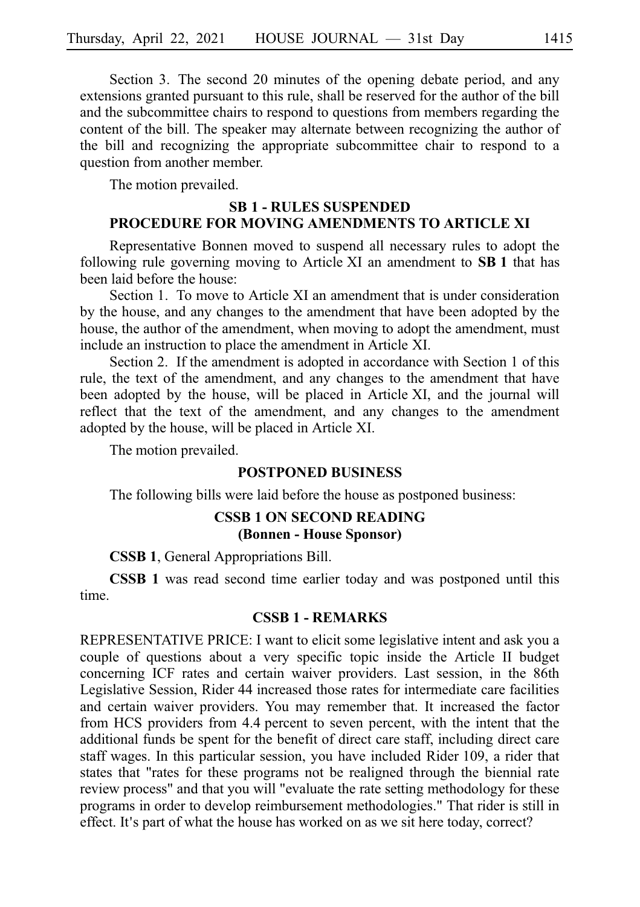Section 3. The second 20 minutes of the opening debate period, and any extensions granted pursuant to this rule, shall be reserved for the author of the bill and the subcommittee chairs to respond to questions from members regarding the content of the bill. The speaker may alternate between recognizing the author of the bill and recognizing the appropriate subcommittee chair to respond to a question from another member.

The motion prevailed.

## SB 1 - RULES SUSPENDED
## PROCEDURE FOR MOVING AMENDMENTS TO ARTICLE XI

Representative Bonnen moved to suspend all necessary rules to adopt the following rule governing moving to Article XI an amendment to **SB 1** that has been laid before the house:

Section 1. To move to Article XI an amendment that is under consideration by the house, and any changes to the amendment that have been adopted by the house, the author of the amendment, when moving to adopt the amendment, must include an instruction to place the amendment in Article XI.

Section 2. If the amendment is adopted in accordance with Section 1 of this rule, the text of the amendment, and any changes to the amendment that have been adopted by the house, will be placed in Article XI, and the journal will reflect that the text of the amendment, and any changes to the amendment adopted by the house, will be placed in Article XI.

The motion prevailed.

## POSTPONED BUSINESS

The following bills were laid before the house as postponed business:

## CSSB 1 ON SECOND READING
### (Bonnen - House Sponsor)

**CSSB 1**, General Appropriations Bill.

**CSSB 1** was read second time earlier today and was postponed until this time.

## CSSB 1 - REMARKS

REPRESENTATIVE PRICE: I want to elicit some legislative intent and ask you a couple of questions about a very specific topic inside the Article II budget concerning ICF rates and certain waiver providers. Last session, in the 86th Legislative Session, Rider 44 increased those rates for intermediate care facilities and certain waiver providers. You may remember that. It increased the factor from HCS providers from 4.4 percent to seven percent, with the intent that the additional funds be spent for the benefit of direct care staff, including direct care staff wages. In this particular session, you have included Rider 109, a rider that states that "rates for these programs not be realigned through the biennial rate review process" and that you will "evaluate the rate setting methodology for these programs in order to develop reimbursement methodologies." That rider is still in effect. It's part of what the house has worked on as we sit here today, correct?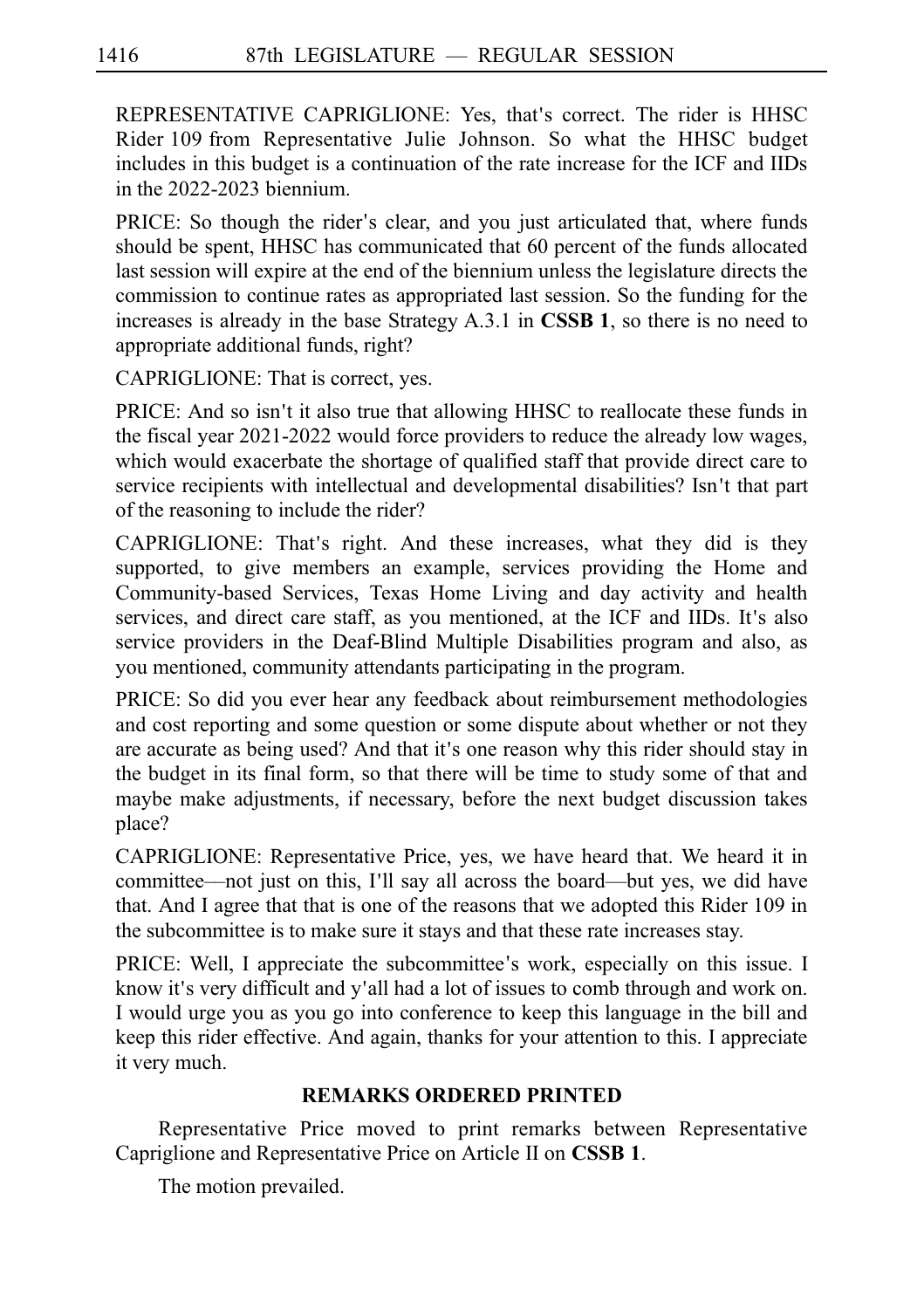REPRESENTATIVE CAPRIGLIONE: Yes, that's correct. The rider is HHSC Rider 109 from Representative Julie Johnson. So what the HHSC budget includes in this budget is a continuation of the rate increase for the ICF and IIDs in the 2022-2023 biennium.

PRICE: So though the rider's clear, and you just articulated that, where funds should be spent, HHSC has communicated that 60 percent of the funds allocated last session will expire at the end of the biennium unless the legislature directs the commission to continue rates as appropriated last session. So the funding for the increases is already in the base Strategy A.3.1 in **CSSB 1**, so there is no need to appropriate additional funds, right?

CAPRIGLIONE: That is correct, yes.

PRICE: And so isn't it also true that allowing HHSC to reallocate these funds in the fiscal year 2021-2022 would force providers to reduce the already low wages, which would exacerbate the shortage of qualified staff that provide direct care to service recipients with intellectual and developmental disabilities? Isn't that part of the reasoning to include the rider?

CAPRIGLIONE: That's right. And these increases, what they did is they supported, to give members an example, services providing the Home and Community-based Services, Texas Home Living and day activity and health services, and direct care staff, as you mentioned, at the ICF and IIDs. It's also service providers in the Deaf-Blind Multiple Disabilities program and also, as you mentioned, community attendants participating in the program.

PRICE: So did you ever hear any feedback about reimbursement methodologies and cost reporting and some question or some dispute about whether or not they are accurate as being used? And that it's one reason why this rider should stay in the budget in its final form, so that there will be time to study some of that and maybe make adjustments, if necessary, before the next budget discussion takes place?

CAPRIGLIONE: Representative Price, yes, we have heard that. We heard it in committee—not just on this, I'll say all across the board—but yes, we did have that. And I agree that that is one of the reasons that we adopted this Rider 109 in the subcommittee is to make sure it stays and that these rate increases stay.

PRICE: Well, I appreciate the subcommittee's work, especially on this issue. I know it's very difficult and y'all had a lot of issues to comb through and work on. I would urge you as you go into conference to keep this language in the bill and keep this rider effective. And again, thanks for your attention to this. I appreciate it very much.

## REMARKS ORDERED PRINTED

Representative Price moved to print remarks between Representative Capriglione and Representative Price on Article II on **CSSB 1**.

The motion prevailed.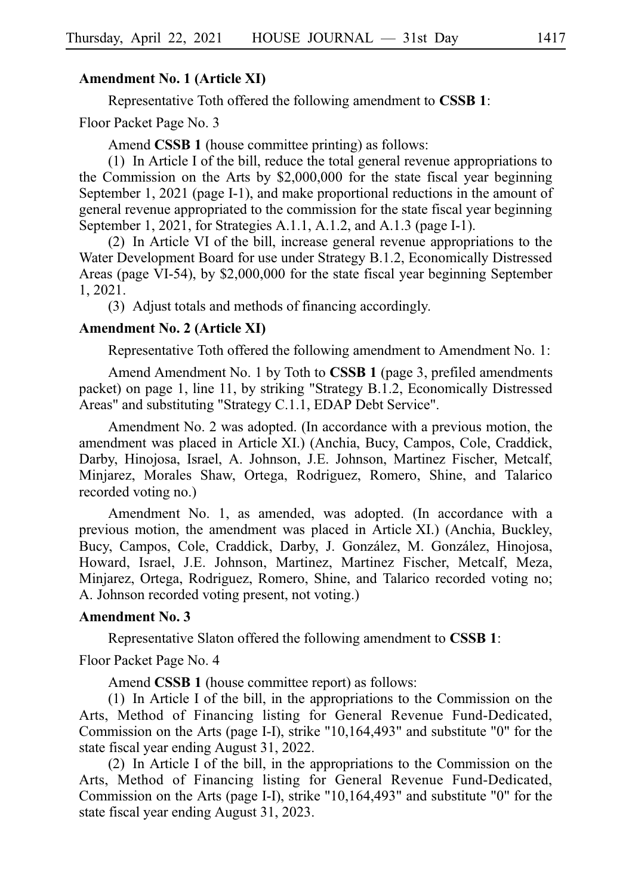**Amendment No. 1 (Article XI)**

Representative Toth offered the following amendment to **CSSB 1**:

Floor Packet Page No. 3

Amend **CSSB 1** (house committee printing) as follows:

(1) In Article I of the bill, reduce the total general revenue appropriations to the Commission on the Arts by $2,000,000 for the state fiscal year beginning September 1, 2021 (page I-1), and make proportional reductions in the amount of general revenue appropriated to the commission for the state fiscal year beginning September 1, 2021, for Strategies A.1.1, A.1.2, and A.1.3 (page I-1).

(2) In Article VI of the bill, increase general revenue appropriations to the Water Development Board for use under Strategy B.1.2, Economically Distressed Areas (page VI-54), by $2,000,000 for the state fiscal year beginning September 1, 2021.

(3) Adjust totals and methods of financing accordingly.

**Amendment No. 2 (Article XI)**

Representative Toth offered the following amendment to Amendment No. 1:

Amend Amendment No. 1 by Toth to **CSSB 1** (page 3, prefiled amendments packet) on page 1, line 11, by striking "Strategy B.1.2, Economically Distressed Areas" and substituting "Strategy C.1.1, EDAP Debt Service".

Amendment No. 2 was adopted. (In accordance with a previous motion, the amendment was placed in Article XI.) (Anchia, Bucy, Campos, Cole, Craddick, Darby, Hinojosa, Israel, A. Johnson, J.E. Johnson, Martinez Fischer, Metcalf, Minjarez, Morales Shaw, Ortega, Rodriguez, Romero, Shine, and Talarico recorded voting no.)

Amendment No. 1, as amended, was adopted. (In accordance with a previous motion, the amendment was placed in Article XI.) (Anchia, Buckley, Bucy, Campos, Cole, Craddick, Darby, J. González, M. González, Hinojosa, Howard, Israel, J.E. Johnson, Martinez, Martinez Fischer, Metcalf, Meza, Minjarez, Ortega, Rodriguez, Romero, Shine, and Talarico recorded voting no; A. Johnson recorded voting present, not voting.)

**Amendment No. 3**

Representative Slaton offered the following amendment to **CSSB 1**:

Floor Packet Page No. 4

Amend **CSSB 1** (house committee report) as follows:

(1) In Article I of the bill, in the appropriations to the Commission on the Arts, Method of Financing listing for General Revenue Fund-Dedicated, Commission on the Arts (page I-I), strike "10,164,493" and substitute "0" for the state fiscal year ending August 31, 2022.

(2) In Article I of the bill, in the appropriations to the Commission on the Arts, Method of Financing listing for General Revenue Fund-Dedicated, Commission on the Arts (page I-I), strike "10,164,493" and substitute "0" for the state fiscal year ending August 31, 2023.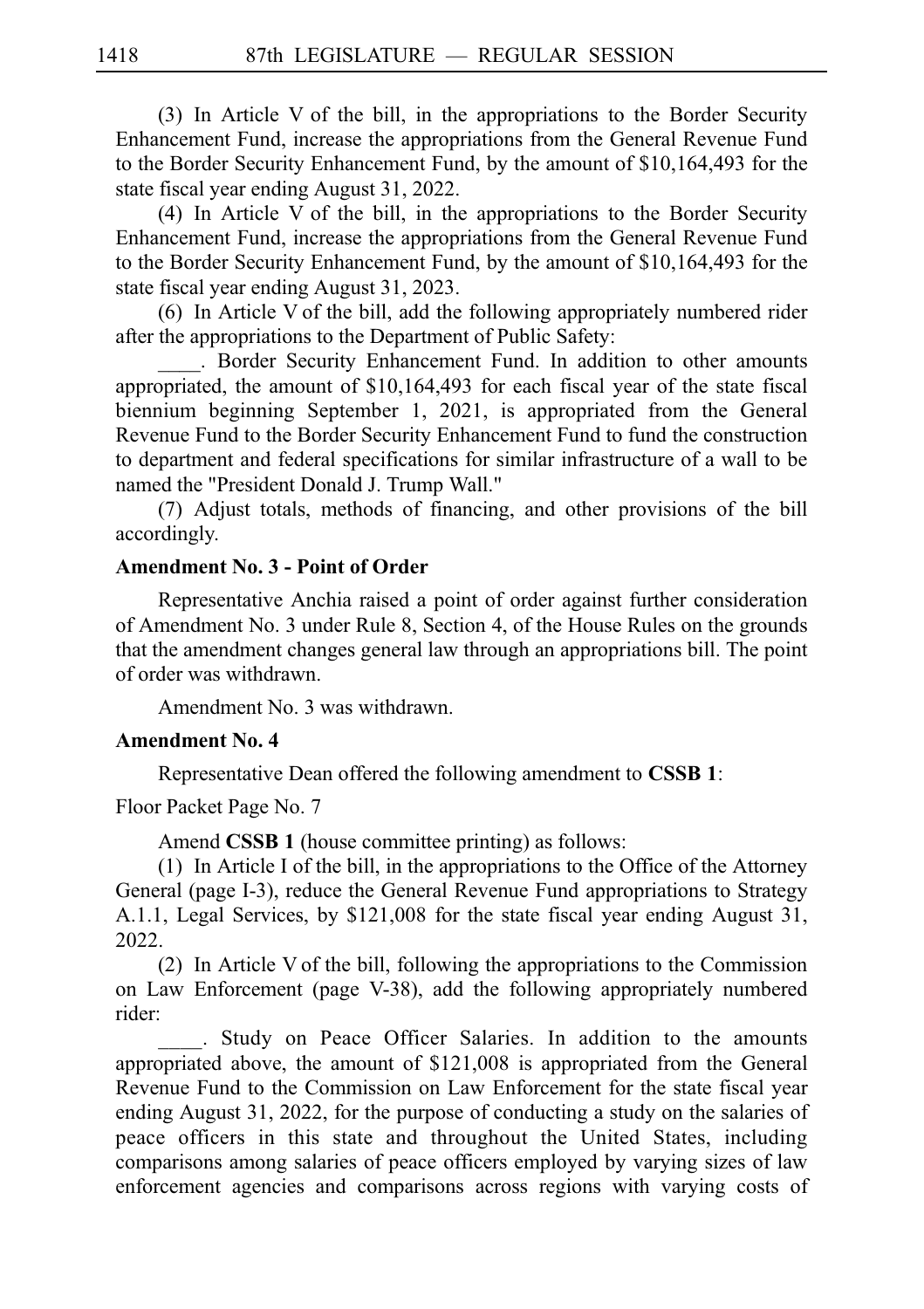(3) In Article V of the bill, in the appropriations to the Border Security Enhancement Fund, increase the appropriations from the General Revenue Fund to the Border Security Enhancement Fund, by the amount of $10,164,493 for the state fiscal year ending August 31, 2022.

(4) In Article V of the bill, in the appropriations to the Border Security Enhancement Fund, increase the appropriations from the General Revenue Fund to the Border Security Enhancement Fund, by the amount of $10,164,493 for the state fiscal year ending August 31, 2023.

(6) In Article V of the bill, add the following appropriately numbered rider after the appropriations to the Department of Public Safety:

____. Border Security Enhancement Fund. In addition to other amounts appropriated, the amount of $10,164,493 for each fiscal year of the state fiscal biennium beginning September 1, 2021, is appropriated from the General Revenue Fund to the Border Security Enhancement Fund to fund the construction to department and federal specifications for similar infrastructure of a wall to be named the "President Donald J. Trump Wall."

(7) Adjust totals, methods of financing, and other provisions of the bill accordingly.

**Amendment No. 3 - Point of Order**

Representative Anchia raised a point of order against further consideration of Amendment No. 3 under Rule 8, Section 4, of the House Rules on the grounds that the amendment changes general law through an appropriations bill. The point of order was withdrawn.

Amendment No. 3 was withdrawn.

**Amendment No. 4**

Representative Dean offered the following amendment to **CSSB 1**:

Floor Packet Page No. 7

Amend **CSSB 1** (house committee printing) as follows:

(1) In Article I of the bill, in the appropriations to the Office of the Attorney General (page I-3), reduce the General Revenue Fund appropriations to Strategy A.1.1, Legal Services, by $121,008 for the state fiscal year ending August 31, 2022.

(2) In Article V of the bill, following the appropriations to the Commission on Law Enforcement (page V-38), add the following appropriately numbered rider:

____. Study on Peace Officer Salaries. In addition to the amounts appropriated above, the amount of $121,008 is appropriated from the General Revenue Fund to the Commission on Law Enforcement for the state fiscal year ending August 31, 2022, for the purpose of conducting a study on the salaries of peace officers in this state and throughout the United States, including comparisons among salaries of peace officers employed by varying sizes of law enforcement agencies and comparisons across regions with varying costs of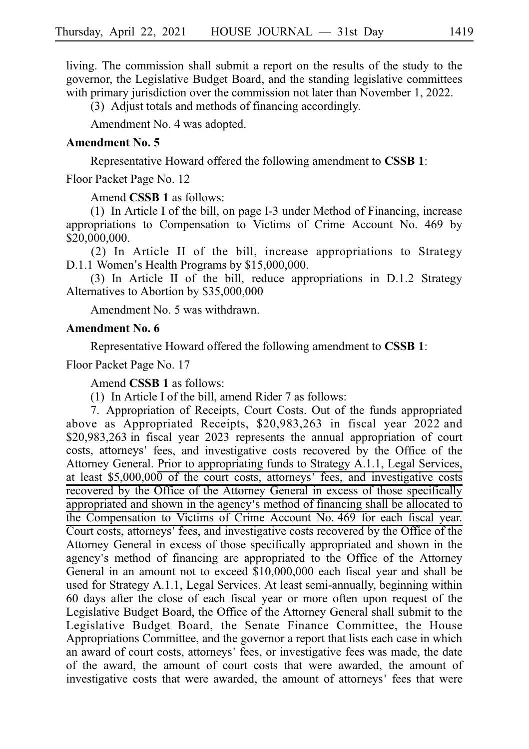living. The commission shall submit a report on the results of the study to the governor, the Legislative Budget Board, and the standing legislative committees with primary jurisdiction over the commission not later than November 1, 2022.

(3) Adjust totals and methods of financing accordingly.

Amendment No. 4 was adopted.

**Amendment No. 5**

Representative Howard offered the following amendment to **CSSB 1**:

Floor Packet Page No. 12

Amend **CSSB 1** as follows:

(1) In Article I of the bill, on page I-3 under Method of Financing, increase appropriations to Compensation to Victims of Crime Account No. 469 by $20,000,000.

(2) In Article II of the bill, increase appropriations to Strategy D.1.1 Women's Health Programs by $15,000,000.

(3) In Article II of the bill, reduce appropriations in D.1.2 Strategy Alternatives to Abortion by $35,000,000

Amendment No. 5 was withdrawn.

**Amendment No. 6**

Representative Howard offered the following amendment to **CSSB 1**:

Floor Packet Page No. 17

Amend **CSSB 1** as follows:

(1) In Article I of the bill, amend Rider 7 as follows:

7. Appropriation of Receipts, Court Costs. Out of the funds appropriated above as Appropriated Receipts, $20,983,263 in fiscal year 2022 and $20,983,263 in fiscal year 2023 represents the annual appropriation of court costs, attorneys' fees, and investigative costs recovered by the Office of the Attorney General. <u>Prior to appropriating funds to Strategy A.1.1, Legal Services, at least $5,000,000 of the court costs, attorneys' fees, and investigative costs recovered by the Office of the Attorney General in excess of those specifically appropriated and shown in the agency's method of financing shall be allocated to the Compensation to Victims of Crime Account No. 469 for each fiscal year.</u> Court costs, attorneys' fees, and investigative costs recovered by the Office of the Attorney General in excess of those specifically appropriated and shown in the agency's method of financing are appropriated to the Office of the Attorney General in an amount not to exceed $10,000,000 each fiscal year and shall be used for Strategy A.1.1, Legal Services. At least semi-annually, beginning within 60 days after the close of each fiscal year or more often upon request of the Legislative Budget Board, the Office of the Attorney General shall submit to the Legislative Budget Board, the Senate Finance Committee, the House Appropriations Committee, and the governor a report that lists each case in which an award of court costs, attorneys' fees, or investigative fees was made, the date of the award, the amount of court costs that were awarded, the amount of investigative costs that were awarded, the amount of attorneys' fees that were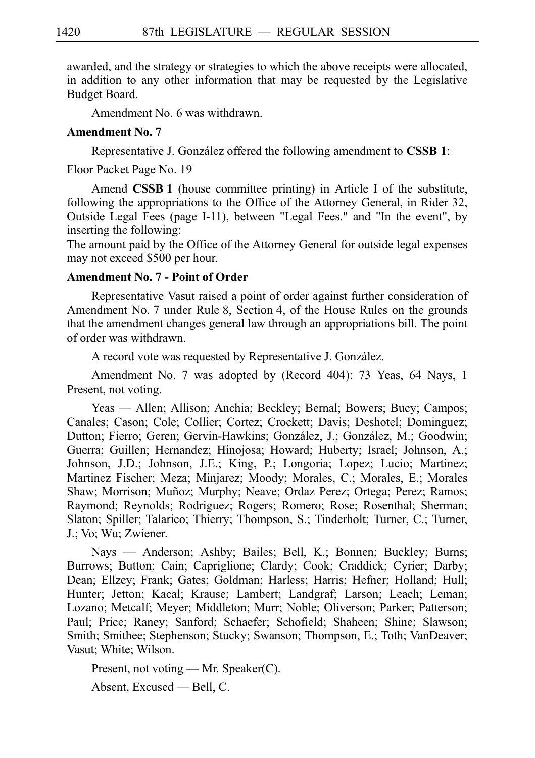awarded, and the strategy or strategies to which the above receipts were allocated, in addition to any other information that may be requested by the Legislative Budget Board.

Amendment No. 6 was withdrawn.

**Amendment No. 7**

Representative J. González offered the following amendment to **CSSB 1**:

Floor Packet Page No. 19

Amend **CSSB 1** (house committee printing) in Article I of the substitute, following the appropriations to the Office of the Attorney General, in Rider 32, Outside Legal Fees (page I-11), between "Legal Fees." and "In the event", by inserting the following:

The amount paid by the Office of the Attorney General for outside legal expenses may not exceed $500 per hour.

**Amendment No. 7 - Point of Order**

Representative Vasut raised a point of order against further consideration of Amendment No. 7 under Rule 8, Section 4, of the House Rules on the grounds that the amendment changes general law through an appropriations bill. The point of order was withdrawn.

A record vote was requested by Representative J. González.

Amendment No. 7 was adopted by (Record 404): 73 Yeas, 64 Nays, 1 Present, not voting.

Yeas — Allen; Allison; Anchia; Beckley; Bernal; Bowers; Bucy; Campos; Canales; Cason; Cole; Collier; Cortez; Crockett; Davis; Deshotel; Dominguez; Dutton; Fierro; Geren; Gervin-Hawkins; González, J.; González, M.; Goodwin; Guerra; Guillen; Hernandez; Hinojosa; Howard; Huberty; Israel; Johnson, A.; Johnson, J.D.; Johnson, J.E.; King, P.; Longoria; Lopez; Lucio; Martinez; Martinez Fischer; Meza; Minjarez; Moody; Morales, C.; Morales, E.; Morales Shaw; Morrison; Muñoz; Murphy; Neave; Ordaz Perez; Ortega; Perez; Ramos; Raymond; Reynolds; Rodriguez; Rogers; Romero; Rose; Rosenthal; Sherman; Slaton; Spiller; Talarico; Thierry; Thompson, S.; Tinderholt; Turner, C.; Turner, J.; Vo; Wu; Zwiener.

Nays — Anderson; Ashby; Bailes; Bell, K.; Bonnen; Buckley; Burns; Burrows; Button; Cain; Capriglione; Clardy; Cook; Craddick; Cyrier; Darby; Dean; Ellzey; Frank; Gates; Goldman; Harless; Harris; Hefner; Holland; Hull; Hunter; Jetton; Kacal; Krause; Lambert; Landgraf; Larson; Leach; Leman; Lozano; Metcalf; Meyer; Middleton; Murr; Noble; Oliverson; Parker; Patterson; Paul; Price; Raney; Sanford; Schaefer; Schofield; Shaheen; Shine; Slawson; Smith; Smithee; Stephenson; Stucky; Swanson; Thompson, E.; Toth; VanDeaver; Vasut; White; Wilson.

Present, not voting — Mr. Speaker(C).

Absent, Excused — Bell, C.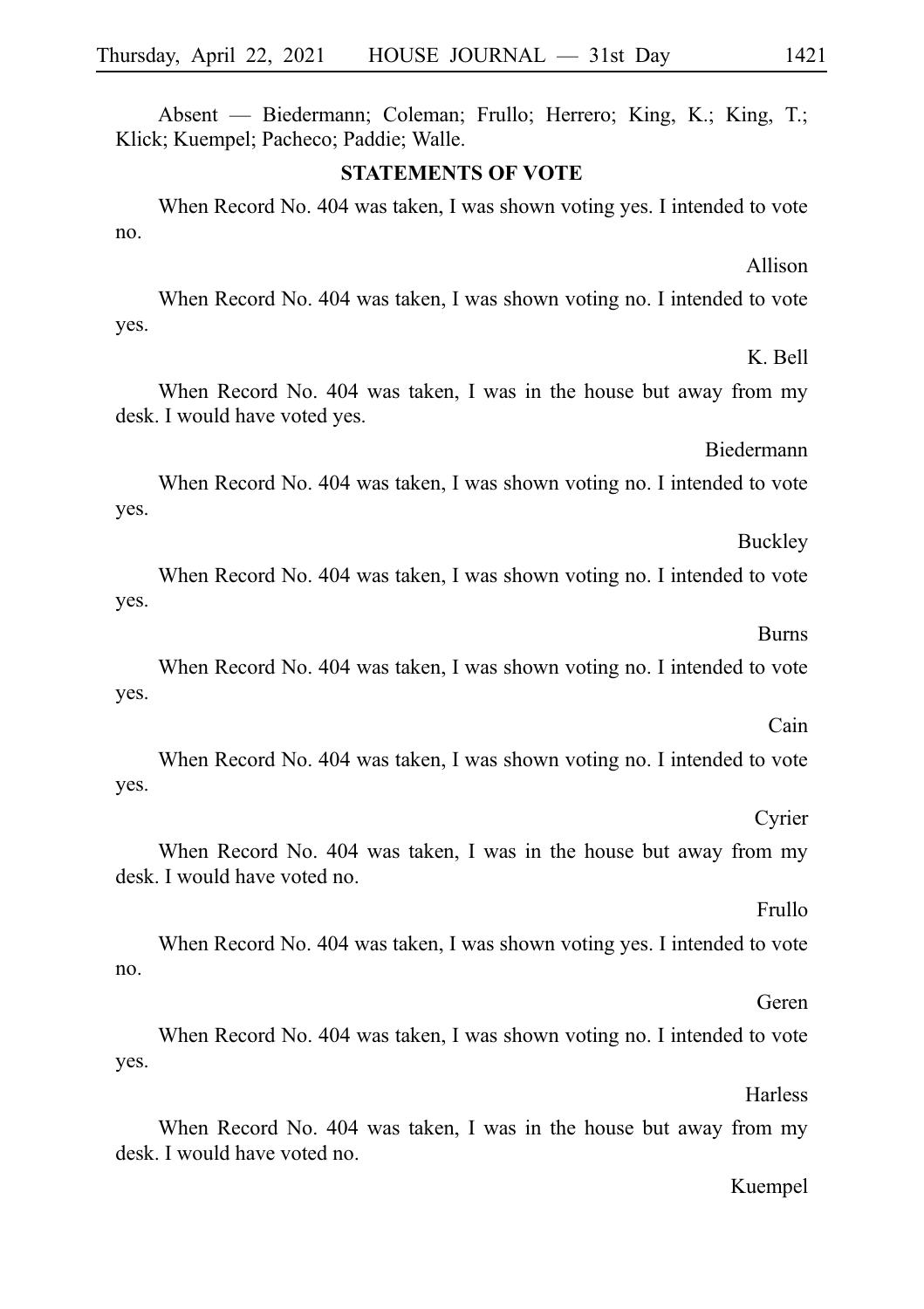Absent — Biedermann; Coleman; Frullo; Herrero; King, K.; King, T.; Klick; Kuempel; Pacheco; Paddie; Walle.

**STATEMENTS OF VOTE**

When Record No. 404 was taken, I was shown voting yes. I intended to vote no.

Allison

When Record No. 404 was taken, I was shown voting no. I intended to vote yes.

K. Bell

When Record No. 404 was taken, I was in the house but away from my desk. I would have voted yes.

Biedermann

When Record No. 404 was taken, I was shown voting no. I intended to vote yes.

Buckley

When Record No. 404 was taken, I was shown voting no. I intended to vote yes.

Burns

When Record No. 404 was taken, I was shown voting no. I intended to vote yes.

Cain

When Record No. 404 was taken, I was shown voting no. I intended to vote yes.

Cyrier

When Record No. 404 was taken, I was in the house but away from my desk. I would have voted no.

Frullo

When Record No. 404 was taken, I was shown voting yes. I intended to vote no.

Geren

When Record No. 404 was taken, I was shown voting no. I intended to vote yes.

Harless

When Record No. 404 was taken, I was in the house but away from my desk. I would have voted no.

Kuempel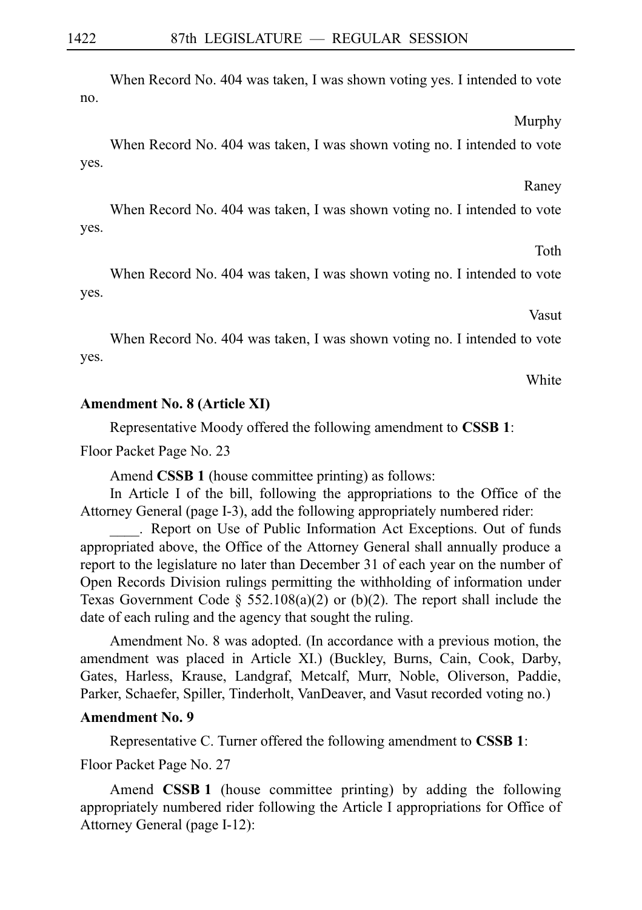When Record No. 404 was taken, I was shown voting yes. I intended to vote no.

Murphy

When Record No. 404 was taken, I was shown voting no. I intended to vote yes.

Raney

When Record No. 404 was taken, I was shown voting no. I intended to vote yes.

Toth

When Record No. 404 was taken, I was shown voting no. I intended to vote yes.

Vasut

When Record No. 404 was taken, I was shown voting no. I intended to vote yes.

White

**Amendment No. 8 (Article XI)**

Representative Moody offered the following amendment to **CSSB 1**:

Floor Packet Page No. 23

Amend **CSSB 1** (house committee printing) as follows:

In Article I of the bill, following the appropriations to the Office of the Attorney General (page I-3), add the following appropriately numbered rider:

\_\_\_\_. Report on Use of Public Information Act Exceptions. Out of funds appropriated above, the Office of the Attorney General shall annually produce a report to the legislature no later than December 31 of each year on the number of Open Records Division rulings permitting the withholding of information under Texas Government Code § 552.108(a)(2) or (b)(2). The report shall include the date of each ruling and the agency that sought the ruling.

Amendment No. 8 was adopted. (In accordance with a previous motion, the amendment was placed in Article XI.) (Buckley, Burns, Cain, Cook, Darby, Gates, Harless, Krause, Landgraf, Metcalf, Murr, Noble, Oliverson, Paddie, Parker, Schaefer, Spiller, Tinderholt, VanDeaver, and Vasut recorded voting no.)

**Amendment No. 9**

Representative C. Turner offered the following amendment to **CSSB 1**:

Floor Packet Page No. 27

Amend **CSSB 1** (house committee printing) by adding the following appropriately numbered rider following the Article I appropriations for Office of Attorney General (page I-12):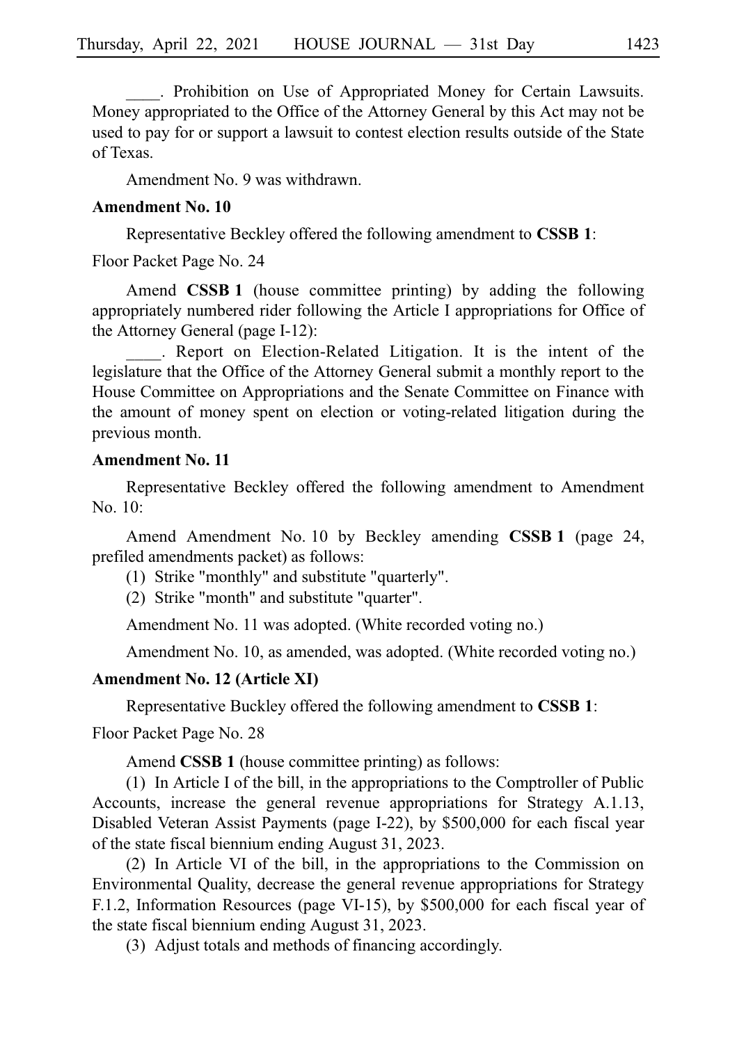____. Prohibition on Use of Appropriated Money for Certain Lawsuits. Money appropriated to the Office of the Attorney General by this Act may not be used to pay for or support a lawsuit to contest election results outside of the State of Texas.

Amendment No. 9 was withdrawn.

**Amendment No. 10**

Representative Beckley offered the following amendment to **CSSB 1**:

Floor Packet Page No. 24

Amend **CSSB 1** (house committee printing) by adding the following appropriately numbered rider following the Article I appropriations for Office of the Attorney General (page I-12):

____. Report on Election-Related Litigation. It is the intent of the legislature that the Office of the Attorney General submit a monthly report to the House Committee on Appropriations and the Senate Committee on Finance with the amount of money spent on election or voting-related litigation during the previous month.

**Amendment No. 11**

Representative Beckley offered the following amendment to Amendment No. 10:

Amend Amendment No. 10 by Beckley amending **CSSB 1** (page 24, prefiled amendments packet) as follows:

(1) Strike "monthly" and substitute "quarterly".

(2) Strike "month" and substitute "quarter".

Amendment No. 11 was adopted. (White recorded voting no.)

Amendment No. 10, as amended, was adopted. (White recorded voting no.)

**Amendment No. 12 (Article XI)**

Representative Buckley offered the following amendment to **CSSB 1**:

Floor Packet Page No. 28

Amend **CSSB 1** (house committee printing) as follows:

(1) In Article I of the bill, in the appropriations to the Comptroller of Public Accounts, increase the general revenue appropriations for Strategy A.1.13, Disabled Veteran Assist Payments (page I-22), by $500,000 for each fiscal year of the state fiscal biennium ending August 31, 2023.

(2) In Article VI of the bill, in the appropriations to the Commission on Environmental Quality, decrease the general revenue appropriations for Strategy F.1.2, Information Resources (page VI-15), by $500,000 for each fiscal year of the state fiscal biennium ending August 31, 2023.

(3) Adjust totals and methods of financing accordingly.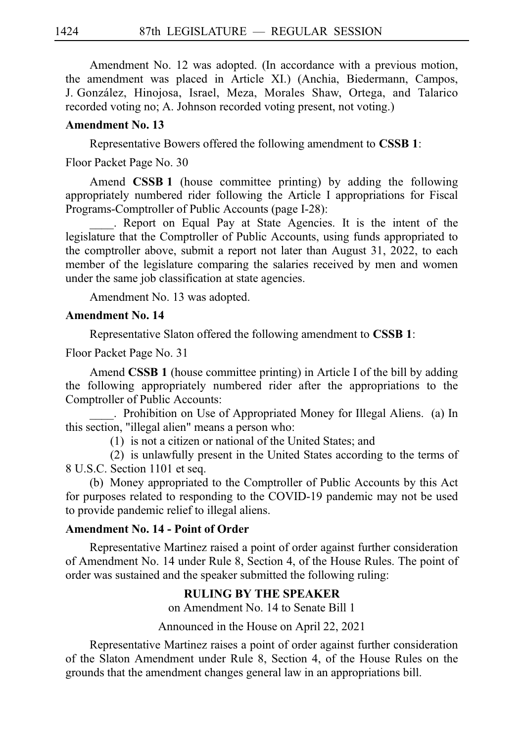Amendment No. 12 was adopted. (In accordance with a previous motion, the amendment was placed in Article XI.) (Anchia, Biedermann, Campos, J. González, Hinojosa, Israel, Meza, Morales Shaw, Ortega, and Talarico recorded voting no; A. Johnson recorded voting present, not voting.)

**Amendment No. 13**

Representative Bowers offered the following amendment to **CSSB 1**:

Floor Packet Page No. 30

Amend **CSSB 1** (house committee printing) by adding the following appropriately numbered rider following the Article I appropriations for Fiscal Programs-Comptroller of Public Accounts (page I-28):

____. Report on Equal Pay at State Agencies. It is the intent of the legislature that the Comptroller of Public Accounts, using funds appropriated to the comptroller above, submit a report not later than August 31, 2022, to each member of the legislature comparing the salaries received by men and women under the same job classification at state agencies.

Amendment No. 13 was adopted.

**Amendment No. 14**

Representative Slaton offered the following amendment to **CSSB 1**:

Floor Packet Page No. 31

Amend **CSSB 1** (house committee printing) in Article I of the bill by adding the following appropriately numbered rider after the appropriations to the Comptroller of Public Accounts:

____. Prohibition on Use of Appropriated Money for Illegal Aliens. (a) In this section, "illegal alien" means a person who:

(1) is not a citizen or national of the United States; and

(2) is unlawfully present in the United States according to the terms of 8 U.S.C. Section 1101 et seq.

(b) Money appropriated to the Comptroller of Public Accounts by this Act for purposes related to responding to the COVID-19 pandemic may not be used to provide pandemic relief to illegal aliens.

**Amendment No. 14 - Point of Order**

Representative Martinez raised a point of order against further consideration of Amendment No. 14 under Rule 8, Section 4, of the House Rules. The point of order was sustained and the speaker submitted the following ruling:

**RULING BY THE SPEAKER**

on Amendment No. 14 to Senate Bill 1

Announced in the House on April 22, 2021

Representative Martinez raises a point of order against further consideration of the Slaton Amendment under Rule 8, Section 4, of the House Rules on the grounds that the amendment changes general law in an appropriations bill.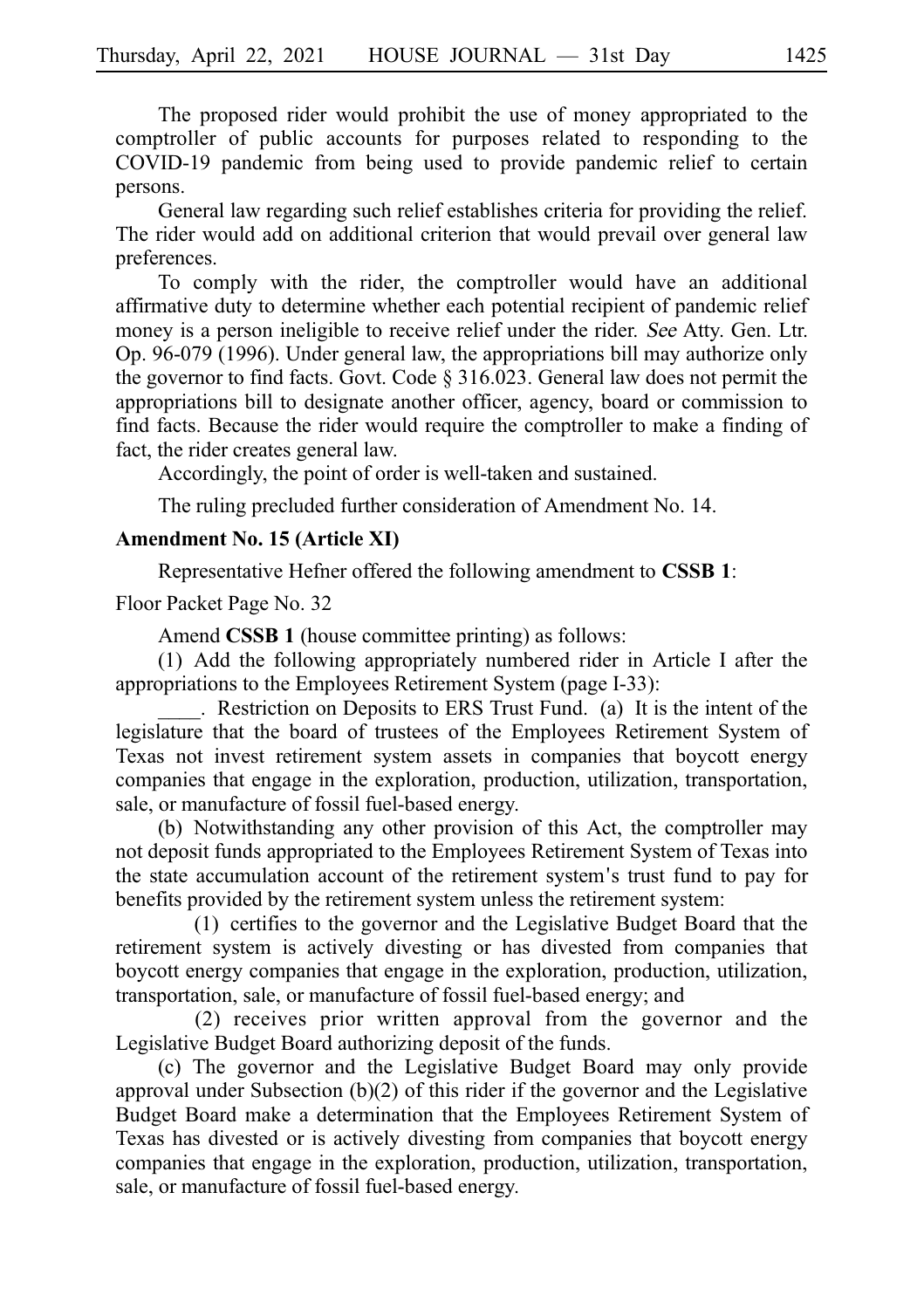The proposed rider would prohibit the use of money appropriated to the comptroller of public accounts for purposes related to responding to the COVID-19 pandemic from being used to provide pandemic relief to certain persons.

General law regarding such relief establishes criteria for providing the relief. The rider would add on additional criterion that would prevail over general law preferences.

To comply with the rider, the comptroller would have an additional affirmative duty to determine whether each potential recipient of pandemic relief money is a person ineligible to receive relief under the rider. *See* Atty. Gen. Ltr. Op. 96-079 (1996). Under general law, the appropriations bill may authorize only the governor to find facts. Govt. Code § 316.023. General law does not permit the appropriations bill to designate another officer, agency, board or commission to find facts. Because the rider would require the comptroller to make a finding of fact, the rider creates general law.

Accordingly, the point of order is well-taken and sustained.

The ruling precluded further consideration of Amendment No. 14.

**Amendment No. 15 (Article XI)**

Representative Hefner offered the following amendment to **CSSB 1**:

Floor Packet Page No. 32

Amend **CSSB 1** (house committee printing) as follows:

(1) Add the following appropriately numbered rider in Article I after the appropriations to the Employees Retirement System (page I-33):

\_\_\_\_. Restriction on Deposits to ERS Trust Fund. (a) It is the intent of the legislature that the board of trustees of the Employees Retirement System of Texas not invest retirement system assets in companies that boycott energy companies that engage in the exploration, production, utilization, transportation, sale, or manufacture of fossil fuel-based energy.

(b) Notwithstanding any other provision of this Act, the comptroller may not deposit funds appropriated to the Employees Retirement System of Texas into the state accumulation account of the retirement system's trust fund to pay for benefits provided by the retirement system unless the retirement system:

(1) certifies to the governor and the Legislative Budget Board that the retirement system is actively divesting or has divested from companies that boycott energy companies that engage in the exploration, production, utilization, transportation, sale, or manufacture of fossil fuel-based energy; and

(2) receives prior written approval from the governor and the Legislative Budget Board authorizing deposit of the funds.

(c) The governor and the Legislative Budget Board may only provide approval under Subsection (b)(2) of this rider if the governor and the Legislative Budget Board make a determination that the Employees Retirement System of Texas has divested or is actively divesting from companies that boycott energy companies that engage in the exploration, production, utilization, transportation, sale, or manufacture of fossil fuel-based energy.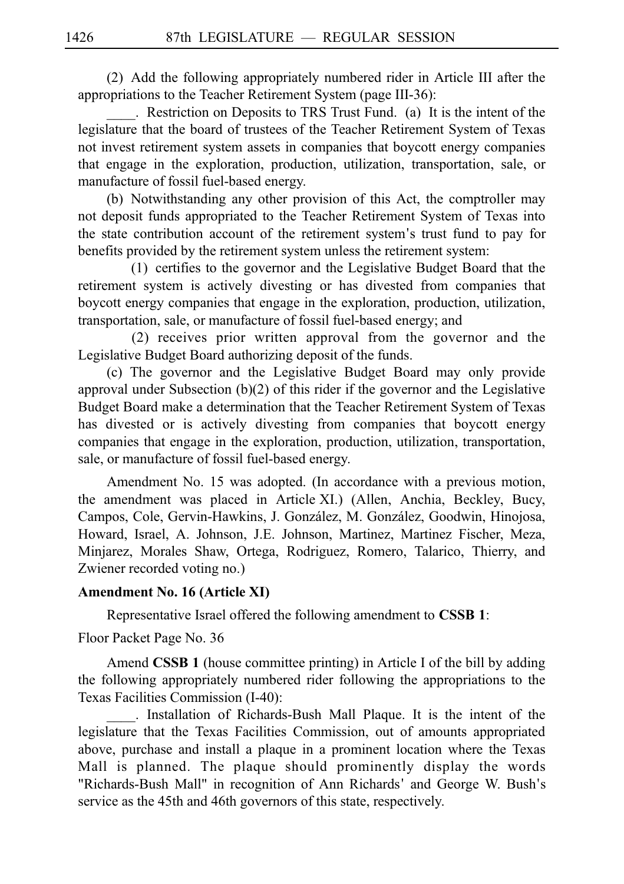(2) Add the following appropriately numbered rider in Article III after the appropriations to the Teacher Retirement System (page III-36):

____. Restriction on Deposits to TRS Trust Fund. (a) It is the intent of the legislature that the board of trustees of the Teacher Retirement System of Texas not invest retirement system assets in companies that boycott energy companies that engage in the exploration, production, utilization, transportation, sale, or manufacture of fossil fuel-based energy.

(b) Notwithstanding any other provision of this Act, the comptroller may not deposit funds appropriated to the Teacher Retirement System of Texas into the state contribution account of the retirement system's trust fund to pay for benefits provided by the retirement system unless the retirement system:

(1) certifies to the governor and the Legislative Budget Board that the retirement system is actively divesting or has divested from companies that boycott energy companies that engage in the exploration, production, utilization, transportation, sale, or manufacture of fossil fuel-based energy; and

(2) receives prior written approval from the governor and the Legislative Budget Board authorizing deposit of the funds.

(c) The governor and the Legislative Budget Board may only provide approval under Subsection (b)(2) of this rider if the governor and the Legislative Budget Board make a determination that the Teacher Retirement System of Texas has divested or is actively divesting from companies that boycott energy companies that engage in the exploration, production, utilization, transportation, sale, or manufacture of fossil fuel-based energy.

Amendment No. 15 was adopted. (In accordance with a previous motion, the amendment was placed in Article XI.) (Allen, Anchia, Beckley, Bucy, Campos, Cole, Gervin-Hawkins, J. González, M. González, Goodwin, Hinojosa, Howard, Israel, A. Johnson, J.E. Johnson, Martinez, Martinez Fischer, Meza, Minjarez, Morales Shaw, Ortega, Rodriguez, Romero, Talarico, Thierry, and Zwiener recorded voting no.)

**Amendment No. 16 (Article XI)**

Representative Israel offered the following amendment to **CSSB 1**:

Floor Packet Page No. 36

Amend **CSSB 1** (house committee printing) in Article I of the bill by adding the following appropriately numbered rider following the appropriations to the Texas Facilities Commission (I-40):

____. Installation of Richards-Bush Mall Plaque. It is the intent of the legislature that the Texas Facilities Commission, out of amounts appropriated above, purchase and install a plaque in a prominent location where the Texas Mall is planned. The plaque should prominently display the words "Richards-Bush Mall" in recognition of Ann Richards' and George W. Bush's service as the 45th and 46th governors of this state, respectively.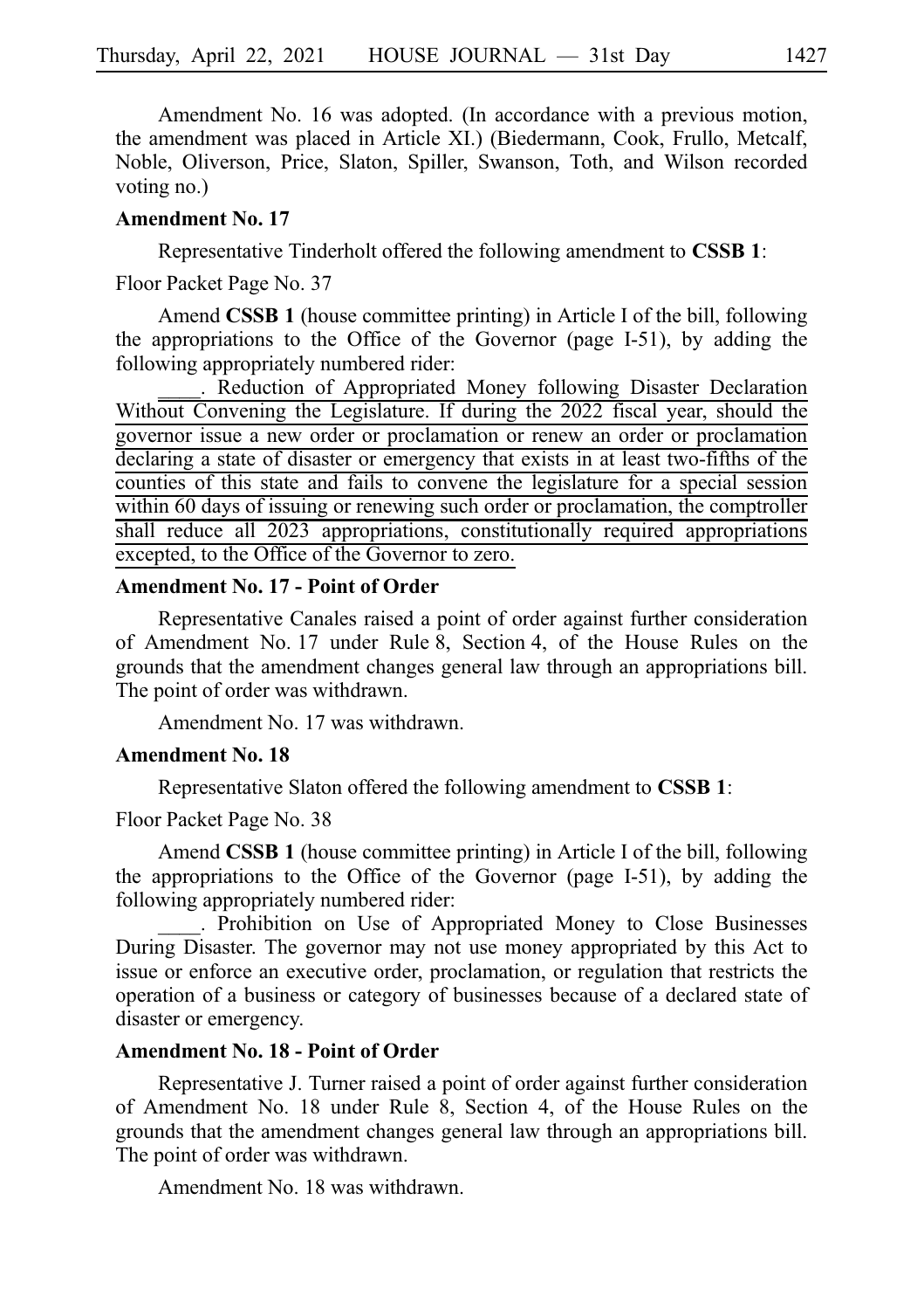Amendment No. 16 was adopted. (In accordance with a previous motion, the amendment was placed in Article XI.) (Biedermann, Cook, Frullo, Metcalf, Noble, Oliverson, Price, Slaton, Spiller, Swanson, Toth, and Wilson recorded voting no.)

**Amendment No. 17**

Representative Tinderholt offered the following amendment to **CSSB 1**:

Floor Packet Page No. 37

Amend **CSSB 1** (house committee printing) in Article I of the bill, following the appropriations to the Office of the Governor (page I-51), by adding the following appropriately numbered rider:

\_\_\_\_. Reduction of Appropriated Money following Disaster Declaration Without Convening the Legislature. If during the 2022 fiscal year, should the governor issue a new order or proclamation or renew an order or proclamation declaring a state of disaster or emergency that exists in at least two-fifths of the counties of this state and fails to convene the legislature for a special session within 60 days of issuing or renewing such order or proclamation, the comptroller shall reduce all 2023 appropriations, constitutionally required appropriations excepted, to the Office of the Governor to zero.

**Amendment No. 17 - Point of Order**

Representative Canales raised a point of order against further consideration of Amendment No. 17 under Rule 8, Section 4, of the House Rules on the grounds that the amendment changes general law through an appropriations bill. The point of order was withdrawn.

Amendment No. 17 was withdrawn.

**Amendment No. 18**

Representative Slaton offered the following amendment to **CSSB 1**:

Floor Packet Page No. 38

Amend **CSSB 1** (house committee printing) in Article I of the bill, following the appropriations to the Office of the Governor (page I-51), by adding the following appropriately numbered rider:

\_\_\_\_. Prohibition on Use of Appropriated Money to Close Businesses During Disaster. The governor may not use money appropriated by this Act to issue or enforce an executive order, proclamation, or regulation that restricts the operation of a business or category of businesses because of a declared state of disaster or emergency.

**Amendment No. 18 - Point of Order**

Representative J. Turner raised a point of order against further consideration of Amendment No. 18 under Rule 8, Section 4, of the House Rules on the grounds that the amendment changes general law through an appropriations bill. The point of order was withdrawn.

Amendment No. 18 was withdrawn.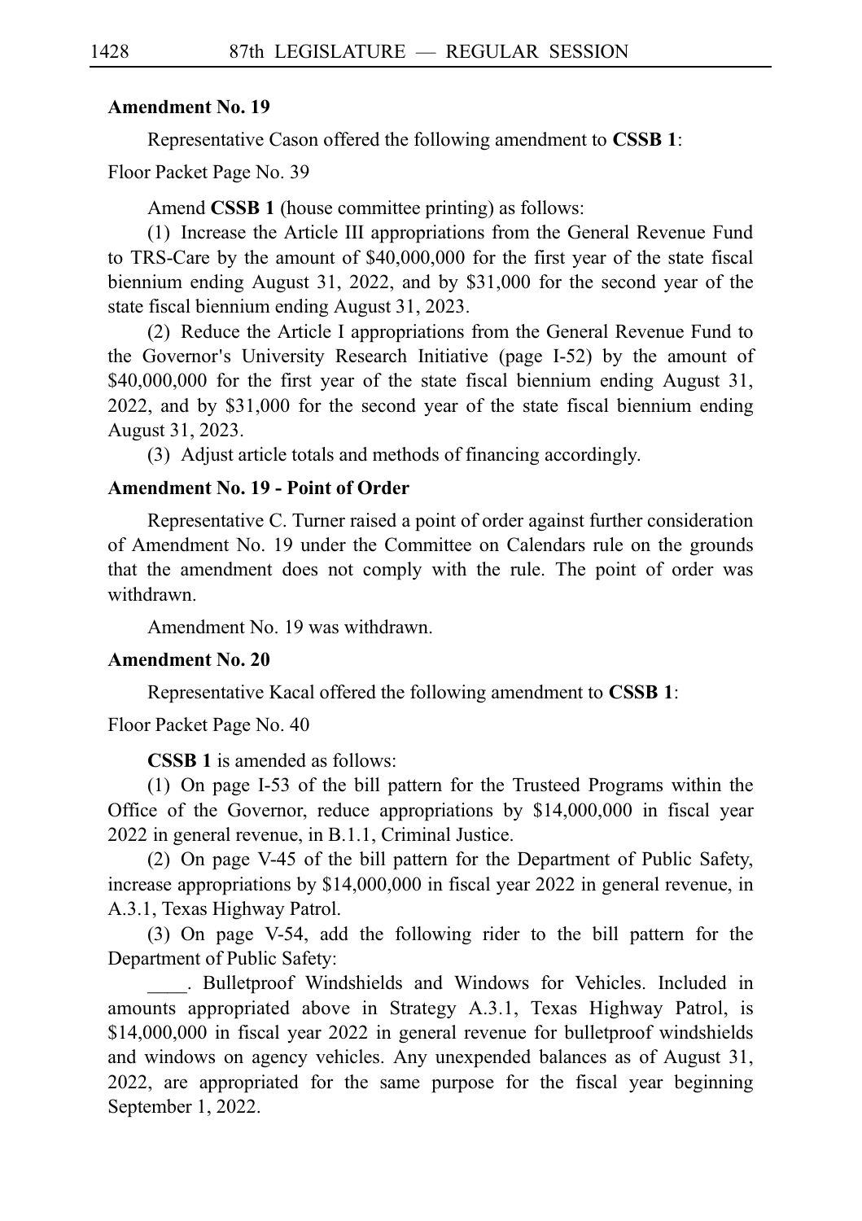**Amendment No. 19**

Representative Cason offered the following amendment to **CSSB 1**:

Floor Packet Page No. 39

Amend **CSSB 1** (house committee printing) as follows:

(1) Increase the Article III appropriations from the General Revenue Fund to TRS-Care by the amount of $40,000,000 for the first year of the state fiscal biennium ending August 31, 2022, and by $31,000 for the second year of the state fiscal biennium ending August 31, 2023.

(2) Reduce the Article I appropriations from the General Revenue Fund to the Governor's University Research Initiative (page I-52) by the amount of $40,000,000 for the first year of the state fiscal biennium ending August 31, 2022, and by $31,000 for the second year of the state fiscal biennium ending August 31, 2023.

(3) Adjust article totals and methods of financing accordingly.

**Amendment No. 19 - Point of Order**

Representative C. Turner raised a point of order against further consideration of Amendment No. 19 under the Committee on Calendars rule on the grounds that the amendment does not comply with the rule. The point of order was withdrawn.

Amendment No. 19 was withdrawn.

**Amendment No. 20**

Representative Kacal offered the following amendment to **CSSB 1**:

Floor Packet Page No. 40

**CSSB 1** is amended as follows:

(1) On page I-53 of the bill pattern for the Trusteed Programs within the Office of the Governor, reduce appropriations by $14,000,000 in fiscal year 2022 in general revenue, in B.1.1, Criminal Justice.

(2) On page V-45 of the bill pattern for the Department of Public Safety, increase appropriations by $14,000,000 in fiscal year 2022 in general revenue, in A.3.1, Texas Highway Patrol.

(3) On page V-54, add the following rider to the bill pattern for the Department of Public Safety:

____. Bulletproof Windshields and Windows for Vehicles. Included in amounts appropriated above in Strategy A.3.1, Texas Highway Patrol, is $14,000,000 in fiscal year 2022 in general revenue for bulletproof windshields and windows on agency vehicles. Any unexpended balances as of August 31, 2022, are appropriated for the same purpose for the fiscal year beginning September 1, 2022.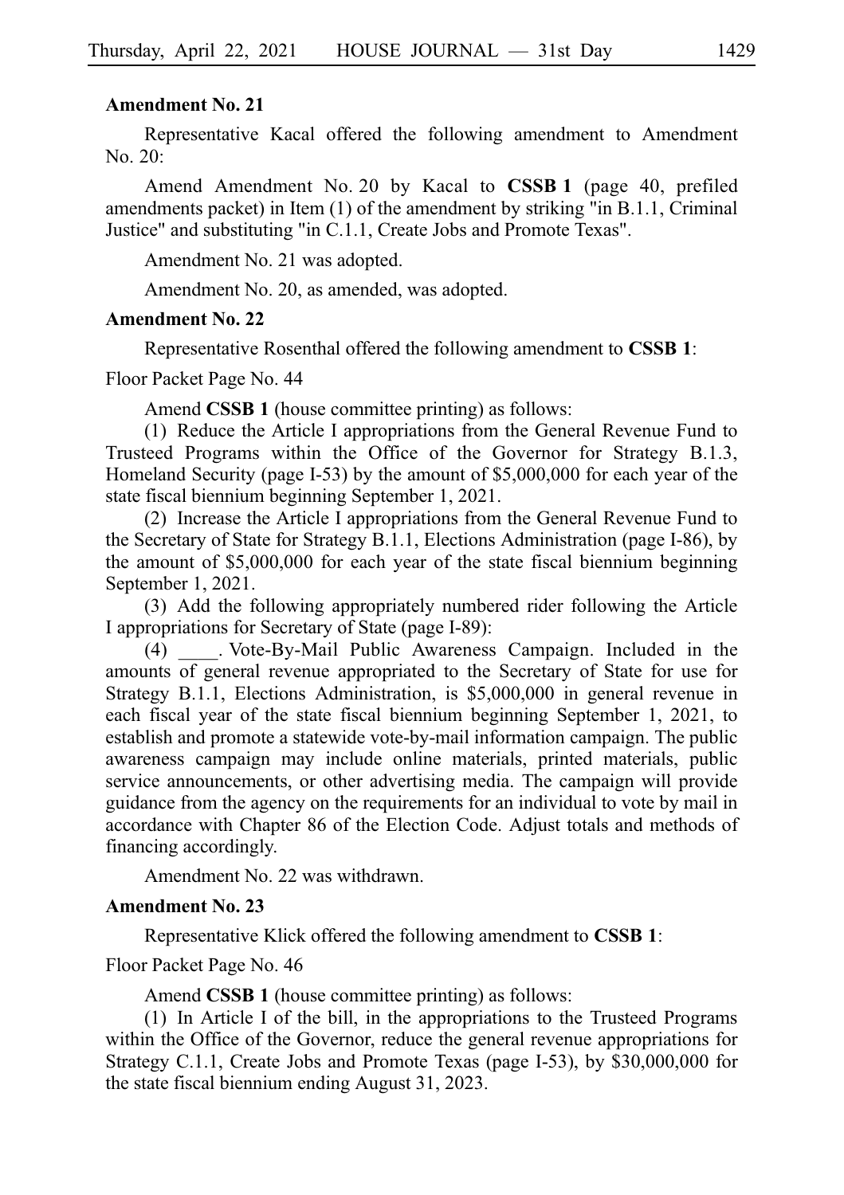**Amendment No. 21**

Representative Kacal offered the following amendment to Amendment No. 20:

Amend Amendment No. 20 by Kacal to **CSSB 1** (page 40, prefiled amendments packet) in Item (1) of the amendment by striking "in B.1.1, Criminal Justice" and substituting "in C.1.1, Create Jobs and Promote Texas".

Amendment No. 21 was adopted.

Amendment No. 20, as amended, was adopted.

**Amendment No. 22**

Representative Rosenthal offered the following amendment to **CSSB 1**:

Floor Packet Page No. 44

Amend **CSSB 1** (house committee printing) as follows:

(1) Reduce the Article I appropriations from the General Revenue Fund to Trusteed Programs within the Office of the Governor for Strategy B.1.3, Homeland Security (page I-53) by the amount of $5,000,000 for each year of the state fiscal biennium beginning September 1, 2021.

(2) Increase the Article I appropriations from the General Revenue Fund to the Secretary of State for Strategy B.1.1, Elections Administration (page I-86), by the amount of $5,000,000 for each year of the state fiscal biennium beginning September 1, 2021.

(3) Add the following appropriately numbered rider following the Article I appropriations for Secretary of State (page I-89):

(4) \_\_\_\_. Vote-By-Mail Public Awareness Campaign. Included in the amounts of general revenue appropriated to the Secretary of State for use for Strategy B.1.1, Elections Administration, is $5,000,000 in general revenue in each fiscal year of the state fiscal biennium beginning September 1, 2021, to establish and promote a statewide vote-by-mail information campaign. The public awareness campaign may include online materials, printed materials, public service announcements, or other advertising media. The campaign will provide guidance from the agency on the requirements for an individual to vote by mail in accordance with Chapter 86 of the Election Code. Adjust totals and methods of financing accordingly.

Amendment No. 22 was withdrawn.

**Amendment No. 23**

Representative Klick offered the following amendment to **CSSB 1**:

Floor Packet Page No. 46

Amend **CSSB 1** (house committee printing) as follows:

(1) In Article I of the bill, in the appropriations to the Trusteed Programs within the Office of the Governor, reduce the general revenue appropriations for Strategy C.1.1, Create Jobs and Promote Texas (page I-53), by $30,000,000 for the state fiscal biennium ending August 31, 2023.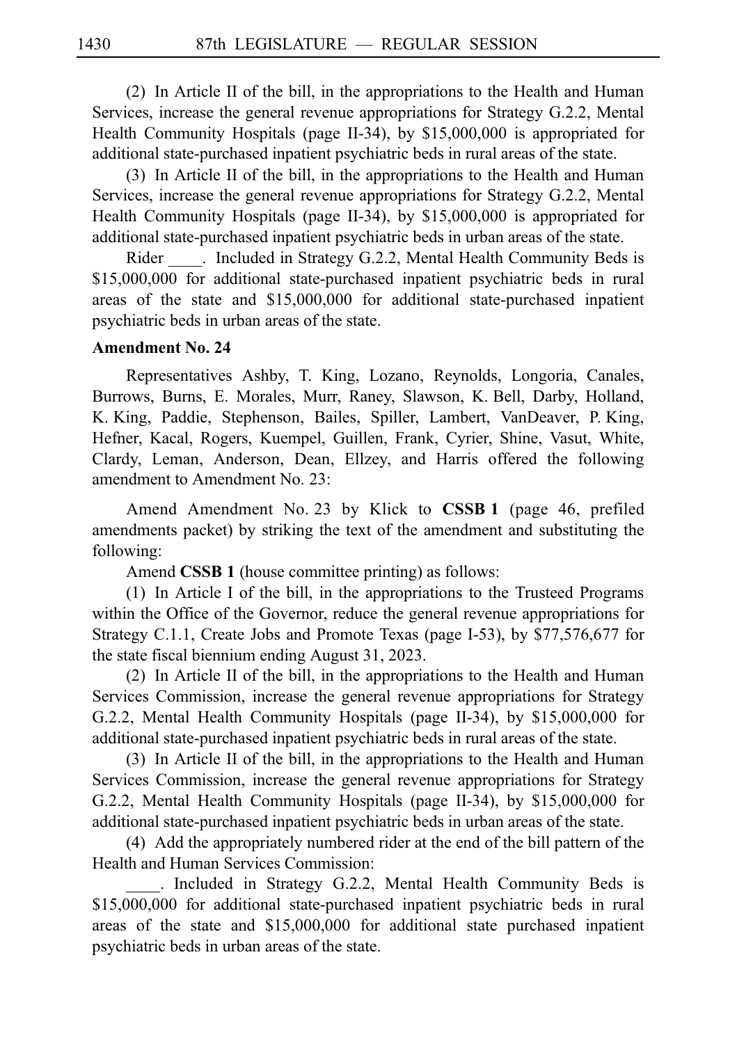(2) In Article II of the bill, in the appropriations to the Health and Human Services, increase the general revenue appropriations for Strategy G.2.2, Mental Health Community Hospitals (page II-34), by $15,000,000 is appropriated for additional state-purchased inpatient psychiatric beds in rural areas of the state.

(3) In Article II of the bill, in the appropriations to the Health and Human Services, increase the general revenue appropriations for Strategy G.2.2, Mental Health Community Hospitals (page II-34), by $15,000,000 is appropriated for additional state-purchased inpatient psychiatric beds in urban areas of the state.

Rider ____. Included in Strategy G.2.2, Mental Health Community Beds is $15,000,000 for additional state-purchased inpatient psychiatric beds in rural areas of the state and $15,000,000 for additional state-purchased inpatient psychiatric beds in urban areas of the state.

**Amendment No. 24**

Representatives Ashby, T. King, Lozano, Reynolds, Longoria, Canales, Burrows, Burns, E. Morales, Murr, Raney, Slawson, K. Bell, Darby, Holland, K. King, Paddie, Stephenson, Bailes, Spiller, Lambert, VanDeaver, P. King, Hefner, Kacal, Rogers, Kuempel, Guillen, Frank, Cyrier, Shine, Vasut, White, Clardy, Leman, Anderson, Dean, Ellzey, and Harris offered the following amendment to Amendment No. 23:

Amend Amendment No. 23 by Klick to **CSSB 1** (page 46, prefiled amendments packet) by striking the text of the amendment and substituting the following:

Amend **CSSB 1** (house committee printing) as follows:

(1) In Article I of the bill, in the appropriations to the Trusteed Programs within the Office of the Governor, reduce the general revenue appropriations for Strategy C.1.1, Create Jobs and Promote Texas (page I-53), by $77,576,677 for the state fiscal biennium ending August 31, 2023.

(2) In Article II of the bill, in the appropriations to the Health and Human Services Commission, increase the general revenue appropriations for Strategy G.2.2, Mental Health Community Hospitals (page II-34), by $15,000,000 for additional state-purchased inpatient psychiatric beds in rural areas of the state.

(3) In Article II of the bill, in the appropriations to the Health and Human Services Commission, increase the general revenue appropriations for Strategy G.2.2, Mental Health Community Hospitals (page II-34), by $15,000,000 for additional state-purchased inpatient psychiatric beds in urban areas of the state.

(4) Add the appropriately numbered rider at the end of the bill pattern of the Health and Human Services Commission:

____. Included in Strategy G.2.2, Mental Health Community Beds is $15,000,000 for additional state-purchased inpatient psychiatric beds in rural areas of the state and $15,000,000 for additional state purchased inpatient psychiatric beds in urban areas of the state.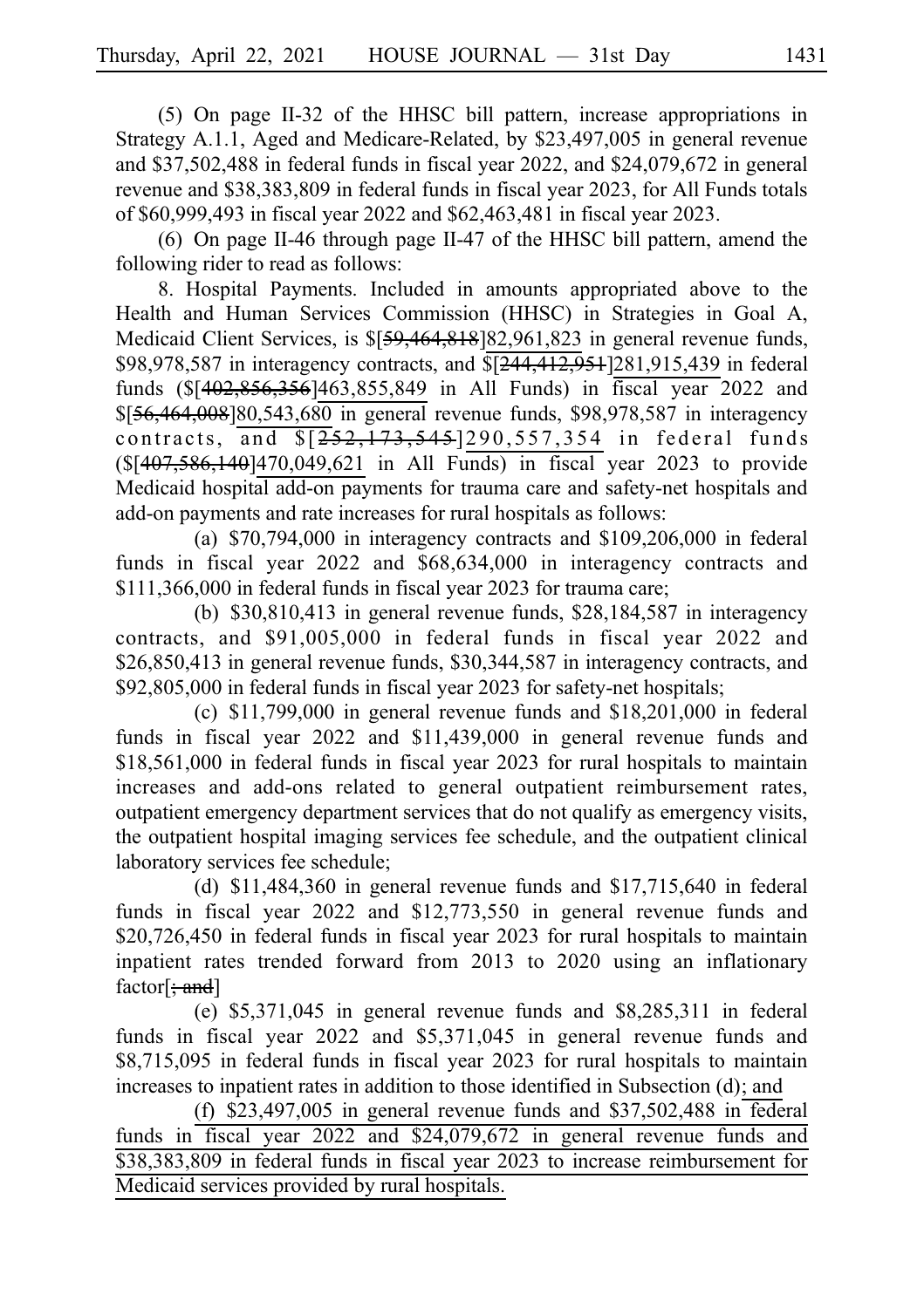(5) On page II-32 of the HHSC bill pattern, increase appropriations in Strategy A.1.1, Aged and Medicare-Related, by $23,497,005 in general revenue and $37,502,488 in federal funds in fiscal year 2022, and $24,079,672 in general revenue and $38,383,809 in federal funds in fiscal year 2023, for All Funds totals of $60,999,493 in fiscal year 2022 and $62,463,481 in fiscal year 2023.

(6) On page II-46 through page II-47 of the HHSC bill pattern, amend the following rider to read as follows:

8. Hospital Payments. Included in amounts appropriated above to the Health and Human Services Commission (HHSC) in Strategies in Goal A, Medicaid Client Services, is $[~~59,464,818~~]82,961,823 in general revenue funds, $98,978,587 in interagency contracts, and $[~~244,412,951~~]281,915,439 in federal funds ($[~~402,856,356~~]463,855,849 in All Funds) in fiscal year 2022 and $[~~56,464,008~~]80,543,680 in general revenue funds, $98,978,587 in interagency contracts, and $[~~252,173,545~~]290,557,354 in federal funds ($[~~407,586,140~~]470,049,621 in All Funds) in fiscal year 2023 to provide Medicaid hospital add-on payments for trauma care and safety-net hospitals and add-on payments and rate increases for rural hospitals as follows:

(a) $70,794,000 in interagency contracts and $109,206,000 in federal funds in fiscal year 2022 and $68,634,000 in interagency contracts and $111,366,000 in federal funds in fiscal year 2023 for trauma care;

(b) $30,810,413 in general revenue funds, $28,184,587 in interagency contracts, and $91,005,000 in federal funds in fiscal year 2022 and $26,850,413 in general revenue funds, $30,344,587 in interagency contracts, and $92,805,000 in federal funds in fiscal year 2023 for safety-net hospitals;

(c) $11,799,000 in general revenue funds and $18,201,000 in federal funds in fiscal year 2022 and $11,439,000 in general revenue funds and $18,561,000 in federal funds in fiscal year 2023 for rural hospitals to maintain increases and add-ons related to general outpatient reimbursement rates, outpatient emergency department services that do not qualify as emergency visits, the outpatient hospital imaging services fee schedule, and the outpatient clinical laboratory services fee schedule;

(d) $11,484,360 in general revenue funds and $17,715,640 in federal funds in fiscal year 2022 and $12,773,550 in general revenue funds and $20,726,450 in federal funds in fiscal year 2023 for rural hospitals to maintain inpatient rates trended forward from 2013 to 2020 using an inflationary factor[~~; and~~]

(e) $5,371,045 in general revenue funds and $8,285,311 in federal funds in fiscal year 2022 and $5,371,045 in general revenue funds and $8,715,095 in federal funds in fiscal year 2023 for rural hospitals to maintain increases to inpatient rates in addition to those identified in Subsection (d); and

(f) $23,497,005 in general revenue funds and $37,502,488 in federal funds in fiscal year 2022 and $24,079,672 in general revenue funds and $38,383,809 in federal funds in fiscal year 2023 to increase reimbursement for Medicaid services provided by rural hospitals.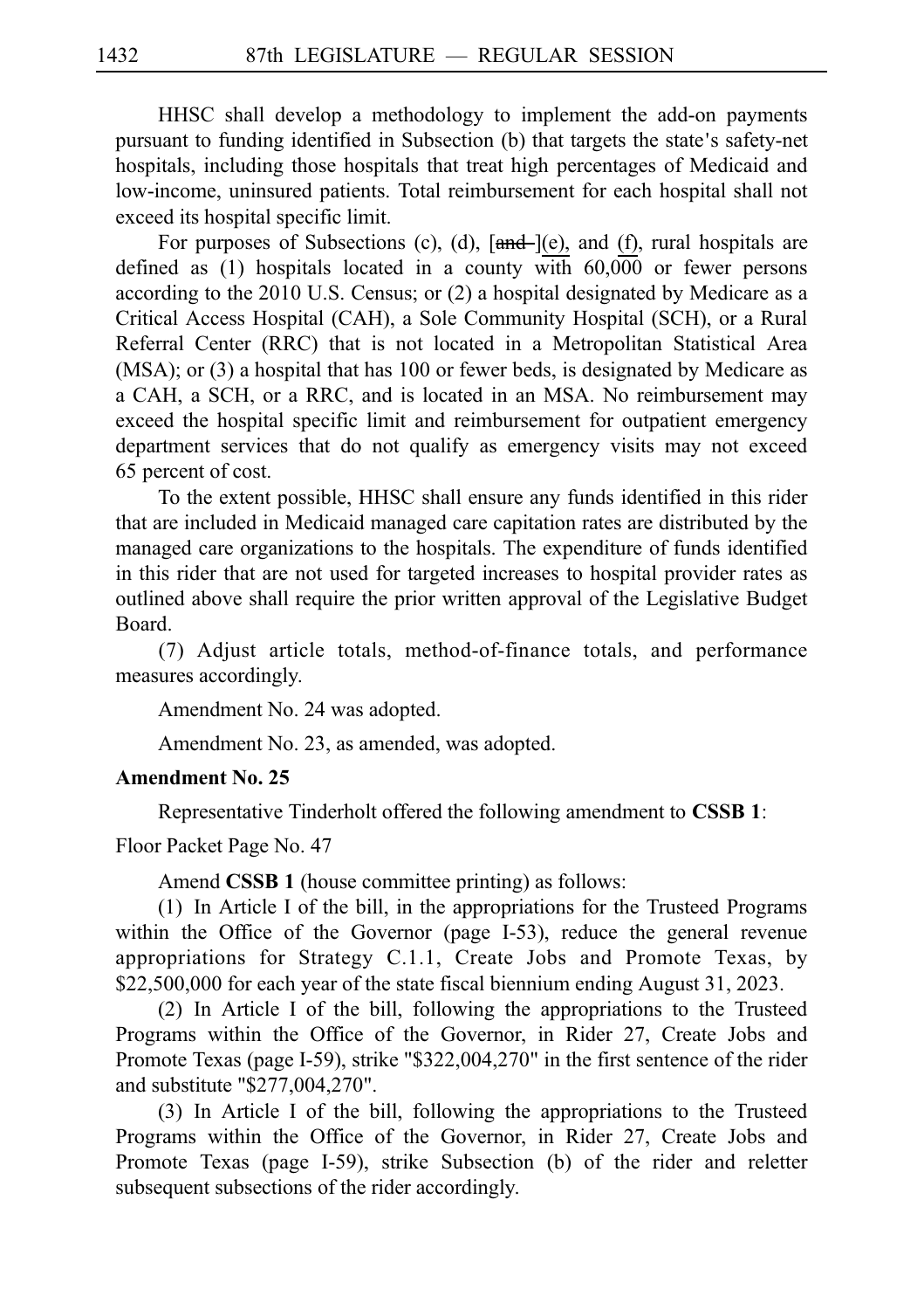HHSC shall develop a methodology to implement the add-on payments pursuant to funding identified in Subsection (b) that targets the state's safety-net hospitals, including those hospitals that treat high percentages of Medicaid and low-income, uninsured patients. Total reimbursement for each hospital shall not exceed its hospital specific limit.

For purposes of Subsections (c), (d), [~~and~~ ](e), and (f), rural hospitals are defined as (1) hospitals located in a county with 60,000 or fewer persons according to the 2010 U.S. Census; or (2) a hospital designated by Medicare as a Critical Access Hospital (CAH), a Sole Community Hospital (SCH), or a Rural Referral Center (RRC) that is not located in a Metropolitan Statistical Area (MSA); or (3) a hospital that has 100 or fewer beds, is designated by Medicare as a CAH, a SCH, or a RRC, and is located in an MSA. No reimbursement may exceed the hospital specific limit and reimbursement for outpatient emergency department services that do not qualify as emergency visits may not exceed 65 percent of cost.

To the extent possible, HHSC shall ensure any funds identified in this rider that are included in Medicaid managed care capitation rates are distributed by the managed care organizations to the hospitals. The expenditure of funds identified in this rider that are not used for targeted increases to hospital provider rates as outlined above shall require the prior written approval of the Legislative Budget Board.

(7) Adjust article totals, method-of-finance totals, and performance measures accordingly.

Amendment No. 24 was adopted.

Amendment No. 23, as amended, was adopted.

**Amendment No. 25**

Representative Tinderholt offered the following amendment to **CSSB 1**:

Floor Packet Page No. 47

Amend **CSSB 1** (house committee printing) as follows:

(1) In Article I of the bill, in the appropriations for the Trusteed Programs within the Office of the Governor (page I-53), reduce the general revenue appropriations for Strategy C.1.1, Create Jobs and Promote Texas, by $22,500,000 for each year of the state fiscal biennium ending August 31, 2023.

(2) In Article I of the bill, following the appropriations to the Trusteed Programs within the Office of the Governor, in Rider 27, Create Jobs and Promote Texas (page I-59), strike "$322,004,270" in the first sentence of the rider and substitute "$277,004,270".

(3) In Article I of the bill, following the appropriations to the Trusteed Programs within the Office of the Governor, in Rider 27, Create Jobs and Promote Texas (page I-59), strike Subsection (b) of the rider and reletter subsequent subsections of the rider accordingly.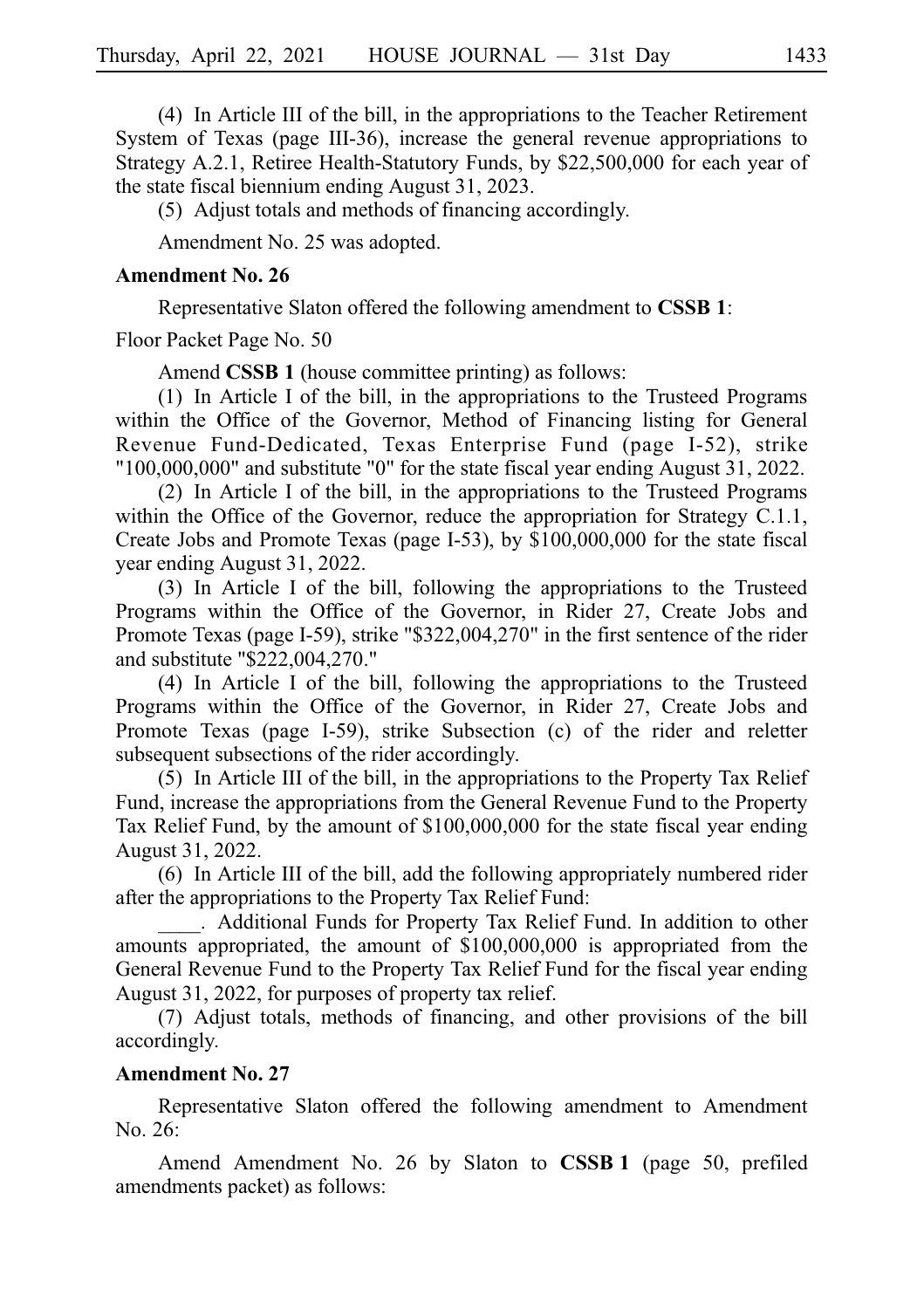(4) In Article III of the bill, in the appropriations to the Teacher Retirement System of Texas (page III-36), increase the general revenue appropriations to Strategy A.2.1, Retiree Health-Statutory Funds, by $22,500,000 for each year of the state fiscal biennium ending August 31, 2023.

(5) Adjust totals and methods of financing accordingly.

Amendment No. 25 was adopted.

**Amendment No. 26**

Representative Slaton offered the following amendment to **CSSB 1**:

Floor Packet Page No. 50

Amend **CSSB 1** (house committee printing) as follows:

(1) In Article I of the bill, in the appropriations to the Trusteed Programs within the Office of the Governor, Method of Financing listing for General Revenue Fund-Dedicated, Texas Enterprise Fund (page I-52), strike "100,000,000" and substitute "0" for the state fiscal year ending August 31, 2022.

(2) In Article I of the bill, in the appropriations to the Trusteed Programs within the Office of the Governor, reduce the appropriation for Strategy C.1.1, Create Jobs and Promote Texas (page I-53), by $100,000,000 for the state fiscal year ending August 31, 2022.

(3) In Article I of the bill, following the appropriations to the Trusteed Programs within the Office of the Governor, in Rider 27, Create Jobs and Promote Texas (page I-59), strike "$322,004,270" in the first sentence of the rider and substitute "$222,004,270."

(4) In Article I of the bill, following the appropriations to the Trusteed Programs within the Office of the Governor, in Rider 27, Create Jobs and Promote Texas (page I-59), strike Subsection (c) of the rider and reletter subsequent subsections of the rider accordingly.

(5) In Article III of the bill, in the appropriations to the Property Tax Relief Fund, increase the appropriations from the General Revenue Fund to the Property Tax Relief Fund, by the amount of $100,000,000 for the state fiscal year ending August 31, 2022.

(6) In Article III of the bill, add the following appropriately numbered rider after the appropriations to the Property Tax Relief Fund:

____. Additional Funds for Property Tax Relief Fund. In addition to other amounts appropriated, the amount of $100,000,000 is appropriated from the General Revenue Fund to the Property Tax Relief Fund for the fiscal year ending August 31, 2022, for purposes of property tax relief.

(7) Adjust totals, methods of financing, and other provisions of the bill accordingly.

**Amendment No. 27**

Representative Slaton offered the following amendment to Amendment No. 26:

Amend Amendment No. 26 by Slaton to **CSSB 1** (page 50, prefiled amendments packet) as follows: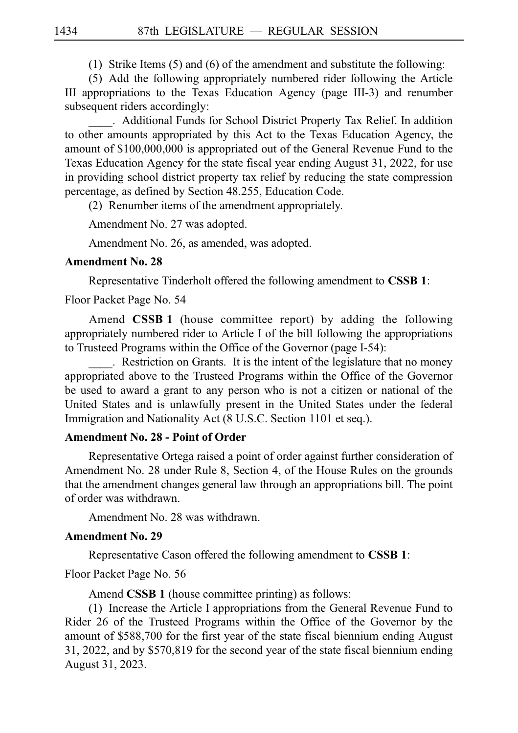(1) Strike Items (5) and (6) of the amendment and substitute the following:

(5) Add the following appropriately numbered rider following the Article III appropriations to the Texas Education Agency (page III-3) and renumber subsequent riders accordingly:

____. Additional Funds for School District Property Tax Relief. In addition to other amounts appropriated by this Act to the Texas Education Agency, the amount of $100,000,000 is appropriated out of the General Revenue Fund to the Texas Education Agency for the state fiscal year ending August 31, 2022, for use in providing school district property tax relief by reducing the state compression percentage, as defined by Section 48.255, Education Code.

(2) Renumber items of the amendment appropriately.

Amendment No. 27 was adopted.

Amendment No. 26, as amended, was adopted.

**Amendment No. 28**

Representative Tinderholt offered the following amendment to **CSSB 1**:

Floor Packet Page No. 54

Amend **CSSB 1** (house committee report) by adding the following appropriately numbered rider to Article I of the bill following the appropriations to Trusteed Programs within the Office of the Governor (page I-54):

____. Restriction on Grants. It is the intent of the legislature that no money appropriated above to the Trusteed Programs within the Office of the Governor be used to award a grant to any person who is not a citizen or national of the United States and is unlawfully present in the United States under the federal Immigration and Nationality Act (8 U.S.C. Section 1101 et seq.).

**Amendment No. 28 - Point of Order**

Representative Ortega raised a point of order against further consideration of Amendment No. 28 under Rule 8, Section 4, of the House Rules on the grounds that the amendment changes general law through an appropriations bill. The point of order was withdrawn.

Amendment No. 28 was withdrawn.

**Amendment No. 29**

Representative Cason offered the following amendment to **CSSB 1**:

Floor Packet Page No. 56

Amend **CSSB 1** (house committee printing) as follows:

(1) Increase the Article I appropriations from the General Revenue Fund to Rider 26 of the Trusteed Programs within the Office of the Governor by the amount of $588,700 for the first year of the state fiscal biennium ending August 31, 2022, and by $570,819 for the second year of the state fiscal biennium ending August 31, 2023.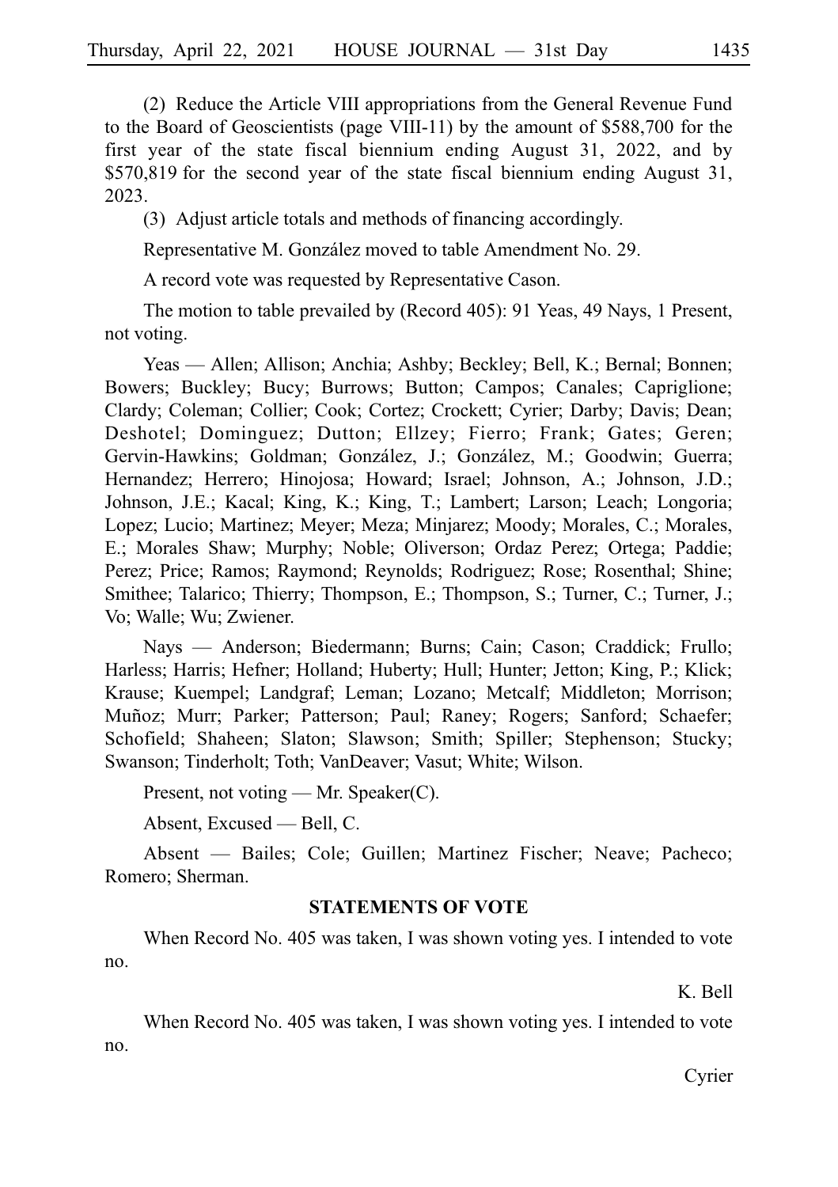(2) Reduce the Article VIII appropriations from the General Revenue Fund to the Board of Geoscientists (page VIII-11) by the amount of \$588,700 for the first year of the state fiscal biennium ending August 31, 2022, and by \$570,819 for the second year of the state fiscal biennium ending August 31, 2023.

(3) Adjust article totals and methods of financing accordingly.

Representative M. González moved to table Amendment No. 29.

A record vote was requested by Representative Cason.

The motion to table prevailed by (Record 405): 91 Yeas, 49 Nays, 1 Present, not voting.

Yeas — Allen; Allison; Anchia; Ashby; Beckley; Bell, K.; Bernal; Bonnen; Bowers; Buckley; Bucy; Burrows; Button; Campos; Canales; Capriglione; Clardy; Coleman; Collier; Cook; Cortez; Crockett; Cyrier; Darby; Davis; Dean; Deshotel; Dominguez; Dutton; Ellzey; Fierro; Frank; Gates; Geren; Gervin-Hawkins; Goldman; González, J.; González, M.; Goodwin; Guerra; Hernandez; Herrero; Hinojosa; Howard; Israel; Johnson, A.; Johnson, J.D.; Johnson, J.E.; Kacal; King, K.; King, T.; Lambert; Larson; Leach; Longoria; Lopez; Lucio; Martinez; Meyer; Meza; Minjarez; Moody; Morales, C.; Morales, E.; Morales Shaw; Murphy; Noble; Oliverson; Ordaz Perez; Ortega; Paddie; Perez; Price; Ramos; Raymond; Reynolds; Rodriguez; Rose; Rosenthal; Shine; Smithee; Talarico; Thierry; Thompson, E.; Thompson, S.; Turner, C.; Turner, J.; Vo; Walle; Wu; Zwiener.

Nays — Anderson; Biedermann; Burns; Cain; Cason; Craddick; Frullo; Harless; Harris; Hefner; Holland; Huberty; Hull; Hunter; Jetton; King, P.; Klick; Krause; Kuempel; Landgraf; Leman; Lozano; Metcalf; Middleton; Morrison; Muñoz; Murr; Parker; Patterson; Paul; Raney; Rogers; Sanford; Schaefer; Schofield; Shaheen; Slaton; Slawson; Smith; Spiller; Stephenson; Stucky; Swanson; Tinderholt; Toth; VanDeaver; Vasut; White; Wilson.

Present, not voting — Mr. Speaker(C).

Absent, Excused — Bell, C.

Absent — Bailes; Cole; Guillen; Martinez Fischer; Neave; Pacheco; Romero; Sherman.

### STATEMENTS OF VOTE

When Record No. 405 was taken, I was shown voting yes. I intended to vote no.

K. Bell

When Record No. 405 was taken, I was shown voting yes. I intended to vote no.

Cyrier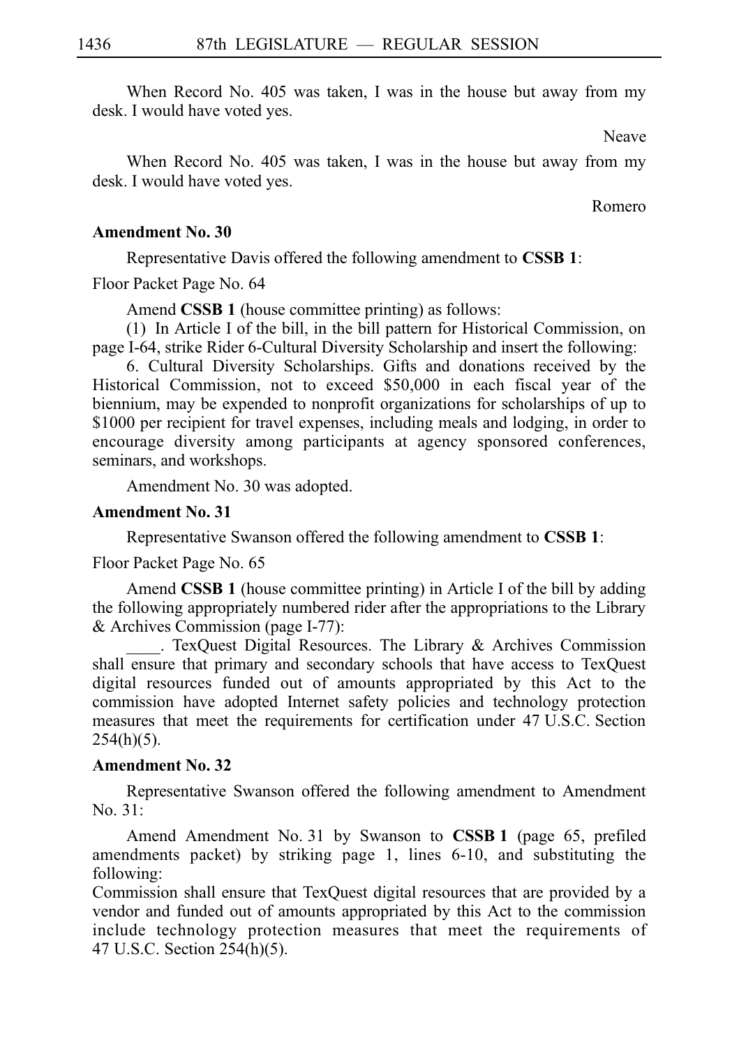When Record No. 405 was taken, I was in the house but away from my desk. I would have voted yes.

Neave

When Record No. 405 was taken, I was in the house but away from my desk. I would have voted yes.

Romero

**Amendment No. 30**

Representative Davis offered the following amendment to **CSSB 1**:

Floor Packet Page No. 64

Amend **CSSB 1** (house committee printing) as follows:

(1) In Article I of the bill, in the bill pattern for Historical Commission, on page I-64, strike Rider 6-Cultural Diversity Scholarship and insert the following:

6. Cultural Diversity Scholarships. Gifts and donations received by the Historical Commission, not to exceed $50,000 in each fiscal year of the biennium, may be expended to nonprofit organizations for scholarships of up to $1000 per recipient for travel expenses, including meals and lodging, in order to encourage diversity among participants at agency sponsored conferences, seminars, and workshops.

Amendment No. 30 was adopted.

**Amendment No. 31**

Representative Swanson offered the following amendment to **CSSB 1**:

Floor Packet Page No. 65

Amend **CSSB 1** (house committee printing) in Article I of the bill by adding the following appropriately numbered rider after the appropriations to the Library & Archives Commission (page I-77):

____. TexQuest Digital Resources. The Library & Archives Commission shall ensure that primary and secondary schools that have access to TexQuest digital resources funded out of amounts appropriated by this Act to the commission have adopted Internet safety policies and technology protection measures that meet the requirements for certification under 47 U.S.C. Section 254(h)(5).

**Amendment No. 32**

Representative Swanson offered the following amendment to Amendment No. 31:

Amend Amendment No. 31 by Swanson to **CSSB 1** (page 65, prefiled amendments packet) by striking page 1, lines 6-10, and substituting the following:

Commission shall ensure that TexQuest digital resources that are provided by a vendor and funded out of amounts appropriated by this Act to the commission include technology protection measures that meet the requirements of 47 U.S.C. Section 254(h)(5).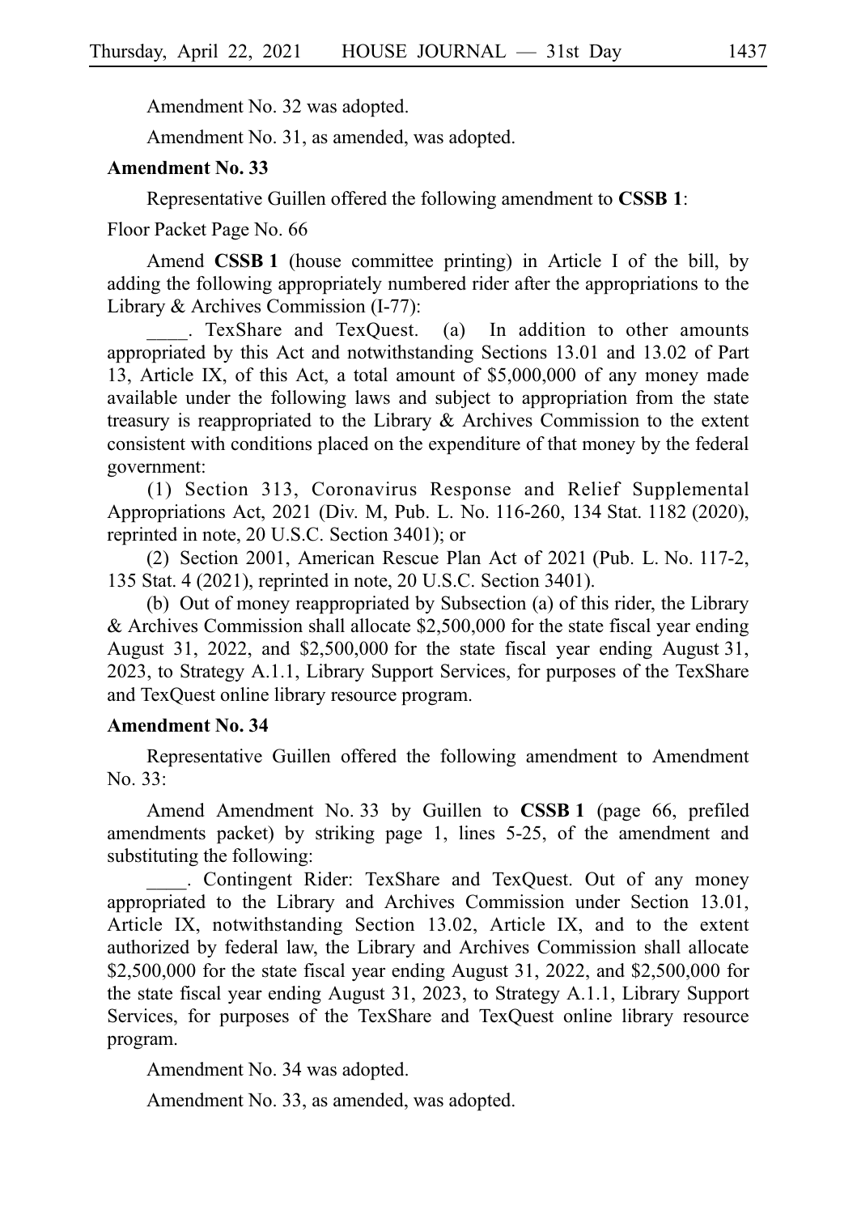Amendment No. 32 was adopted.

Amendment No. 31, as amended, was adopted.

**Amendment No. 33**

Representative Guillen offered the following amendment to **CSSB 1**:

Floor Packet Page No. 66

Amend **CSSB 1** (house committee printing) in Article I of the bill, by adding the following appropriately numbered rider after the appropriations to the Library & Archives Commission (I-77):

\_\_\_\_. TexShare and TexQuest. (a) In addition to other amounts appropriated by this Act and notwithstanding Sections 13.01 and 13.02 of Part 13, Article IX, of this Act, a total amount of $5,000,000 of any money made available under the following laws and subject to appropriation from the state treasury is reappropriated to the Library & Archives Commission to the extent consistent with conditions placed on the expenditure of that money by the federal government:

(1) Section 313, Coronavirus Response and Relief Supplemental Appropriations Act, 2021 (Div. M, Pub. L. No. 116-260, 134 Stat. 1182 (2020), reprinted in note, 20 U.S.C. Section 3401); or

(2) Section 2001, American Rescue Plan Act of 2021 (Pub. L. No. 117-2, 135 Stat. 4 (2021), reprinted in note, 20 U.S.C. Section 3401).

(b) Out of money reappropriated by Subsection (a) of this rider, the Library & Archives Commission shall allocate $2,500,000 for the state fiscal year ending August 31, 2022, and $2,500,000 for the state fiscal year ending August 31, 2023, to Strategy A.1.1, Library Support Services, for purposes of the TexShare and TexQuest online library resource program.

**Amendment No. 34**

Representative Guillen offered the following amendment to Amendment No. 33:

Amend Amendment No. 33 by Guillen to **CSSB 1** (page 66, prefiled amendments packet) by striking page 1, lines 5-25, of the amendment and substituting the following:

\_\_\_\_. Contingent Rider: TexShare and TexQuest. Out of any money appropriated to the Library and Archives Commission under Section 13.01, Article IX, notwithstanding Section 13.02, Article IX, and to the extent authorized by federal law, the Library and Archives Commission shall allocate $2,500,000 for the state fiscal year ending August 31, 2022, and $2,500,000 for the state fiscal year ending August 31, 2023, to Strategy A.1.1, Library Support Services, for purposes of the TexShare and TexQuest online library resource program.

Amendment No. 34 was adopted.

Amendment No. 33, as amended, was adopted.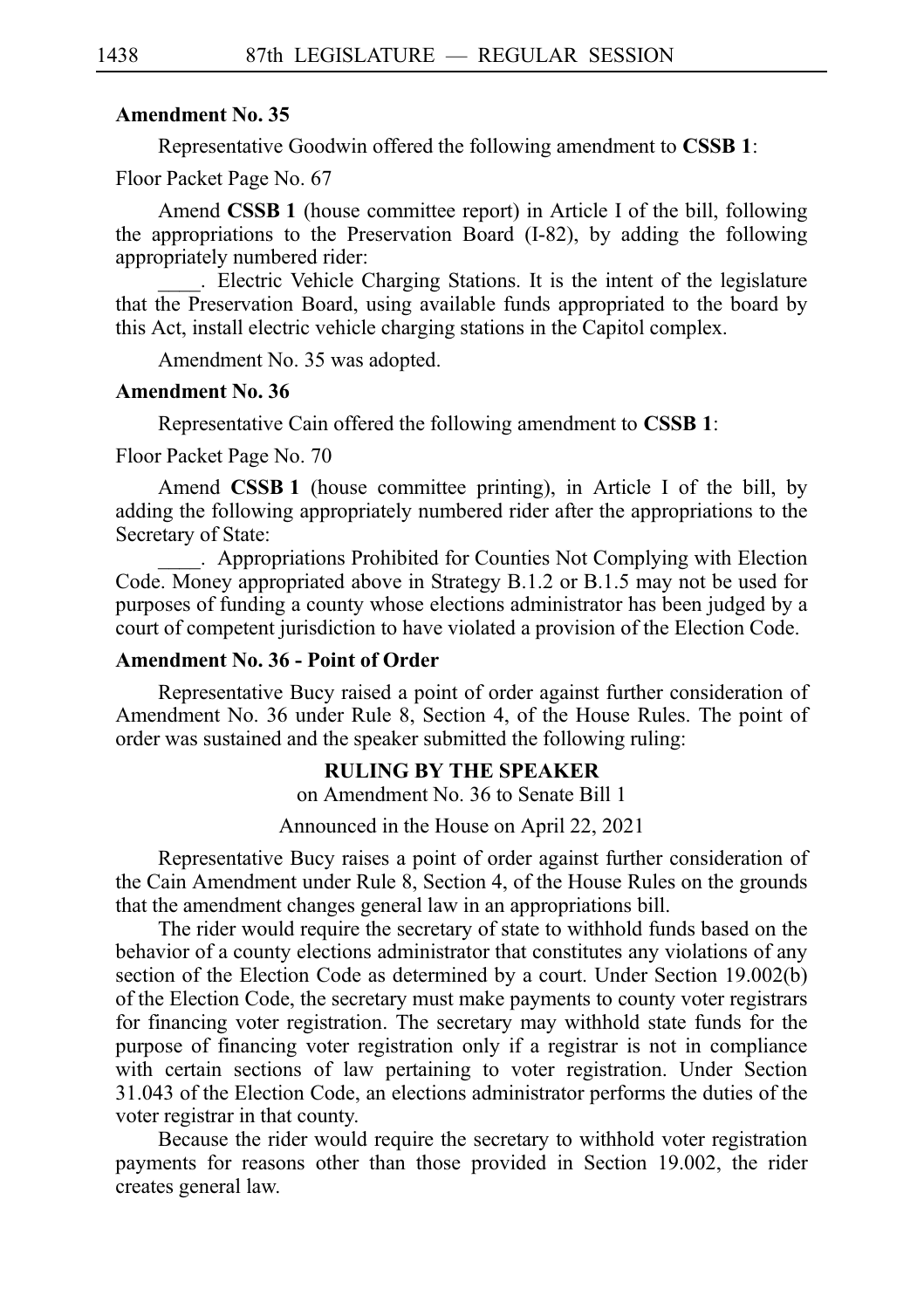**Amendment No. 35**

Representative Goodwin offered the following amendment to **CSSB 1**:

Floor Packet Page No. 67

Amend **CSSB 1** (house committee report) in Article I of the bill, following the appropriations to the Preservation Board (I-82), by adding the following appropriately numbered rider:

____. Electric Vehicle Charging Stations. It is the intent of the legislature that the Preservation Board, using available funds appropriated to the board by this Act, install electric vehicle charging stations in the Capitol complex.

Amendment No. 35 was adopted.

**Amendment No. 36**

Representative Cain offered the following amendment to **CSSB 1**:

Floor Packet Page No. 70

Amend **CSSB 1** (house committee printing), in Article I of the bill, by adding the following appropriately numbered rider after the appropriations to the Secretary of State:

____. Appropriations Prohibited for Counties Not Complying with Election Code. Money appropriated above in Strategy B.1.2 or B.1.5 may not be used for purposes of funding a county whose elections administrator has been judged by a court of competent jurisdiction to have violated a provision of the Election Code.

**Amendment No. 36 - Point of Order**

Representative Bucy raised a point of order against further consideration of Amendment No. 36 under Rule 8, Section 4, of the House Rules. The point of order was sustained and the speaker submitted the following ruling:

**RULING BY THE SPEAKER**

on Amendment No. 36 to Senate Bill 1

Announced in the House on April 22, 2021

Representative Bucy raises a point of order against further consideration of the Cain Amendment under Rule 8, Section 4, of the House Rules on the grounds that the amendment changes general law in an appropriations bill.

The rider would require the secretary of state to withhold funds based on the behavior of a county elections administrator that constitutes any violations of any section of the Election Code as determined by a court. Under Section 19.002(b) of the Election Code, the secretary must make payments to county voter registrars for financing voter registration. The secretary may withhold state funds for the purpose of financing voter registration only if a registrar is not in compliance with certain sections of law pertaining to voter registration. Under Section 31.043 of the Election Code, an elections administrator performs the duties of the voter registrar in that county.

Because the rider would require the secretary to withhold voter registration payments for reasons other than those provided in Section 19.002, the rider creates general law.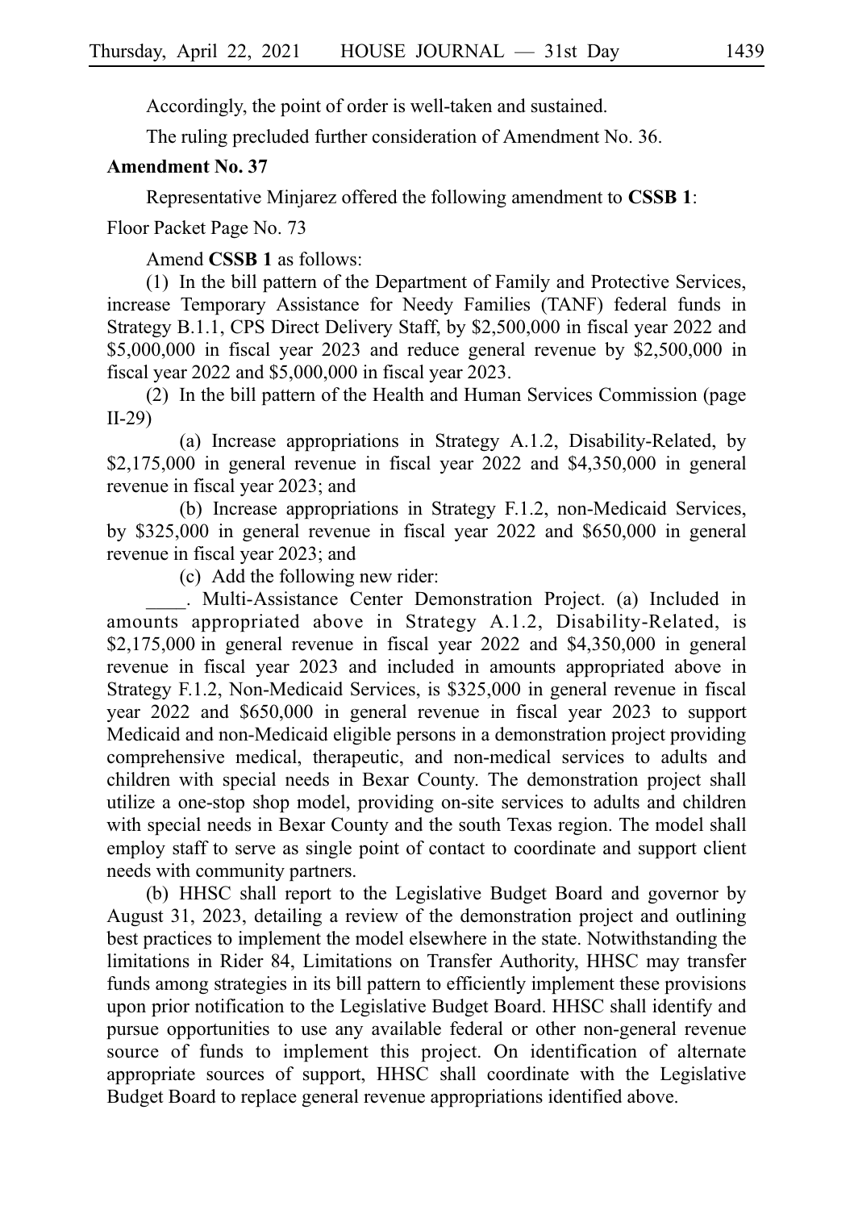Accordingly, the point of order is well-taken and sustained.

The ruling precluded further consideration of Amendment No. 36.

**Amendment No. 37**

Representative Minjarez offered the following amendment to **CSSB 1**:

Floor Packet Page No. 73

Amend **CSSB 1** as follows:

(1) In the bill pattern of the Department of Family and Protective Services, increase Temporary Assistance for Needy Families (TANF) federal funds in Strategy B.1.1, CPS Direct Delivery Staff, by $2,500,000 in fiscal year 2022 and $5,000,000 in fiscal year 2023 and reduce general revenue by $2,500,000 in fiscal year 2022 and $5,000,000 in fiscal year 2023.

(2) In the bill pattern of the Health and Human Services Commission (page II-29)

(a) Increase appropriations in Strategy A.1.2, Disability-Related, by $2,175,000 in general revenue in fiscal year 2022 and $4,350,000 in general revenue in fiscal year 2023; and

(b) Increase appropriations in Strategy F.1.2, non-Medicaid Services, by $325,000 in general revenue in fiscal year 2022 and $650,000 in general revenue in fiscal year 2023; and

(c) Add the following new rider:

____. Multi-Assistance Center Demonstration Project. (a) Included in amounts appropriated above in Strategy A.1.2, Disability-Related, is $2,175,000 in general revenue in fiscal year 2022 and $4,350,000 in general revenue in fiscal year 2023 and included in amounts appropriated above in Strategy F.1.2, Non-Medicaid Services, is $325,000 in general revenue in fiscal year 2022 and $650,000 in general revenue in fiscal year 2023 to support Medicaid and non-Medicaid eligible persons in a demonstration project providing comprehensive medical, therapeutic, and non-medical services to adults and children with special needs in Bexar County. The demonstration project shall utilize a one-stop shop model, providing on-site services to adults and children with special needs in Bexar County and the south Texas region. The model shall employ staff to serve as single point of contact to coordinate and support client needs with community partners.

(b) HHSC shall report to the Legislative Budget Board and governor by August 31, 2023, detailing a review of the demonstration project and outlining best practices to implement the model elsewhere in the state. Notwithstanding the limitations in Rider 84, Limitations on Transfer Authority, HHSC may transfer funds among strategies in its bill pattern to efficiently implement these provisions upon prior notification to the Legislative Budget Board. HHSC shall identify and pursue opportunities to use any available federal or other non-general revenue source of funds to implement this project. On identification of alternate appropriate sources of support, HHSC shall coordinate with the Legislative Budget Board to replace general revenue appropriations identified above.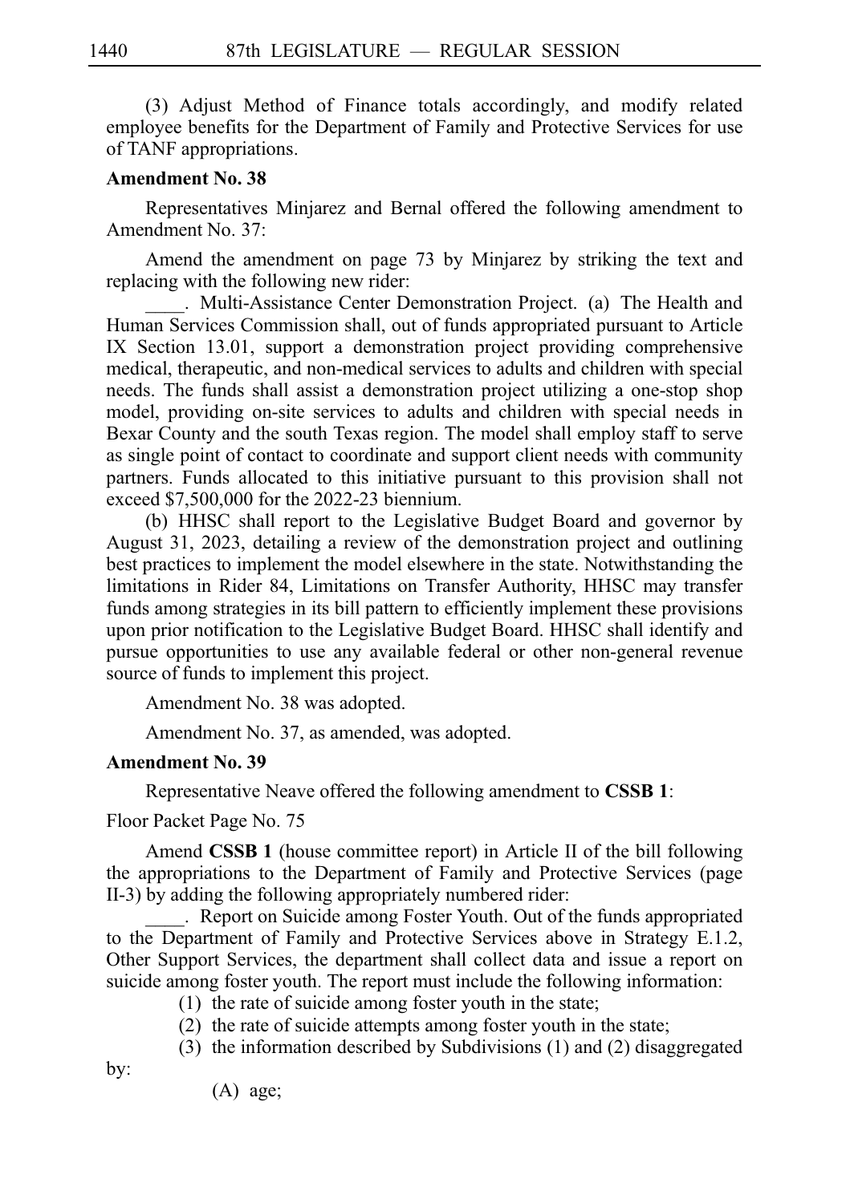(3) Adjust Method of Finance totals accordingly, and modify related employee benefits for the Department of Family and Protective Services for use of TANF appropriations.

**Amendment No. 38**

Representatives Minjarez and Bernal offered the following amendment to Amendment No. 37:

Amend the amendment on page 73 by Minjarez by striking the text and replacing with the following new rider:

____. Multi-Assistance Center Demonstration Project. (a) The Health and Human Services Commission shall, out of funds appropriated pursuant to Article IX Section 13.01, support a demonstration project providing comprehensive medical, therapeutic, and non-medical services to adults and children with special needs. The funds shall assist a demonstration project utilizing a one-stop shop model, providing on-site services to adults and children with special needs in Bexar County and the south Texas region. The model shall employ staff to serve as single point of contact to coordinate and support client needs with community partners. Funds allocated to this initiative pursuant to this provision shall not exceed $7,500,000 for the 2022-23 biennium.

(b) HHSC shall report to the Legislative Budget Board and governor by August 31, 2023, detailing a review of the demonstration project and outlining best practices to implement the model elsewhere in the state. Notwithstanding the limitations in Rider 84, Limitations on Transfer Authority, HHSC may transfer funds among strategies in its bill pattern to efficiently implement these provisions upon prior notification to the Legislative Budget Board. HHSC shall identify and pursue opportunities to use any available federal or other non-general revenue source of funds to implement this project.

Amendment No. 38 was adopted.

Amendment No. 37, as amended, was adopted.

**Amendment No. 39**

Representative Neave offered the following amendment to **CSSB 1**:

Floor Packet Page No. 75

Amend **CSSB 1** (house committee report) in Article II of the bill following the appropriations to the Department of Family and Protective Services (page II-3) by adding the following appropriately numbered rider:

____. Report on Suicide among Foster Youth. Out of the funds appropriated to the Department of Family and Protective Services above in Strategy E.1.2, Other Support Services, the department shall collect data and issue a report on suicide among foster youth. The report must include the following information:

(1) the rate of suicide among foster youth in the state;

(2) the rate of suicide attempts among foster youth in the state;

(3) the information described by Subdivisions (1) and (2) disaggregated by:

(A) age;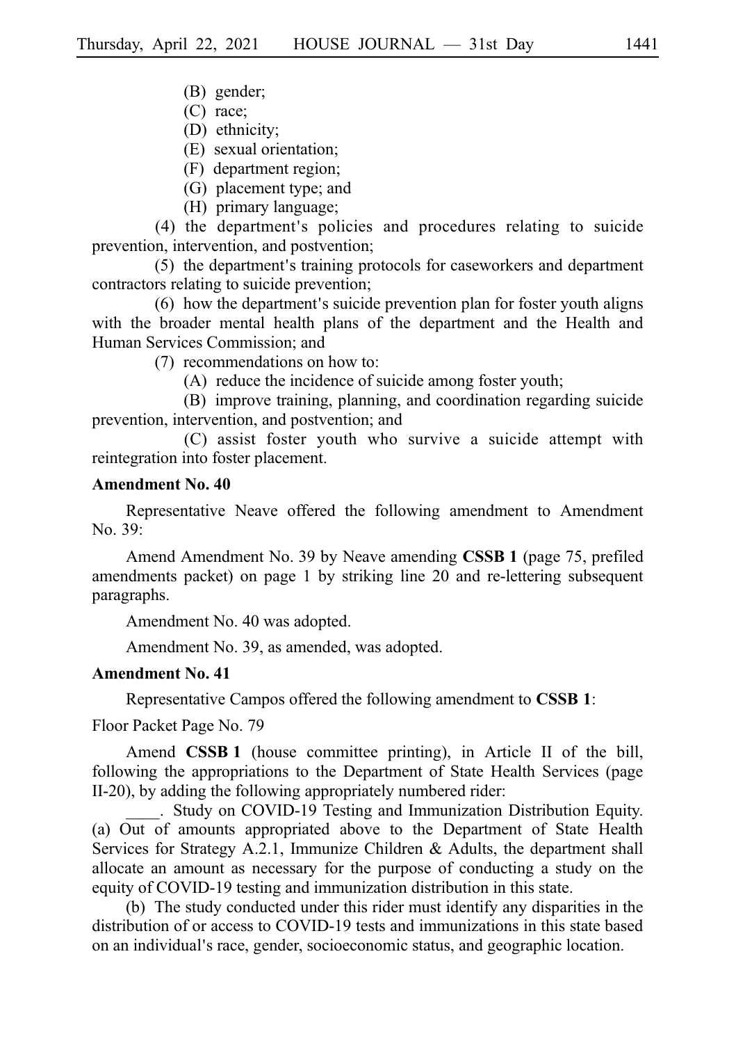(B) gender;

(C) race;

(D) ethnicity;

(E) sexual orientation;

(F) department region;

(G) placement type; and

(H) primary language;

(4) the department's policies and procedures relating to suicide prevention, intervention, and postvention;

(5) the department's training protocols for caseworkers and department contractors relating to suicide prevention;

(6) how the department's suicide prevention plan for foster youth aligns with the broader mental health plans of the department and the Health and Human Services Commission; and

(7) recommendations on how to:

(A) reduce the incidence of suicide among foster youth;

(B) improve training, planning, and coordination regarding suicide prevention, intervention, and postvention; and

(C) assist foster youth who survive a suicide attempt with reintegration into foster placement.

**Amendment No. 40**

Representative Neave offered the following amendment to Amendment No. 39:

Amend Amendment No. 39 by Neave amending **CSSB 1** (page 75, prefiled amendments packet) on page 1 by striking line 20 and re-lettering subsequent paragraphs.

Amendment No. 40 was adopted.

Amendment No. 39, as amended, was adopted.

**Amendment No. 41**

Representative Campos offered the following amendment to **CSSB 1**:

Floor Packet Page No. 79

Amend **CSSB 1** (house committee printing), in Article II of the bill, following the appropriations to the Department of State Health Services (page II-20), by adding the following appropriately numbered rider:

____. Study on COVID-19 Testing and Immunization Distribution Equity. (a) Out of amounts appropriated above to the Department of State Health Services for Strategy A.2.1, Immunize Children & Adults, the department shall allocate an amount as necessary for the purpose of conducting a study on the equity of COVID-19 testing and immunization distribution in this state.

(b) The study conducted under this rider must identify any disparities in the distribution of or access to COVID-19 tests and immunizations in this state based on an individual's race, gender, socioeconomic status, and geographic location.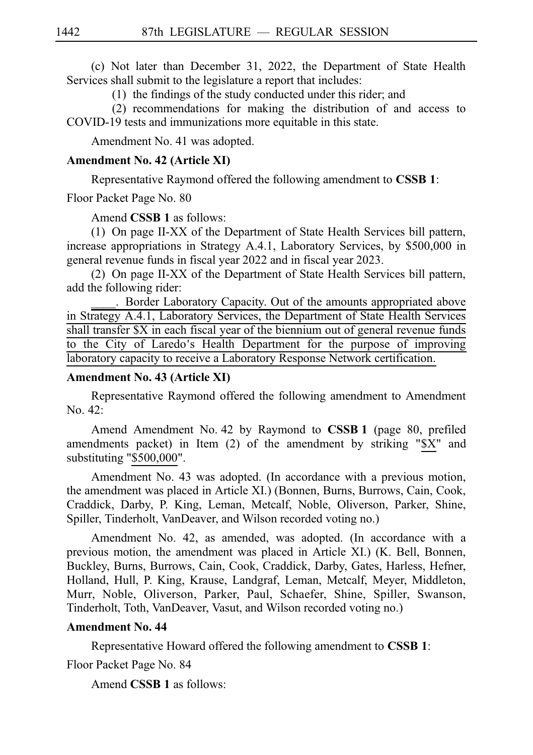(c) Not later than December 31, 2022, the Department of State Health Services shall submit to the legislature a report that includes:

(1) the findings of the study conducted under this rider; and

(2) recommendations for making the distribution of and access to COVID-19 tests and immunizations more equitable in this state.

Amendment No. 41 was adopted.

**Amendment No. 42 (Article XI)**

Representative Raymond offered the following amendment to **CSSB 1**:

Floor Packet Page No. 80

Amend **CSSB 1** as follows:

(1) On page II-XX of the Department of State Health Services bill pattern, increase appropriations in Strategy A.4.1, Laboratory Services, by $500,000 in general revenue funds in fiscal year 2022 and in fiscal year 2023.

(2) On page II-XX of the Department of State Health Services bill pattern, add the following rider:

____. Border Laboratory Capacity. Out of the amounts appropriated above in Strategy A.4.1, Laboratory Services, the Department of State Health Services shall transfer $X in each fiscal year of the biennium out of general revenue funds to the City of Laredo's Health Department for the purpose of improving laboratory capacity to receive a Laboratory Response Network certification.

**Amendment No. 43 (Article XI)**

Representative Raymond offered the following amendment to Amendment No. 42:

Amend Amendment No. 42 by Raymond to **CSSB 1** (page 80, prefiled amendments packet) in Item (2) of the amendment by striking "$X" and substituting "$500,000".

Amendment No. 43 was adopted. (In accordance with a previous motion, the amendment was placed in Article XI.) (Bonnen, Burns, Burrows, Cain, Cook, Craddick, Darby, P. King, Leman, Metcalf, Noble, Oliverson, Parker, Shine, Spiller, Tinderholt, VanDeaver, and Wilson recorded voting no.)

Amendment No. 42, as amended, was adopted. (In accordance with a previous motion, the amendment was placed in Article XI.) (K. Bell, Bonnen, Buckley, Burns, Burrows, Cain, Cook, Craddick, Darby, Gates, Harless, Hefner, Holland, Hull, P. King, Krause, Landgraf, Leman, Metcalf, Meyer, Middleton, Murr, Noble, Oliverson, Parker, Paul, Schaefer, Shine, Spiller, Swanson, Tinderholt, Toth, VanDeaver, Vasut, and Wilson recorded voting no.)

**Amendment No. 44**

Representative Howard offered the following amendment to **CSSB 1**:

Floor Packet Page No. 84

Amend **CSSB 1** as follows: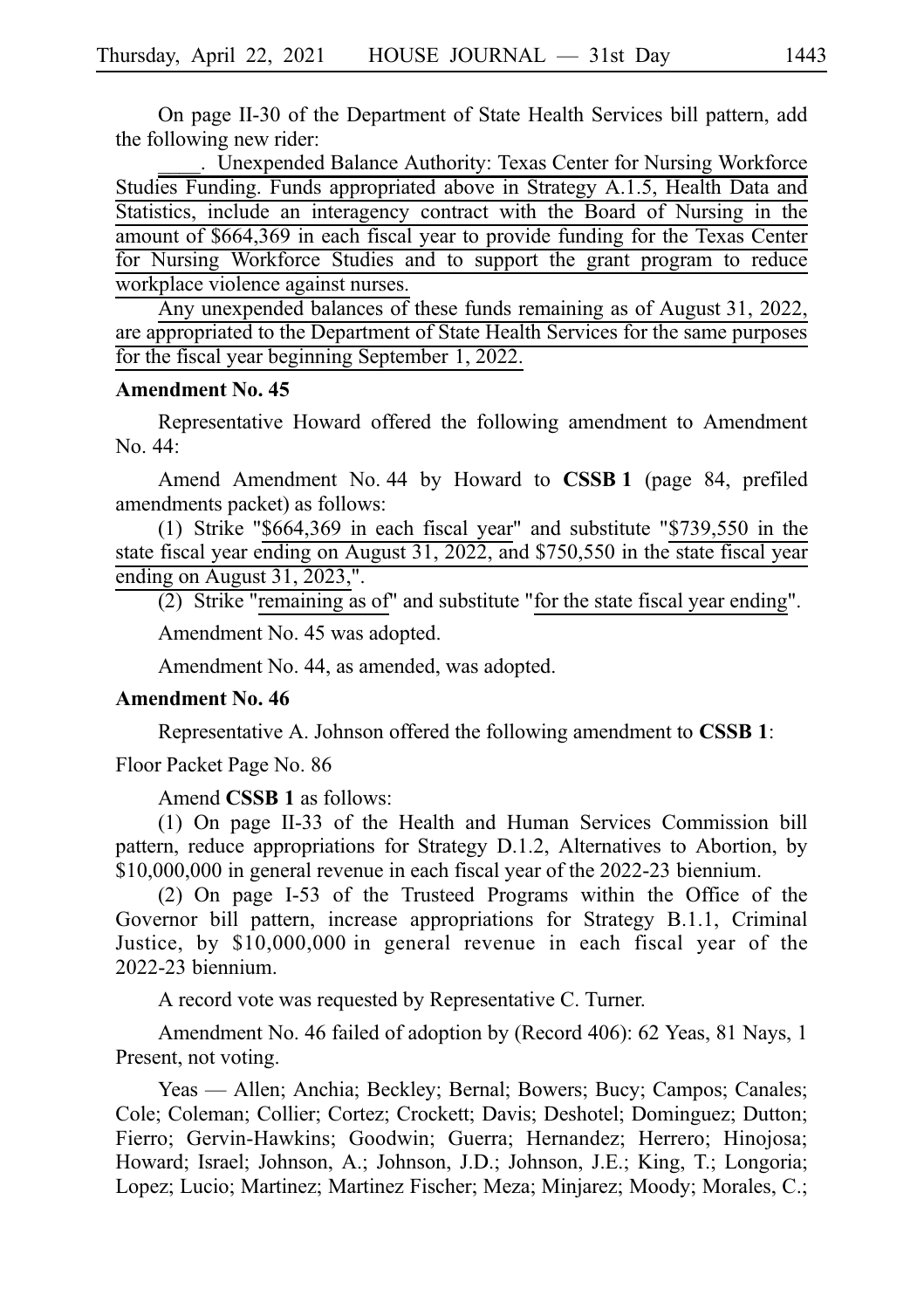On page II-30 of the Department of State Health Services bill pattern, add the following new rider:

____. Unexpended Balance Authority: Texas Center for Nursing Workforce Studies Funding. Funds appropriated above in Strategy A.1.5, Health Data and Statistics, include an interagency contract with the Board of Nursing in the amount of $664,369 in each fiscal year to provide funding for the Texas Center for Nursing Workforce Studies and to support the grant program to reduce workplace violence against nurses.

Any unexpended balances of these funds remaining as of August 31, 2022, are appropriated to the Department of State Health Services for the same purposes for the fiscal year beginning September 1, 2022.

**Amendment No. 45**

Representative Howard offered the following amendment to Amendment No. 44:

Amend Amendment No. 44 by Howard to **CSSB 1** (page 84, prefiled amendments packet) as follows:

(1) Strike "$664,369 in each fiscal year" and substitute "$739,550 in the state fiscal year ending on August 31, 2022, and $750,550 in the state fiscal year ending on August 31, 2023,".

(2) Strike "remaining as of" and substitute "for the state fiscal year ending".

Amendment No. 45 was adopted.

Amendment No. 44, as amended, was adopted.

**Amendment No. 46**

Representative A. Johnson offered the following amendment to **CSSB 1**:

Floor Packet Page No. 86

Amend **CSSB 1** as follows:

(1) On page II-33 of the Health and Human Services Commission bill pattern, reduce appropriations for Strategy D.1.2, Alternatives to Abortion, by $10,000,000 in general revenue in each fiscal year of the 2022-23 biennium.

(2) On page I-53 of the Trusteed Programs within the Office of the Governor bill pattern, increase appropriations for Strategy B.1.1, Criminal Justice, by $10,000,000 in general revenue in each fiscal year of the 2022-23 biennium.

A record vote was requested by Representative C. Turner.

Amendment No. 46 failed of adoption by (Record 406): 62 Yeas, 81 Nays, 1 Present, not voting.

Yeas — Allen; Anchia; Beckley; Bernal; Bowers; Bucy; Campos; Canales; Cole; Coleman; Collier; Cortez; Crockett; Davis; Deshotel; Dominguez; Dutton; Fierro; Gervin-Hawkins; Goodwin; Guerra; Hernandez; Herrero; Hinojosa; Howard; Israel; Johnson, A.; Johnson, J.D.; Johnson, J.E.; King, T.; Longoria; Lopez; Lucio; Martinez; Martinez Fischer; Meza; Minjarez; Moody; Morales, C.;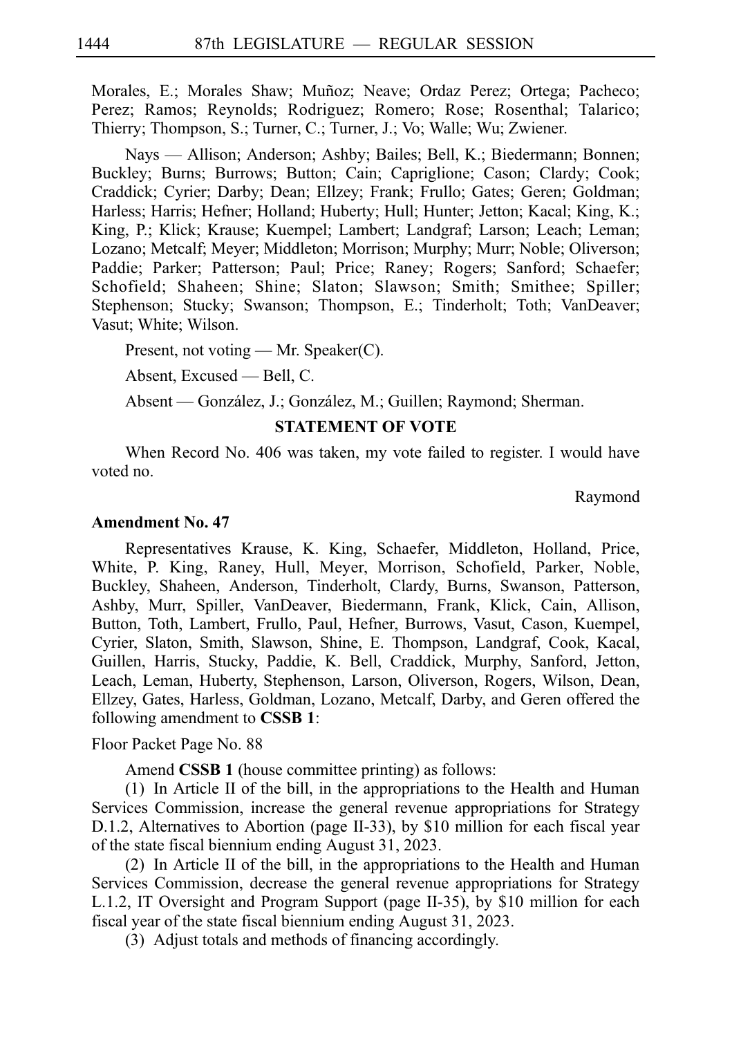Morales, E.; Morales Shaw; Muñoz; Neave; Ordaz Perez; Ortega; Pacheco; Perez; Ramos; Reynolds; Rodriguez; Romero; Rose; Rosenthal; Talarico; Thierry; Thompson, S.; Turner, C.; Turner, J.; Vo; Walle; Wu; Zwiener.

Nays — Allison; Anderson; Ashby; Bailes; Bell, K.; Biedermann; Bonnen; Buckley; Burns; Burrows; Button; Cain; Capriglione; Cason; Clardy; Cook; Craddick; Cyrier; Darby; Dean; Ellzey; Frank; Frullo; Gates; Geren; Goldman; Harless; Harris; Hefner; Holland; Huberty; Hull; Hunter; Jetton; Kacal; King, K.; King, P.; Klick; Krause; Kuempel; Lambert; Landgraf; Larson; Leach; Leman; Lozano; Metcalf; Meyer; Middleton; Morrison; Murphy; Murr; Noble; Oliverson; Paddie; Parker; Patterson; Paul; Price; Raney; Rogers; Sanford; Schaefer; Schofield; Shaheen; Shine; Slaton; Slawson; Smith; Smithee; Spiller; Stephenson; Stucky; Swanson; Thompson, E.; Tinderholt; Toth; VanDeaver; Vasut; White; Wilson.

Present, not voting — Mr. Speaker(C).

Absent, Excused — Bell, C.

Absent — González, J.; González, M.; Guillen; Raymond; Sherman.

**STATEMENT OF VOTE**

When Record No. 406 was taken, my vote failed to register. I would have voted no.

Raymond

**Amendment No. 47**

Representatives Krause, K. King, Schaefer, Middleton, Holland, Price, White, P. King, Raney, Hull, Meyer, Morrison, Schofield, Parker, Noble, Buckley, Shaheen, Anderson, Tinderholt, Clardy, Burns, Swanson, Patterson, Ashby, Murr, Spiller, VanDeaver, Biedermann, Frank, Klick, Cain, Allison, Button, Toth, Lambert, Frullo, Paul, Hefner, Burrows, Vasut, Cason, Kuempel, Cyrier, Slaton, Smith, Slawson, Shine, E. Thompson, Landgraf, Cook, Kacal, Guillen, Harris, Stucky, Paddie, K. Bell, Craddick, Murphy, Sanford, Jetton, Leach, Leman, Huberty, Stephenson, Larson, Oliverson, Rogers, Wilson, Dean, Ellzey, Gates, Harless, Goldman, Lozano, Metcalf, Darby, and Geren offered the following amendment to **CSSB 1**:

Floor Packet Page No. 88

Amend **CSSB 1** (house committee printing) as follows:

(1) In Article II of the bill, in the appropriations to the Health and Human Services Commission, increase the general revenue appropriations for Strategy D.1.2, Alternatives to Abortion (page II-33), by $10 million for each fiscal year of the state fiscal biennium ending August 31, 2023.

(2) In Article II of the bill, in the appropriations to the Health and Human Services Commission, decrease the general revenue appropriations for Strategy L.1.2, IT Oversight and Program Support (page II-35), by $10 million for each fiscal year of the state fiscal biennium ending August 31, 2023.

(3) Adjust totals and methods of financing accordingly.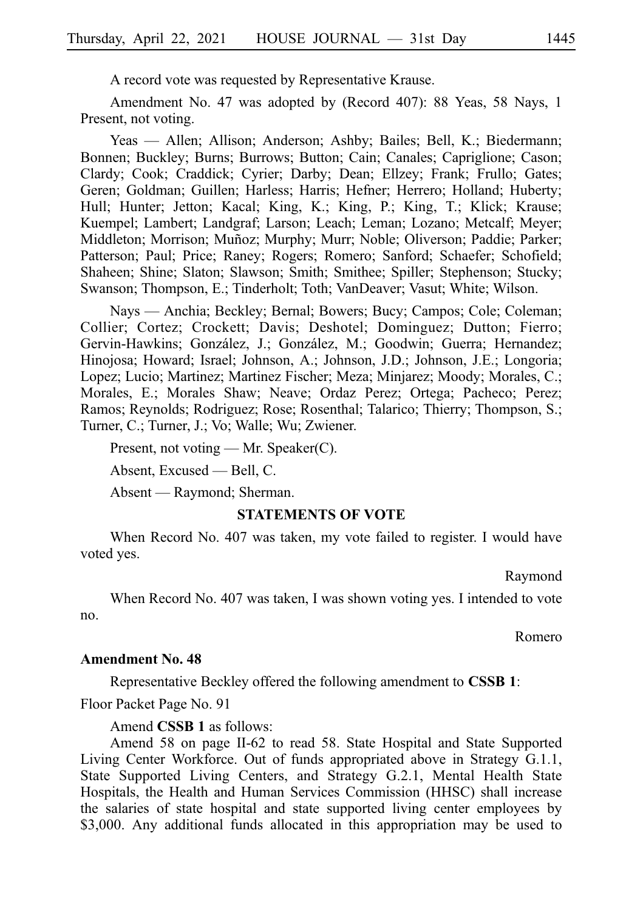A record vote was requested by Representative Krause.

Amendment No. 47 was adopted by (Record 407): 88 Yeas, 58 Nays, 1 Present, not voting.

Yeas — Allen; Allison; Anderson; Ashby; Bailes; Bell, K.; Biedermann; Bonnen; Buckley; Burns; Burrows; Button; Cain; Canales; Capriglione; Cason; Clardy; Cook; Craddick; Cyrier; Darby; Dean; Ellzey; Frank; Frullo; Gates; Geren; Goldman; Guillen; Harless; Harris; Hefner; Herrero; Holland; Huberty; Hull; Hunter; Jetton; Kacal; King, K.; King, P.; King, T.; Klick; Krause; Kuempel; Lambert; Landgraf; Larson; Leach; Leman; Lozano; Metcalf; Meyer; Middleton; Morrison; Muñoz; Murphy; Murr; Noble; Oliverson; Paddie; Parker; Patterson; Paul; Price; Raney; Rogers; Romero; Sanford; Schaefer; Schofield; Shaheen; Shine; Slaton; Slawson; Smith; Smithee; Spiller; Stephenson; Stucky; Swanson; Thompson, E.; Tinderholt; Toth; VanDeaver; Vasut; White; Wilson.

Nays — Anchia; Beckley; Bernal; Bowers; Bucy; Campos; Cole; Coleman; Collier; Cortez; Crockett; Davis; Deshotel; Dominguez; Dutton; Fierro; Gervin-Hawkins; González, J.; González, M.; Goodwin; Guerra; Hernandez; Hinojosa; Howard; Israel; Johnson, A.; Johnson, J.D.; Johnson, J.E.; Longoria; Lopez; Lucio; Martinez; Martinez Fischer; Meza; Minjarez; Moody; Morales, C.; Morales, E.; Morales Shaw; Neave; Ordaz Perez; Ortega; Pacheco; Perez; Ramos; Reynolds; Rodriguez; Rose; Rosenthal; Talarico; Thierry; Thompson, S.; Turner, C.; Turner, J.; Vo; Walle; Wu; Zwiener.

Present, not voting — Mr. Speaker(C).

Absent, Excused — Bell, C.

Absent — Raymond; Sherman.

**STATEMENTS OF VOTE**

When Record No. 407 was taken, my vote failed to register. I would have voted yes.

Raymond

When Record No. 407 was taken, I was shown voting yes. I intended to vote no.

Romero

**Amendment No. 48**

Representative Beckley offered the following amendment to **CSSB 1**:

Floor Packet Page No. 91

Amend **CSSB 1** as follows:

Amend 58 on page II-62 to read 58. State Hospital and State Supported Living Center Workforce. Out of funds appropriated above in Strategy G.1.1, State Supported Living Centers, and Strategy G.2.1, Mental Health State Hospitals, the Health and Human Services Commission (HHSC) shall increase the salaries of state hospital and state supported living center employees by $3,000. Any additional funds allocated in this appropriation may be used to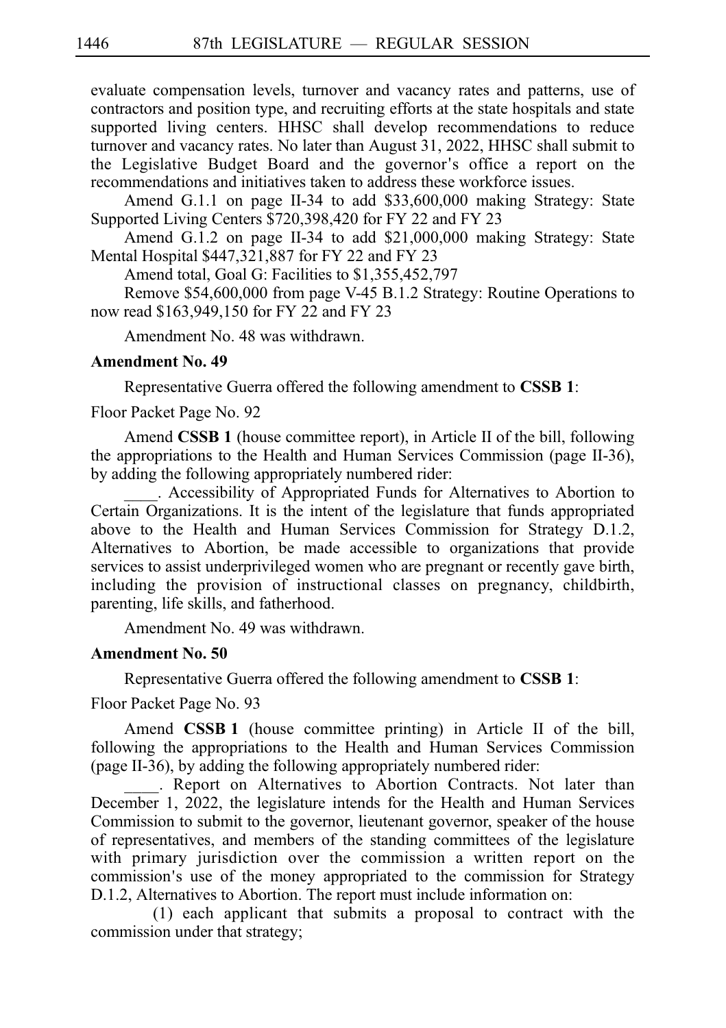evaluate compensation levels, turnover and vacancy rates and patterns, use of contractors and position type, and recruiting efforts at the state hospitals and state supported living centers. HHSC shall develop recommendations to reduce turnover and vacancy rates. No later than August 31, 2022, HHSC shall submit to the Legislative Budget Board and the governor's office a report on the recommendations and initiatives taken to address these workforce issues.

Amend G.1.1 on page II-34 to add $33,600,000 making Strategy: State Supported Living Centers $720,398,420 for FY 22 and FY 23

Amend G.1.2 on page II-34 to add $21,000,000 making Strategy: State Mental Hospital $447,321,887 for FY 22 and FY 23

Amend total, Goal G: Facilities to $1,355,452,797

Remove $54,600,000 from page V-45 B.1.2 Strategy: Routine Operations to now read $163,949,150 for FY 22 and FY 23

Amendment No. 48 was withdrawn.

**Amendment No. 49**

Representative Guerra offered the following amendment to **CSSB 1**:

Floor Packet Page No. 92

Amend **CSSB 1** (house committee report), in Article II of the bill, following the appropriations to the Health and Human Services Commission (page II-36), by adding the following appropriately numbered rider:

____. Accessibility of Appropriated Funds for Alternatives to Abortion to Certain Organizations. It is the intent of the legislature that funds appropriated above to the Health and Human Services Commission for Strategy D.1.2, Alternatives to Abortion, be made accessible to organizations that provide services to assist underprivileged women who are pregnant or recently gave birth, including the provision of instructional classes on pregnancy, childbirth, parenting, life skills, and fatherhood.

Amendment No. 49 was withdrawn.

**Amendment No. 50**

Representative Guerra offered the following amendment to **CSSB 1**:

Floor Packet Page No. 93

Amend **CSSB 1** (house committee printing) in Article II of the bill, following the appropriations to the Health and Human Services Commission (page II-36), by adding the following appropriately numbered rider:

____. Report on Alternatives to Abortion Contracts. Not later than December 1, 2022, the legislature intends for the Health and Human Services Commission to submit to the governor, lieutenant governor, speaker of the house of representatives, and members of the standing committees of the legislature with primary jurisdiction over the commission a written report on the commission's use of the money appropriated to the commission for Strategy D.1.2, Alternatives to Abortion. The report must include information on:

(1) each applicant that submits a proposal to contract with the commission under that strategy;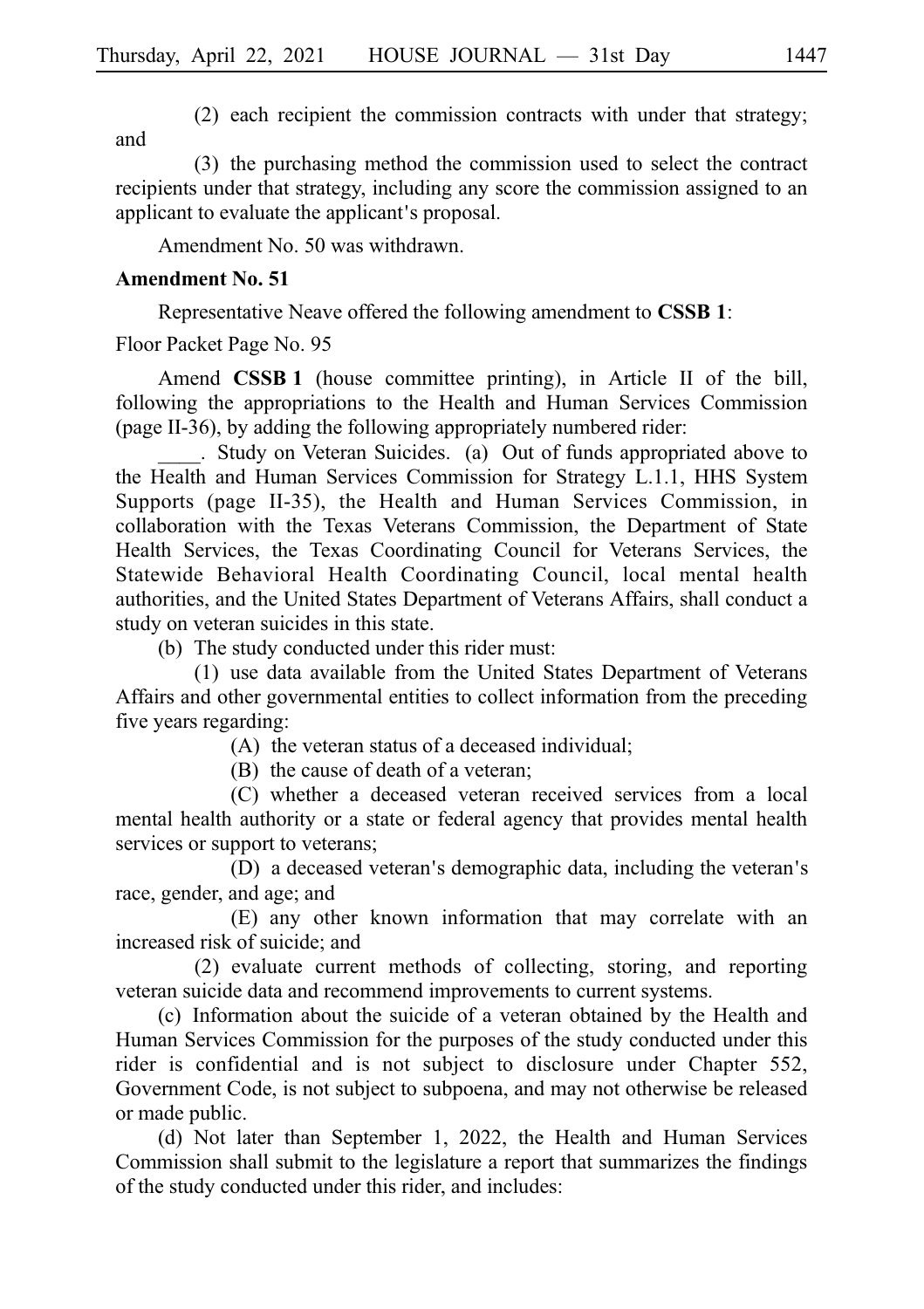(2) each recipient the commission contracts with under that strategy; and

(3) the purchasing method the commission used to select the contract recipients under that strategy, including any score the commission assigned to an applicant to evaluate the applicant's proposal.

Amendment No. 50 was withdrawn.

**Amendment No. 51**

Representative Neave offered the following amendment to **CSSB 1**:

Floor Packet Page No. 95

Amend **CSSB 1** (house committee printing), in Article II of the bill, following the appropriations to the Health and Human Services Commission (page II-36), by adding the following appropriately numbered rider:

____. Study on Veteran Suicides. (a) Out of funds appropriated above to the Health and Human Services Commission for Strategy L.1.1, HHS System Supports (page II-35), the Health and Human Services Commission, in collaboration with the Texas Veterans Commission, the Department of State Health Services, the Texas Coordinating Council for Veterans Services, the Statewide Behavioral Health Coordinating Council, local mental health authorities, and the United States Department of Veterans Affairs, shall conduct a study on veteran suicides in this state.

(b) The study conducted under this rider must:

(1) use data available from the United States Department of Veterans Affairs and other governmental entities to collect information from the preceding five years regarding:

(A) the veteran status of a deceased individual;

(B) the cause of death of a veteran;

(C) whether a deceased veteran received services from a local mental health authority or a state or federal agency that provides mental health services or support to veterans;

(D) a deceased veteran's demographic data, including the veteran's race, gender, and age; and

(E) any other known information that may correlate with an increased risk of suicide; and

(2) evaluate current methods of collecting, storing, and reporting veteran suicide data and recommend improvements to current systems.

(c) Information about the suicide of a veteran obtained by the Health and Human Services Commission for the purposes of the study conducted under this rider is confidential and is not subject to disclosure under Chapter 552, Government Code, is not subject to subpoena, and may not otherwise be released or made public.

(d) Not later than September 1, 2022, the Health and Human Services Commission shall submit to the legislature a report that summarizes the findings of the study conducted under this rider, and includes: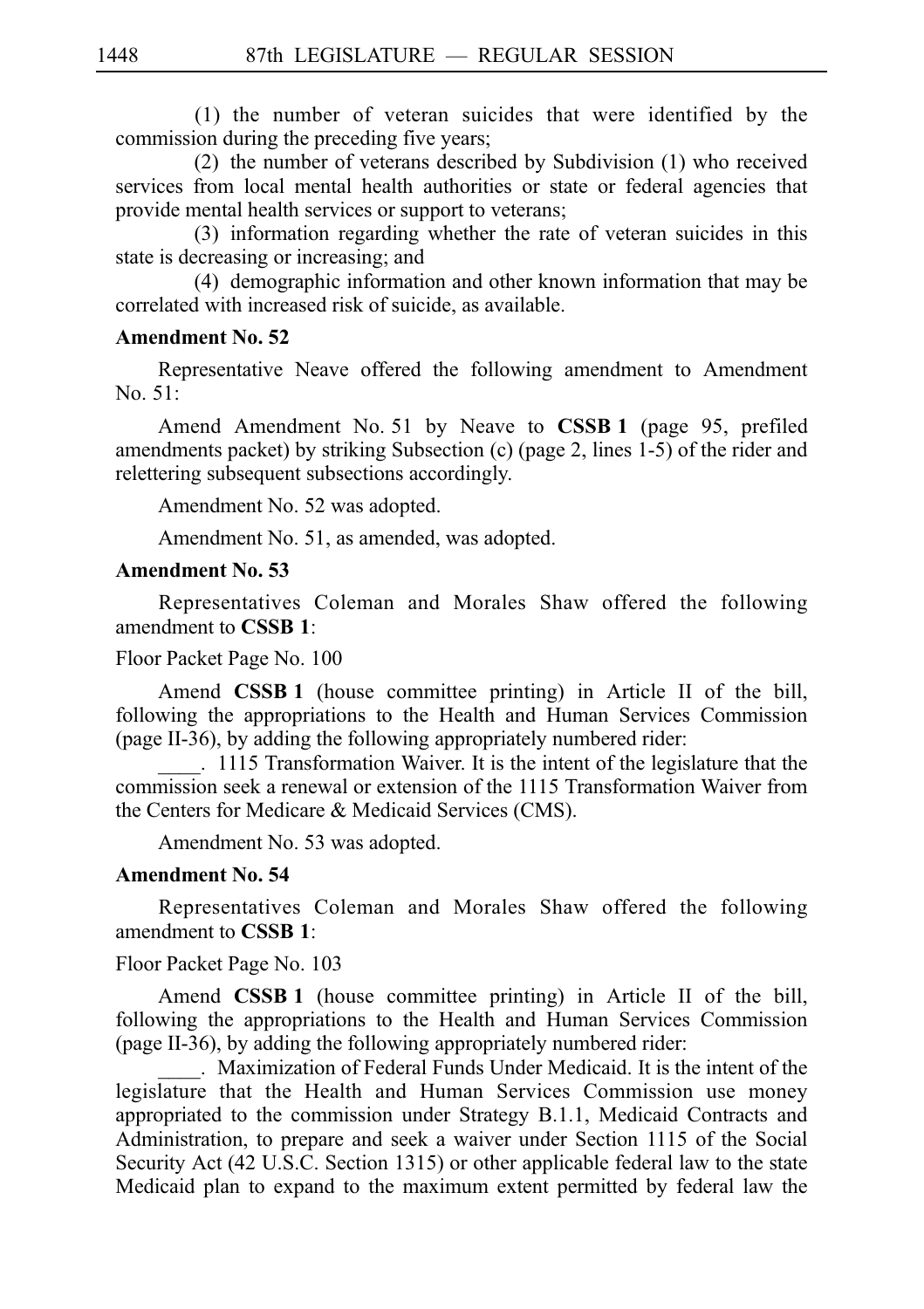(1) the number of veteran suicides that were identified by the commission during the preceding five years;

(2) the number of veterans described by Subdivision (1) who received services from local mental health authorities or state or federal agencies that provide mental health services or support to veterans;

(3) information regarding whether the rate of veteran suicides in this state is decreasing or increasing; and

(4) demographic information and other known information that may be correlated with increased risk of suicide, as available.

**Amendment No. 52**

Representative Neave offered the following amendment to Amendment No. 51:

Amend Amendment No. 51 by Neave to **CSSB 1** (page 95, prefiled amendments packet) by striking Subsection (c) (page 2, lines 1-5) of the rider and relettering subsequent subsections accordingly.

Amendment No. 52 was adopted.

Amendment No. 51, as amended, was adopted.

**Amendment No. 53**

Representatives Coleman and Morales Shaw offered the following amendment to **CSSB 1**:

Floor Packet Page No. 100

Amend **CSSB 1** (house committee printing) in Article II of the bill, following the appropriations to the Health and Human Services Commission (page II-36), by adding the following appropriately numbered rider:

____. 1115 Transformation Waiver. It is the intent of the legislature that the commission seek a renewal or extension of the 1115 Transformation Waiver from the Centers for Medicare & Medicaid Services (CMS).

Amendment No. 53 was adopted.

**Amendment No. 54**

Representatives Coleman and Morales Shaw offered the following amendment to **CSSB 1**:

Floor Packet Page No. 103

Amend **CSSB 1** (house committee printing) in Article II of the bill, following the appropriations to the Health and Human Services Commission (page II-36), by adding the following appropriately numbered rider:

____. Maximization of Federal Funds Under Medicaid. It is the intent of the legislature that the Health and Human Services Commission use money appropriated to the commission under Strategy B.1.1, Medicaid Contracts and Administration, to prepare and seek a waiver under Section 1115 of the Social Security Act (42 U.S.C. Section 1315) or other applicable federal law to the state Medicaid plan to expand to the maximum extent permitted by federal law the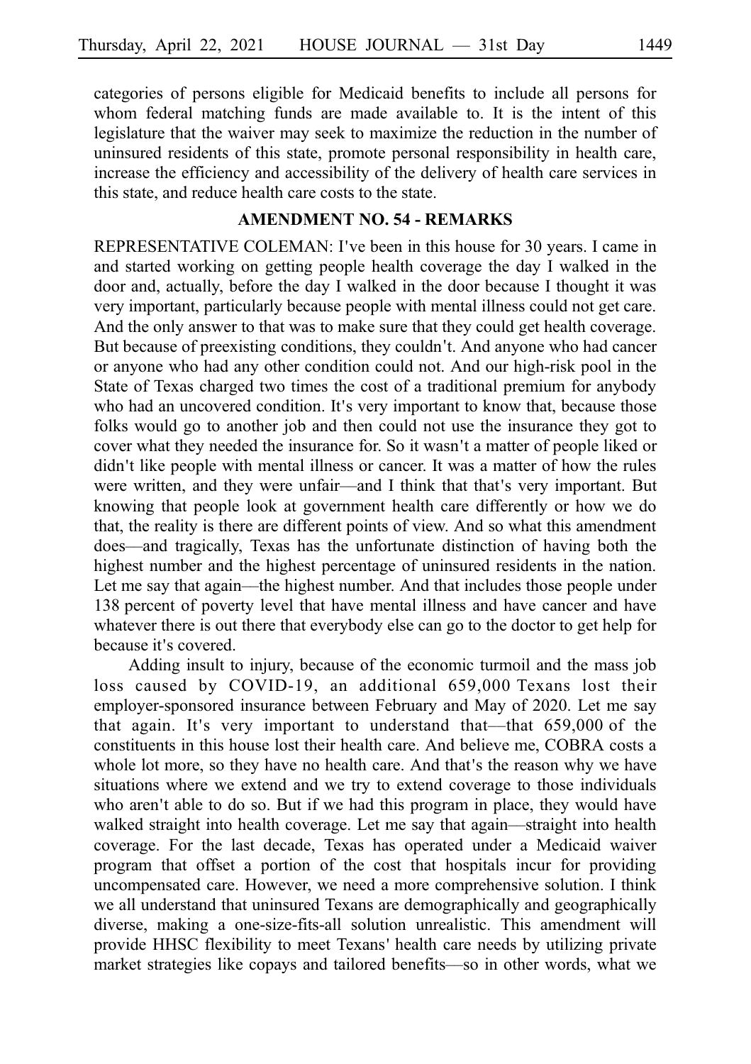categories of persons eligible for Medicaid benefits to include all persons for whom federal matching funds are made available to. It is the intent of this legislature that the waiver may seek to maximize the reduction in the number of uninsured residents of this state, promote personal responsibility in health care, increase the efficiency and accessibility of the delivery of health care services in this state, and reduce health care costs to the state.

## AMENDMENT NO. 54 - REMARKS

REPRESENTATIVE COLEMAN: I've been in this house for 30 years. I came in and started working on getting people health coverage the day I walked in the door and, actually, before the day I walked in the door because I thought it was very important, particularly because people with mental illness could not get care. And the only answer to that was to make sure that they could get health coverage. But because of preexisting conditions, they couldn't. And anyone who had cancer or anyone who had any other condition could not. And our high-risk pool in the State of Texas charged two times the cost of a traditional premium for anybody who had an uncovered condition. It's very important to know that, because those folks would go to another job and then could not use the insurance they got to cover what they needed the insurance for. So it wasn't a matter of people liked or didn't like people with mental illness or cancer. It was a matter of how the rules were written, and they were unfair—and I think that that's very important. But knowing that people look at government health care differently or how we do that, the reality is there are different points of view. And so what this amendment does—and tragically, Texas has the unfortunate distinction of having both the highest number and the highest percentage of uninsured residents in the nation. Let me say that again—the highest number. And that includes those people under 138 percent of poverty level that have mental illness and have cancer and have whatever there is out there that everybody else can go to the doctor to get help for because it's covered.

Adding insult to injury, because of the economic turmoil and the mass job loss caused by COVID-19, an additional 659,000 Texans lost their employer-sponsored insurance between February and May of 2020. Let me say that again. It's very important to understand that—that 659,000 of the constituents in this house lost their health care. And believe me, COBRA costs a whole lot more, so they have no health care. And that's the reason why we have situations where we extend and we try to extend coverage to those individuals who aren't able to do so. But if we had this program in place, they would have walked straight into health coverage. Let me say that again—straight into health coverage. For the last decade, Texas has operated under a Medicaid waiver program that offset a portion of the cost that hospitals incur for providing uncompensated care. However, we need a more comprehensive solution. I think we all understand that uninsured Texans are demographically and geographically diverse, making a one-size-fits-all solution unrealistic. This amendment will provide HHSC flexibility to meet Texans' health care needs by utilizing private market strategies like copays and tailored benefits—so in other words, what we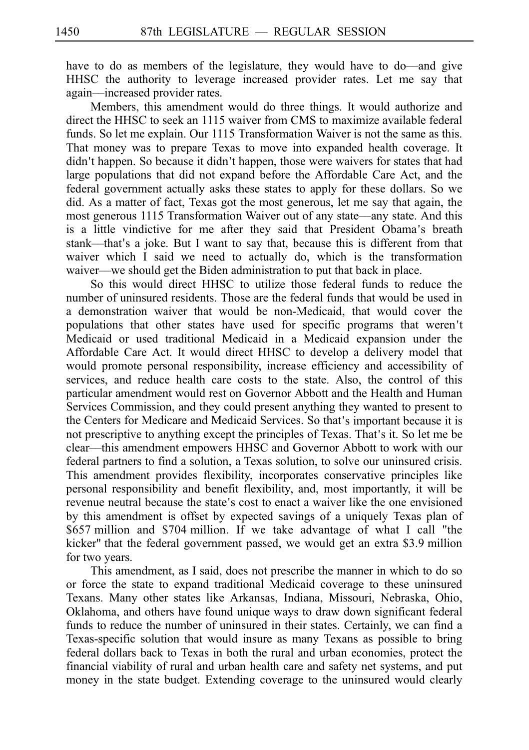have to do as members of the legislature, they would have to do—and give HHSC the authority to leverage increased provider rates. Let me say that again—increased provider rates.

Members, this amendment would do three things. It would authorize and direct the HHSC to seek an 1115 waiver from CMS to maximize available federal funds. So let me explain. Our 1115 Transformation Waiver is not the same as this. That money was to prepare Texas to move into expanded health coverage. It didn't happen. So because it didn't happen, those were waivers for states that had large populations that did not expand before the Affordable Care Act, and the federal government actually asks these states to apply for these dollars. So we did. As a matter of fact, Texas got the most generous, let me say that again, the most generous 1115 Transformation Waiver out of any state—any state. And this is a little vindictive for me after they said that President Obama's breath stank—that's a joke. But I want to say that, because this is different from that waiver which I said we need to actually do, which is the transformation waiver—we should get the Biden administration to put that back in place.

So this would direct HHSC to utilize those federal funds to reduce the number of uninsured residents. Those are the federal funds that would be used in a demonstration waiver that would be non-Medicaid, that would cover the populations that other states have used for specific programs that weren't Medicaid or used traditional Medicaid in a Medicaid expansion under the Affordable Care Act. It would direct HHSC to develop a delivery model that would promote personal responsibility, increase efficiency and accessibility of services, and reduce health care costs to the state. Also, the control of this particular amendment would rest on Governor Abbott and the Health and Human Services Commission, and they could present anything they wanted to present to the Centers for Medicare and Medicaid Services. So that's important because it is not prescriptive to anything except the principles of Texas. That's it. So let me be clear—this amendment empowers HHSC and Governor Abbott to work with our federal partners to find a solution, a Texas solution, to solve our uninsured crisis. This amendment provides flexibility, incorporates conservative principles like personal responsibility and benefit flexibility, and, most importantly, it will be revenue neutral because the state's cost to enact a waiver like the one envisioned by this amendment is offset by expected savings of a uniquely Texas plan of $657 million and $704 million. If we take advantage of what I call "the kicker" that the federal government passed, we would get an extra $3.9 million for two years.

This amendment, as I said, does not prescribe the manner in which to do so or force the state to expand traditional Medicaid coverage to these uninsured Texans. Many other states like Arkansas, Indiana, Missouri, Nebraska, Ohio, Oklahoma, and others have found unique ways to draw down significant federal funds to reduce the number of uninsured in their states. Certainly, we can find a Texas-specific solution that would insure as many Texans as possible to bring federal dollars back to Texas in both the rural and urban economies, protect the financial viability of rural and urban health care and safety net systems, and put money in the state budget. Extending coverage to the uninsured would clearly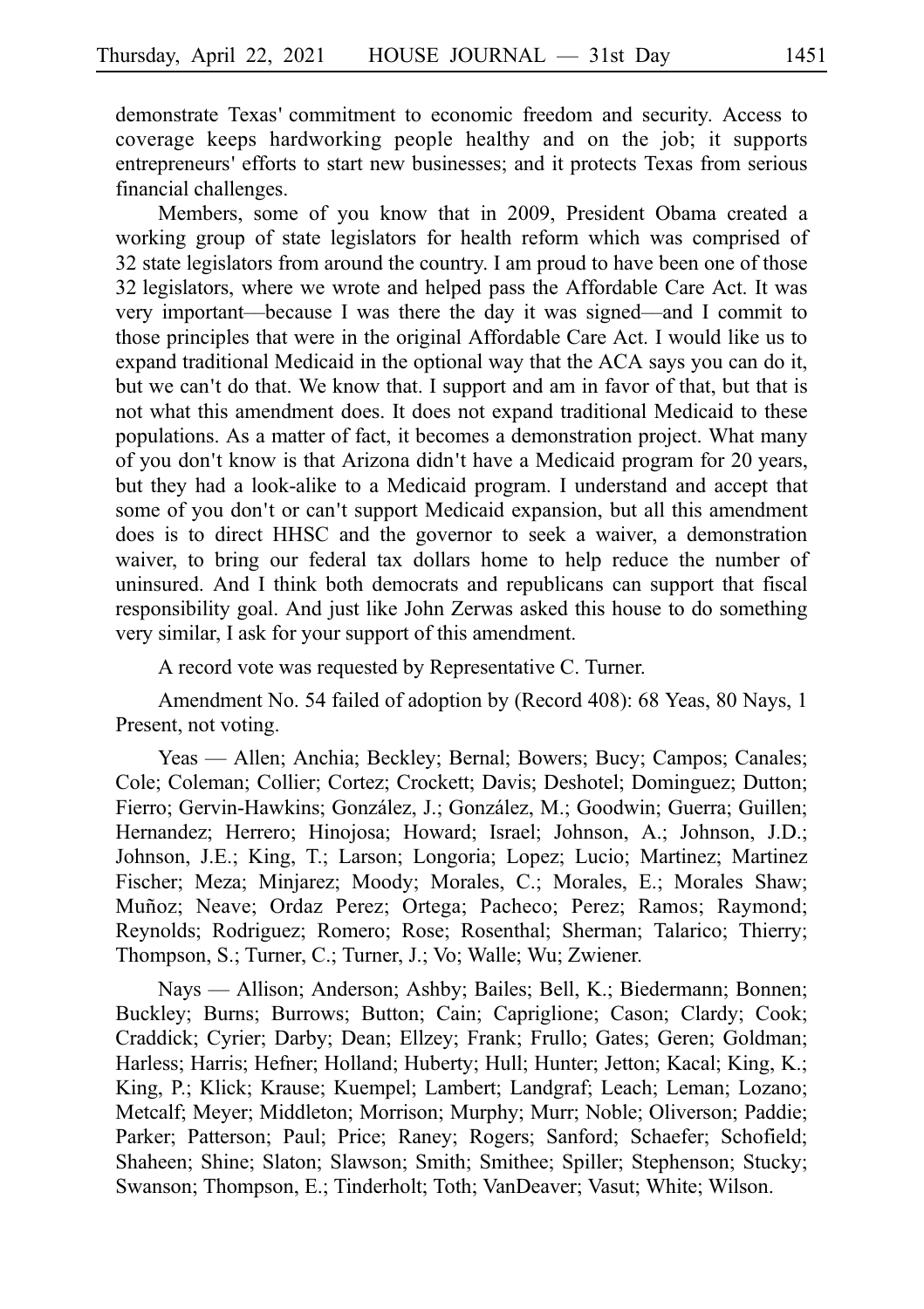demonstrate Texas' commitment to economic freedom and security. Access to coverage keeps hardworking people healthy and on the job; it supports entrepreneurs' efforts to start new businesses; and it protects Texas from serious financial challenges.

Members, some of you know that in 2009, President Obama created a working group of state legislators for health reform which was comprised of 32 state legislators from around the country. I am proud to have been one of those 32 legislators, where we wrote and helped pass the Affordable Care Act. It was very important—because I was there the day it was signed—and I commit to those principles that were in the original Affordable Care Act. I would like us to expand traditional Medicaid in the optional way that the ACA says you can do it, but we can't do that. We know that. I support and am in favor of that, but that is not what this amendment does. It does not expand traditional Medicaid to these populations. As a matter of fact, it becomes a demonstration project. What many of you don't know is that Arizona didn't have a Medicaid program for 20 years, but they had a look-alike to a Medicaid program. I understand and accept that some of you don't or can't support Medicaid expansion, but all this amendment does is to direct HHSC and the governor to seek a waiver, a demonstration waiver, to bring our federal tax dollars home to help reduce the number of uninsured. And I think both democrats and republicans can support that fiscal responsibility goal. And just like John Zerwas asked this house to do something very similar, I ask for your support of this amendment.

A record vote was requested by Representative C. Turner.

Amendment No. 54 failed of adoption by (Record 408): 68 Yeas, 80 Nays, 1 Present, not voting.

Yeas — Allen; Anchia; Beckley; Bernal; Bowers; Bucy; Campos; Canales; Cole; Coleman; Collier; Cortez; Crockett; Davis; Deshotel; Dominguez; Dutton; Fierro; Gervin-Hawkins; González, J.; González, M.; Goodwin; Guerra; Guillen; Hernandez; Herrero; Hinojosa; Howard; Israel; Johnson, A.; Johnson, J.D.; Johnson, J.E.; King, T.; Larson; Longoria; Lopez; Lucio; Martinez; Martinez Fischer; Meza; Minjarez; Moody; Morales, C.; Morales, E.; Morales Shaw; Muñoz; Neave; Ordaz Perez; Ortega; Pacheco; Perez; Ramos; Raymond; Reynolds; Rodriguez; Romero; Rose; Rosenthal; Sherman; Talarico; Thierry; Thompson, S.; Turner, C.; Turner, J.; Vo; Walle; Wu; Zwiener.

Nays — Allison; Anderson; Ashby; Bailes; Bell, K.; Biedermann; Bonnen; Buckley; Burns; Burrows; Button; Cain; Capriglione; Cason; Clardy; Cook; Craddick; Cyrier; Darby; Dean; Ellzey; Frank; Frullo; Gates; Geren; Goldman; Harless; Harris; Hefner; Holland; Huberty; Hull; Hunter; Jetton; Kacal; King, K.; King, P.; Klick; Krause; Kuempel; Lambert; Landgraf; Leach; Leman; Lozano; Metcalf; Meyer; Middleton; Morrison; Murphy; Murr; Noble; Oliverson; Paddie; Parker; Patterson; Paul; Price; Raney; Rogers; Sanford; Schaefer; Schofield; Shaheen; Shine; Slaton; Slawson; Smith; Smithee; Spiller; Stephenson; Stucky; Swanson; Thompson, E.; Tinderholt; Toth; VanDeaver; Vasut; White; Wilson.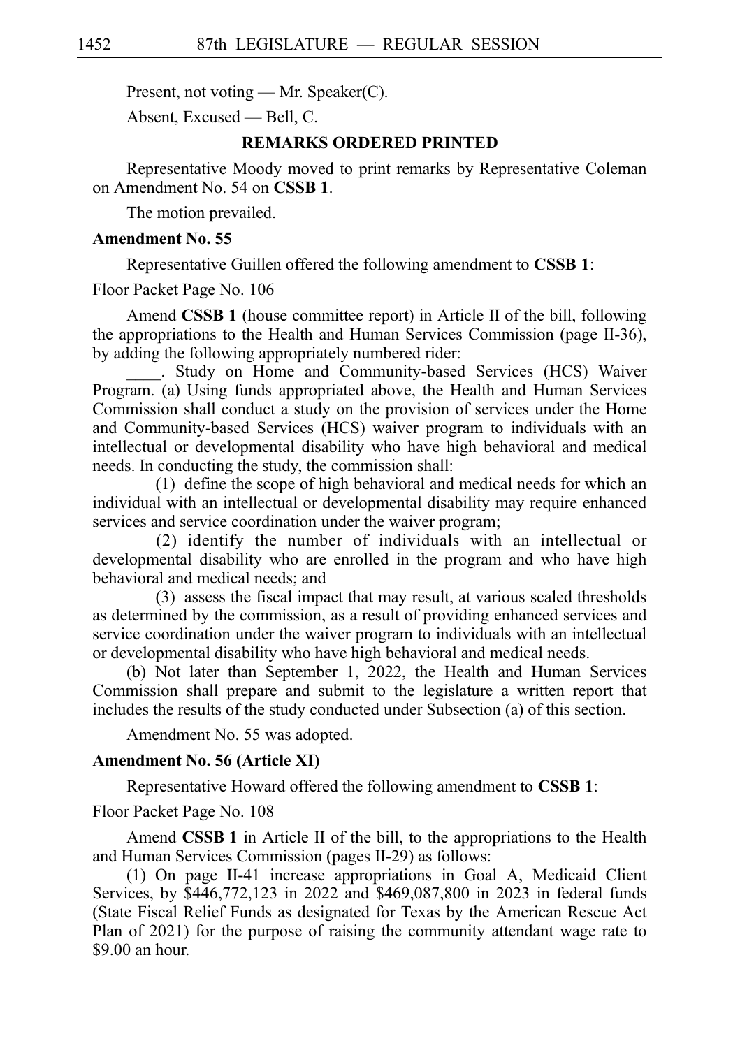Present, not voting — Mr. Speaker(C).

Absent, Excused — Bell, C.

## REMARKS ORDERED PRINTED

Representative Moody moved to print remarks by Representative Coleman on Amendment No. 54 on **CSSB 1**.

The motion prevailed.

**Amendment No. 55**

Representative Guillen offered the following amendment to **CSSB 1**:

Floor Packet Page No. 106

Amend **CSSB 1** (house committee report) in Article II of the bill, following the appropriations to the Health and Human Services Commission (page II-36), by adding the following appropriately numbered rider:

____. Study on Home and Community-based Services (HCS) Waiver Program. (a) Using funds appropriated above, the Health and Human Services Commission shall conduct a study on the provision of services under the Home and Community-based Services (HCS) waiver program to individuals with an intellectual or developmental disability who have high behavioral and medical needs. In conducting the study, the commission shall:

(1) define the scope of high behavioral and medical needs for which an individual with an intellectual or developmental disability may require enhanced services and service coordination under the waiver program;

(2) identify the number of individuals with an intellectual or developmental disability who are enrolled in the program and who have high behavioral and medical needs; and

(3) assess the fiscal impact that may result, at various scaled thresholds as determined by the commission, as a result of providing enhanced services and service coordination under the waiver program to individuals with an intellectual or developmental disability who have high behavioral and medical needs.

(b) Not later than September 1, 2022, the Health and Human Services Commission shall prepare and submit to the legislature a written report that includes the results of the study conducted under Subsection (a) of this section.

Amendment No. 55 was adopted.

**Amendment No. 56 (Article XI)**

Representative Howard offered the following amendment to **CSSB 1**:

Floor Packet Page No. 108

Amend **CSSB 1** in Article II of the bill, to the appropriations to the Health and Human Services Commission (pages II-29) as follows:

(1) On page II-41 increase appropriations in Goal A, Medicaid Client Services, by $446,772,123 in 2022 and $469,087,800 in 2023 in federal funds (State Fiscal Relief Funds as designated for Texas by the American Rescue Act Plan of 2021) for the purpose of raising the community attendant wage rate to $9.00 an hour.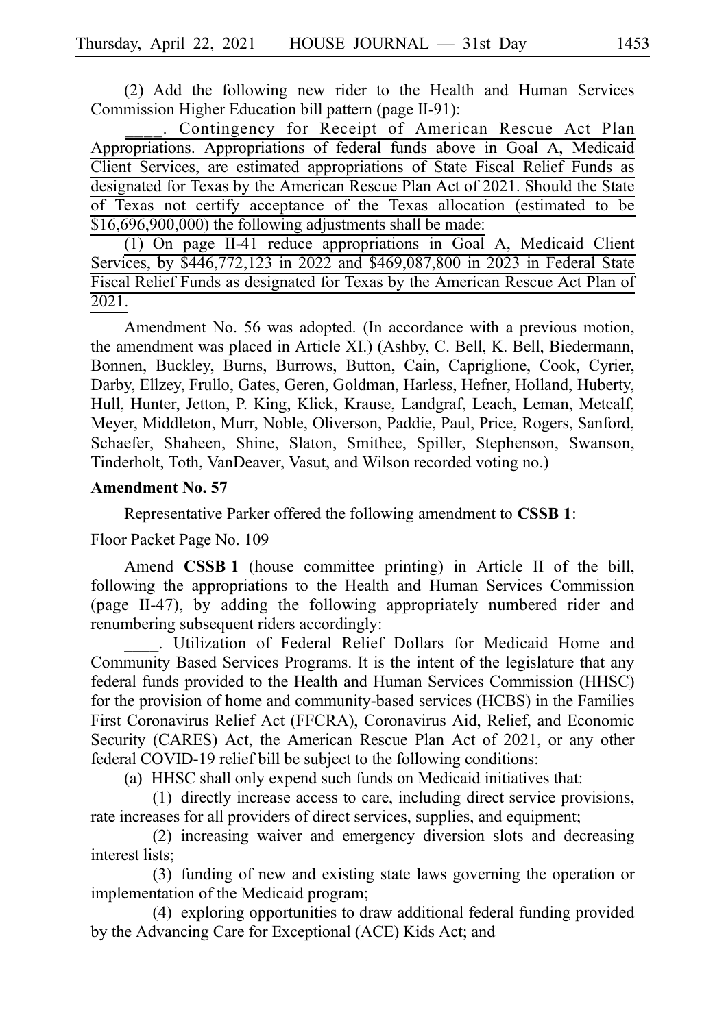(2) Add the following new rider to the Health and Human Services Commission Higher Education bill pattern (page II-91):

____. Contingency for Receipt of American Rescue Act Plan Appropriations. Appropriations of federal funds above in Goal A, Medicaid Client Services, are estimated appropriations of State Fiscal Relief Funds as designated for Texas by the American Rescue Plan Act of 2021. Should the State of Texas not certify acceptance of the Texas allocation (estimated to be $16,696,900,000) the following adjustments shall be made:

(1) On page II-41 reduce appropriations in Goal A, Medicaid Client Services, by $446,772,123 in 2022 and $469,087,800 in 2023 in Federal State Fiscal Relief Funds as designated for Texas by the American Rescue Act Plan of 2021.

Amendment No. 56 was adopted. (In accordance with a previous motion, the amendment was placed in Article XI.) (Ashby, C. Bell, K. Bell, Biedermann, Bonnen, Buckley, Burns, Burrows, Button, Cain, Capriglione, Cook, Cyrier, Darby, Ellzey, Frullo, Gates, Geren, Goldman, Harless, Hefner, Holland, Huberty, Hull, Hunter, Jetton, P. King, Klick, Krause, Landgraf, Leach, Leman, Metcalf, Meyer, Middleton, Murr, Noble, Oliverson, Paddie, Paul, Price, Rogers, Sanford, Schaefer, Shaheen, Shine, Slaton, Smithee, Spiller, Stephenson, Swanson, Tinderholt, Toth, VanDeaver, Vasut, and Wilson recorded voting no.)

**Amendment No. 57**

Representative Parker offered the following amendment to **CSSB 1**:

Floor Packet Page No. 109

Amend **CSSB 1** (house committee printing) in Article II of the bill, following the appropriations to the Health and Human Services Commission (page II-47), by adding the following appropriately numbered rider and renumbering subsequent riders accordingly:

____. Utilization of Federal Relief Dollars for Medicaid Home and Community Based Services Programs. It is the intent of the legislature that any federal funds provided to the Health and Human Services Commission (HHSC) for the provision of home and community-based services (HCBS) in the Families First Coronavirus Relief Act (FFCRA), Coronavirus Aid, Relief, and Economic Security (CARES) Act, the American Rescue Plan Act of 2021, or any other federal COVID-19 relief bill be subject to the following conditions:

(a) HHSC shall only expend such funds on Medicaid initiatives that:

(1) directly increase access to care, including direct service provisions, rate increases for all providers of direct services, supplies, and equipment;

(2) increasing waiver and emergency diversion slots and decreasing interest lists;

(3) funding of new and existing state laws governing the operation or implementation of the Medicaid program;

(4) exploring opportunities to draw additional federal funding provided by the Advancing Care for Exceptional (ACE) Kids Act; and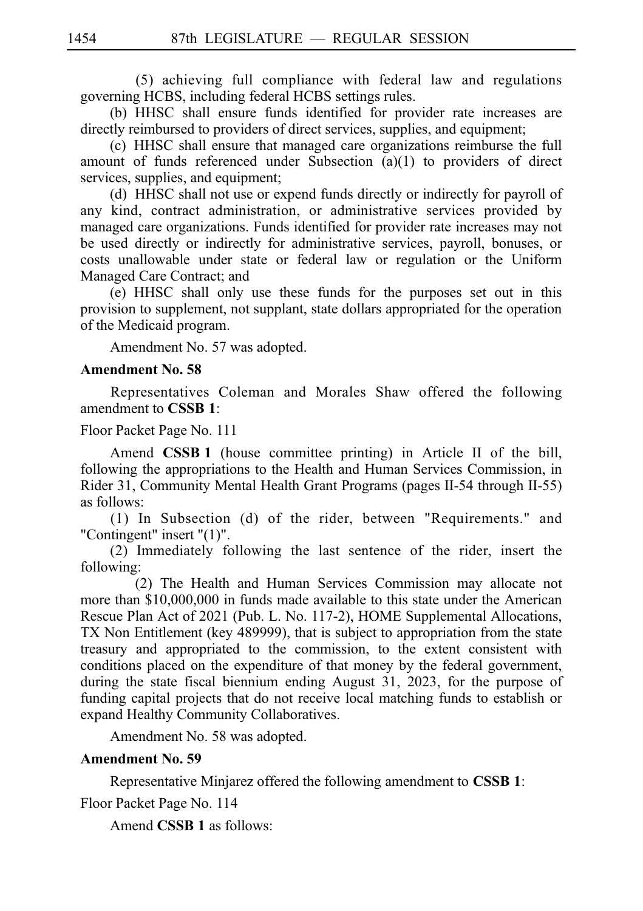(5) achieving full compliance with federal law and regulations governing HCBS, including federal HCBS settings rules.

(b) HHSC shall ensure funds identified for provider rate increases are directly reimbursed to providers of direct services, supplies, and equipment;

(c) HHSC shall ensure that managed care organizations reimburse the full amount of funds referenced under Subsection (a)(1) to providers of direct services, supplies, and equipment;

(d) HHSC shall not use or expend funds directly or indirectly for payroll of any kind, contract administration, or administrative services provided by managed care organizations. Funds identified for provider rate increases may not be used directly or indirectly for administrative services, payroll, bonuses, or costs unallowable under state or federal law or regulation or the Uniform Managed Care Contract; and

(e) HHSC shall only use these funds for the purposes set out in this provision to supplement, not supplant, state dollars appropriated for the operation of the Medicaid program.

Amendment No. 57 was adopted.

**Amendment No. 58**

Representatives Coleman and Morales Shaw offered the following amendment to **CSSB 1**:

Floor Packet Page No. 111

Amend **CSSB 1** (house committee printing) in Article II of the bill, following the appropriations to the Health and Human Services Commission, in Rider 31, Community Mental Health Grant Programs (pages II-54 through II-55) as follows:

(1) In Subsection (d) of the rider, between "Requirements." and "Contingent" insert "(1)".

(2) Immediately following the last sentence of the rider, insert the following:

(2) The Health and Human Services Commission may allocate not more than $10,000,000 in funds made available to this state under the American Rescue Plan Act of 2021 (Pub. L. No. 117-2), HOME Supplemental Allocations, TX Non Entitlement (key 489999), that is subject to appropriation from the state treasury and appropriated to the commission, to the extent consistent with conditions placed on the expenditure of that money by the federal government, during the state fiscal biennium ending August 31, 2023, for the purpose of funding capital projects that do not receive local matching funds to establish or expand Healthy Community Collaboratives.

Amendment No. 58 was adopted.

**Amendment No. 59**

Representative Minjarez offered the following amendment to **CSSB 1**:

Floor Packet Page No. 114

Amend **CSSB 1** as follows: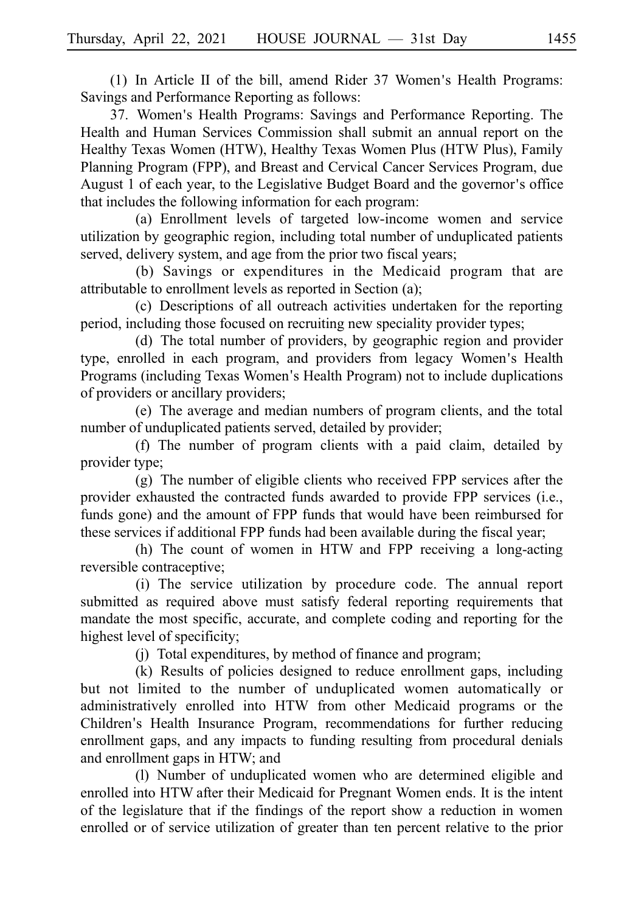(1) In Article II of the bill, amend Rider 37 Women's Health Programs: Savings and Performance Reporting as follows:

37. Women's Health Programs: Savings and Performance Reporting. The Health and Human Services Commission shall submit an annual report on the Healthy Texas Women (HTW), Healthy Texas Women Plus (HTW Plus), Family Planning Program (FPP), and Breast and Cervical Cancer Services Program, due August 1 of each year, to the Legislative Budget Board and the governor's office that includes the following information for each program:

(a) Enrollment levels of targeted low-income women and service utilization by geographic region, including total number of unduplicated patients served, delivery system, and age from the prior two fiscal years;

(b) Savings or expenditures in the Medicaid program that are attributable to enrollment levels as reported in Section (a);

(c) Descriptions of all outreach activities undertaken for the reporting period, including those focused on recruiting new speciality provider types;

(d) The total number of providers, by geographic region and provider type, enrolled in each program, and providers from legacy Women's Health Programs (including Texas Women's Health Program) not to include duplications of providers or ancillary providers;

(e) The average and median numbers of program clients, and the total number of unduplicated patients served, detailed by provider;

(f) The number of program clients with a paid claim, detailed by provider type;

(g) The number of eligible clients who received FPP services after the provider exhausted the contracted funds awarded to provide FPP services (i.e., funds gone) and the amount of FPP funds that would have been reimbursed for these services if additional FPP funds had been available during the fiscal year;

(h) The count of women in HTW and FPP receiving a long-acting reversible contraceptive;

(i) The service utilization by procedure code. The annual report submitted as required above must satisfy federal reporting requirements that mandate the most specific, accurate, and complete coding and reporting for the highest level of specificity;

(j) Total expenditures, by method of finance and program;

(k) Results of policies designed to reduce enrollment gaps, including but not limited to the number of unduplicated women automatically or administratively enrolled into HTW from other Medicaid programs or the Children's Health Insurance Program, recommendations for further reducing enrollment gaps, and any impacts to funding resulting from procedural denials and enrollment gaps in HTW; and

(l) Number of unduplicated women who are determined eligible and enrolled into HTW after their Medicaid for Pregnant Women ends. It is the intent of the legislature that if the findings of the report show a reduction in women enrolled or of service utilization of greater than ten percent relative to the prior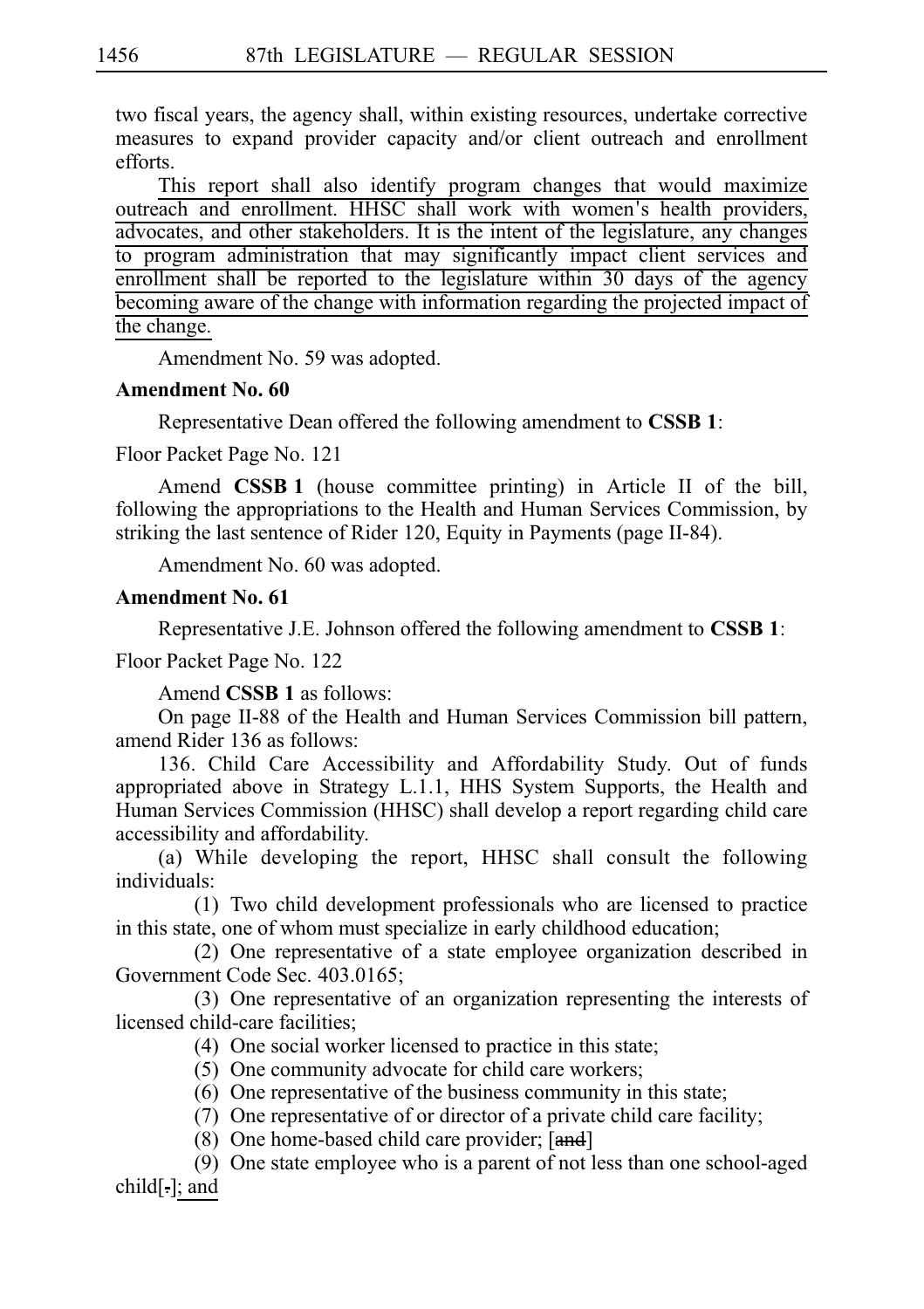two fiscal years, the agency shall, within existing resources, undertake corrective measures to expand provider capacity and/or client outreach and enrollment efforts.

This report shall also identify program changes that would maximize outreach and enrollment. HHSC shall work with women's health providers, advocates, and other stakeholders. It is the intent of the legislature, any changes to program administration that may significantly impact client services and enrollment shall be reported to the legislature within 30 days of the agency becoming aware of the change with information regarding the projected impact of the change.

Amendment No. 59 was adopted.

**Amendment No. 60**

Representative Dean offered the following amendment to **CSSB 1**:

Floor Packet Page No. 121

Amend **CSSB 1** (house committee printing) in Article II of the bill, following the appropriations to the Health and Human Services Commission, by striking the last sentence of Rider 120, Equity in Payments (page II-84).

Amendment No. 60 was adopted.

**Amendment No. 61**

Representative J.E. Johnson offered the following amendment to **CSSB 1**:

Floor Packet Page No. 122

Amend **CSSB 1** as follows:

On page II-88 of the Health and Human Services Commission bill pattern, amend Rider 136 as follows:

136. Child Care Accessibility and Affordability Study. Out of funds appropriated above in Strategy L.1.1, HHS System Supports, the Health and Human Services Commission (HHSC) shall develop a report regarding child care accessibility and affordability.

(a) While developing the report, HHSC shall consult the following individuals:

(1) Two child development professionals who are licensed to practice in this state, one of whom must specialize in early childhood education;

(2) One representative of a state employee organization described in Government Code Sec. 403.0165;

(3) One representative of an organization representing the interests of licensed child-care facilities;

(4) One social worker licensed to practice in this state;

(5) One community advocate for child care workers;

(6) One representative of the business community in this state;

(7) One representative of or director of a private child care facility;

(8) One home-based child care provider; [~~and~~]

(9) One state employee who is a parent of not less than one school-aged child[~~.~~]; and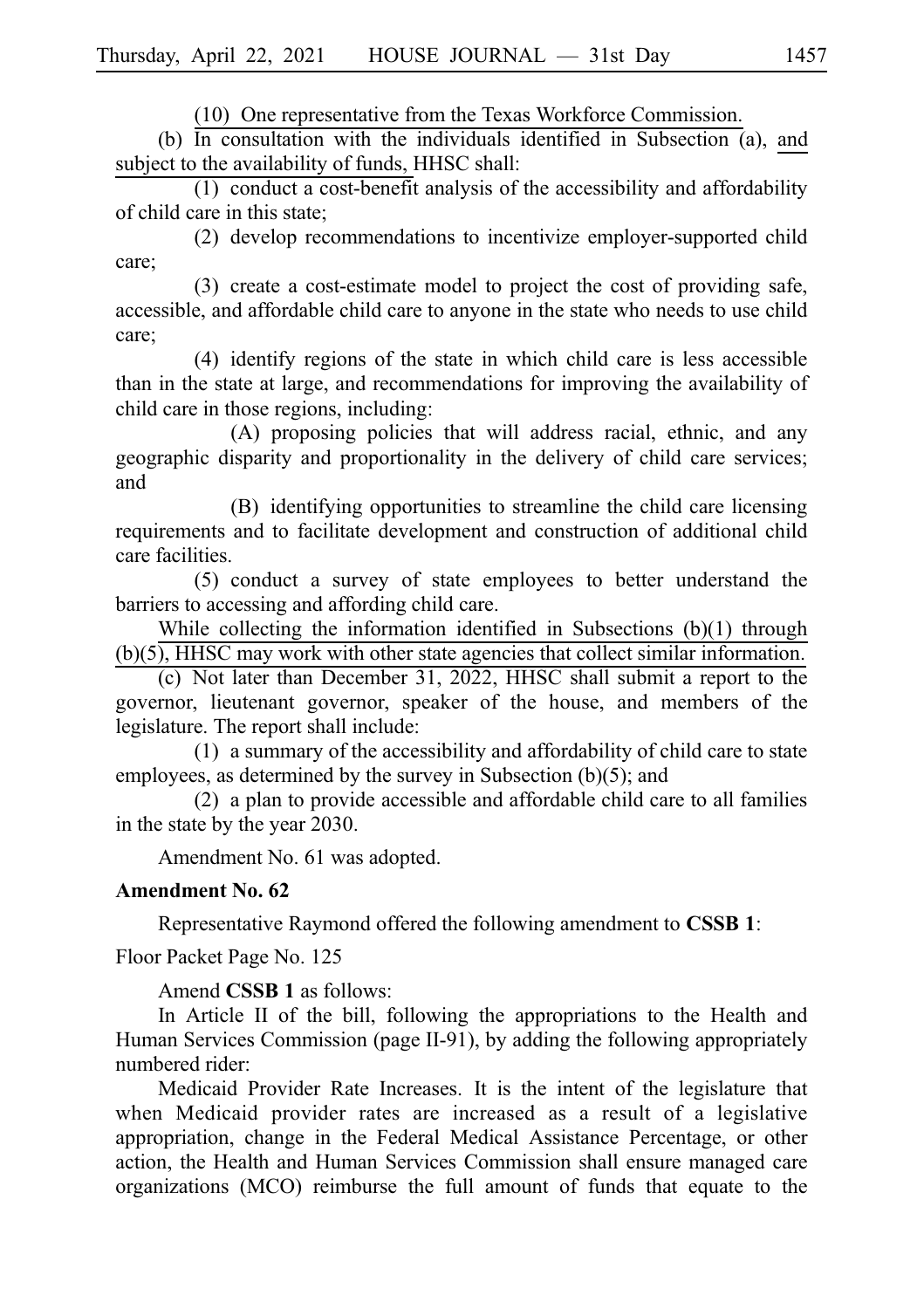(10) One representative from the Texas Workforce Commission.

(b) In consultation with the individuals identified in Subsection (a), and subject to the availability of funds, HHSC shall:

(1) conduct a cost-benefit analysis of the accessibility and affordability of child care in this state;

(2) develop recommendations to incentivize employer-supported child care;

(3) create a cost-estimate model to project the cost of providing safe, accessible, and affordable child care to anyone in the state who needs to use child care;

(4) identify regions of the state in which child care is less accessible than in the state at large, and recommendations for improving the availability of child care in those regions, including:

(A) proposing policies that will address racial, ethnic, and any geographic disparity and proportionality in the delivery of child care services; and

(B) identifying opportunities to streamline the child care licensing requirements and to facilitate development and construction of additional child care facilities.

(5) conduct a survey of state employees to better understand the barriers to accessing and affording child care.

While collecting the information identified in Subsections (b)(1) through (b)(5), HHSC may work with other state agencies that collect similar information.

(c) Not later than December 31, 2022, HHSC shall submit a report to the governor, lieutenant governor, speaker of the house, and members of the legislature. The report shall include:

(1) a summary of the accessibility and affordability of child care to state employees, as determined by the survey in Subsection (b)(5); and

(2) a plan to provide accessible and affordable child care to all families in the state by the year 2030.

Amendment No. 61 was adopted.

**Amendment No. 62**

Representative Raymond offered the following amendment to **CSSB 1**:

Floor Packet Page No. 125

Amend **CSSB 1** as follows:

In Article II of the bill, following the appropriations to the Health and Human Services Commission (page II-91), by adding the following appropriately numbered rider:

Medicaid Provider Rate Increases. It is the intent of the legislature that when Medicaid provider rates are increased as a result of a legislative appropriation, change in the Federal Medical Assistance Percentage, or other action, the Health and Human Services Commission shall ensure managed care organizations (MCO) reimburse the full amount of funds that equate to the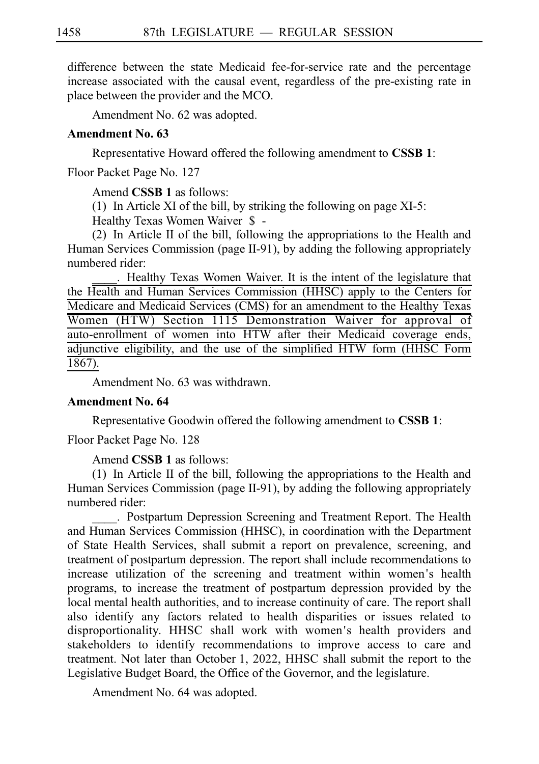difference between the state Medicaid fee-for-service rate and the percentage increase associated with the causal event, regardless of the pre-existing rate in place between the provider and the MCO.

Amendment No. 62 was adopted.

**Amendment No. 63**

Representative Howard offered the following amendment to **CSSB 1**:

Floor Packet Page No. 127

Amend **CSSB 1** as follows:

(1) In Article XI of the bill, by striking the following on page XI-5:

Healthy Texas Women Waiver $ -

(2) In Article II of the bill, following the appropriations to the Health and Human Services Commission (page II-91), by adding the following appropriately numbered rider:

____. Healthy Texas Women Waiver. It is the intent of the legislature that the Health and Human Services Commission (HHSC) apply to the Centers for Medicare and Medicaid Services (CMS) for an amendment to the Healthy Texas Women (HTW) Section 1115 Demonstration Waiver for approval of auto-enrollment of women into HTW after their Medicaid coverage ends, adjunctive eligibility, and the use of the simplified HTW form (HHSC Form 1867).

Amendment No. 63 was withdrawn.

**Amendment No. 64**

Representative Goodwin offered the following amendment to **CSSB 1**:

Floor Packet Page No. 128

Amend **CSSB 1** as follows:

(1) In Article II of the bill, following the appropriations to the Health and Human Services Commission (page II-91), by adding the following appropriately numbered rider:

____. Postpartum Depression Screening and Treatment Report. The Health and Human Services Commission (HHSC), in coordination with the Department of State Health Services, shall submit a report on prevalence, screening, and treatment of postpartum depression. The report shall include recommendations to increase utilization of the screening and treatment within women's health programs, to increase the treatment of postpartum depression provided by the local mental health authorities, and to increase continuity of care. The report shall also identify any factors related to health disparities or issues related to disproportionality. HHSC shall work with women's health providers and stakeholders to identify recommendations to improve access to care and treatment. Not later than October 1, 2022, HHSC shall submit the report to the Legislative Budget Board, the Office of the Governor, and the legislature.

Amendment No. 64 was adopted.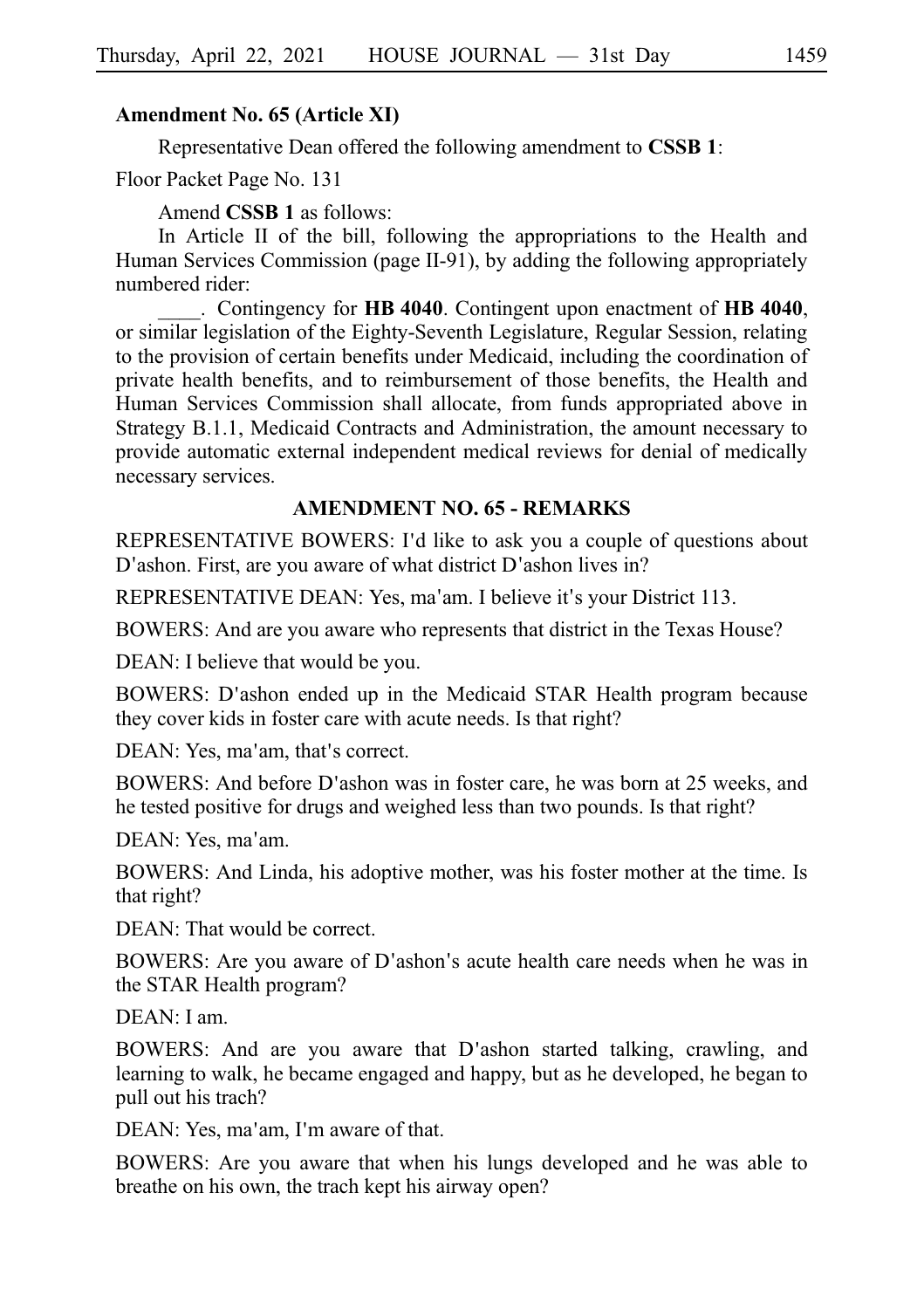**Amendment No. 65 (Article XI)**

Representative Dean offered the following amendment to **CSSB 1**:

Floor Packet Page No. 131

Amend **CSSB 1** as follows:

In Article II of the bill, following the appropriations to the Health and Human Services Commission (page II-91), by adding the following appropriately numbered rider:

____. Contingency for **HB 4040**. Contingent upon enactment of **HB 4040**, or similar legislation of the Eighty-Seventh Legislature, Regular Session, relating to the provision of certain benefits under Medicaid, including the coordination of private health benefits, and to reimbursement of those benefits, the Health and Human Services Commission shall allocate, from funds appropriated above in Strategy B.1.1, Medicaid Contracts and Administration, the amount necessary to provide automatic external independent medical reviews for denial of medically necessary services.

**AMENDMENT NO. 65 - REMARKS**

REPRESENTATIVE BOWERS: I'd like to ask you a couple of questions about D'ashon. First, are you aware of what district D'ashon lives in?

REPRESENTATIVE DEAN: Yes, ma'am. I believe it's your District 113.

BOWERS: And are you aware who represents that district in the Texas House?

DEAN: I believe that would be you.

BOWERS: D'ashon ended up in the Medicaid STAR Health program because they cover kids in foster care with acute needs. Is that right?

DEAN: Yes, ma'am, that's correct.

BOWERS: And before D'ashon was in foster care, he was born at 25 weeks, and he tested positive for drugs and weighed less than two pounds. Is that right?

DEAN: Yes, ma'am.

BOWERS: And Linda, his adoptive mother, was his foster mother at the time. Is that right?

DEAN: That would be correct.

BOWERS: Are you aware of D'ashon's acute health care needs when he was in the STAR Health program?

DEAN: I am.

BOWERS: And are you aware that D'ashon started talking, crawling, and learning to walk, he became engaged and happy, but as he developed, he began to pull out his trach?

DEAN: Yes, ma'am, I'm aware of that.

BOWERS: Are you aware that when his lungs developed and he was able to breathe on his own, the trach kept his airway open?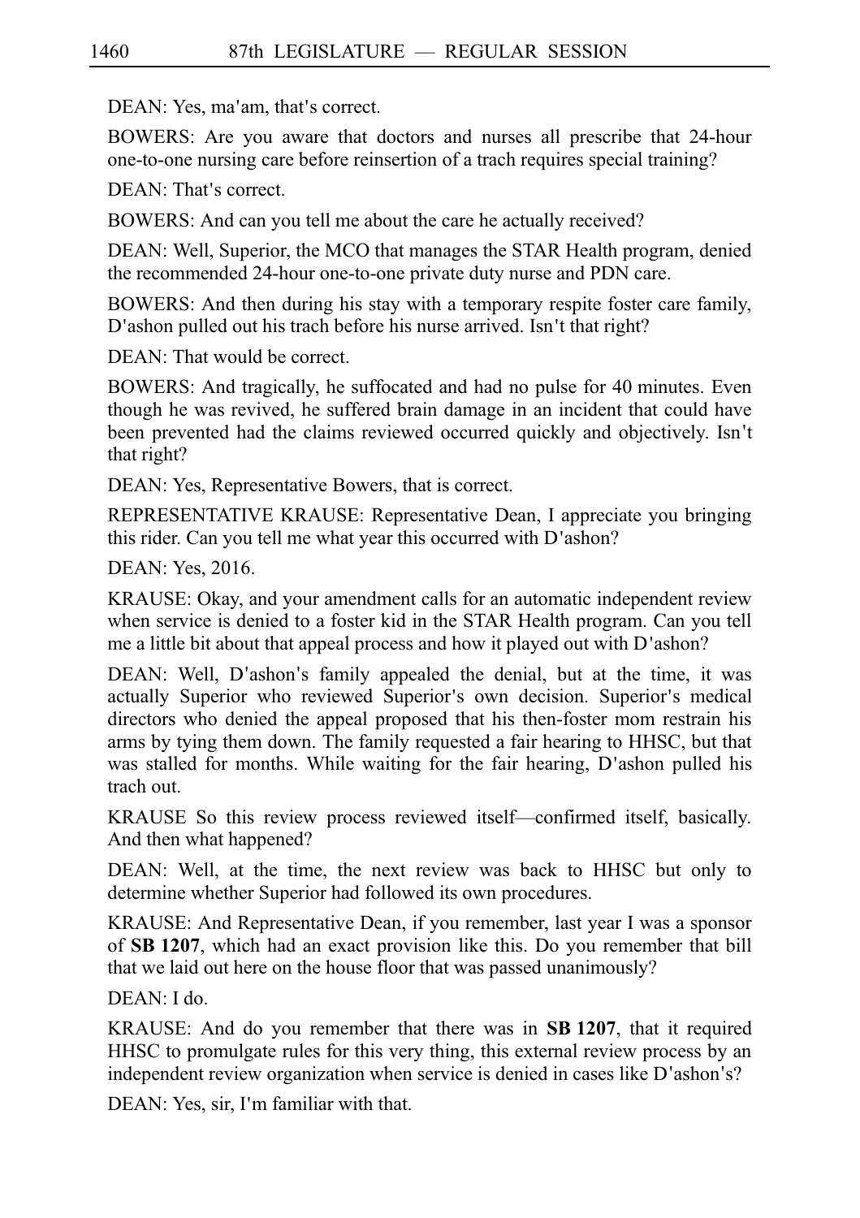DEAN: Yes, ma'am, that's correct.

BOWERS: Are you aware that doctors and nurses all prescribe that 24-hour one-to-one nursing care before reinsertion of a trach requires special training?

DEAN: That's correct.

BOWERS: And can you tell me about the care he actually received?

DEAN: Well, Superior, the MCO that manages the STAR Health program, denied the recommended 24-hour one-to-one private duty nurse and PDN care.

BOWERS: And then during his stay with a temporary respite foster care family, D'ashon pulled out his trach before his nurse arrived. Isn't that right?

DEAN: That would be correct.

BOWERS: And tragically, he suffocated and had no pulse for 40 minutes. Even though he was revived, he suffered brain damage in an incident that could have been prevented had the claims reviewed occurred quickly and objectively. Isn't that right?

DEAN: Yes, Representative Bowers, that is correct.

REPRESENTATIVE KRAUSE: Representative Dean, I appreciate you bringing this rider. Can you tell me what year this occurred with D'ashon?

DEAN: Yes, 2016.

KRAUSE: Okay, and your amendment calls for an automatic independent review when service is denied to a foster kid in the STAR Health program. Can you tell me a little bit about that appeal process and how it played out with D'ashon?

DEAN: Well, D'ashon's family appealed the denial, but at the time, it was actually Superior who reviewed Superior's own decision. Superior's medical directors who denied the appeal proposed that his then-foster mom restrain his arms by tying them down. The family requested a fair hearing to HHSC, but that was stalled for months. While waiting for the fair hearing, D'ashon pulled his trach out.

KRAUSE So this review process reviewed itself—confirmed itself, basically. And then what happened?

DEAN: Well, at the time, the next review was back to HHSC but only to determine whether Superior had followed its own procedures.

KRAUSE: And Representative Dean, if you remember, last year I was a sponsor of **SB 1207**, which had an exact provision like this. Do you remember that bill that we laid out here on the house floor that was passed unanimously?

DEAN: I do.

KRAUSE: And do you remember that there was in **SB 1207**, that it required HHSC to promulgate rules for this very thing, this external review process by an independent review organization when service is denied in cases like D'ashon's?

DEAN: Yes, sir, I'm familiar with that.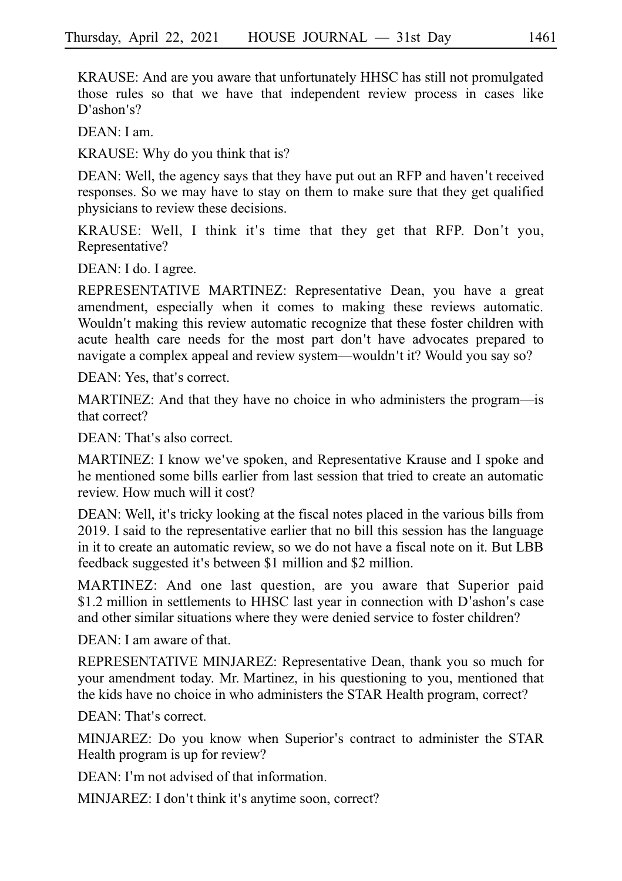KRAUSE: And are you aware that unfortunately HHSC has still not promulgated those rules so that we have that independent review process in cases like D'ashon's?

DEAN: I am.

KRAUSE: Why do you think that is?

DEAN: Well, the agency says that they have put out an RFP and haven't received responses. So we may have to stay on them to make sure that they get qualified physicians to review these decisions.

KRAUSE: Well, I think it's time that they get that RFP. Don't you, Representative?

DEAN: I do. I agree.

REPRESENTATIVE MARTINEZ: Representative Dean, you have a great amendment, especially when it comes to making these reviews automatic. Wouldn't making this review automatic recognize that these foster children with acute health care needs for the most part don't have advocates prepared to navigate a complex appeal and review system—wouldn't it? Would you say so?

DEAN: Yes, that's correct.

MARTINEZ: And that they have no choice in who administers the program—is that correct?

DEAN: That's also correct.

MARTINEZ: I know we've spoken, and Representative Krause and I spoke and he mentioned some bills earlier from last session that tried to create an automatic review. How much will it cost?

DEAN: Well, it's tricky looking at the fiscal notes placed in the various bills from 2019. I said to the representative earlier that no bill this session has the language in it to create an automatic review, so we do not have a fiscal note on it. But LBB feedback suggested it's between $1 million and $2 million.

MARTINEZ: And one last question, are you aware that Superior paid $1.2 million in settlements to HHSC last year in connection with D'ashon's case and other similar situations where they were denied service to foster children?

DEAN: I am aware of that.

REPRESENTATIVE MINJAREZ: Representative Dean, thank you so much for your amendment today. Mr. Martinez, in his questioning to you, mentioned that the kids have no choice in who administers the STAR Health program, correct?

DEAN: That's correct.

MINJAREZ: Do you know when Superior's contract to administer the STAR Health program is up for review?

DEAN: I'm not advised of that information.

MINJAREZ: I don't think it's anytime soon, correct?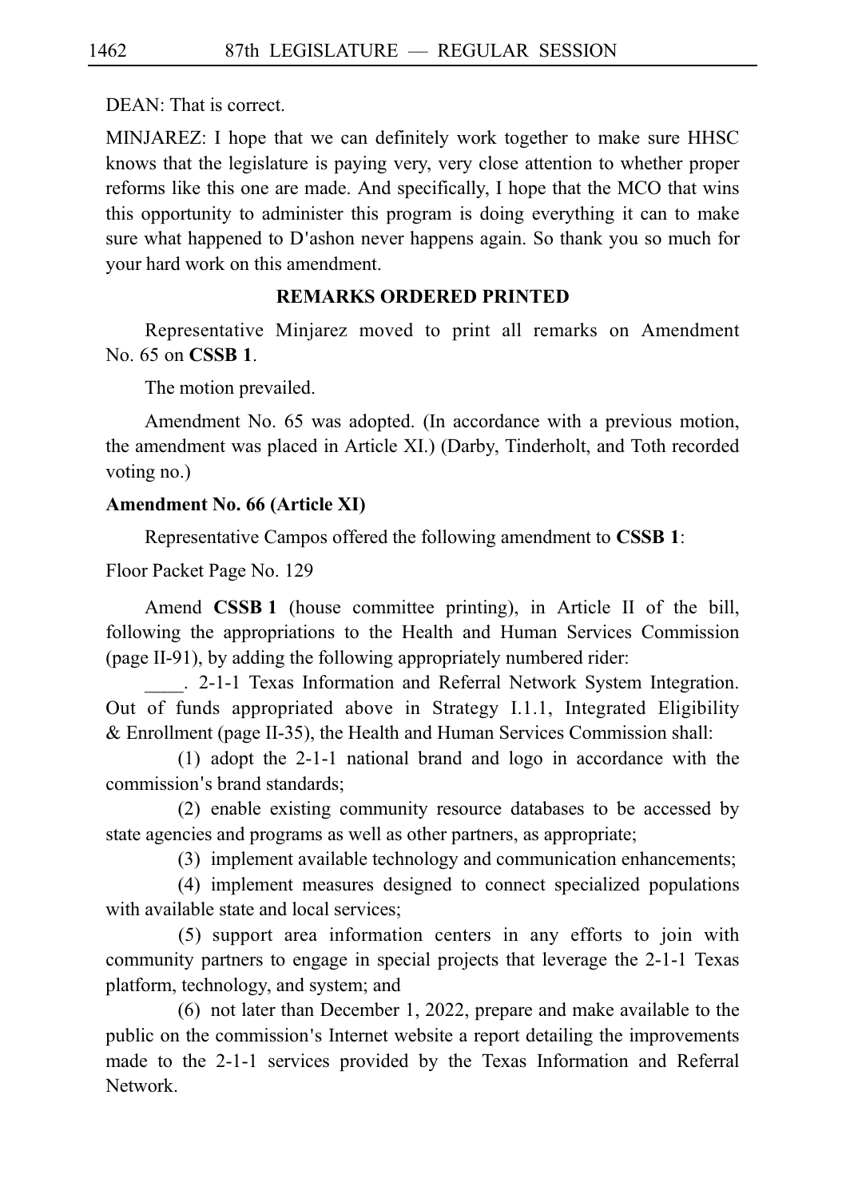DEAN: That is correct.

MINJAREZ: I hope that we can definitely work together to make sure HHSC knows that the legislature is paying very, very close attention to whether proper reforms like this one are made. And specifically, I hope that the MCO that wins this opportunity to administer this program is doing everything it can to make sure what happened to D'ashon never happens again. So thank you so much for your hard work on this amendment.

**REMARKS ORDERED PRINTED**

Representative Minjarez moved to print all remarks on Amendment No. 65 on **CSSB 1**.

The motion prevailed.

Amendment No. 65 was adopted. (In accordance with a previous motion, the amendment was placed in Article XI.) (Darby, Tinderholt, and Toth recorded voting no.)

**Amendment No. 66 (Article XI)**

Representative Campos offered the following amendment to **CSSB 1**:

Floor Packet Page No. 129

Amend **CSSB 1** (house committee printing), in Article II of the bill, following the appropriations to the Health and Human Services Commission (page II-91), by adding the following appropriately numbered rider:

____. 2-1-1 Texas Information and Referral Network System Integration. Out of funds appropriated above in Strategy I.1.1, Integrated Eligibility & Enrollment (page II-35), the Health and Human Services Commission shall:

(1) adopt the 2-1-1 national brand and logo in accordance with the commission's brand standards;

(2) enable existing community resource databases to be accessed by state agencies and programs as well as other partners, as appropriate;

(3) implement available technology and communication enhancements;

(4) implement measures designed to connect specialized populations with available state and local services;

(5) support area information centers in any efforts to join with community partners to engage in special projects that leverage the 2-1-1 Texas platform, technology, and system; and

(6) not later than December 1, 2022, prepare and make available to the public on the commission's Internet website a report detailing the improvements made to the 2-1-1 services provided by the Texas Information and Referral Network.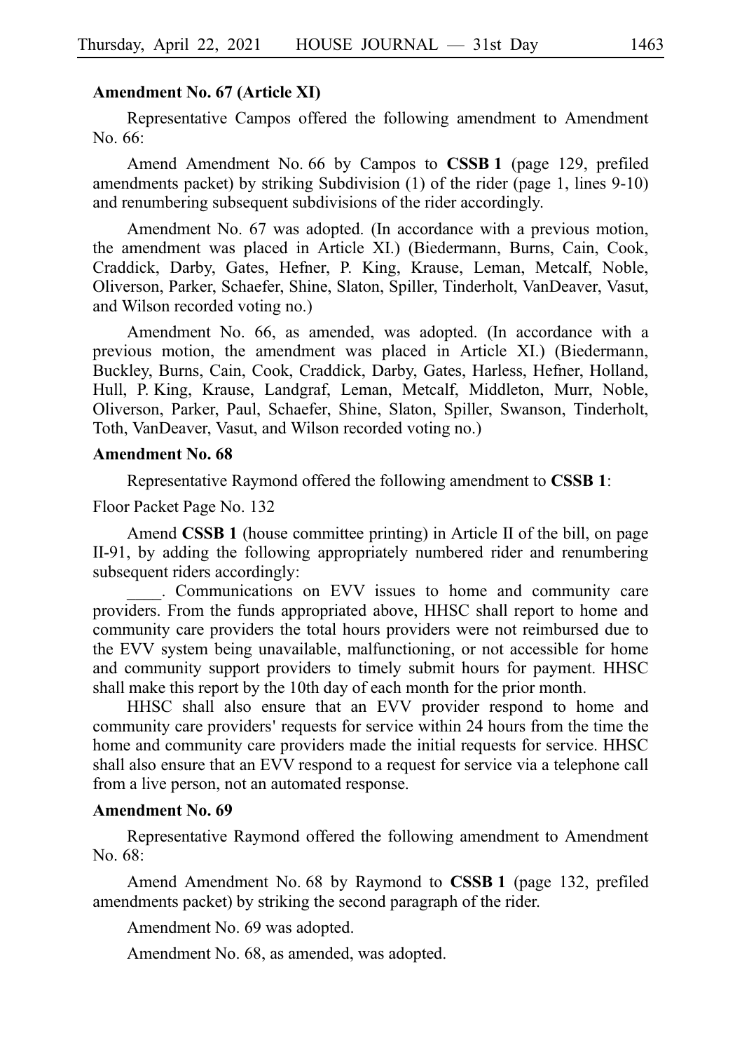**Amendment No. 67 (Article XI)**

Representative Campos offered the following amendment to Amendment No. 66:

Amend Amendment No. 66 by Campos to **CSSB 1** (page 129, prefiled amendments packet) by striking Subdivision (1) of the rider (page 1, lines 9-10) and renumbering subsequent subdivisions of the rider accordingly.

Amendment No. 67 was adopted. (In accordance with a previous motion, the amendment was placed in Article XI.) (Biedermann, Burns, Cain, Cook, Craddick, Darby, Gates, Hefner, P. King, Krause, Leman, Metcalf, Noble, Oliverson, Parker, Schaefer, Shine, Slaton, Spiller, Tinderholt, VanDeaver, Vasut, and Wilson recorded voting no.)

Amendment No. 66, as amended, was adopted. (In accordance with a previous motion, the amendment was placed in Article XI.) (Biedermann, Buckley, Burns, Cain, Cook, Craddick, Darby, Gates, Harless, Hefner, Holland, Hull, P. King, Krause, Landgraf, Leman, Metcalf, Middleton, Murr, Noble, Oliverson, Parker, Paul, Schaefer, Shine, Slaton, Spiller, Swanson, Tinderholt, Toth, VanDeaver, Vasut, and Wilson recorded voting no.)

**Amendment No. 68**

Representative Raymond offered the following amendment to **CSSB 1**:

Floor Packet Page No. 132

Amend **CSSB 1** (house committee printing) in Article II of the bill, on page II-91, by adding the following appropriately numbered rider and renumbering subsequent riders accordingly:

\_\_\_\_. Communications on EVV issues to home and community care providers. From the funds appropriated above, HHSC shall report to home and community care providers the total hours providers were not reimbursed due to the EVV system being unavailable, malfunctioning, or not accessible for home and community support providers to timely submit hours for payment. HHSC shall make this report by the 10th day of each month for the prior month.

HHSC shall also ensure that an EVV provider respond to home and community care providers' requests for service within 24 hours from the time the home and community care providers made the initial requests for service. HHSC shall also ensure that an EVV respond to a request for service via a telephone call from a live person, not an automated response.

**Amendment No. 69**

Representative Raymond offered the following amendment to Amendment No. 68:

Amend Amendment No. 68 by Raymond to **CSSB 1** (page 132, prefiled amendments packet) by striking the second paragraph of the rider.

Amendment No. 69 was adopted.

Amendment No. 68, as amended, was adopted.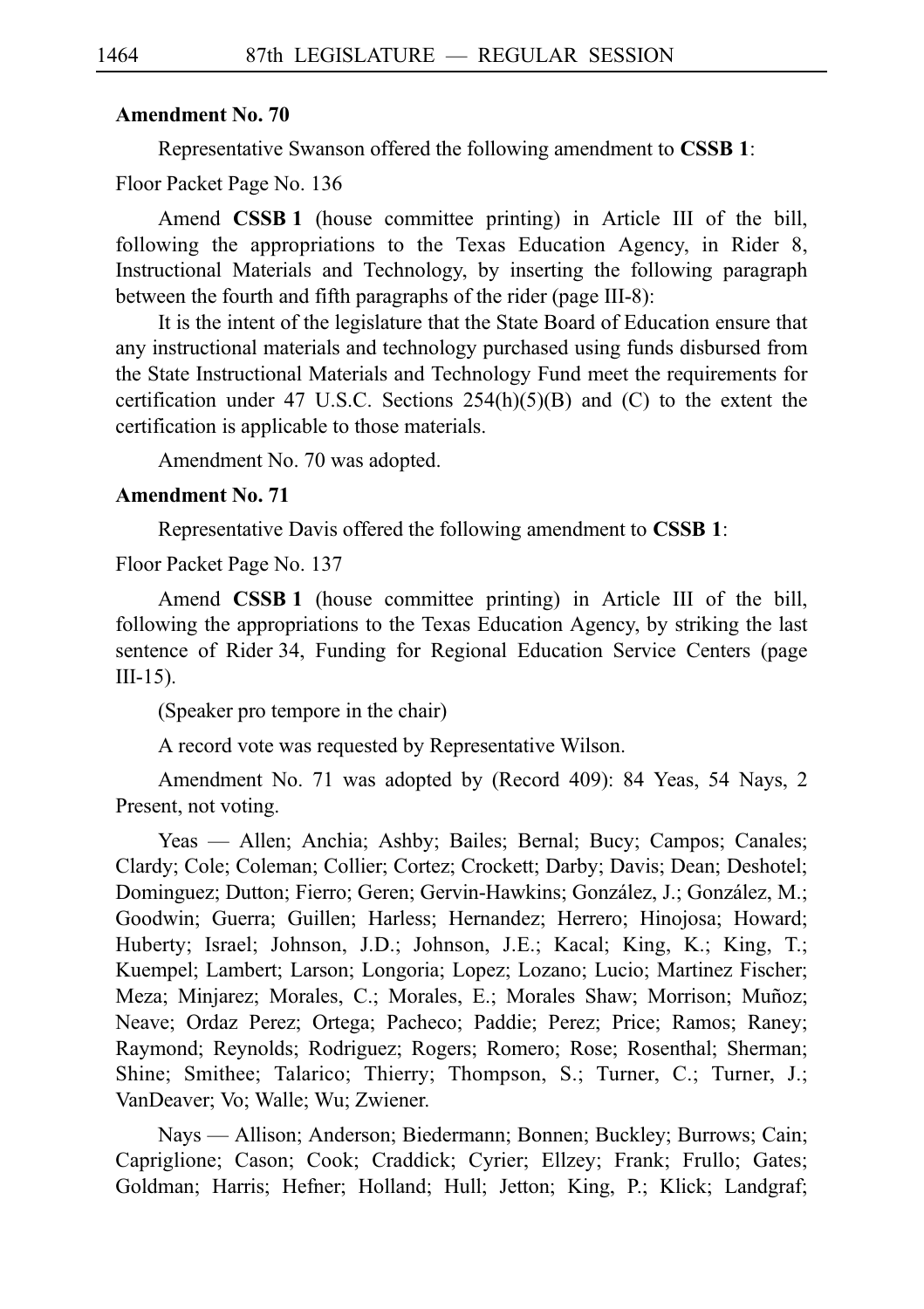**Amendment No. 70**

Representative Swanson offered the following amendment to **CSSB 1**:

Floor Packet Page No. 136

Amend **CSSB 1** (house committee printing) in Article III of the bill, following the appropriations to the Texas Education Agency, in Rider 8, Instructional Materials and Technology, by inserting the following paragraph between the fourth and fifth paragraphs of the rider (page III-8):

It is the intent of the legislature that the State Board of Education ensure that any instructional materials and technology purchased using funds disbursed from the State Instructional Materials and Technology Fund meet the requirements for certification under 47 U.S.C. Sections 254(h)(5)(B) and (C) to the extent the certification is applicable to those materials.

Amendment No. 70 was adopted.

**Amendment No. 71**

Representative Davis offered the following amendment to **CSSB 1**:

Floor Packet Page No. 137

Amend **CSSB 1** (house committee printing) in Article III of the bill, following the appropriations to the Texas Education Agency, by striking the last sentence of Rider 34, Funding for Regional Education Service Centers (page III-15).

(Speaker pro tempore in the chair)

A record vote was requested by Representative Wilson.

Amendment No. 71 was adopted by (Record 409): 84 Yeas, 54 Nays, 2 Present, not voting.

Yeas — Allen; Anchia; Ashby; Bailes; Bernal; Bucy; Campos; Canales; Clardy; Cole; Coleman; Collier; Cortez; Crockett; Darby; Davis; Dean; Deshotel; Dominguez; Dutton; Fierro; Geren; Gervin-Hawkins; González, J.; González, M.; Goodwin; Guerra; Guillen; Harless; Hernandez; Herrero; Hinojosa; Howard; Huberty; Israel; Johnson, J.D.; Johnson, J.E.; Kacal; King, K.; King, T.; Kuempel; Lambert; Larson; Longoria; Lopez; Lozano; Lucio; Martinez Fischer; Meza; Minjarez; Morales, C.; Morales, E.; Morales Shaw; Morrison; Muñoz; Neave; Ordaz Perez; Ortega; Pacheco; Paddie; Perez; Price; Ramos; Raney; Raymond; Reynolds; Rodriguez; Rogers; Romero; Rose; Rosenthal; Sherman; Shine; Smithee; Talarico; Thierry; Thompson, S.; Turner, C.; Turner, J.; VanDeaver; Vo; Walle; Wu; Zwiener.

Nays — Allison; Anderson; Biedermann; Bonnen; Buckley; Burrows; Cain; Capriglione; Cason; Cook; Craddick; Cyrier; Ellzey; Frank; Frullo; Gates; Goldman; Harris; Hefner; Holland; Hull; Jetton; King, P.; Klick; Landgraf;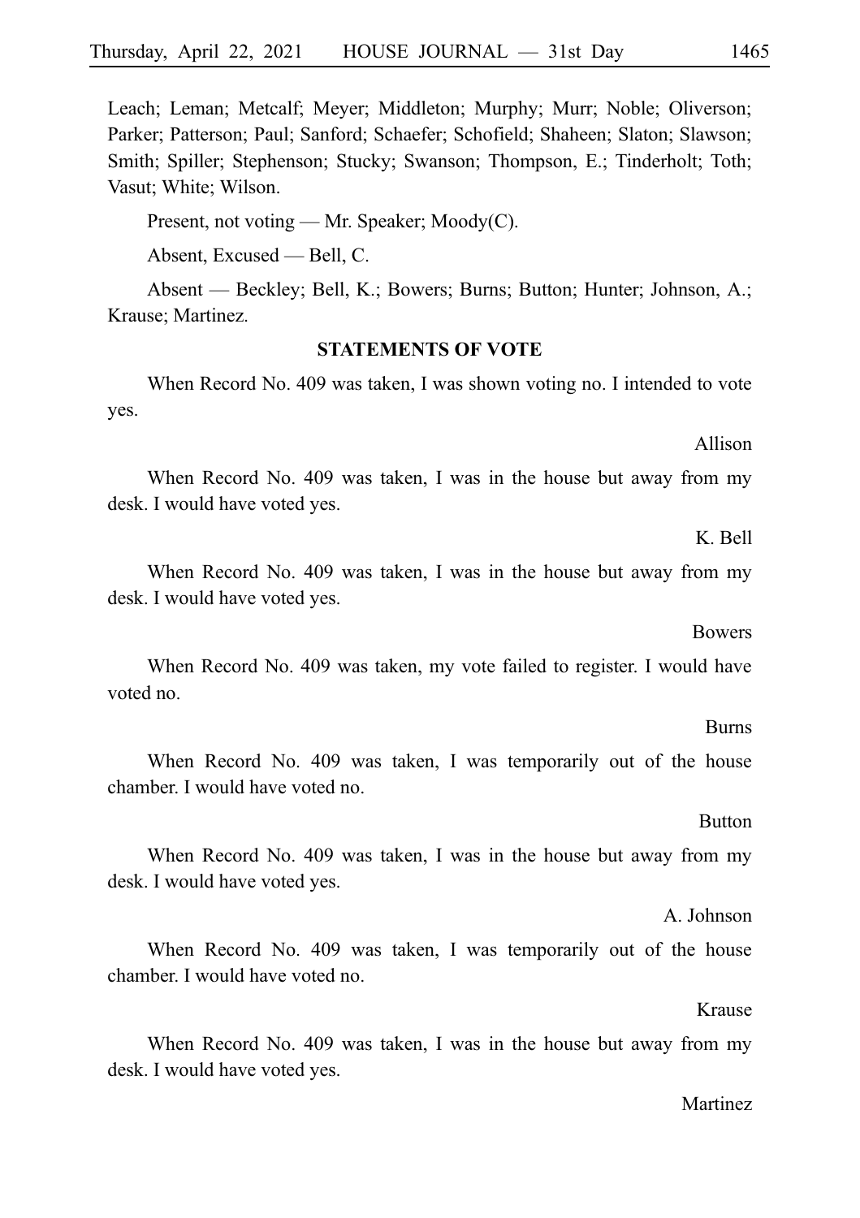Leach; Leman; Metcalf; Meyer; Middleton; Murphy; Murr; Noble; Oliverson; Parker; Patterson; Paul; Sanford; Schaefer; Schofield; Shaheen; Slaton; Slawson; Smith; Spiller; Stephenson; Stucky; Swanson; Thompson, E.; Tinderholt; Toth; Vasut; White; Wilson.

Present, not voting — Mr. Speaker; Moody(C).

Absent, Excused — Bell, C.

Absent — Beckley; Bell, K.; Bowers; Burns; Button; Hunter; Johnson, A.; Krause; Martinez.

**STATEMENTS OF VOTE**

When Record No. 409 was taken, I was shown voting no. I intended to vote yes.

Allison

When Record No. 409 was taken, I was in the house but away from my desk. I would have voted yes.

K. Bell

When Record No. 409 was taken, I was in the house but away from my desk. I would have voted yes.

Bowers

When Record No. 409 was taken, my vote failed to register. I would have voted no.

Burns

When Record No. 409 was taken, I was temporarily out of the house chamber. I would have voted no.

Button

When Record No. 409 was taken, I was in the house but away from my desk. I would have voted yes.

A. Johnson

When Record No. 409 was taken, I was temporarily out of the house chamber. I would have voted no.

Krause

When Record No. 409 was taken, I was in the house but away from my desk. I would have voted yes.

Martinez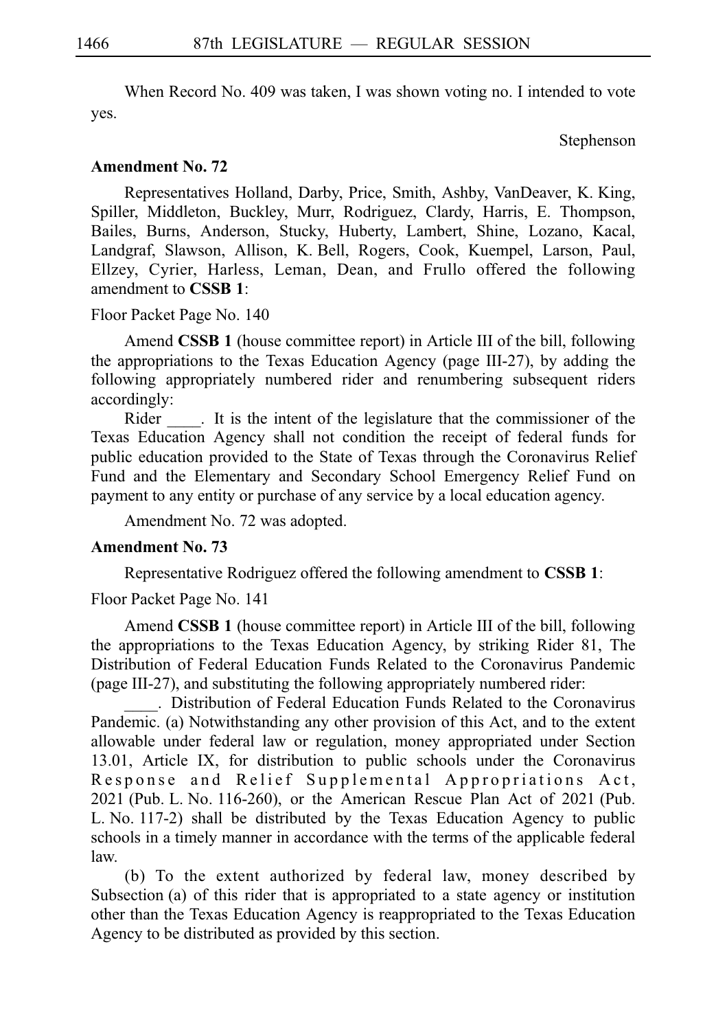When Record No. 409 was taken, I was shown voting no. I intended to vote yes.

Stephenson

**Amendment No. 72**

Representatives Holland, Darby, Price, Smith, Ashby, VanDeaver, K. King, Spiller, Middleton, Buckley, Murr, Rodriguez, Clardy, Harris, E. Thompson, Bailes, Burns, Anderson, Stucky, Huberty, Lambert, Shine, Lozano, Kacal, Landgraf, Slawson, Allison, K. Bell, Rogers, Cook, Kuempel, Larson, Paul, Ellzey, Cyrier, Harless, Leman, Dean, and Frullo offered the following amendment to **CSSB 1**:

Floor Packet Page No. 140

Amend **CSSB 1** (house committee report) in Article III of the bill, following the appropriations to the Texas Education Agency (page III-27), by adding the following appropriately numbered rider and renumbering subsequent riders accordingly:

Rider ____. It is the intent of the legislature that the commissioner of the Texas Education Agency shall not condition the receipt of federal funds for public education provided to the State of Texas through the Coronavirus Relief Fund and the Elementary and Secondary School Emergency Relief Fund on payment to any entity or purchase of any service by a local education agency.

Amendment No. 72 was adopted.

**Amendment No. 73**

Representative Rodriguez offered the following amendment to **CSSB 1**:

Floor Packet Page No. 141

Amend **CSSB 1** (house committee report) in Article III of the bill, following the appropriations to the Texas Education Agency, by striking Rider 81, The Distribution of Federal Education Funds Related to the Coronavirus Pandemic (page III-27), and substituting the following appropriately numbered rider:

____. Distribution of Federal Education Funds Related to the Coronavirus Pandemic. (a) Notwithstanding any other provision of this Act, and to the extent allowable under federal law or regulation, money appropriated under Section 13.01, Article IX, for distribution to public schools under the Coronavirus Response and Relief Supplemental Appropriations Act, 2021 (Pub. L. No. 116-260), or the American Rescue Plan Act of 2021 (Pub. L. No. 117-2) shall be distributed by the Texas Education Agency to public schools in a timely manner in accordance with the terms of the applicable federal law.

(b) To the extent authorized by federal law, money described by Subsection (a) of this rider that is appropriated to a state agency or institution other than the Texas Education Agency is reappropriated to the Texas Education Agency to be distributed as provided by this section.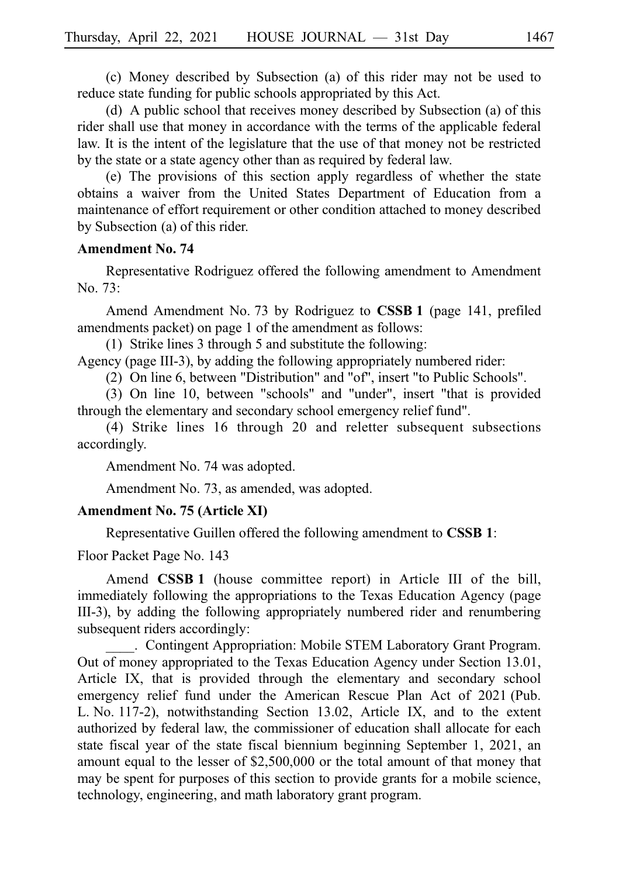(c) Money described by Subsection (a) of this rider may not be used to reduce state funding for public schools appropriated by this Act.

(d) A public school that receives money described by Subsection (a) of this rider shall use that money in accordance with the terms of the applicable federal law. It is the intent of the legislature that the use of that money not be restricted by the state or a state agency other than as required by federal law.

(e) The provisions of this section apply regardless of whether the state obtains a waiver from the United States Department of Education from a maintenance of effort requirement or other condition attached to money described by Subsection (a) of this rider.

**Amendment No. 74**

Representative Rodriguez offered the following amendment to Amendment No. 73:

Amend Amendment No. 73 by Rodriguez to **CSSB 1** (page 141, prefiled amendments packet) on page 1 of the amendment as follows:

(1) Strike lines 3 through 5 and substitute the following:

Agency (page III-3), by adding the following appropriately numbered rider:

(2) On line 6, between "Distribution" and "of", insert "to Public Schools".

(3) On line 10, between "schools" and "under", insert "that is provided through the elementary and secondary school emergency relief fund".

(4) Strike lines 16 through 20 and reletter subsequent subsections accordingly.

Amendment No. 74 was adopted.

Amendment No. 73, as amended, was adopted.

**Amendment No. 75 (Article XI)**

Representative Guillen offered the following amendment to **CSSB 1**:

Floor Packet Page No. 143

Amend **CSSB 1** (house committee report) in Article III of the bill, immediately following the appropriations to the Texas Education Agency (page III-3), by adding the following appropriately numbered rider and renumbering subsequent riders accordingly:

\_\_\_\_. Contingent Appropriation: Mobile STEM Laboratory Grant Program. Out of money appropriated to the Texas Education Agency under Section 13.01, Article IX, that is provided through the elementary and secondary school emergency relief fund under the American Rescue Plan Act of 2021 (Pub. L. No. 117-2), notwithstanding Section 13.02, Article IX, and to the extent authorized by federal law, the commissioner of education shall allocate for each state fiscal year of the state fiscal biennium beginning September 1, 2021, an amount equal to the lesser of $2,500,000 or the total amount of that money that may be spent for purposes of this section to provide grants for a mobile science, technology, engineering, and math laboratory grant program.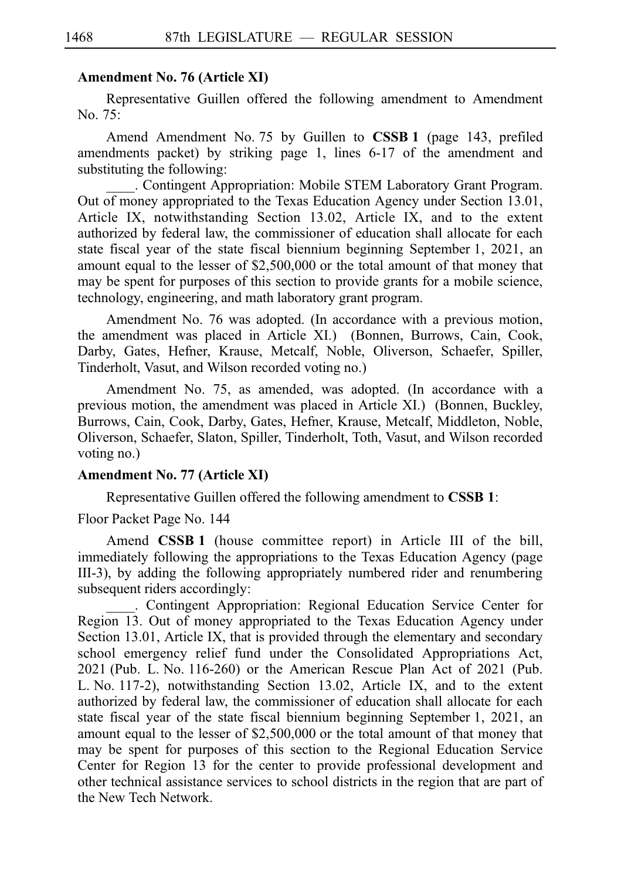**Amendment No. 76 (Article XI)**

Representative Guillen offered the following amendment to Amendment No. 75:

Amend Amendment No. 75 by Guillen to **CSSB 1** (page 143, prefiled amendments packet) by striking page 1, lines 6-17 of the amendment and substituting the following:

____. Contingent Appropriation: Mobile STEM Laboratory Grant Program. Out of money appropriated to the Texas Education Agency under Section 13.01, Article IX, notwithstanding Section 13.02, Article IX, and to the extent authorized by federal law, the commissioner of education shall allocate for each state fiscal year of the state fiscal biennium beginning September 1, 2021, an amount equal to the lesser of $2,500,000 or the total amount of that money that may be spent for purposes of this section to provide grants for a mobile science, technology, engineering, and math laboratory grant program.

Amendment No. 76 was adopted. (In accordance with a previous motion, the amendment was placed in Article XI.) (Bonnen, Burrows, Cain, Cook, Darby, Gates, Hefner, Krause, Metcalf, Noble, Oliverson, Schaefer, Spiller, Tinderholt, Vasut, and Wilson recorded voting no.)

Amendment No. 75, as amended, was adopted. (In accordance with a previous motion, the amendment was placed in Article XI.) (Bonnen, Buckley, Burrows, Cain, Cook, Darby, Gates, Hefner, Krause, Metcalf, Middleton, Noble, Oliverson, Schaefer, Slaton, Spiller, Tinderholt, Toth, Vasut, and Wilson recorded voting no.)

**Amendment No. 77 (Article XI)**

Representative Guillen offered the following amendment to **CSSB 1**:

Floor Packet Page No. 144

Amend **CSSB 1** (house committee report) in Article III of the bill, immediately following the appropriations to the Texas Education Agency (page III-3), by adding the following appropriately numbered rider and renumbering subsequent riders accordingly:

____. Contingent Appropriation: Regional Education Service Center for Region 13. Out of money appropriated to the Texas Education Agency under Section 13.01, Article IX, that is provided through the elementary and secondary school emergency relief fund under the Consolidated Appropriations Act, 2021 (Pub. L. No. 116-260) or the American Rescue Plan Act of 2021 (Pub. L. No. 117-2), notwithstanding Section 13.02, Article IX, and to the extent authorized by federal law, the commissioner of education shall allocate for each state fiscal year of the state fiscal biennium beginning September 1, 2021, an amount equal to the lesser of $2,500,000 or the total amount of that money that may be spent for purposes of this section to the Regional Education Service Center for Region 13 for the center to provide professional development and other technical assistance services to school districts in the region that are part of the New Tech Network.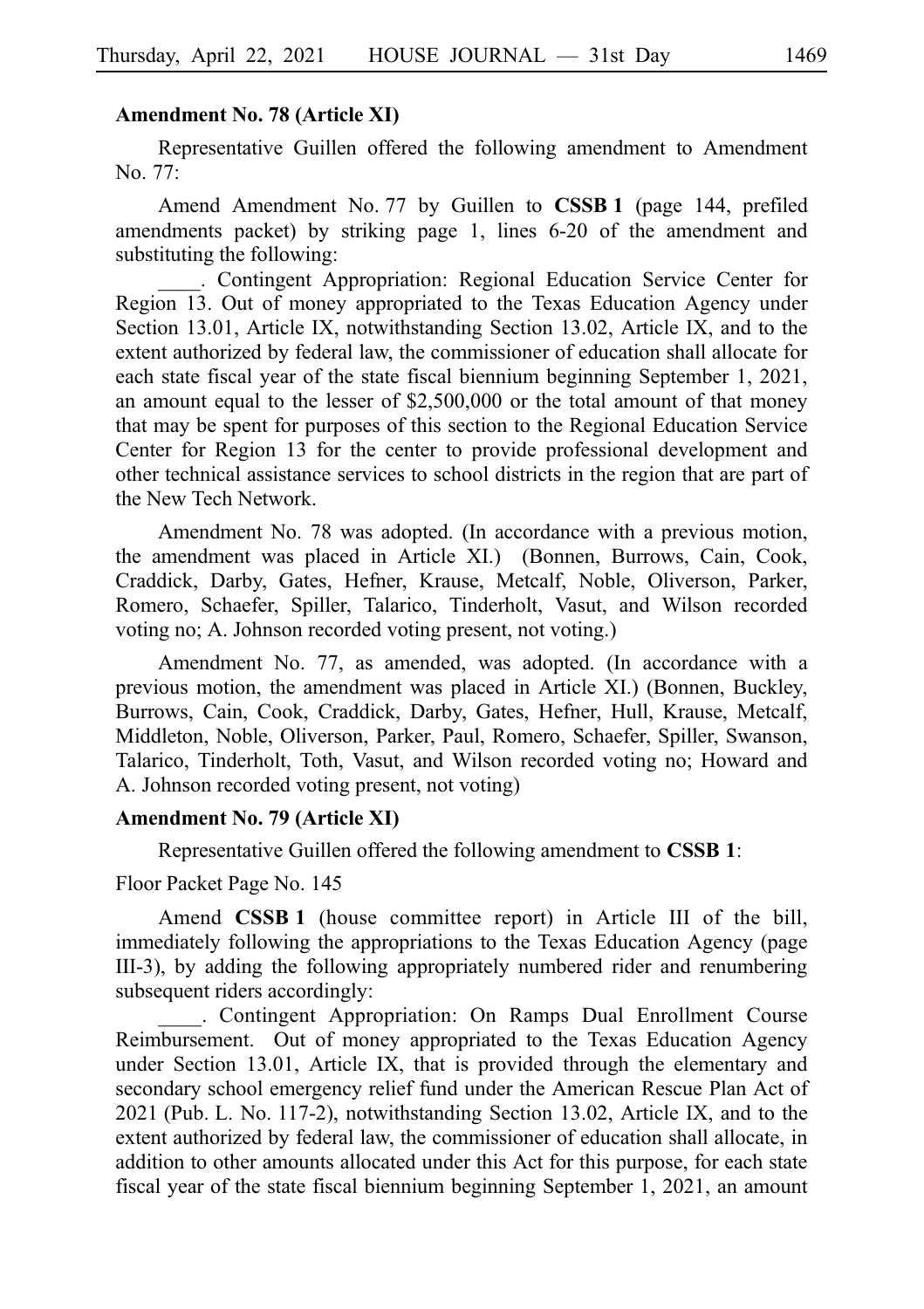**Amendment No. 78 (Article XI)**

Representative Guillen offered the following amendment to Amendment No. 77:

Amend Amendment No. 77 by Guillen to **CSSB 1** (page 144, prefiled amendments packet) by striking page 1, lines 6-20 of the amendment and substituting the following:

____. Contingent Appropriation: Regional Education Service Center for Region 13. Out of money appropriated to the Texas Education Agency under Section 13.01, Article IX, notwithstanding Section 13.02, Article IX, and to the extent authorized by federal law, the commissioner of education shall allocate for each state fiscal year of the state fiscal biennium beginning September 1, 2021, an amount equal to the lesser of $2,500,000 or the total amount of that money that may be spent for purposes of this section to the Regional Education Service Center for Region 13 for the center to provide professional development and other technical assistance services to school districts in the region that are part of the New Tech Network.

Amendment No. 78 was adopted. (In accordance with a previous motion, the amendment was placed in Article XI.) (Bonnen, Burrows, Cain, Cook, Craddick, Darby, Gates, Hefner, Krause, Metcalf, Noble, Oliverson, Parker, Romero, Schaefer, Spiller, Talarico, Tinderholt, Vasut, and Wilson recorded voting no; A. Johnson recorded voting present, not voting.)

Amendment No. 77, as amended, was adopted. (In accordance with a previous motion, the amendment was placed in Article XI.) (Bonnen, Buckley, Burrows, Cain, Cook, Craddick, Darby, Gates, Hefner, Hull, Krause, Metcalf, Middleton, Noble, Oliverson, Parker, Paul, Romero, Schaefer, Spiller, Swanson, Talarico, Tinderholt, Toth, Vasut, and Wilson recorded voting no; Howard and A. Johnson recorded voting present, not voting)

**Amendment No. 79 (Article XI)**

Representative Guillen offered the following amendment to **CSSB 1**:

Floor Packet Page No. 145

Amend **CSSB 1** (house committee report) in Article III of the bill, immediately following the appropriations to the Texas Education Agency (page III-3), by adding the following appropriately numbered rider and renumbering subsequent riders accordingly:

____. Contingent Appropriation: On Ramps Dual Enrollment Course Reimbursement. Out of money appropriated to the Texas Education Agency under Section 13.01, Article IX, that is provided through the elementary and secondary school emergency relief fund under the American Rescue Plan Act of 2021 (Pub. L. No. 117-2), notwithstanding Section 13.02, Article IX, and to the extent authorized by federal law, the commissioner of education shall allocate, in addition to other amounts allocated under this Act for this purpose, for each state fiscal year of the state fiscal biennium beginning September 1, 2021, an amount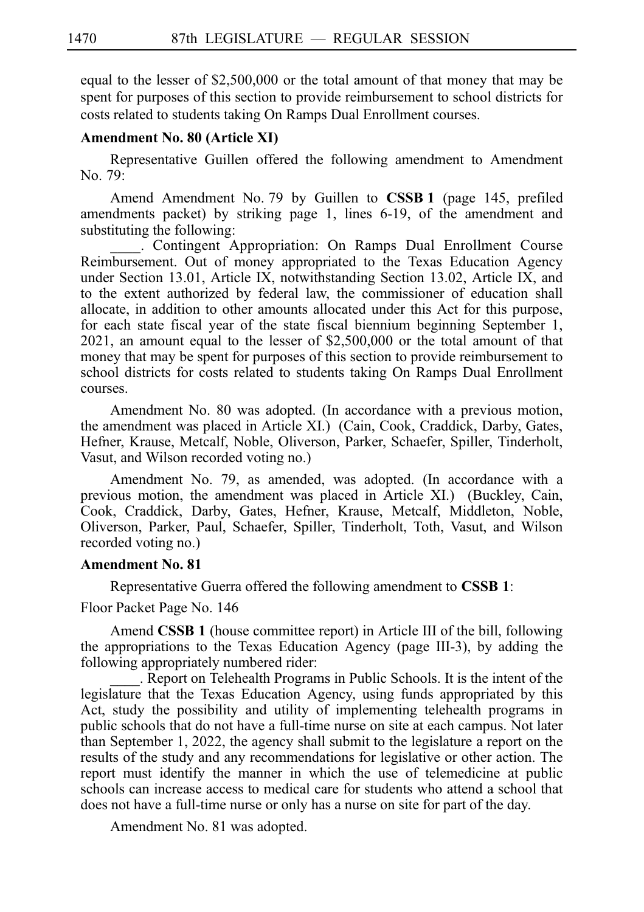equal to the lesser of $2,500,000 or the total amount of that money that may be spent for purposes of this section to provide reimbursement to school districts for costs related to students taking On Ramps Dual Enrollment courses.

**Amendment No. 80 (Article XI)**

Representative Guillen offered the following amendment to Amendment No. 79:

Amend Amendment No. 79 by Guillen to **CSSB 1** (page 145, prefiled amendments packet) by striking page 1, lines 6-19, of the amendment and substituting the following:

\_\_\_\_. Contingent Appropriation: On Ramps Dual Enrollment Course Reimbursement. Out of money appropriated to the Texas Education Agency under Section 13.01, Article IX, notwithstanding Section 13.02, Article IX, and to the extent authorized by federal law, the commissioner of education shall allocate, in addition to other amounts allocated under this Act for this purpose, for each state fiscal year of the state fiscal biennium beginning September 1, 2021, an amount equal to the lesser of $2,500,000 or the total amount of that money that may be spent for purposes of this section to provide reimbursement to school districts for costs related to students taking On Ramps Dual Enrollment courses.

Amendment No. 80 was adopted. (In accordance with a previous motion, the amendment was placed in Article XI.) (Cain, Cook, Craddick, Darby, Gates, Hefner, Krause, Metcalf, Noble, Oliverson, Parker, Schaefer, Spiller, Tinderholt, Vasut, and Wilson recorded voting no.)

Amendment No. 79, as amended, was adopted. (In accordance with a previous motion, the amendment was placed in Article XI.) (Buckley, Cain, Cook, Craddick, Darby, Gates, Hefner, Krause, Metcalf, Middleton, Noble, Oliverson, Parker, Paul, Schaefer, Spiller, Tinderholt, Toth, Vasut, and Wilson recorded voting no.)

**Amendment No. 81**

Representative Guerra offered the following amendment to **CSSB 1**:

Floor Packet Page No. 146

Amend **CSSB 1** (house committee report) in Article III of the bill, following the appropriations to the Texas Education Agency (page III-3), by adding the following appropriately numbered rider:

\_\_\_\_. Report on Telehealth Programs in Public Schools. It is the intent of the legislature that the Texas Education Agency, using funds appropriated by this Act, study the possibility and utility of implementing telehealth programs in public schools that do not have a full-time nurse on site at each campus. Not later than September 1, 2022, the agency shall submit to the legislature a report on the results of the study and any recommendations for legislative or other action. The report must identify the manner in which the use of telemedicine at public schools can increase access to medical care for students who attend a school that does not have a full-time nurse or only has a nurse on site for part of the day.

Amendment No. 81 was adopted.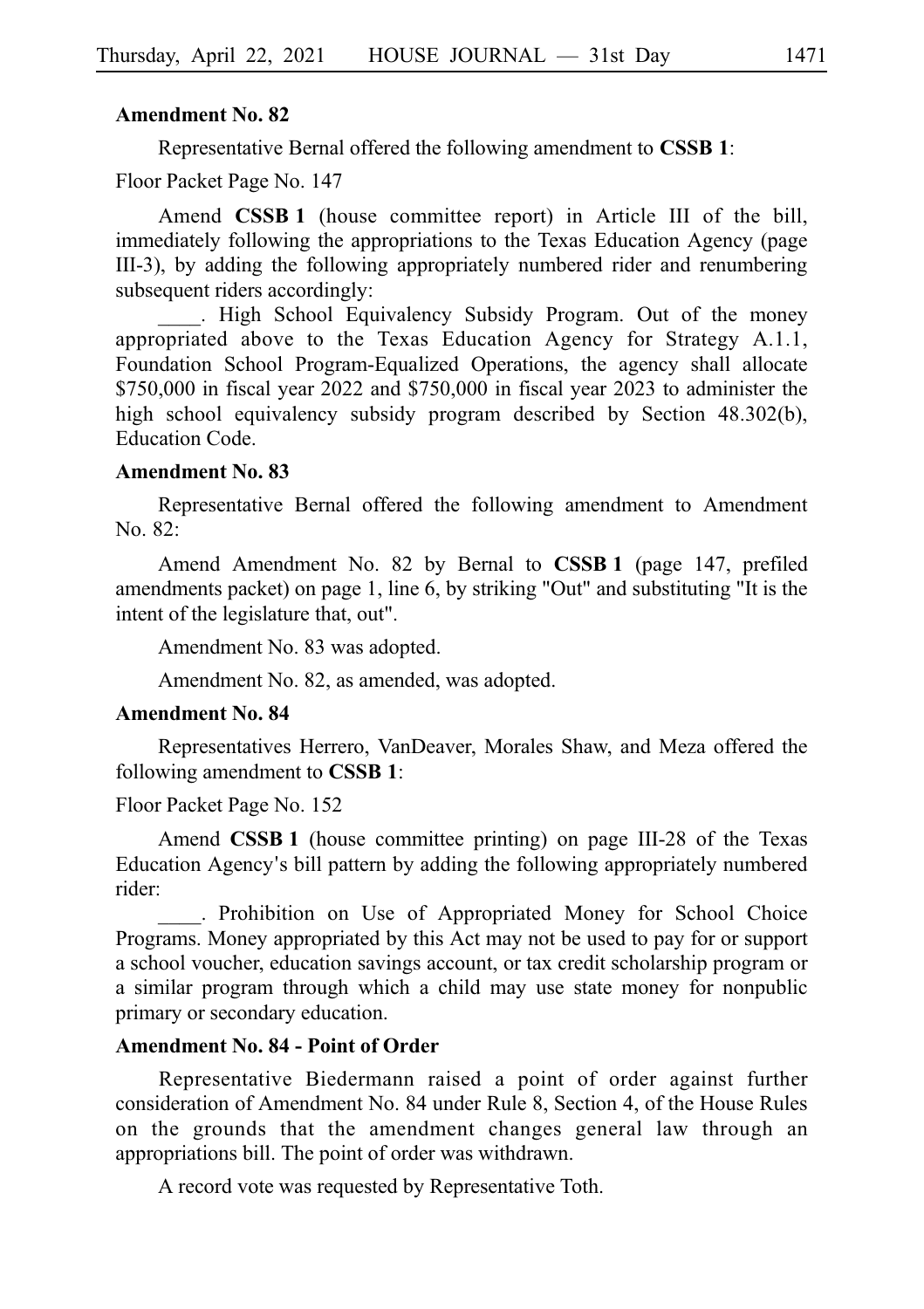**Amendment No. 82**

Representative Bernal offered the following amendment to **CSSB 1**:

Floor Packet Page No. 147

Amend **CSSB 1** (house committee report) in Article III of the bill, immediately following the appropriations to the Texas Education Agency (page III-3), by adding the following appropriately numbered rider and renumbering subsequent riders accordingly:

____. High School Equivalency Subsidy Program. Out of the money appropriated above to the Texas Education Agency for Strategy A.1.1, Foundation School Program-Equalized Operations, the agency shall allocate $750,000 in fiscal year 2022 and $750,000 in fiscal year 2023 to administer the high school equivalency subsidy program described by Section 48.302(b), Education Code.

**Amendment No. 83**

Representative Bernal offered the following amendment to Amendment No. 82:

Amend Amendment No. 82 by Bernal to **CSSB 1** (page 147, prefiled amendments packet) on page 1, line 6, by striking "Out" and substituting "It is the intent of the legislature that, out".

Amendment No. 83 was adopted.

Amendment No. 82, as amended, was adopted.

**Amendment No. 84**

Representatives Herrero, VanDeaver, Morales Shaw, and Meza offered the following amendment to **CSSB 1**:

Floor Packet Page No. 152

Amend **CSSB 1** (house committee printing) on page III-28 of the Texas Education Agency's bill pattern by adding the following appropriately numbered rider:

____. Prohibition on Use of Appropriated Money for School Choice Programs. Money appropriated by this Act may not be used to pay for or support a school voucher, education savings account, or tax credit scholarship program or a similar program through which a child may use state money for nonpublic primary or secondary education.

**Amendment No. 84 - Point of Order**

Representative Biedermann raised a point of order against further consideration of Amendment No. 84 under Rule 8, Section 4, of the House Rules on the grounds that the amendment changes general law through an appropriations bill. The point of order was withdrawn.

A record vote was requested by Representative Toth.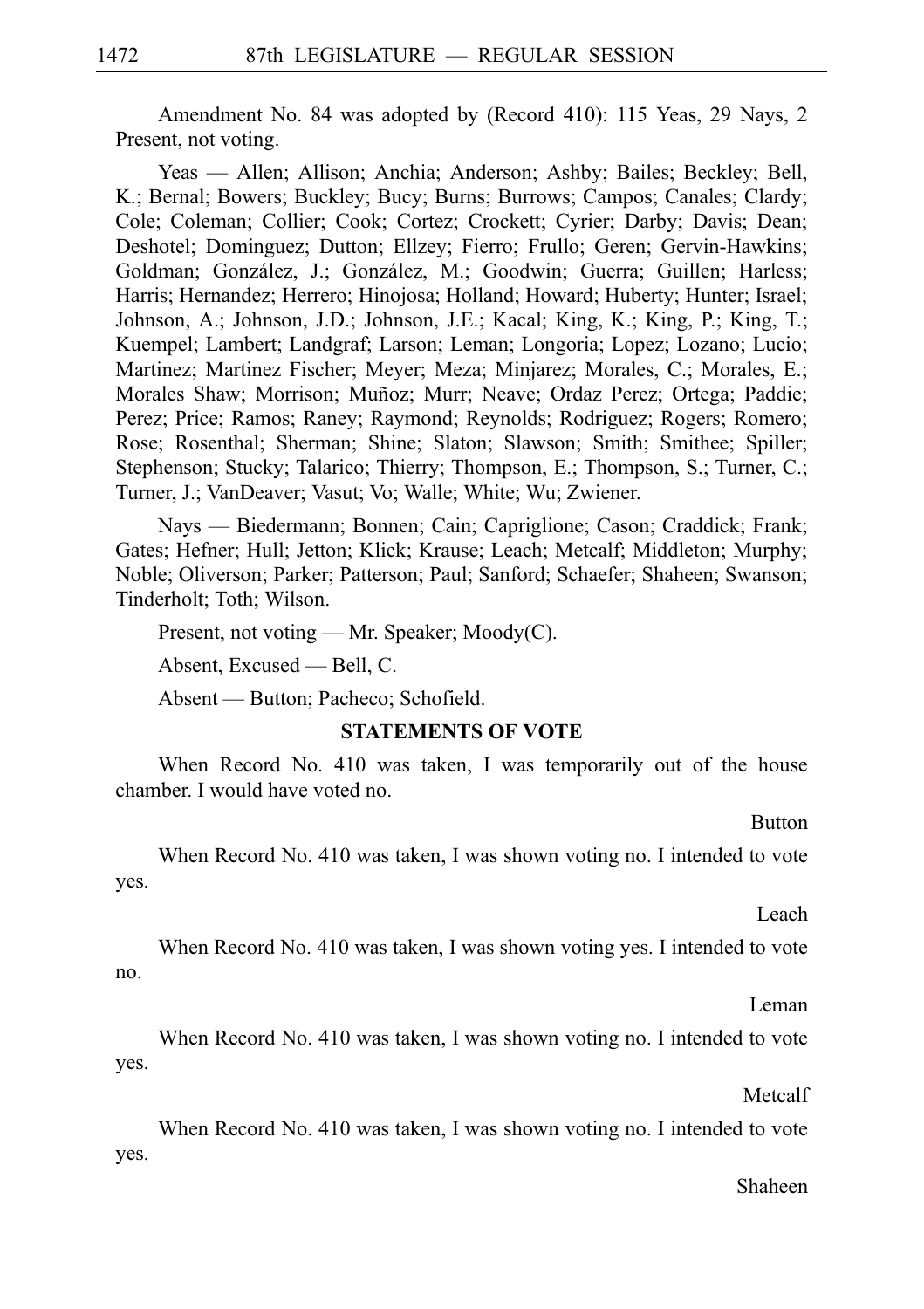Amendment No. 84 was adopted by (Record 410): 115 Yeas, 29 Nays, 2 Present, not voting.

Yeas — Allen; Allison; Anchia; Anderson; Ashby; Bailes; Beckley; Bell, K.; Bernal; Bowers; Buckley; Bucy; Burns; Burrows; Campos; Canales; Clardy; Cole; Coleman; Collier; Cook; Cortez; Crockett; Cyrier; Darby; Davis; Dean; Deshotel; Dominguez; Dutton; Ellzey; Fierro; Frullo; Geren; Gervin-Hawkins; Goldman; González, J.; González, M.; Goodwin; Guerra; Guillen; Harless; Harris; Hernandez; Herrero; Hinojosa; Holland; Howard; Huberty; Hunter; Israel; Johnson, A.; Johnson, J.D.; Johnson, J.E.; Kacal; King, K.; King, P.; King, T.; Kuempel; Lambert; Landgraf; Larson; Leman; Longoria; Lopez; Lozano; Lucio; Martinez; Martinez Fischer; Meyer; Meza; Minjarez; Morales, C.; Morales, E.; Morales Shaw; Morrison; Muñoz; Murr; Neave; Ordaz Perez; Ortega; Paddie; Perez; Price; Ramos; Raney; Raymond; Reynolds; Rodriguez; Rogers; Romero; Rose; Rosenthal; Sherman; Shine; Slaton; Slawson; Smith; Smithee; Spiller; Stephenson; Stucky; Talarico; Thierry; Thompson, E.; Thompson, S.; Turner, C.; Turner, J.; VanDeaver; Vasut; Vo; Walle; White; Wu; Zwiener.

Nays — Biedermann; Bonnen; Cain; Capriglione; Cason; Craddick; Frank; Gates; Hefner; Hull; Jetton; Klick; Krause; Leach; Metcalf; Middleton; Murphy; Noble; Oliverson; Parker; Patterson; Paul; Sanford; Schaefer; Shaheen; Swanson; Tinderholt; Toth; Wilson.

Present, not voting — Mr. Speaker; Moody(C).

Absent, Excused — Bell, C.

Absent — Button; Pacheco; Schofield.

**STATEMENTS OF VOTE**

When Record No. 410 was taken, I was temporarily out of the house chamber. I would have voted no.

Button

When Record No. 410 was taken, I was shown voting no. I intended to vote yes.

Leach

When Record No. 410 was taken, I was shown voting yes. I intended to vote no.

Leman

When Record No. 410 was taken, I was shown voting no. I intended to vote yes.

Metcalf

When Record No. 410 was taken, I was shown voting no. I intended to vote yes.

Shaheen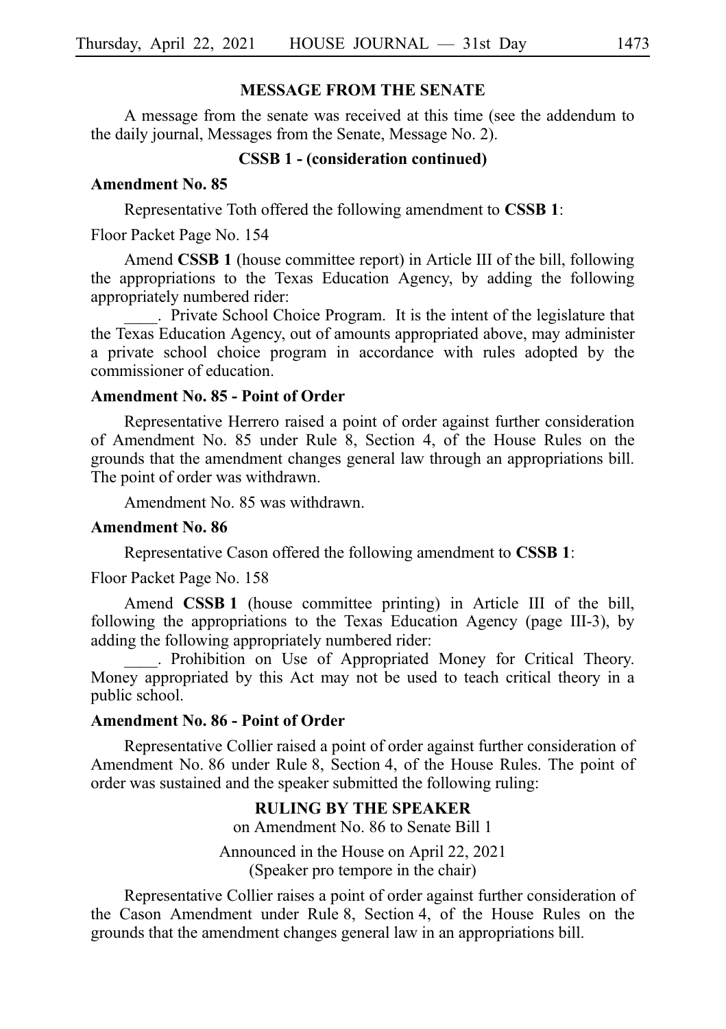**MESSAGE FROM THE SENATE**

A message from the senate was received at this time (see the addendum to the daily journal, Messages from the Senate, Message No. 2).

**CSSB 1 - (consideration continued)**

**Amendment No. 85**

Representative Toth offered the following amendment to **CSSB 1**:

Floor Packet Page No. 154

Amend **CSSB 1** (house committee report) in Article III of the bill, following the appropriations to the Texas Education Agency, by adding the following appropriately numbered rider:

\_\_\_\_. Private School Choice Program. It is the intent of the legislature that the Texas Education Agency, out of amounts appropriated above, may administer a private school choice program in accordance with rules adopted by the commissioner of education.

**Amendment No. 85 - Point of Order**

Representative Herrero raised a point of order against further consideration of Amendment No. 85 under Rule 8, Section 4, of the House Rules on the grounds that the amendment changes general law through an appropriations bill. The point of order was withdrawn.

Amendment No. 85 was withdrawn.

**Amendment No. 86**

Representative Cason offered the following amendment to **CSSB 1**:

Floor Packet Page No. 158

Amend **CSSB 1** (house committee printing) in Article III of the bill, following the appropriations to the Texas Education Agency (page III-3), by adding the following appropriately numbered rider:

\_\_\_\_. Prohibition on Use of Appropriated Money for Critical Theory. Money appropriated by this Act may not be used to teach critical theory in a public school.

**Amendment No. 86 - Point of Order**

Representative Collier raised a point of order against further consideration of Amendment No. 86 under Rule 8, Section 4, of the House Rules. The point of order was sustained and the speaker submitted the following ruling:

**RULING BY THE SPEAKER**

on Amendment No. 86 to Senate Bill 1

Announced in the House on April 22, 2021
(Speaker pro tempore in the chair)

Representative Collier raises a point of order against further consideration of the Cason Amendment under Rule 8, Section 4, of the House Rules on the grounds that the amendment changes general law in an appropriations bill.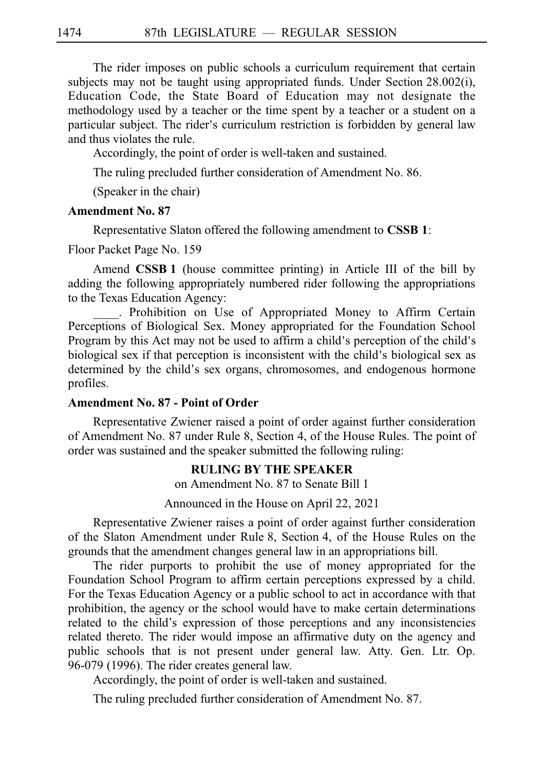The rider imposes on public schools a curriculum requirement that certain subjects may not be taught using appropriated funds. Under Section 28.002(i), Education Code, the State Board of Education may not designate the methodology used by a teacher or the time spent by a teacher or a student on a particular subject. The rider's curriculum restriction is forbidden by general law and thus violates the rule.

Accordingly, the point of order is well-taken and sustained.

The ruling precluded further consideration of Amendment No. 86.

(Speaker in the chair)

**Amendment No. 87**

Representative Slaton offered the following amendment to **CSSB 1**:

Floor Packet Page No. 159

Amend **CSSB 1** (house committee printing) in Article III of the bill by adding the following appropriately numbered rider following the appropriations to the Texas Education Agency:

____. Prohibition on Use of Appropriated Money to Affirm Certain Perceptions of Biological Sex. Money appropriated for the Foundation School Program by this Act may not be used to affirm a child's perception of the child's biological sex if that perception is inconsistent with the child's biological sex as determined by the child's sex organs, chromosomes, and endogenous hormone profiles.

**Amendment No. 87 - Point of Order**

Representative Zwiener raised a point of order against further consideration of Amendment No. 87 under Rule 8, Section 4, of the House Rules. The point of order was sustained and the speaker submitted the following ruling:

**RULING BY THE SPEAKER**

on Amendment No. 87 to Senate Bill 1

Announced in the House on April 22, 2021

Representative Zwiener raises a point of order against further consideration of the Slaton Amendment under Rule 8, Section 4, of the House Rules on the grounds that the amendment changes general law in an appropriations bill.

The rider purports to prohibit the use of money appropriated for the Foundation School Program to affirm certain perceptions expressed by a child. For the Texas Education Agency or a public school to act in accordance with that prohibition, the agency or the school would have to make certain determinations related to the child's expression of those perceptions and any inconsistencies related thereto. The rider would impose an affirmative duty on the agency and public schools that is not present under general law. Atty. Gen. Ltr. Op. 96-079 (1996). The rider creates general law.

Accordingly, the point of order is well-taken and sustained.

The ruling precluded further consideration of Amendment No. 87.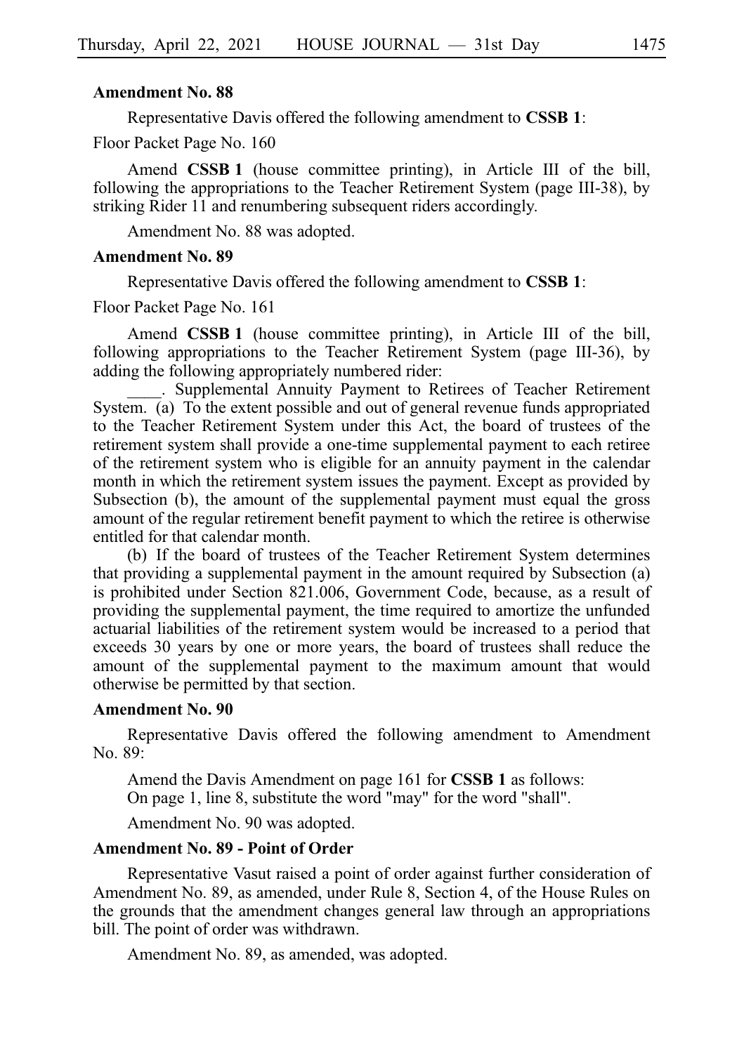**Amendment No. 88**

Representative Davis offered the following amendment to **CSSB 1**:

Floor Packet Page No. 160

Amend **CSSB 1** (house committee printing), in Article III of the bill, following the appropriations to the Teacher Retirement System (page III-38), by striking Rider 11 and renumbering subsequent riders accordingly.

Amendment No. 88 was adopted.

**Amendment No. 89**

Representative Davis offered the following amendment to **CSSB 1**:

Floor Packet Page No. 161

Amend **CSSB 1** (house committee printing), in Article III of the bill, following appropriations to the Teacher Retirement System (page III-36), by adding the following appropriately numbered rider:

____. Supplemental Annuity Payment to Retirees of Teacher Retirement System. (a) To the extent possible and out of general revenue funds appropriated to the Teacher Retirement System under this Act, the board of trustees of the retirement system shall provide a one-time supplemental payment to each retiree of the retirement system who is eligible for an annuity payment in the calendar month in which the retirement system issues the payment. Except as provided by Subsection (b), the amount of the supplemental payment must equal the gross amount of the regular retirement benefit payment to which the retiree is otherwise entitled for that calendar month.

(b) If the board of trustees of the Teacher Retirement System determines that providing a supplemental payment in the amount required by Subsection (a) is prohibited under Section 821.006, Government Code, because, as a result of providing the supplemental payment, the time required to amortize the unfunded actuarial liabilities of the retirement system would be increased to a period that exceeds 30 years by one or more years, the board of trustees shall reduce the amount of the supplemental payment to the maximum amount that would otherwise be permitted by that section.

**Amendment No. 90**

Representative Davis offered the following amendment to Amendment No. 89:

Amend the Davis Amendment on page 161 for **CSSB 1** as follows:
On page 1, line 8, substitute the word "may" for the word "shall".

Amendment No. 90 was adopted.

**Amendment No. 89 - Point of Order**

Representative Vasut raised a point of order against further consideration of Amendment No. 89, as amended, under Rule 8, Section 4, of the House Rules on the grounds that the amendment changes general law through an appropriations bill. The point of order was withdrawn.

Amendment No. 89, as amended, was adopted.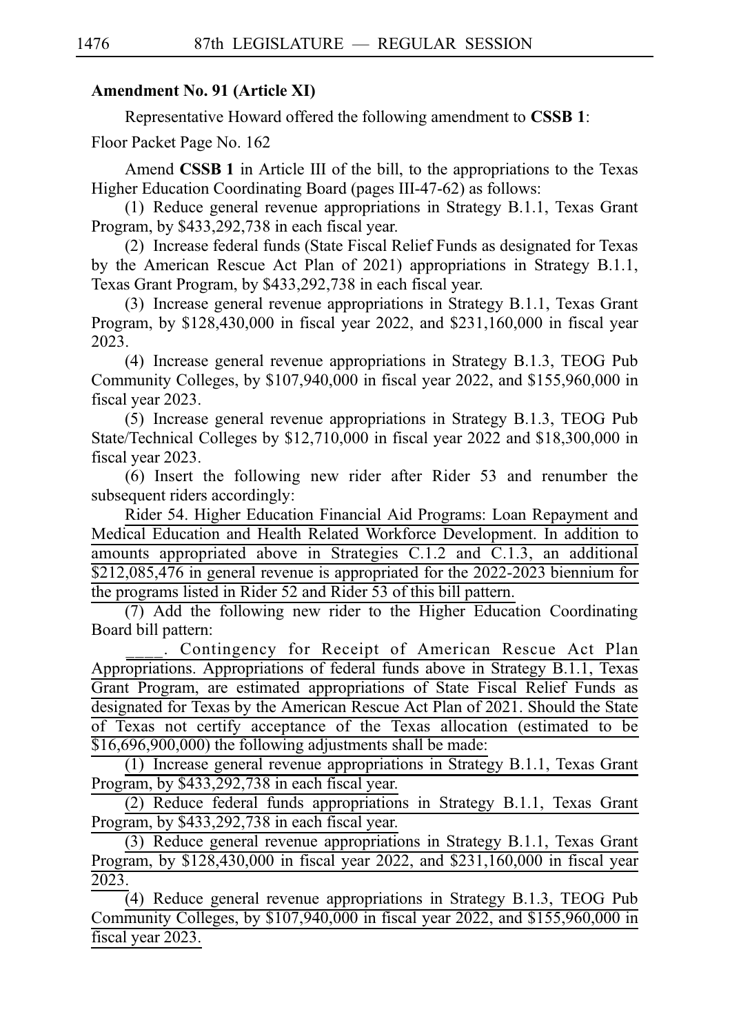**Amendment No. 91 (Article XI)**

Representative Howard offered the following amendment to **CSSB 1**:

Floor Packet Page No. 162

Amend **CSSB 1** in Article III of the bill, to the appropriations to the Texas Higher Education Coordinating Board (pages III-47-62) as follows:

(1) Reduce general revenue appropriations in Strategy B.1.1, Texas Grant Program, by $433,292,738 in each fiscal year.

(2) Increase federal funds (State Fiscal Relief Funds as designated for Texas by the American Rescue Act Plan of 2021) appropriations in Strategy B.1.1, Texas Grant Program, by $433,292,738 in each fiscal year.

(3) Increase general revenue appropriations in Strategy B.1.1, Texas Grant Program, by $128,430,000 in fiscal year 2022, and $231,160,000 in fiscal year 2023.

(4) Increase general revenue appropriations in Strategy B.1.3, TEOG Pub Community Colleges, by $107,940,000 in fiscal year 2022, and $155,960,000 in fiscal year 2023.

(5) Increase general revenue appropriations in Strategy B.1.3, TEOG Pub State/Technical Colleges by $12,710,000 in fiscal year 2022 and $18,300,000 in fiscal year 2023.

(6) Insert the following new rider after Rider 53 and renumber the subsequent riders accordingly:

Rider 54. Higher Education Financial Aid Programs: Loan Repayment and Medical Education and Health Related Workforce Development. In addition to amounts appropriated above in Strategies C.1.2 and C.1.3, an additional $212,085,476 in general revenue is appropriated for the 2022-2023 biennium for the programs listed in Rider 52 and Rider 53 of this bill pattern.

(7) Add the following new rider to the Higher Education Coordinating Board bill pattern:

____. Contingency for Receipt of American Rescue Act Plan Appropriations. Appropriations of federal funds above in Strategy B.1.1, Texas Grant Program, are estimated appropriations of State Fiscal Relief Funds as designated for Texas by the American Rescue Act Plan of 2021. Should the State of Texas not certify acceptance of the Texas allocation (estimated to be $16,696,900,000) the following adjustments shall be made:

(1) Increase general revenue appropriations in Strategy B.1.1, Texas Grant Program, by $433,292,738 in each fiscal year.

(2) Reduce federal funds appropriations in Strategy B.1.1, Texas Grant Program, by $433,292,738 in each fiscal year.

(3) Reduce general revenue appropriations in Strategy B.1.1, Texas Grant Program, by $128,430,000 in fiscal year 2022, and $231,160,000 in fiscal year 2023.

(4) Reduce general revenue appropriations in Strategy B.1.3, TEOG Pub Community Colleges, by $107,940,000 in fiscal year 2022, and $155,960,000 in fiscal year 2023.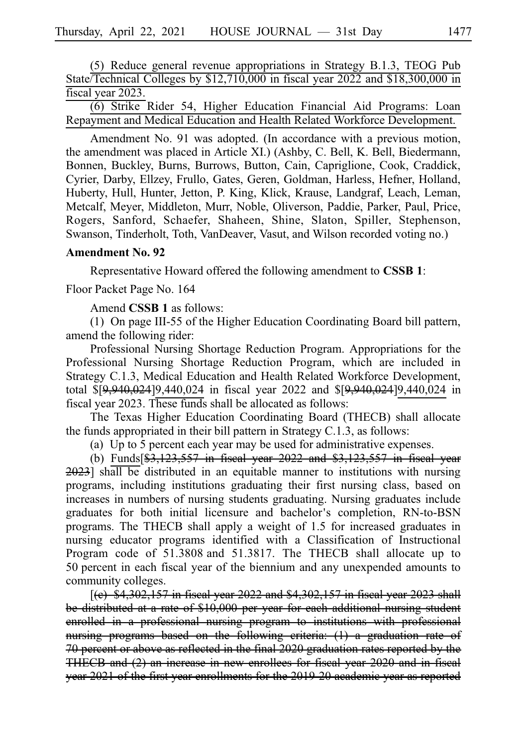(5) Reduce general revenue appropriations in Strategy B.1.3, TEOG Pub State/Technical Colleges by $12,710,000 in fiscal year 2022 and $18,300,000 in fiscal year 2023.

(6) Strike Rider 54, Higher Education Financial Aid Programs: Loan Repayment and Medical Education and Health Related Workforce Development.

Amendment No. 91 was adopted. (In accordance with a previous motion, the amendment was placed in Article XI.) (Ashby, C. Bell, K. Bell, Biedermann, Bonnen, Buckley, Burns, Burrows, Button, Cain, Capriglione, Cook, Craddick, Cyrier, Darby, Ellzey, Frullo, Gates, Geren, Goldman, Harless, Hefner, Holland, Huberty, Hull, Hunter, Jetton, P. King, Klick, Krause, Landgraf, Leach, Leman, Metcalf, Meyer, Middleton, Murr, Noble, Oliverson, Paddie, Parker, Paul, Price, Rogers, Sanford, Schaefer, Shaheen, Shine, Slaton, Spiller, Stephenson, Swanson, Tinderholt, Toth, VanDeaver, Vasut, and Wilson recorded voting no.)

**Amendment No. 92**

Representative Howard offered the following amendment to **CSSB 1**:

Floor Packet Page No. 164

Amend **CSSB 1** as follows:

(1) On page III-55 of the Higher Education Coordinating Board bill pattern, amend the following rider:

Professional Nursing Shortage Reduction Program. Appropriations for the Professional Nursing Shortage Reduction Program, which are included in Strategy C.1.3, Medical Education and Health Related Workforce Development, total $[~~9,940,024~~]9,440,024 in fiscal year 2022 and $[~~9,940,024~~]9,440,024 in fiscal year 2023. These funds shall be allocated as follows:

The Texas Higher Education Coordinating Board (THECB) shall allocate the funds appropriated in their bill pattern in Strategy C.1.3, as follows:

(a) Up to 5 percent each year may be used for administrative expenses.

(b) Funds[~~$3,123,557 in fiscal year 2022 and $3,123,557 in fiscal year 2023~~] shall be distributed in an equitable manner to institutions with nursing programs, including institutions graduating their first nursing class, based on increases in numbers of nursing students graduating. Nursing graduates include graduates for both initial licensure and bachelor's completion, RN-to-BSN programs. The THECB shall apply a weight of 1.5 for increased graduates in nursing educator programs identified with a Classification of Instructional Program code of 51.3808 and 51.3817. The THECB shall allocate up to 50 percent in each fiscal year of the biennium and any unexpended amounts to community colleges.

[~~(c) $4,302,157 in fiscal year 2022 and $4,302,157 in fiscal year 2023 shall be distributed at a rate of $10,000 per year for each additional nursing student enrolled in a professional nursing program to institutions with professional nursing programs based on the following criteria: (1) a graduation rate of 70 percent or above as reflected in the final 2020 graduation rates reported by the THECB and (2) an increase in new enrollees for fiscal year 2020 and in fiscal year 2021 of the first year enrollments for the 2019-20 academic year as reported~~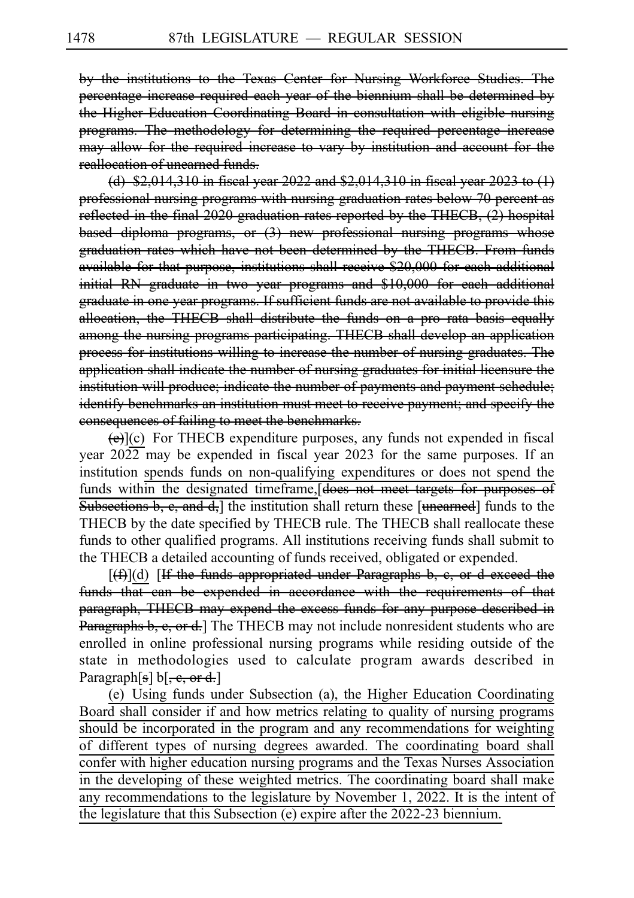by the institutions to the Texas Center for Nursing Workforce Studies. The percentage increase required each year of the biennium shall be determined by the Higher Education Coordinating Board in consultation with eligible nursing programs. The methodology for determining the required percentage increase may allow for the required increase to vary by institution and account for the reallocation of unearned funds.

(d) $2,014,310 in fiscal year 2022 and $2,014,310 in fiscal year 2023 to (1) professional nursing programs with nursing graduation rates below 70 percent as reflected in the final 2020 graduation rates reported by the THECB, (2) hospital based diploma programs, or (3) new professional nursing programs whose graduation rates which have not been determined by the THECB. From funds available for that purpose, institutions shall receive $20,000 for each additional initial RN graduate in two year programs and $10,000 for each additional graduate in one year programs. If sufficient funds are not available to provide this allocation, the THECB shall distribute the funds on a pro rata basis equally among the nursing programs participating. THECB shall develop an application process for institutions willing to increase the number of nursing graduates. The application shall indicate the number of nursing graduates for initial licensure the institution will produce; indicate the number of payments and payment schedule; identify benchmarks an institution must meet to receive payment; and specify the consequences of failing to meet the benchmarks.

(e)](c) For THECB expenditure purposes, any funds not expended in fiscal year 2022 may be expended in fiscal year 2023 for the same purposes. If an institution spends funds on non-qualifying expenditures or does not spend the funds within the designated timeframe,[does not meet targets for purposes of Subsections b, c, and d,] the institution shall return these [unearned] funds to the THECB by the date specified by THECB rule. The THECB shall reallocate these funds to other qualified programs. All institutions receiving funds shall submit to the THECB a detailed accounting of funds received, obligated or expended.

[(f)](d) [If the funds appropriated under Paragraphs b, c, or d exceed the funds that can be expended in accordance with the requirements of that paragraph, THECB may expend the excess funds for any purpose described in Paragraphs b, c, or d.] The THECB may not include nonresident students who are enrolled in online professional nursing programs while residing outside of the state in methodologies used to calculate program awards described in Paragraph[s] b[, c, or d.]

(e) Using funds under Subsection (a), the Higher Education Coordinating Board shall consider if and how metrics relating to quality of nursing programs should be incorporated in the program and any recommendations for weighting of different types of nursing degrees awarded. The coordinating board shall confer with higher education nursing programs and the Texas Nurses Association in the developing of these weighted metrics. The coordinating board shall make any recommendations to the legislature by November 1, 2022. It is the intent of the legislature that this Subsection (e) expire after the 2022-23 biennium.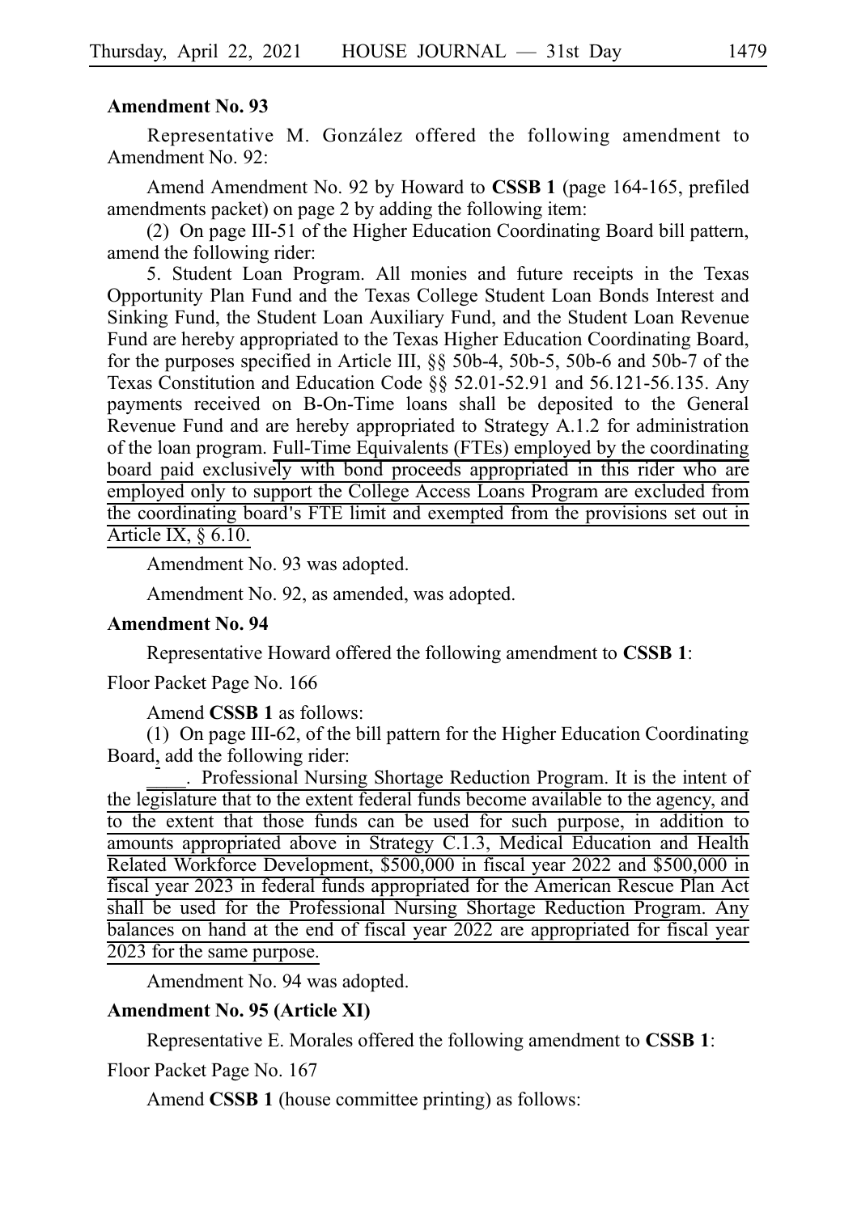**Amendment No. 93**

Representative M. González offered the following amendment to Amendment No. 92:

Amend Amendment No. 92 by Howard to **CSSB 1** (page 164-165, prefiled amendments packet) on page 2 by adding the following item:

(2) On page III-51 of the Higher Education Coordinating Board bill pattern, amend the following rider:

5. Student Loan Program. All monies and future receipts in the Texas Opportunity Plan Fund and the Texas College Student Loan Bonds Interest and Sinking Fund, the Student Loan Auxiliary Fund, and the Student Loan Revenue Fund are hereby appropriated to the Texas Higher Education Coordinating Board, for the purposes specified in Article III, §§ 50b-4, 50b-5, 50b-6 and 50b-7 of the Texas Constitution and Education Code §§ 52.01-52.91 and 56.121-56.135. Any payments received on B-On-Time loans shall be deposited to the General Revenue Fund and are hereby appropriated to Strategy A.1.2 for administration of the loan program. <u>Full-Time Equivalents (FTEs) employed by the coordinating board paid exclusively with bond proceeds appropriated in this rider who are employed only to support the College Access Loans Program are excluded from the coordinating board's FTE limit and exempted from the provisions set out in Article IX, § 6.10.</u>

Amendment No. 93 was adopted.

Amendment No. 92, as amended, was adopted.

**Amendment No. 94**

Representative Howard offered the following amendment to **CSSB 1**:

Floor Packet Page No. 166

Amend **CSSB 1** as follows:

(1) On page III-62, of the bill pattern for the Higher Education Coordinating Board, add the following rider:

<u>____. Professional Nursing Shortage Reduction Program. It is the intent of the legislature that to the extent federal funds become available to the agency, and to the extent that those funds can be used for such purpose, in addition to amounts appropriated above in Strategy C.1.3, Medical Education and Health Related Workforce Development, $500,000 in fiscal year 2022 and $500,000 in fiscal year 2023 in federal funds appropriated for the American Rescue Plan Act shall be used for the Professional Nursing Shortage Reduction Program. Any balances on hand at the end of fiscal year 2022 are appropriated for fiscal year 2023 for the same purpose.</u>

Amendment No. 94 was adopted.

**Amendment No. 95 (Article XI)**

Representative E. Morales offered the following amendment to **CSSB 1**:

Floor Packet Page No. 167

Amend **CSSB 1** (house committee printing) as follows: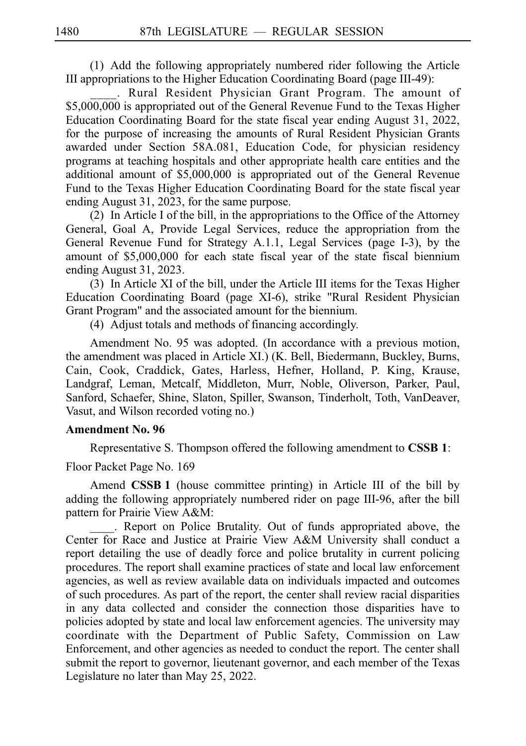(1) Add the following appropriately numbered rider following the Article III appropriations to the Higher Education Coordinating Board (page III-49):

____. Rural Resident Physician Grant Program. The amount of $5,000,000 is appropriated out of the General Revenue Fund to the Texas Higher Education Coordinating Board for the state fiscal year ending August 31, 2022, for the purpose of increasing the amounts of Rural Resident Physician Grants awarded under Section 58A.081, Education Code, for physician residency programs at teaching hospitals and other appropriate health care entities and the additional amount of $5,000,000 is appropriated out of the General Revenue Fund to the Texas Higher Education Coordinating Board for the state fiscal year ending August 31, 2023, for the same purpose.

(2) In Article I of the bill, in the appropriations to the Office of the Attorney General, Goal A, Provide Legal Services, reduce the appropriation from the General Revenue Fund for Strategy A.1.1, Legal Services (page I-3), by the amount of $5,000,000 for each state fiscal year of the state fiscal biennium ending August 31, 2023.

(3) In Article XI of the bill, under the Article III items for the Texas Higher Education Coordinating Board (page XI-6), strike "Rural Resident Physician Grant Program" and the associated amount for the biennium.

(4) Adjust totals and methods of financing accordingly.

Amendment No. 95 was adopted. (In accordance with a previous motion, the amendment was placed in Article XI.) (K. Bell, Biedermann, Buckley, Burns, Cain, Cook, Craddick, Gates, Harless, Hefner, Holland, P. King, Krause, Landgraf, Leman, Metcalf, Middleton, Murr, Noble, Oliverson, Parker, Paul, Sanford, Schaefer, Shine, Slaton, Spiller, Swanson, Tinderholt, Toth, VanDeaver, Vasut, and Wilson recorded voting no.)

**Amendment No. 96**

Representative S. Thompson offered the following amendment to **CSSB 1**:

Floor Packet Page No. 169

Amend **CSSB 1** (house committee printing) in Article III of the bill by adding the following appropriately numbered rider on page III-96, after the bill pattern for Prairie View A&M:

____. Report on Police Brutality. Out of funds appropriated above, the Center for Race and Justice at Prairie View A&M University shall conduct a report detailing the use of deadly force and police brutality in current policing procedures. The report shall examine practices of state and local law enforcement agencies, as well as review available data on individuals impacted and outcomes of such procedures. As part of the report, the center shall review racial disparities in any data collected and consider the connection those disparities have to policies adopted by state and local law enforcement agencies. The university may coordinate with the Department of Public Safety, Commission on Law Enforcement, and other agencies as needed to conduct the report. The center shall submit the report to governor, lieutenant governor, and each member of the Texas Legislature no later than May 25, 2022.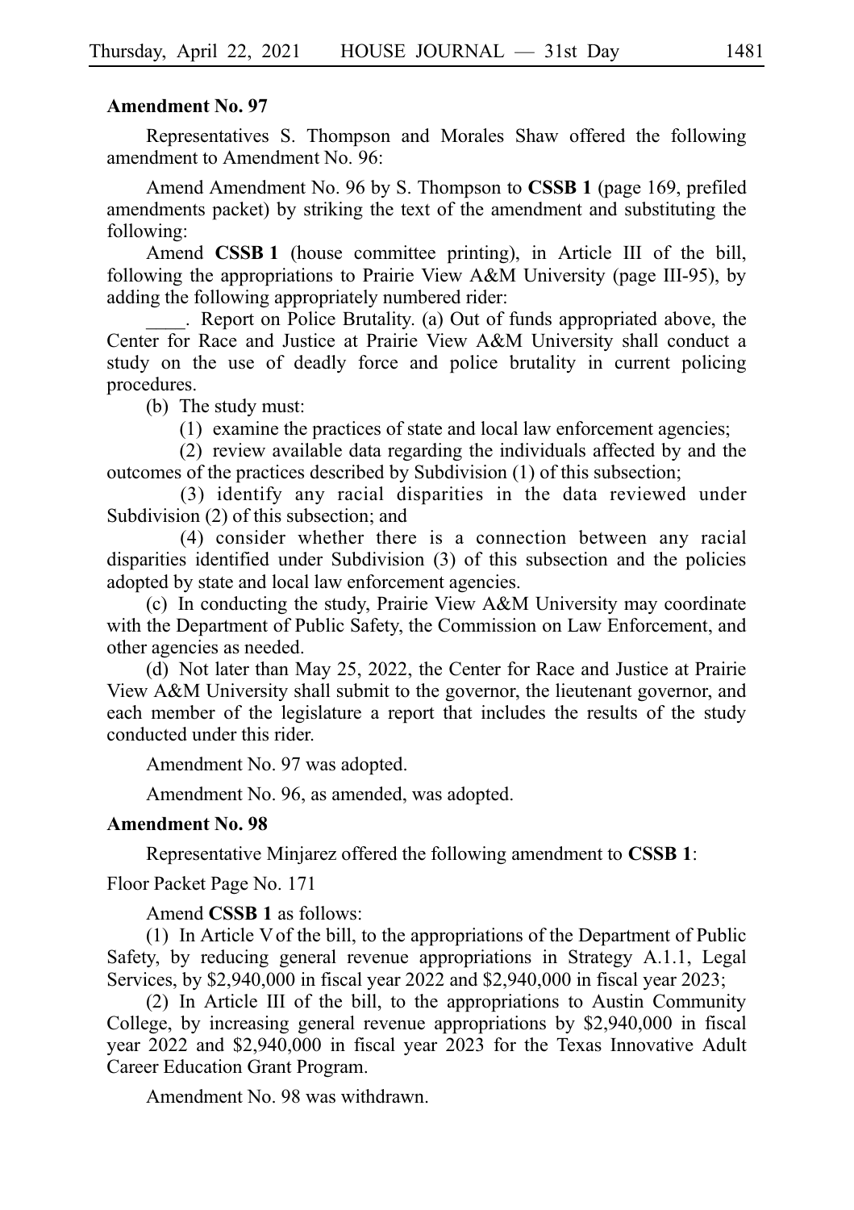**Amendment No. 97**

Representatives S. Thompson and Morales Shaw offered the following amendment to Amendment No. 96:

Amend Amendment No. 96 by S. Thompson to **CSSB 1** (page 169, prefiled amendments packet) by striking the text of the amendment and substituting the following:

Amend **CSSB 1** (house committee printing), in Article III of the bill, following the appropriations to Prairie View A&M University (page III-95), by adding the following appropriately numbered rider:

\_\_\_\_. Report on Police Brutality. (a) Out of funds appropriated above, the Center for Race and Justice at Prairie View A&M University shall conduct a study on the use of deadly force and police brutality in current policing procedures.

(b) The study must:

(1) examine the practices of state and local law enforcement agencies;

(2) review available data regarding the individuals affected by and the outcomes of the practices described by Subdivision (1) of this subsection;

(3) identify any racial disparities in the data reviewed under Subdivision (2) of this subsection; and

(4) consider whether there is a connection between any racial disparities identified under Subdivision (3) of this subsection and the policies adopted by state and local law enforcement agencies.

(c) In conducting the study, Prairie View A&M University may coordinate with the Department of Public Safety, the Commission on Law Enforcement, and other agencies as needed.

(d) Not later than May 25, 2022, the Center for Race and Justice at Prairie View A&M University shall submit to the governor, the lieutenant governor, and each member of the legislature a report that includes the results of the study conducted under this rider.

Amendment No. 97 was adopted.

Amendment No. 96, as amended, was adopted.

**Amendment No. 98**

Representative Minjarez offered the following amendment to **CSSB 1**:

Floor Packet Page No. 171

Amend **CSSB 1** as follows:

(1) In Article V of the bill, to the appropriations of the Department of Public Safety, by reducing general revenue appropriations in Strategy A.1.1, Legal Services, by $2,940,000 in fiscal year 2022 and $2,940,000 in fiscal year 2023;

(2) In Article III of the bill, to the appropriations to Austin Community College, by increasing general revenue appropriations by $2,940,000 in fiscal year 2022 and $2,940,000 in fiscal year 2023 for the Texas Innovative Adult Career Education Grant Program.

Amendment No. 98 was withdrawn.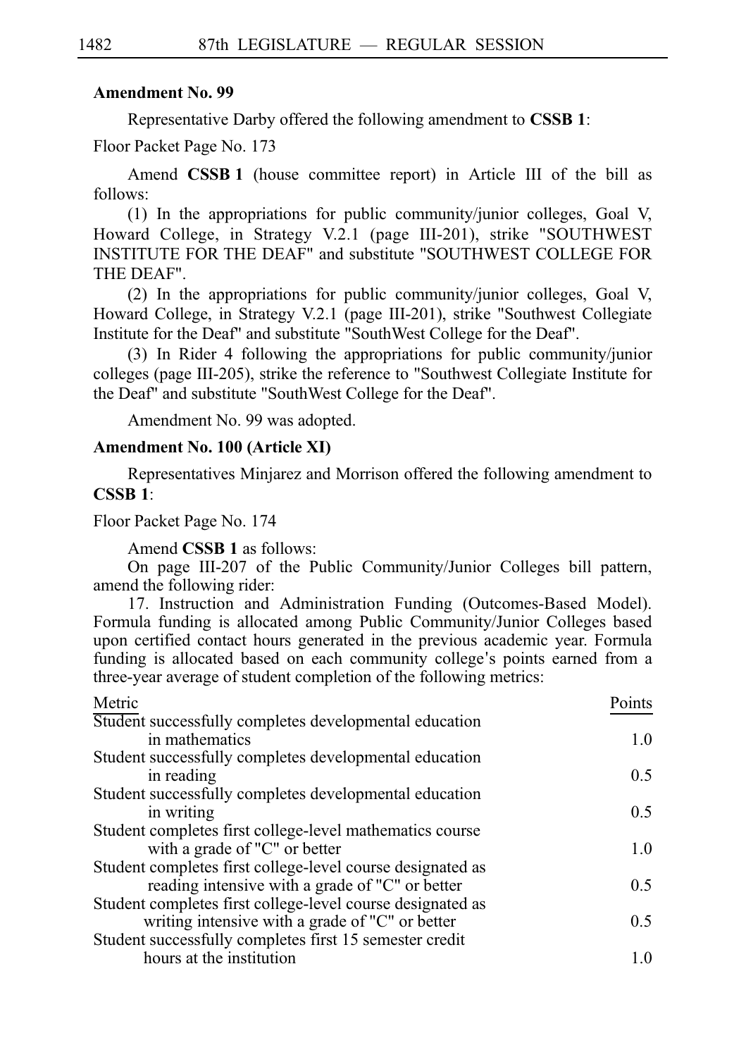**Amendment No. 99**

Representative Darby offered the following amendment to **CSSB 1**:

Floor Packet Page No. 173

Amend **CSSB 1** (house committee report) in Article III of the bill as follows:

(1) In the appropriations for public community/junior colleges, Goal V, Howard College, in Strategy V.2.1 (page III-201), strike "SOUTHWEST INSTITUTE FOR THE DEAF" and substitute "SOUTHWEST COLLEGE FOR THE DEAF".

(2) In the appropriations for public community/junior colleges, Goal V, Howard College, in Strategy V.2.1 (page III-201), strike "Southwest Collegiate Institute for the Deaf" and substitute "SouthWest College for the Deaf".

(3) In Rider 4 following the appropriations for public community/junior colleges (page III-205), strike the reference to "Southwest Collegiate Institute for the Deaf" and substitute "SouthWest College for the Deaf".

Amendment No. 99 was adopted.

**Amendment No. 100 (Article XI)**

Representatives Minjarez and Morrison offered the following amendment to **CSSB 1**:

Floor Packet Page No. 174

Amend **CSSB 1** as follows:

On page III-207 of the Public Community/Junior Colleges bill pattern, amend the following rider:

17. Instruction and Administration Funding (Outcomes-Based Model). Formula funding is allocated among Public Community/Junior Colleges based upon certified contact hours generated in the previous academic year. Formula funding is allocated based on each community college's points earned from a three-year average of student completion of the following metrics:

| Metric | Points |
|---|---|
| Student successfully completes developmental education in mathematics | 1.0 |
| Student successfully completes developmental education in reading | 0.5 |
| Student successfully completes developmental education in writing | 0.5 |
| Student completes first college-level mathematics course with a grade of "C" or better | 1.0 |
| Student completes first college-level course designated as reading intensive with a grade of "C" or better | 0.5 |
| Student completes first college-level course designated as writing intensive with a grade of "C" or better | 0.5 |
| Student successfully completes first 15 semester credit hours at the institution | 1.0 |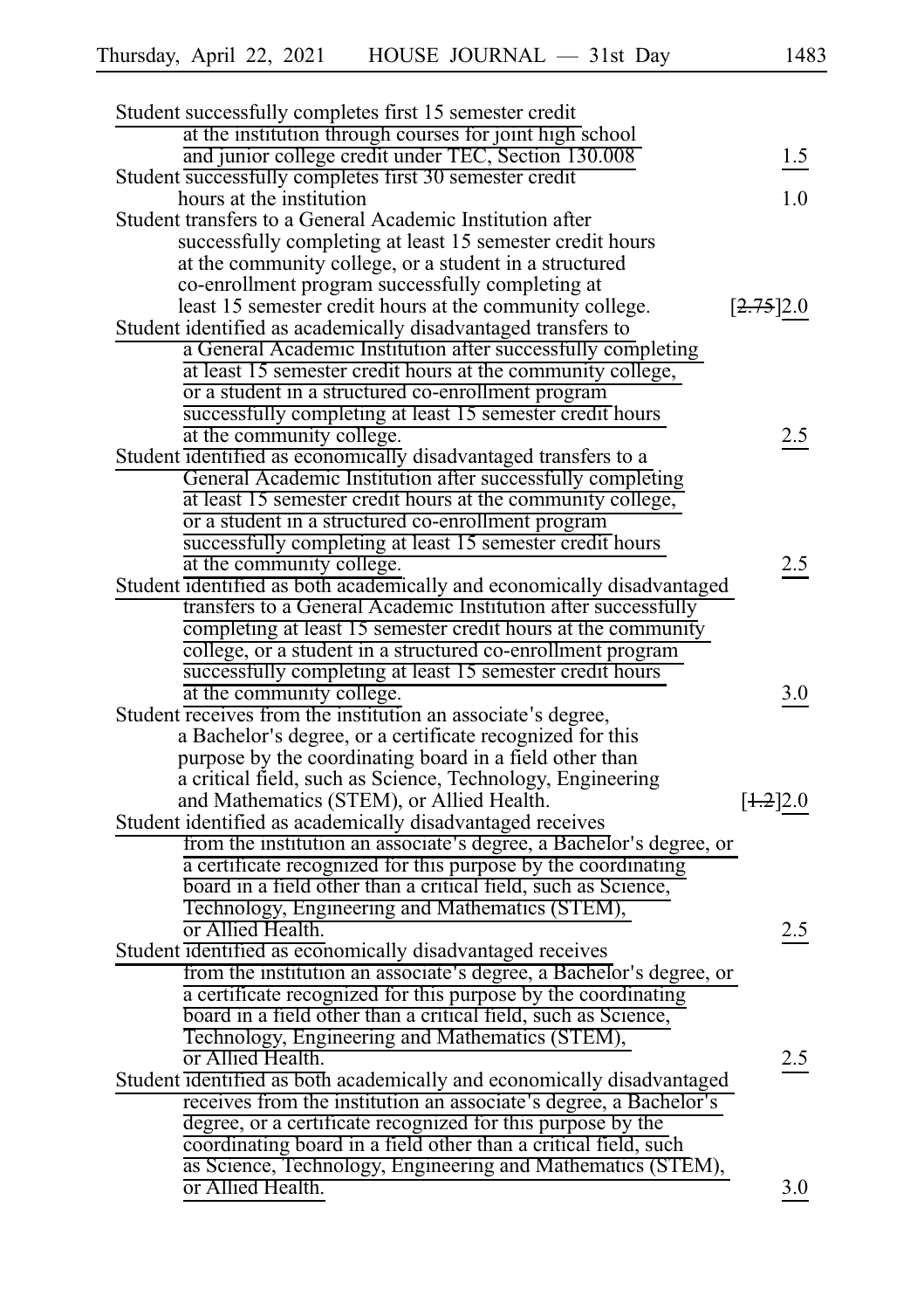| | |
|---|---|
| Student successfully completes first 15 semester credit at the institution through courses for joint high school and junior college credit under TEC, Section 130.008 | 1.5 |
| Student successfully completes first 30 semester credit hours at the institution | 1.0 |
| Student transfers to a General Academic Institution after successfully completing at least 15 semester credit hours at the community college, or a student in a structured co-enrollment program successfully completing at least 15 semester credit hours at the community college. | [2.75]2.0 |
| Student identified as academically disadvantaged transfers to a General Academic Institution after successfully completing at least 15 semester credit hours at the community college, or a student in a structured co-enrollment program successfully completing at least 15 semester credit hours at the community college. | 2.5 |
| Student identified as economically disadvantaged transfers to a General Academic Institution after successfully completing at least 15 semester credit hours at the community college, or a student in a structured co-enrollment program successfully completing at least 15 semester credit hours at the community college. | 2.5 |
| Student identified as both academically and economically disadvantaged transfers to a General Academic Institution after successfully completing at least 15 semester credit hours at the community college, or a student in a structured co-enrollment program successfully completing at least 15 semester credit hours at the community college. | 3.0 |
| Student receives from the institution an associate's degree, a Bachelor's degree, or a certificate recognized for this purpose by the coordinating board in a field other than a critical field, such as Science, Technology, Engineering and Mathematics (STEM), or Allied Health. | [1.2]2.0 |
| Student identified as academically disadvantaged receives from the institution an associate's degree, a Bachelor's degree, or a certificate recognized for this purpose by the coordinating board in a field other than a critical field, such as Science, Technology, Engineering and Mathematics (STEM), or Allied Health. | 2.5 |
| Student identified as economically disadvantaged receives from the institution an associate's degree, a Bachelor's degree, or a certificate recognized for this purpose by the coordinating board in a field other than a critical field, such as Science, Technology, Engineering and Mathematics (STEM), or Allied Health. | 2.5 |
| Student identified as both academically and economically disadvantaged receives from the institution an associate's degree, a Bachelor's degree, or a certificate recognized for this purpose by the coordinating board in a field other than a critical field, such as Science, Technology, Engineering and Mathematics (STEM), or Allied Health. | 3.0 |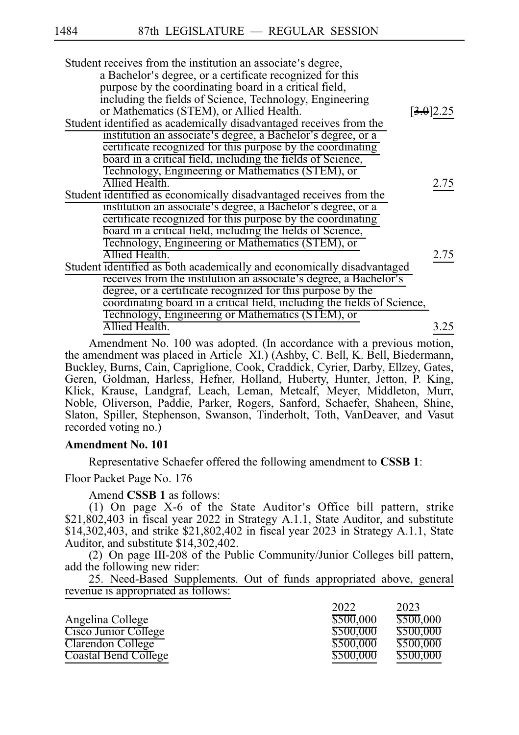| | |
|---|---|
| Student receives from the institution an associate's degree, a Bachelor's degree, or a certificate recognized for this purpose by the coordinating board in a critical field, including the fields of Science, Technology, Engineering or Mathematics (STEM), or Allied Health. | [~~3.0~~]2.25 |
| Student identified as academically disadvantaged receives from the institution an associate's degree, a Bachelor's degree, or a certificate recognized for this purpose by the coordinating board in a critical field, including the fields of Science, Technology, Engineering or Mathematics (STEM), or Allied Health. | 2.75 |
| Student identified as economically disadvantaged receives from the institution an associate's degree, a Bachelor's degree, or a certificate recognized for this purpose by the coordinating board in a critical field, including the fields of Science, Technology, Engineering or Mathematics (STEM), or Allied Health. | 2.75 |
| Student identified as both academically and economically disadvantaged receives from the institution an associate's degree, a Bachelor's degree, or a certificate recognized for this purpose by the coordinating board in a critical field, including the fields of Science, Technology, Engineering or Mathematics (STEM), or Allied Health. | 3.25 |

Amendment No. 100 was adopted. (In accordance with a previous motion, the amendment was placed in Article XI.) (Ashby, C. Bell, K. Bell, Biedermann, Buckley, Burns, Cain, Capriglione, Cook, Craddick, Cyrier, Darby, Ellzey, Gates, Geren, Goldman, Harless, Hefner, Holland, Huberty, Hunter, Jetton, P. King, Klick, Krause, Landgraf, Leach, Leman, Metcalf, Meyer, Middleton, Murr, Noble, Oliverson, Paddie, Parker, Rogers, Sanford, Schaefer, Shaheen, Shine, Slaton, Spiller, Stephenson, Swanson, Tinderholt, Toth, VanDeaver, and Vasut recorded voting no.)

**Amendment No. 101**

Representative Schaefer offered the following amendment to **CSSB 1**:

Floor Packet Page No. 176

Amend **CSSB 1** as follows:

(1) On page X-6 of the State Auditor's Office bill pattern, strike $21,802,403 in fiscal year 2022 in Strategy A.1.1, State Auditor, and substitute $14,302,403, and strike $21,802,402 in fiscal year 2023 in Strategy A.1.1, State Auditor, and substitute $14,302,402.

(2) On page III-208 of the Public Community/Junior Colleges bill pattern, add the following new rider:

25. Need-Based Supplements. Out of funds appropriated above, general revenue is appropriated as follows:

| | 2022 | 2023 |
|---|---|---|
| Angelina College | $500,000 | $500,000 |
| Cisco Junior College | $500,000 | $500,000 |
| Clarendon College | $500,000 | $500,000 |
| Coastal Bend College | $500,000 | $500,000 |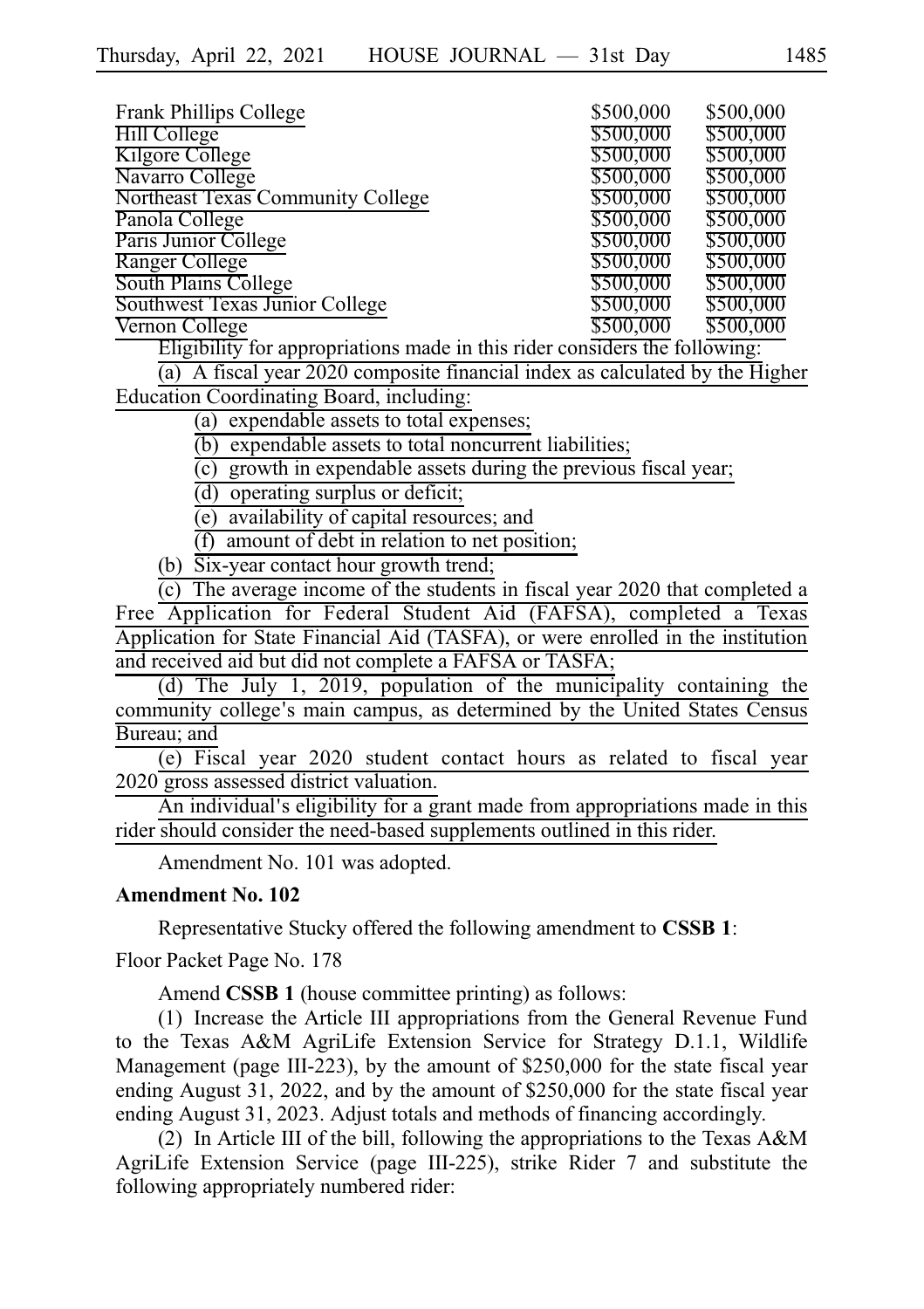| | | |
|---|---|---|
| Frank Phillips College | \$500,000 | \$500,000 |
| Hill College | \$500,000 | \$500,000 |
| Kilgore College | \$500,000 | \$500,000 |
| Navarro College | \$500,000 | \$500,000 |
| Northeast Texas Community College | \$500,000 | \$500,000 |
| Panola College | \$500,000 | \$500,000 |
| Paris Junior College | \$500,000 | \$500,000 |
| Ranger College | \$500,000 | \$500,000 |
| South Plains College | \$500,000 | \$500,000 |
| Southwest Texas Junior College | \$500,000 | \$500,000 |
| Vernon College | \$500,000 | \$500,000 |

Eligibility for appropriations made in this rider considers the following:

(a) A fiscal year 2020 composite financial index as calculated by the Higher Education Coordinating Board, including:

(a) expendable assets to total expenses;

(b) expendable assets to total noncurrent liabilities;

(c) growth in expendable assets during the previous fiscal year;

(d) operating surplus or deficit;

(e) availability of capital resources; and

(f) amount of debt in relation to net position;

(b) Six-year contact hour growth trend;

(c) The average income of the students in fiscal year 2020 that completed a Free Application for Federal Student Aid (FAFSA), completed a Texas Application for State Financial Aid (TASFA), or were enrolled in the institution and received aid but did not complete a FAFSA or TASFA;

(d) The July 1, 2019, population of the municipality containing the community college's main campus, as determined by the United States Census Bureau; and

(e) Fiscal year 2020 student contact hours as related to fiscal year 2020 gross assessed district valuation.

An individual's eligibility for a grant made from appropriations made in this rider should consider the need-based supplements outlined in this rider.

Amendment No. 101 was adopted.

**Amendment No. 102**

Representative Stucky offered the following amendment to **CSSB 1**:

Floor Packet Page No. 178

Amend **CSSB 1** (house committee printing) as follows:

(1) Increase the Article III appropriations from the General Revenue Fund to the Texas A&M AgriLife Extension Service for Strategy D.1.1, Wildlife Management (page III-223), by the amount of \$250,000 for the state fiscal year ending August 31, 2022, and by the amount of \$250,000 for the state fiscal year ending August 31, 2023. Adjust totals and methods of financing accordingly.

(2) In Article III of the bill, following the appropriations to the Texas A&M AgriLife Extension Service (page III-225), strike Rider 7 and substitute the following appropriately numbered rider: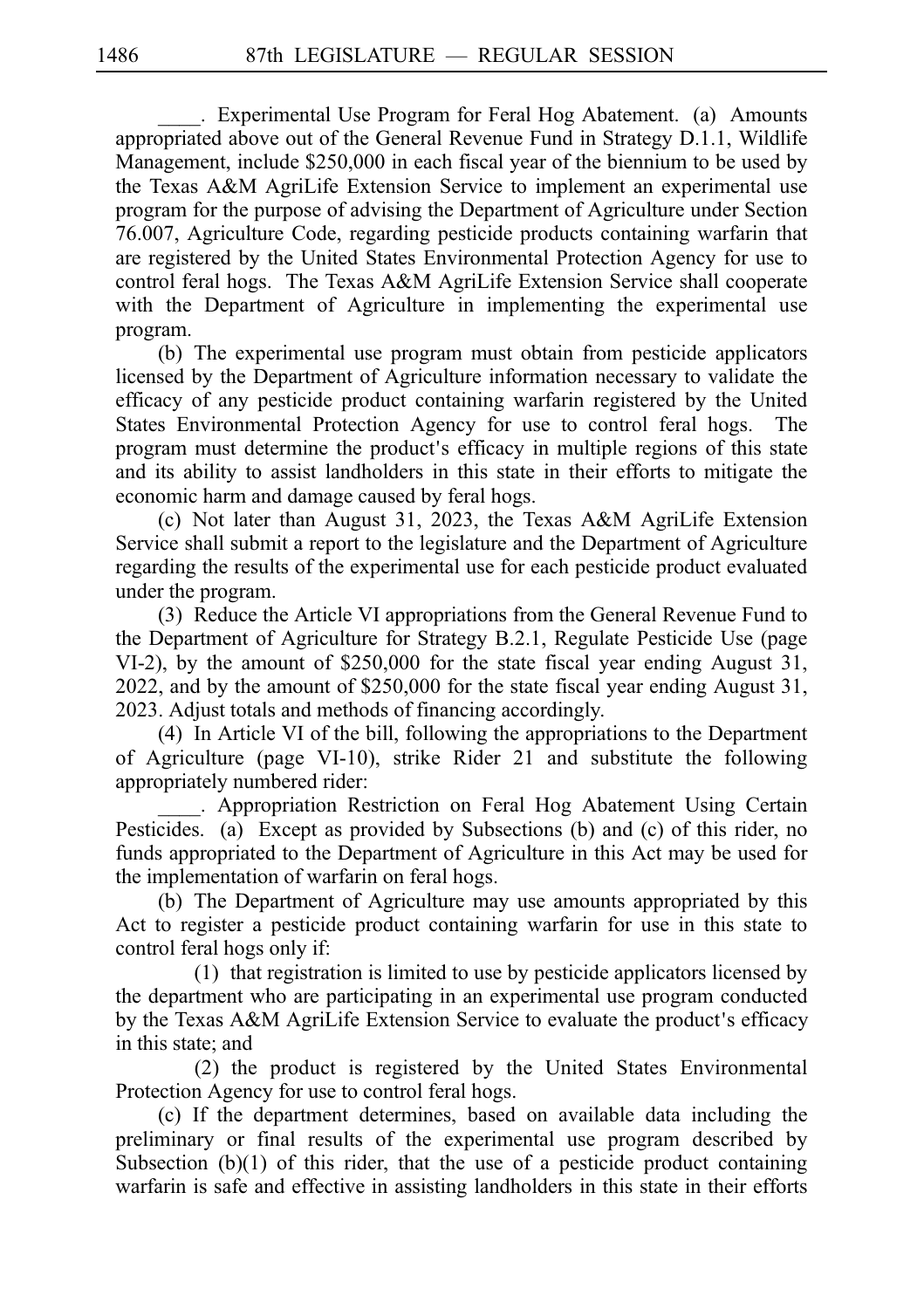____. Experimental Use Program for Feral Hog Abatement. (a) Amounts appropriated above out of the General Revenue Fund in Strategy D.1.1, Wildlife Management, include $250,000 in each fiscal year of the biennium to be used by the Texas A&M AgriLife Extension Service to implement an experimental use program for the purpose of advising the Department of Agriculture under Section 76.007, Agriculture Code, regarding pesticide products containing warfarin that are registered by the United States Environmental Protection Agency for use to control feral hogs. The Texas A&M AgriLife Extension Service shall cooperate with the Department of Agriculture in implementing the experimental use program.

(b) The experimental use program must obtain from pesticide applicators licensed by the Department of Agriculture information necessary to validate the efficacy of any pesticide product containing warfarin registered by the United States Environmental Protection Agency for use to control feral hogs. The program must determine the product's efficacy in multiple regions of this state and its ability to assist landholders in this state in their efforts to mitigate the economic harm and damage caused by feral hogs.

(c) Not later than August 31, 2023, the Texas A&M AgriLife Extension Service shall submit a report to the legislature and the Department of Agriculture regarding the results of the experimental use for each pesticide product evaluated under the program.

(3) Reduce the Article VI appropriations from the General Revenue Fund to the Department of Agriculture for Strategy B.2.1, Regulate Pesticide Use (page VI-2), by the amount of $250,000 for the state fiscal year ending August 31, 2022, and by the amount of $250,000 for the state fiscal year ending August 31, 2023. Adjust totals and methods of financing accordingly.

(4) In Article VI of the bill, following the appropriations to the Department of Agriculture (page VI-10), strike Rider 21 and substitute the following appropriately numbered rider:

____. Appropriation Restriction on Feral Hog Abatement Using Certain Pesticides. (a) Except as provided by Subsections (b) and (c) of this rider, no funds appropriated to the Department of Agriculture in this Act may be used for the implementation of warfarin on feral hogs.

(b) The Department of Agriculture may use amounts appropriated by this Act to register a pesticide product containing warfarin for use in this state to control feral hogs only if:

(1) that registration is limited to use by pesticide applicators licensed by the department who are participating in an experimental use program conducted by the Texas A&M AgriLife Extension Service to evaluate the product's efficacy in this state; and

(2) the product is registered by the United States Environmental Protection Agency for use to control feral hogs.

(c) If the department determines, based on available data including the preliminary or final results of the experimental use program described by Subsection (b)(1) of this rider, that the use of a pesticide product containing warfarin is safe and effective in assisting landholders in this state in their efforts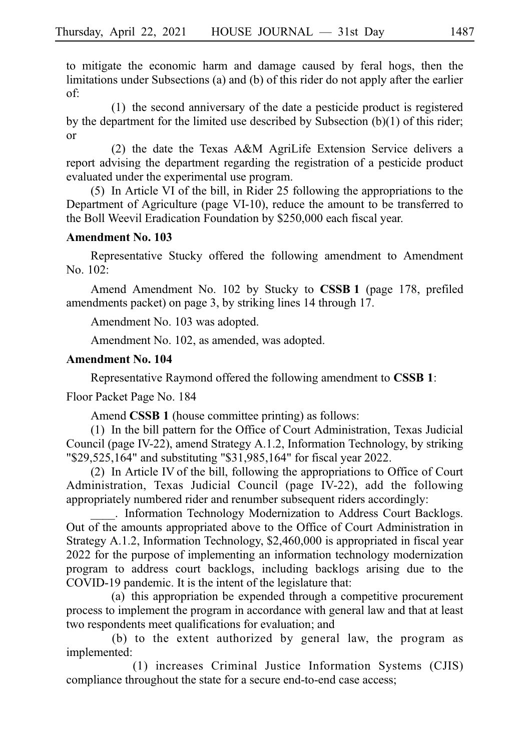to mitigate the economic harm and damage caused by feral hogs, then the limitations under Subsections (a) and (b) of this rider do not apply after the earlier of:

(1) the second anniversary of the date a pesticide product is registered by the department for the limited use described by Subsection (b)(1) of this rider; or

(2) the date the Texas A&M AgriLife Extension Service delivers a report advising the department regarding the registration of a pesticide product evaluated under the experimental use program.

(5) In Article VI of the bill, in Rider 25 following the appropriations to the Department of Agriculture (page VI-10), reduce the amount to be transferred to the Boll Weevil Eradication Foundation by $250,000 each fiscal year.

**Amendment No. 103**

Representative Stucky offered the following amendment to Amendment No. 102:

Amend Amendment No. 102 by Stucky to **CSSB 1** (page 178, prefiled amendments packet) on page 3, by striking lines 14 through 17.

Amendment No. 103 was adopted.

Amendment No. 102, as amended, was adopted.

**Amendment No. 104**

Representative Raymond offered the following amendment to **CSSB 1**:

Floor Packet Page No. 184

Amend **CSSB 1** (house committee printing) as follows:

(1) In the bill pattern for the Office of Court Administration, Texas Judicial Council (page IV-22), amend Strategy A.1.2, Information Technology, by striking "$29,525,164" and substituting "$31,985,164" for fiscal year 2022.

(2) In Article IV of the bill, following the appropriations to Office of Court Administration, Texas Judicial Council (page IV-22), add the following appropriately numbered rider and renumber subsequent riders accordingly:

____. Information Technology Modernization to Address Court Backlogs. Out of the amounts appropriated above to the Office of Court Administration in Strategy A.1.2, Information Technology, $2,460,000 is appropriated in fiscal year 2022 for the purpose of implementing an information technology modernization program to address court backlogs, including backlogs arising due to the COVID-19 pandemic. It is the intent of the legislature that:

(a) this appropriation be expended through a competitive procurement process to implement the program in accordance with general law and that at least two respondents meet qualifications for evaluation; and

(b) to the extent authorized by general law, the program as implemented:

(1) increases Criminal Justice Information Systems (CJIS) compliance throughout the state for a secure end-to-end case access;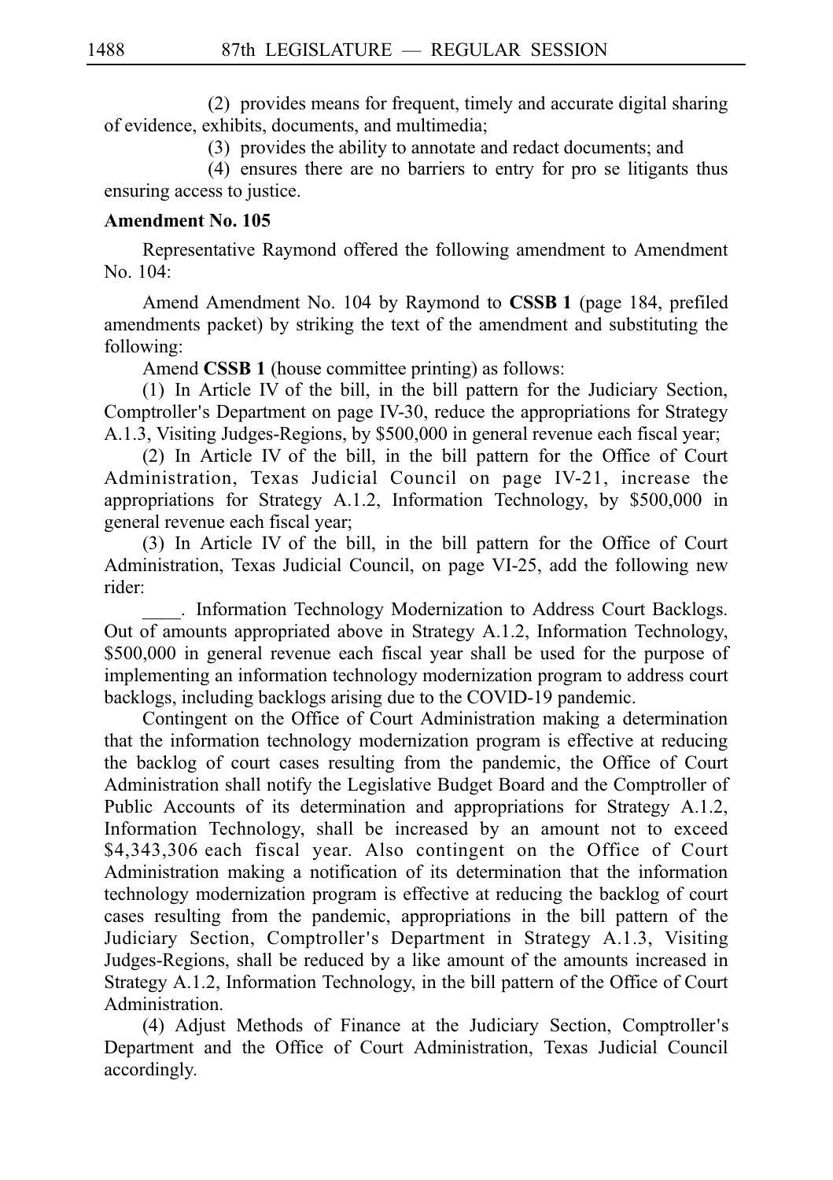(2) provides means for frequent, timely and accurate digital sharing of evidence, exhibits, documents, and multimedia;

(3) provides the ability to annotate and redact documents; and

(4) ensures there are no barriers to entry for pro se litigants thus ensuring access to justice.

**Amendment No. 105**

Representative Raymond offered the following amendment to Amendment No. 104:

Amend Amendment No. 104 by Raymond to **CSSB 1** (page 184, prefiled amendments packet) by striking the text of the amendment and substituting the following:

Amend **CSSB 1** (house committee printing) as follows:

(1) In Article IV of the bill, in the bill pattern for the Judiciary Section, Comptroller's Department on page IV-30, reduce the appropriations for Strategy A.1.3, Visiting Judges-Regions, by $500,000 in general revenue each fiscal year;

(2) In Article IV of the bill, in the bill pattern for the Office of Court Administration, Texas Judicial Council on page IV-21, increase the appropriations for Strategy A.1.2, Information Technology, by $500,000 in general revenue each fiscal year;

(3) In Article IV of the bill, in the bill pattern for the Office of Court Administration, Texas Judicial Council, on page VI-25, add the following new rider:

____. Information Technology Modernization to Address Court Backlogs. Out of amounts appropriated above in Strategy A.1.2, Information Technology, $500,000 in general revenue each fiscal year shall be used for the purpose of implementing an information technology modernization program to address court backlogs, including backlogs arising due to the COVID-19 pandemic.

Contingent on the Office of Court Administration making a determination that the information technology modernization program is effective at reducing the backlog of court cases resulting from the pandemic, the Office of Court Administration shall notify the Legislative Budget Board and the Comptroller of Public Accounts of its determination and appropriations for Strategy A.1.2, Information Technology, shall be increased by an amount not to exceed $4,343,306 each fiscal year. Also contingent on the Office of Court Administration making a notification of its determination that the information technology modernization program is effective at reducing the backlog of court cases resulting from the pandemic, appropriations in the bill pattern of the Judiciary Section, Comptroller's Department in Strategy A.1.3, Visiting Judges-Regions, shall be reduced by a like amount of the amounts increased in Strategy A.1.2, Information Technology, in the bill pattern of the Office of Court Administration.

(4) Adjust Methods of Finance at the Judiciary Section, Comptroller's Department and the Office of Court Administration, Texas Judicial Council accordingly.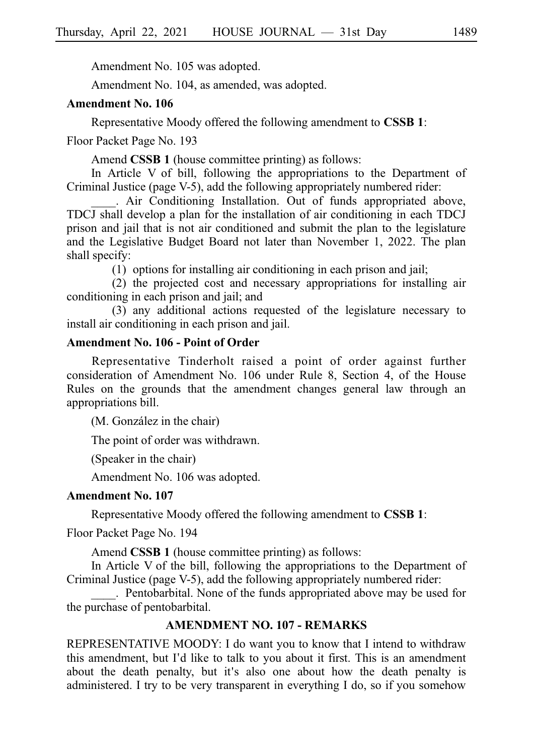Amendment No. 105 was adopted.

Amendment No. 104, as amended, was adopted.

**Amendment No. 106**

Representative Moody offered the following amendment to **CSSB 1**:

Floor Packet Page No. 193

Amend **CSSB 1** (house committee printing) as follows:

In Article V of bill, following the appropriations to the Department of Criminal Justice (page V-5), add the following appropriately numbered rider:

____. Air Conditioning Installation. Out of funds appropriated above, TDCJ shall develop a plan for the installation of air conditioning in each TDCJ prison and jail that is not air conditioned and submit the plan to the legislature and the Legislative Budget Board not later than November 1, 2022. The plan shall specify:

(1) options for installing air conditioning in each prison and jail;

(2) the projected cost and necessary appropriations for installing air conditioning in each prison and jail; and

(3) any additional actions requested of the legislature necessary to install air conditioning in each prison and jail.

**Amendment No. 106 - Point of Order**

Representative Tinderholt raised a point of order against further consideration of Amendment No. 106 under Rule 8, Section 4, of the House Rules on the grounds that the amendment changes general law through an appropriations bill.

(M. González in the chair)

The point of order was withdrawn.

(Speaker in the chair)

Amendment No. 106 was adopted.

**Amendment No. 107**

Representative Moody offered the following amendment to **CSSB 1**:

Floor Packet Page No. 194

Amend **CSSB 1** (house committee printing) as follows:

In Article V of the bill, following the appropriations to the Department of Criminal Justice (page V-5), add the following appropriately numbered rider:

____. Pentobarbital. None of the funds appropriated above may be used for the purchase of pentobarbital.

**AMENDMENT NO. 107 - REMARKS**

REPRESENTATIVE MOODY: I do want you to know that I intend to withdraw this amendment, but I'd like to talk to you about it first. This is an amendment about the death penalty, but it's also one about how the death penalty is administered. I try to be very transparent in everything I do, so if you somehow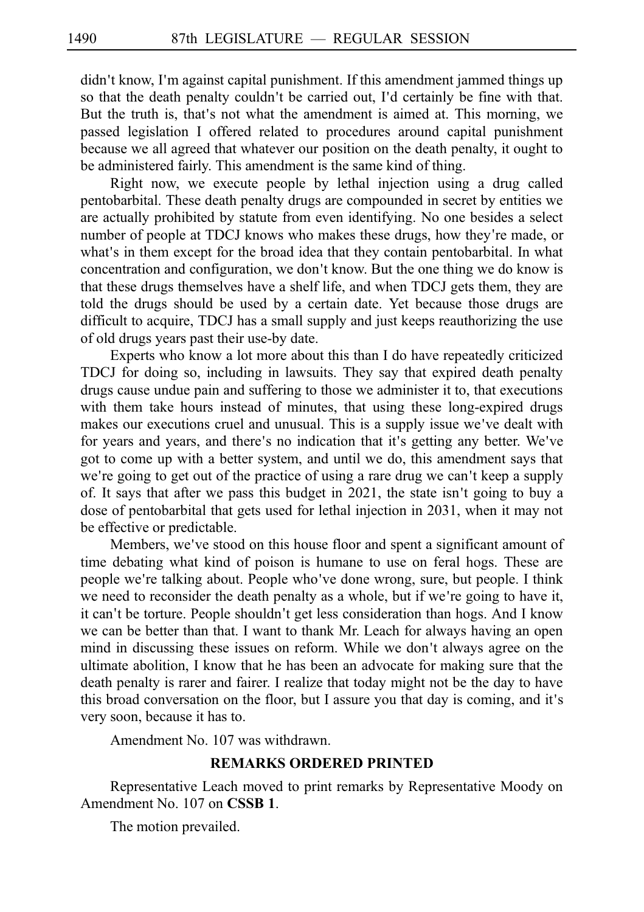didn't know, I'm against capital punishment. If this amendment jammed things up so that the death penalty couldn't be carried out, I'd certainly be fine with that. But the truth is, that's not what the amendment is aimed at. This morning, we passed legislation I offered related to procedures around capital punishment because we all agreed that whatever our position on the death penalty, it ought to be administered fairly. This amendment is the same kind of thing.

Right now, we execute people by lethal injection using a drug called pentobarbital. These death penalty drugs are compounded in secret by entities we are actually prohibited by statute from even identifying. No one besides a select number of people at TDCJ knows who makes these drugs, how they're made, or what's in them except for the broad idea that they contain pentobarbital. In what concentration and configuration, we don't know. But the one thing we do know is that these drugs themselves have a shelf life, and when TDCJ gets them, they are told the drugs should be used by a certain date. Yet because those drugs are difficult to acquire, TDCJ has a small supply and just keeps reauthorizing the use of old drugs years past their use-by date.

Experts who know a lot more about this than I do have repeatedly criticized TDCJ for doing so, including in lawsuits. They say that expired death penalty drugs cause undue pain and suffering to those we administer it to, that executions with them take hours instead of minutes, that using these long-expired drugs makes our executions cruel and unusual. This is a supply issue we've dealt with for years and years, and there's no indication that it's getting any better. We've got to come up with a better system, and until we do, this amendment says that we're going to get out of the practice of using a rare drug we can't keep a supply of. It says that after we pass this budget in 2021, the state isn't going to buy a dose of pentobarbital that gets used for lethal injection in 2031, when it may not be effective or predictable.

Members, we've stood on this house floor and spent a significant amount of time debating what kind of poison is humane to use on feral hogs. These are people we're talking about. People who've done wrong, sure, but people. I think we need to reconsider the death penalty as a whole, but if we're going to have it, it can't be torture. People shouldn't get less consideration than hogs. And I know we can be better than that. I want to thank Mr. Leach for always having an open mind in discussing these issues on reform. While we don't always agree on the ultimate abolition, I know that he has been an advocate for making sure that the death penalty is rarer and fairer. I realize that today might not be the day to have this broad conversation on the floor, but I assure you that day is coming, and it's very soon, because it has to.

Amendment No. 107 was withdrawn.

## REMARKS ORDERED PRINTED

Representative Leach moved to print remarks by Representative Moody on Amendment No. 107 on **CSSB 1**.

The motion prevailed.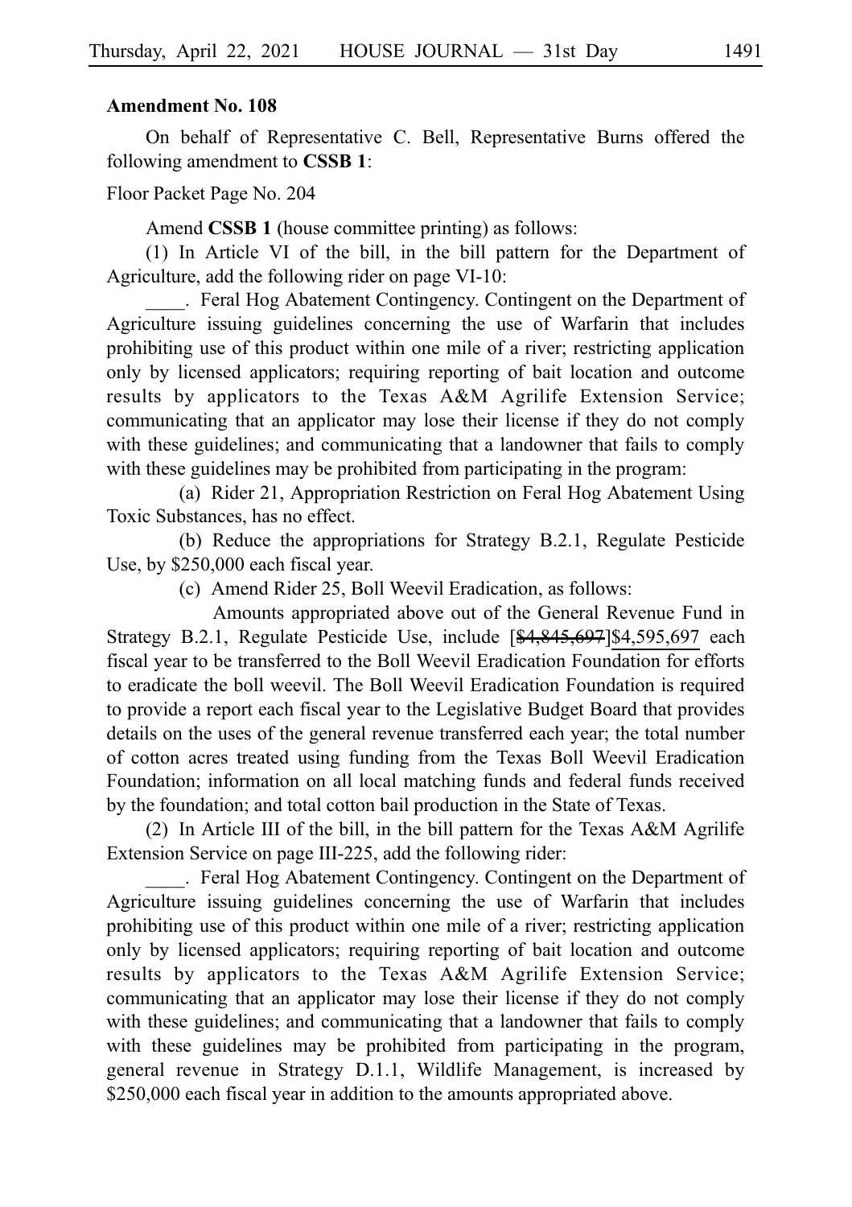**Amendment No. 108**

On behalf of Representative C. Bell, Representative Burns offered the following amendment to **CSSB 1**:

Floor Packet Page No. 204

Amend **CSSB 1** (house committee printing) as follows:

(1) In Article VI of the bill, in the bill pattern for the Department of Agriculture, add the following rider on page VI-10:

____. Feral Hog Abatement Contingency. Contingent on the Department of Agriculture issuing guidelines concerning the use of Warfarin that includes prohibiting use of this product within one mile of a river; restricting application only by licensed applicators; requiring reporting of bait location and outcome results by applicators to the Texas A&M Agrilife Extension Service; communicating that an applicator may lose their license if they do not comply with these guidelines; and communicating that a landowner that fails to comply with these guidelines may be prohibited from participating in the program:

(a) Rider 21, Appropriation Restriction on Feral Hog Abatement Using Toxic Substances, has no effect.

(b) Reduce the appropriations for Strategy B.2.1, Regulate Pesticide Use, by $250,000 each fiscal year.

(c) Amend Rider 25, Boll Weevil Eradication, as follows:

Amounts appropriated above out of the General Revenue Fund in Strategy B.2.1, Regulate Pesticide Use, include [~~$4,845,697~~]<u>$4,595,697</u> each fiscal year to be transferred to the Boll Weevil Eradication Foundation for efforts to eradicate the boll weevil. The Boll Weevil Eradication Foundation is required to provide a report each fiscal year to the Legislative Budget Board that provides details on the uses of the general revenue transferred each year; the total number of cotton acres treated using funding from the Texas Boll Weevil Eradication Foundation; information on all local matching funds and federal funds received by the foundation; and total cotton bail production in the State of Texas.

(2) In Article III of the bill, in the bill pattern for the Texas A&M Agrilife Extension Service on page III-225, add the following rider:

____. Feral Hog Abatement Contingency. Contingent on the Department of Agriculture issuing guidelines concerning the use of Warfarin that includes prohibiting use of this product within one mile of a river; restricting application only by licensed applicators; requiring reporting of bait location and outcome results by applicators to the Texas A&M Agrilife Extension Service; communicating that an applicator may lose their license if they do not comply with these guidelines; and communicating that a landowner that fails to comply with these guidelines may be prohibited from participating in the program, general revenue in Strategy D.1.1, Wildlife Management, is increased by $250,000 each fiscal year in addition to the amounts appropriated above.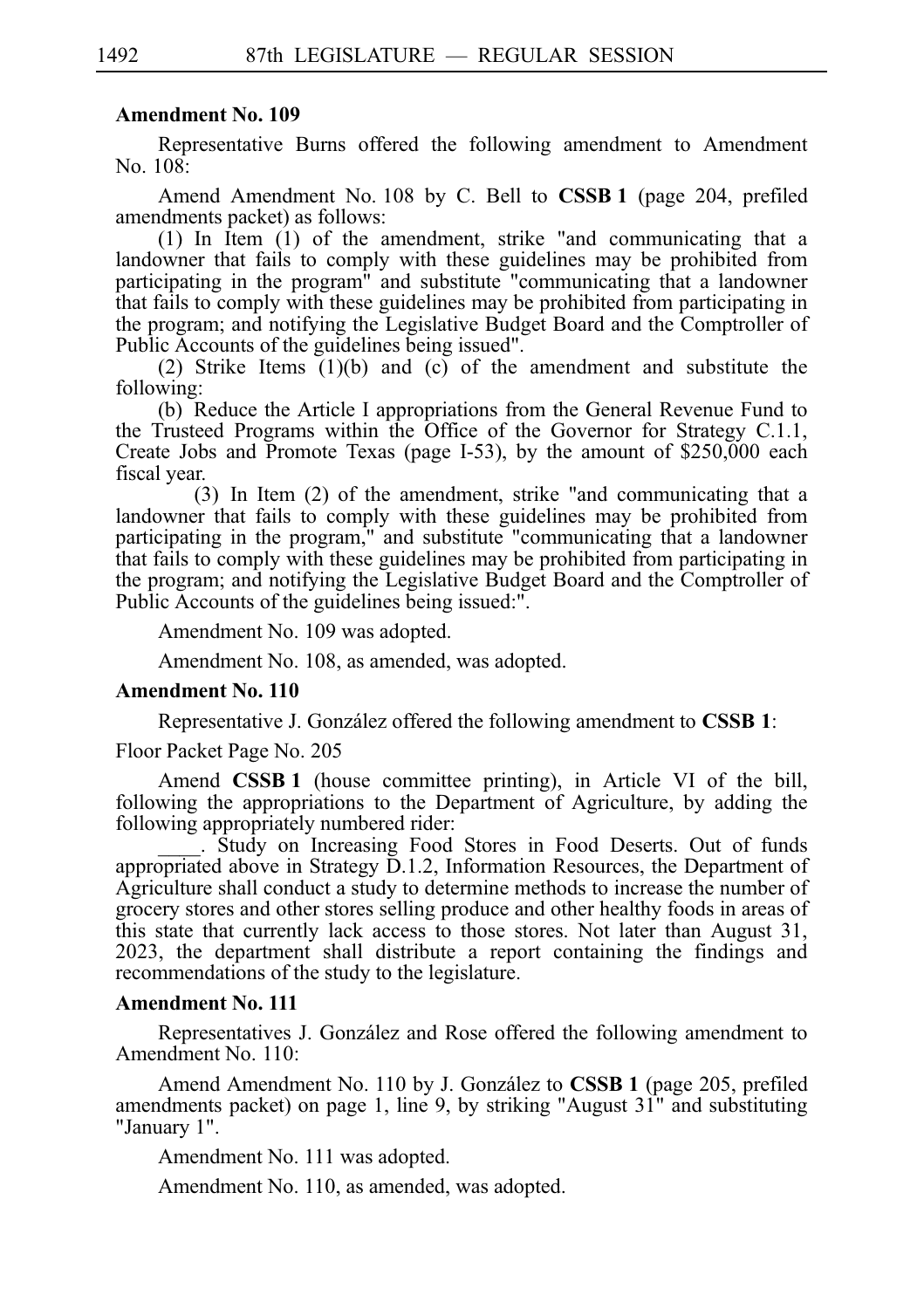**Amendment No. 109**

Representative Burns offered the following amendment to Amendment No. 108:

Amend Amendment No. 108 by C. Bell to **CSSB 1** (page 204, prefiled amendments packet) as follows:

(1) In Item (1) of the amendment, strike "and communicating that a landowner that fails to comply with these guidelines may be prohibited from participating in the program" and substitute "communicating that a landowner that fails to comply with these guidelines may be prohibited from participating in the program; and notifying the Legislative Budget Board and the Comptroller of Public Accounts of the guidelines being issued".

(2) Strike Items (1)(b) and (c) of the amendment and substitute the following:

(b) Reduce the Article I appropriations from the General Revenue Fund to the Trusteed Programs within the Office of the Governor for Strategy C.1.1, Create Jobs and Promote Texas (page I-53), by the amount of $250,000 each fiscal year.

(3) In Item (2) of the amendment, strike "and communicating that a landowner that fails to comply with these guidelines may be prohibited from participating in the program," and substitute "communicating that a landowner that fails to comply with these guidelines may be prohibited from participating in the program; and notifying the Legislative Budget Board and the Comptroller of Public Accounts of the guidelines being issued:".

Amendment No. 109 was adopted.

Amendment No. 108, as amended, was adopted.

**Amendment No. 110**

Representative J. González offered the following amendment to **CSSB 1**:

Floor Packet Page No. 205

Amend **CSSB 1** (house committee printing), in Article VI of the bill, following the appropriations to the Department of Agriculture, by adding the following appropriately numbered rider:

____. Study on Increasing Food Stores in Food Deserts. Out of funds appropriated above in Strategy D.1.2, Information Resources, the Department of Agriculture shall conduct a study to determine methods to increase the number of grocery stores and other stores selling produce and other healthy foods in areas of this state that currently lack access to those stores. Not later than August 31, 2023, the department shall distribute a report containing the findings and recommendations of the study to the legislature.

**Amendment No. 111**

Representatives J. González and Rose offered the following amendment to Amendment No. 110:

Amend Amendment No. 110 by J. González to **CSSB 1** (page 205, prefiled amendments packet) on page 1, line 9, by striking "August 31" and substituting "January 1".

Amendment No. 111 was adopted.

Amendment No. 110, as amended, was adopted.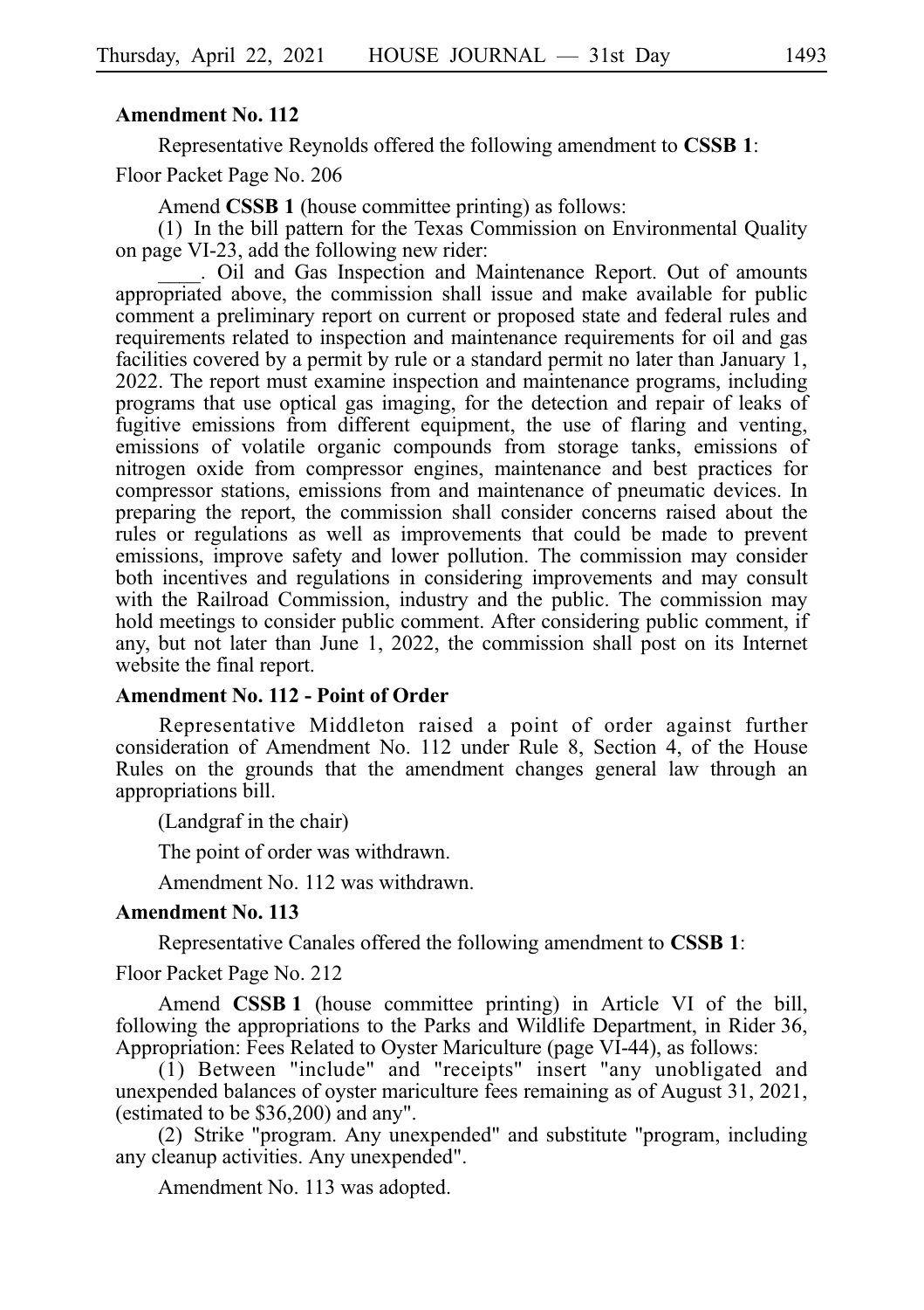**Amendment No. 112**

Representative Reynolds offered the following amendment to **CSSB 1**:

Floor Packet Page No. 206

Amend **CSSB 1** (house committee printing) as follows:

(1) In the bill pattern for the Texas Commission on Environmental Quality on page VI-23, add the following new rider:

____. Oil and Gas Inspection and Maintenance Report. Out of amounts appropriated above, the commission shall issue and make available for public comment a preliminary report on current or proposed state and federal rules and requirements related to inspection and maintenance requirements for oil and gas facilities covered by a permit by rule or a standard permit no later than January 1, 2022. The report must examine inspection and maintenance programs, including programs that use optical gas imaging, for the detection and repair of leaks of fugitive emissions from different equipment, the use of flaring and venting, emissions of volatile organic compounds from storage tanks, emissions of nitrogen oxide from compressor engines, maintenance and best practices for compressor stations, emissions from and maintenance of pneumatic devices. In preparing the report, the commission shall consider concerns raised about the rules or regulations as well as improvements that could be made to prevent emissions, improve safety and lower pollution. The commission may consider both incentives and regulations in considering improvements and may consult with the Railroad Commission, industry and the public. The commission may hold meetings to consider public comment. After considering public comment, if any, but not later than June 1, 2022, the commission shall post on its Internet website the final report.

**Amendment No. 112 - Point of Order**

Representative Middleton raised a point of order against further consideration of Amendment No. 112 under Rule 8, Section 4, of the House Rules on the grounds that the amendment changes general law through an appropriations bill.

(Landgraf in the chair)

The point of order was withdrawn.

Amendment No. 112 was withdrawn.

**Amendment No. 113**

Representative Canales offered the following amendment to **CSSB 1**:

Floor Packet Page No. 212

Amend **CSSB 1** (house committee printing) in Article VI of the bill, following the appropriations to the Parks and Wildlife Department, in Rider 36, Appropriation: Fees Related to Oyster Mariculture (page VI-44), as follows:

(1) Between "include" and "receipts" insert "any unobligated and unexpended balances of oyster mariculture fees remaining as of August 31, 2021, (estimated to be $36,200) and any".

(2) Strike "program. Any unexpended" and substitute "program, including any cleanup activities. Any unexpended".

Amendment No. 113 was adopted.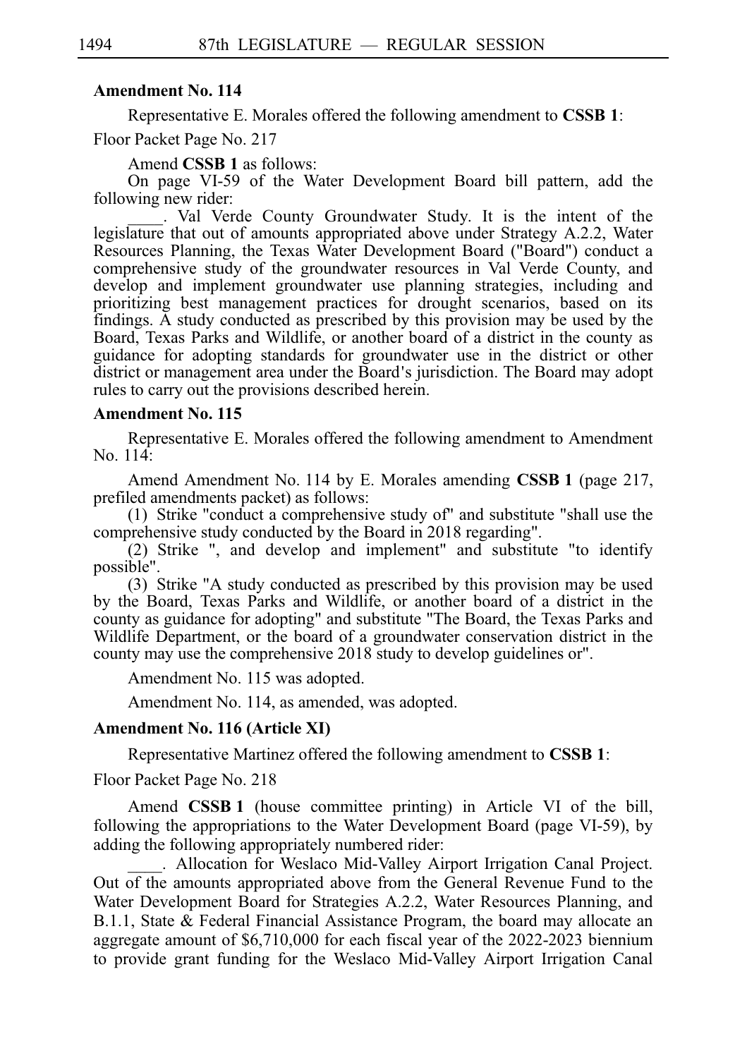**Amendment No. 114**

Representative E. Morales offered the following amendment to **CSSB 1**:

Floor Packet Page No. 217

Amend **CSSB 1** as follows:

On page VI-59 of the Water Development Board bill pattern, add the following new rider:

____. Val Verde County Groundwater Study. It is the intent of the legislature that out of amounts appropriated above under Strategy A.2.2, Water Resources Planning, the Texas Water Development Board ("Board") conduct a comprehensive study of the groundwater resources in Val Verde County, and develop and implement groundwater use planning strategies, including and prioritizing best management practices for drought scenarios, based on its findings. A study conducted as prescribed by this provision may be used by the Board, Texas Parks and Wildlife, or another board of a district in the county as guidance for adopting standards for groundwater use in the district or other district or management area under the Board's jurisdiction. The Board may adopt rules to carry out the provisions described herein.

**Amendment No. 115**

Representative E. Morales offered the following amendment to Amendment No. 114:

Amend Amendment No. 114 by E. Morales amending **CSSB 1** (page 217, prefiled amendments packet) as follows:

(1) Strike "conduct a comprehensive study of" and substitute "shall use the comprehensive study conducted by the Board in 2018 regarding".

(2) Strike ", and develop and implement" and substitute "to identify possible".

(3) Strike "A study conducted as prescribed by this provision may be used by the Board, Texas Parks and Wildlife, or another board of a district in the county as guidance for adopting" and substitute "The Board, the Texas Parks and Wildlife Department, or the board of a groundwater conservation district in the county may use the comprehensive 2018 study to develop guidelines or".

Amendment No. 115 was adopted.

Amendment No. 114, as amended, was adopted.

**Amendment No. 116 (Article XI)**

Representative Martinez offered the following amendment to **CSSB 1**:

Floor Packet Page No. 218

Amend **CSSB 1** (house committee printing) in Article VI of the bill, following the appropriations to the Water Development Board (page VI-59), by adding the following appropriately numbered rider:

____. Allocation for Weslaco Mid-Valley Airport Irrigation Canal Project. Out of the amounts appropriated above from the General Revenue Fund to the Water Development Board for Strategies A.2.2, Water Resources Planning, and B.1.1, State & Federal Financial Assistance Program, the board may allocate an aggregate amount of $6,710,000 for each fiscal year of the 2022-2023 biennium to provide grant funding for the Weslaco Mid-Valley Airport Irrigation Canal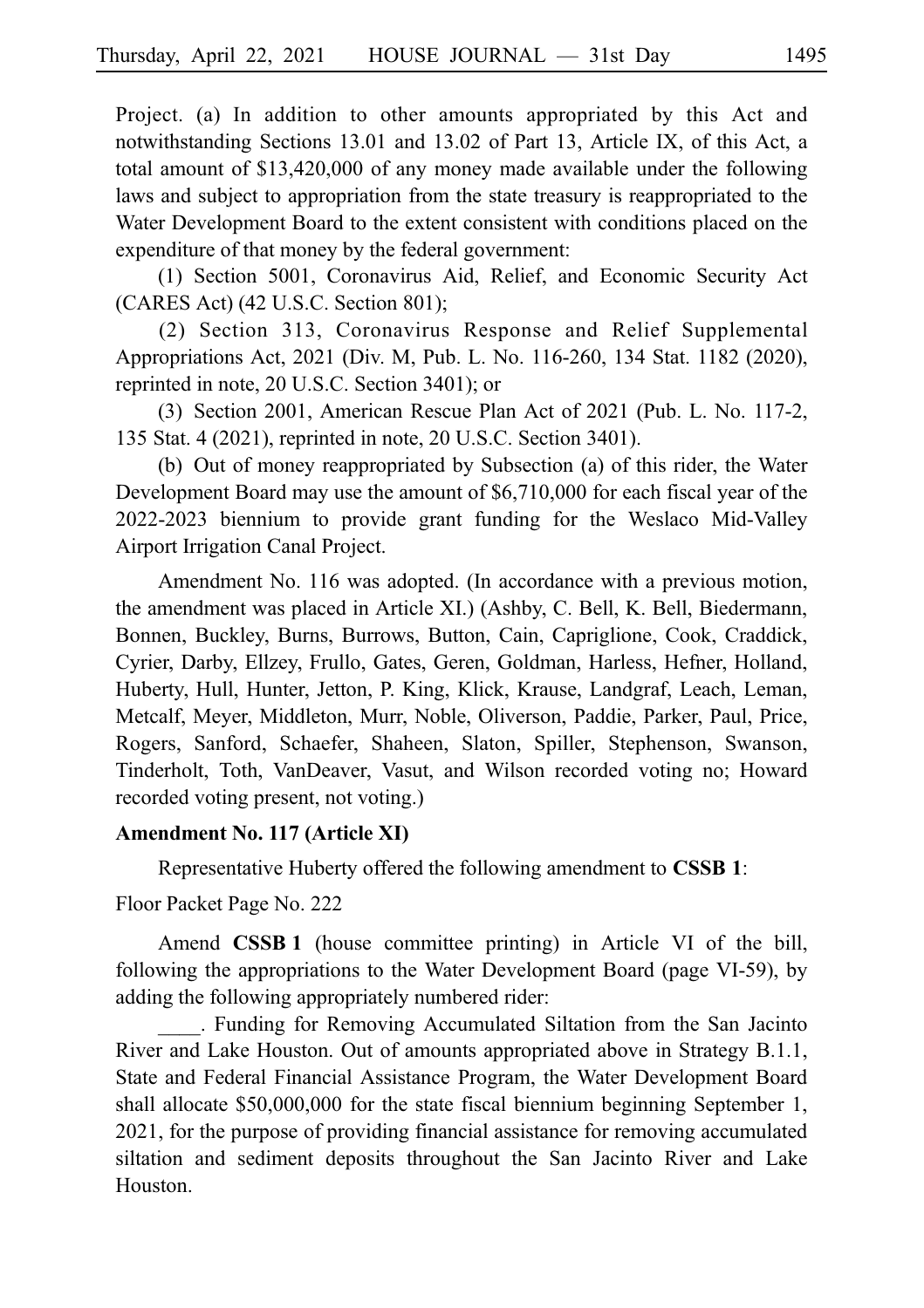Project. (a) In addition to other amounts appropriated by this Act and notwithstanding Sections 13.01 and 13.02 of Part 13, Article IX, of this Act, a total amount of $13,420,000 of any money made available under the following laws and subject to appropriation from the state treasury is reappropriated to the Water Development Board to the extent consistent with conditions placed on the expenditure of that money by the federal government:

(1) Section 5001, Coronavirus Aid, Relief, and Economic Security Act (CARES Act) (42 U.S.C. Section 801);

(2) Section 313, Coronavirus Response and Relief Supplemental Appropriations Act, 2021 (Div. M, Pub. L. No. 116-260, 134 Stat. 1182 (2020), reprinted in note, 20 U.S.C. Section 3401); or

(3) Section 2001, American Rescue Plan Act of 2021 (Pub. L. No. 117-2, 135 Stat. 4 (2021), reprinted in note, 20 U.S.C. Section 3401).

(b) Out of money reappropriated by Subsection (a) of this rider, the Water Development Board may use the amount of $6,710,000 for each fiscal year of the 2022-2023 biennium to provide grant funding for the Weslaco Mid-Valley Airport Irrigation Canal Project.

Amendment No. 116 was adopted. (In accordance with a previous motion, the amendment was placed in Article XI.) (Ashby, C. Bell, K. Bell, Biedermann, Bonnen, Buckley, Burns, Burrows, Button, Cain, Capriglione, Cook, Craddick, Cyrier, Darby, Ellzey, Frullo, Gates, Geren, Goldman, Harless, Hefner, Holland, Huberty, Hull, Hunter, Jetton, P. King, Klick, Krause, Landgraf, Leach, Leman, Metcalf, Meyer, Middleton, Murr, Noble, Oliverson, Paddie, Parker, Paul, Price, Rogers, Sanford, Schaefer, Shaheen, Slaton, Spiller, Stephenson, Swanson, Tinderholt, Toth, VanDeaver, Vasut, and Wilson recorded voting no; Howard recorded voting present, not voting.)

**Amendment No. 117 (Article XI)**

Representative Huberty offered the following amendment to **CSSB 1**:

Floor Packet Page No. 222

Amend **CSSB 1** (house committee printing) in Article VI of the bill, following the appropriations to the Water Development Board (page VI-59), by adding the following appropriately numbered rider:

____. Funding for Removing Accumulated Siltation from the San Jacinto River and Lake Houston. Out of amounts appropriated above in Strategy B.1.1, State and Federal Financial Assistance Program, the Water Development Board shall allocate $50,000,000 for the state fiscal biennium beginning September 1, 2021, for the purpose of providing financial assistance for removing accumulated siltation and sediment deposits throughout the San Jacinto River and Lake Houston.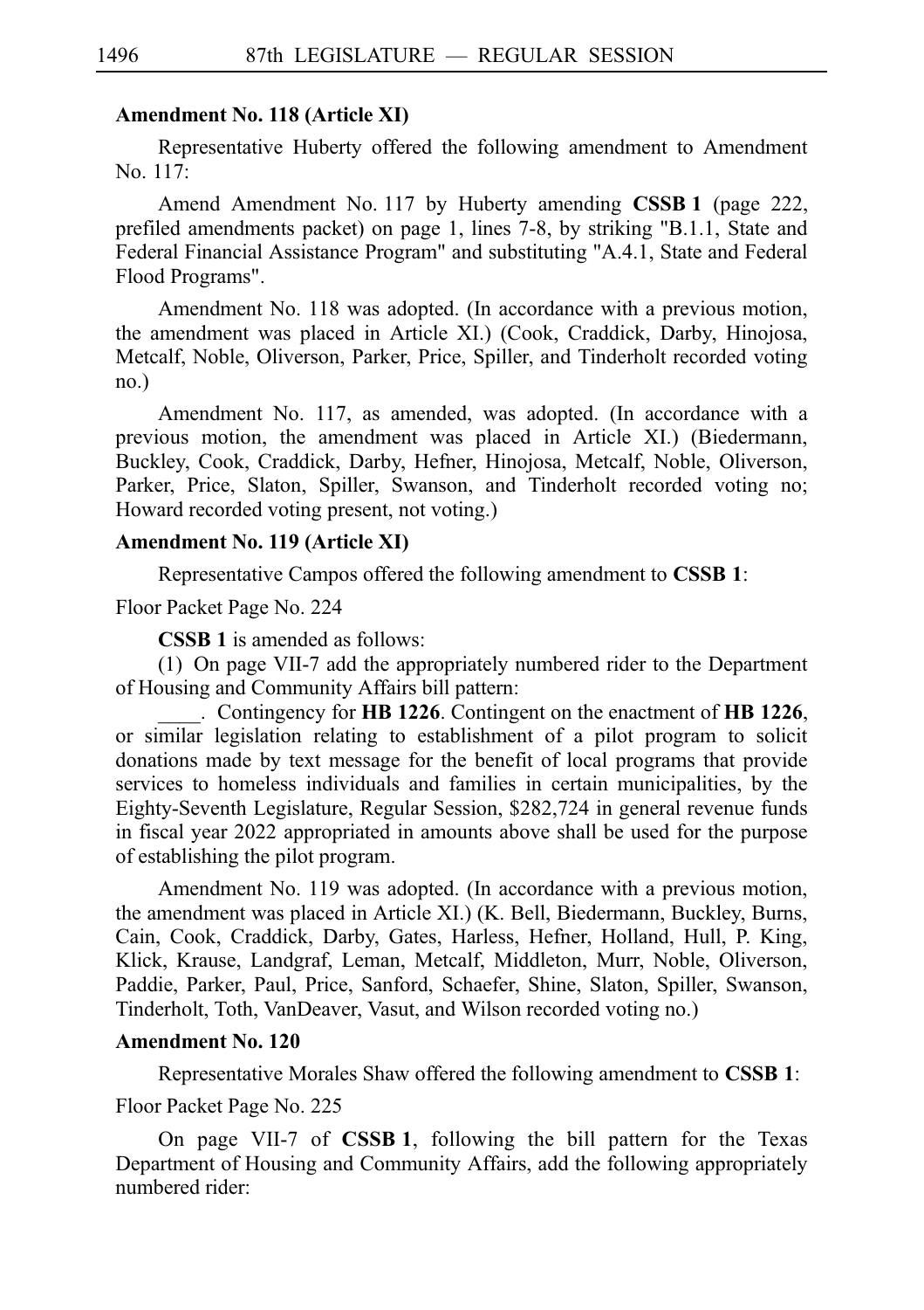**Amendment No. 118 (Article XI)**

Representative Huberty offered the following amendment to Amendment No. 117:

Amend Amendment No. 117 by Huberty amending **CSSB 1** (page 222, prefiled amendments packet) on page 1, lines 7-8, by striking "B.1.1, State and Federal Financial Assistance Program" and substituting "A.4.1, State and Federal Flood Programs".

Amendment No. 118 was adopted. (In accordance with a previous motion, the amendment was placed in Article XI.) (Cook, Craddick, Darby, Hinojosa, Metcalf, Noble, Oliverson, Parker, Price, Spiller, and Tinderholt recorded voting no.)

Amendment No. 117, as amended, was adopted. (In accordance with a previous motion, the amendment was placed in Article XI.) (Biedermann, Buckley, Cook, Craddick, Darby, Hefner, Hinojosa, Metcalf, Noble, Oliverson, Parker, Price, Slaton, Spiller, Swanson, and Tinderholt recorded voting no; Howard recorded voting present, not voting.)

**Amendment No. 119 (Article XI)**

Representative Campos offered the following amendment to **CSSB 1**:

Floor Packet Page No. 224

**CSSB 1** is amended as follows:

(1) On page VII-7 add the appropriately numbered rider to the Department of Housing and Community Affairs bill pattern:

____. Contingency for **HB 1226**. Contingent on the enactment of **HB 1226**, or similar legislation relating to establishment of a pilot program to solicit donations made by text message for the benefit of local programs that provide services to homeless individuals and families in certain municipalities, by the Eighty-Seventh Legislature, Regular Session, $282,724 in general revenue funds in fiscal year 2022 appropriated in amounts above shall be used for the purpose of establishing the pilot program.

Amendment No. 119 was adopted. (In accordance with a previous motion, the amendment was placed in Article XI.) (K. Bell, Biedermann, Buckley, Burns, Cain, Cook, Craddick, Darby, Gates, Harless, Hefner, Holland, Hull, P. King, Klick, Krause, Landgraf, Leman, Metcalf, Middleton, Murr, Noble, Oliverson, Paddie, Parker, Paul, Price, Sanford, Schaefer, Shine, Slaton, Spiller, Swanson, Tinderholt, Toth, VanDeaver, Vasut, and Wilson recorded voting no.)

**Amendment No. 120**

Representative Morales Shaw offered the following amendment to **CSSB 1**:

Floor Packet Page No. 225

On page VII-7 of **CSSB 1**, following the bill pattern for the Texas Department of Housing and Community Affairs, add the following appropriately numbered rider: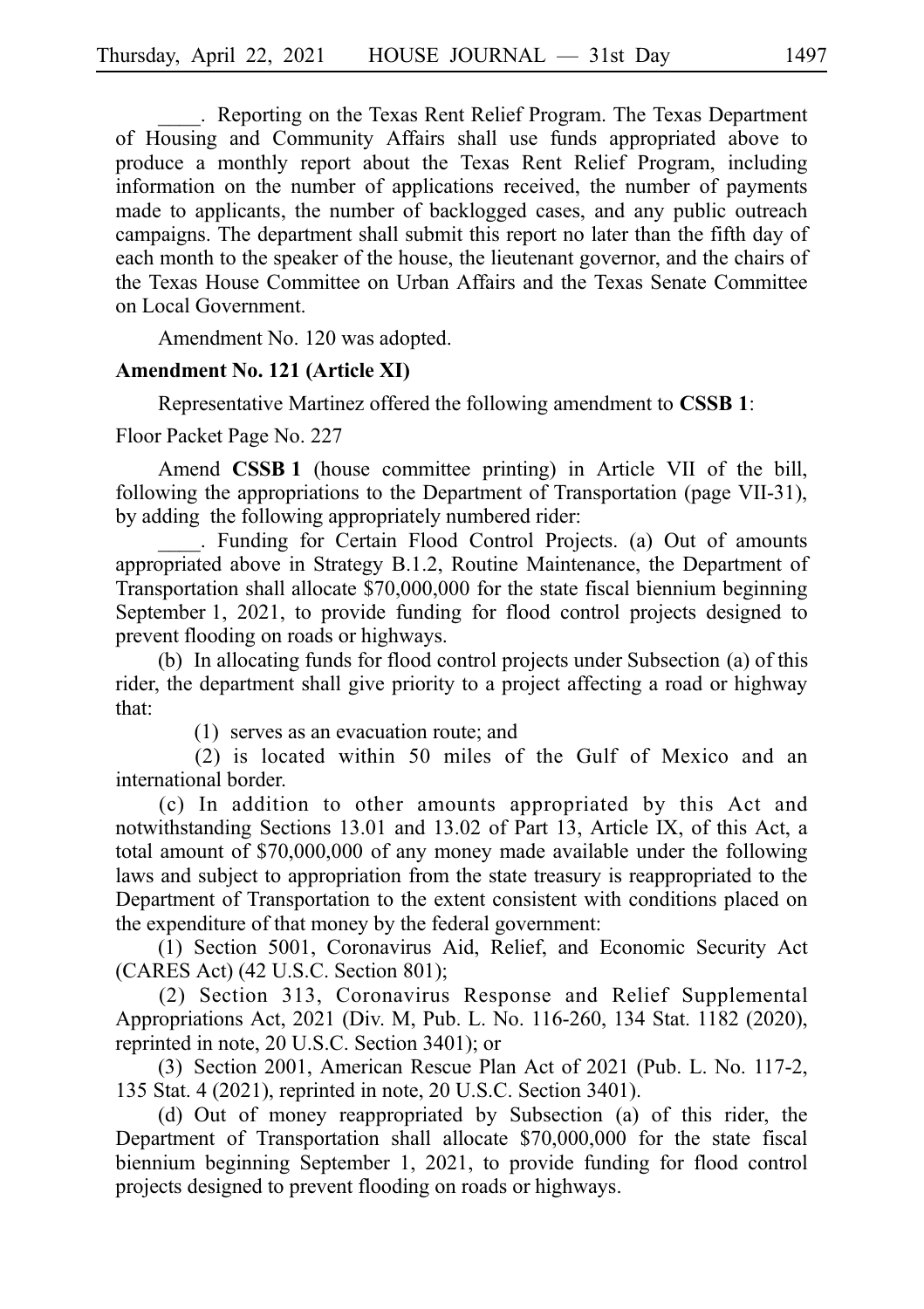\_\_\_\_. Reporting on the Texas Rent Relief Program. The Texas Department of Housing and Community Affairs shall use funds appropriated above to produce a monthly report about the Texas Rent Relief Program, including information on the number of applications received, the number of payments made to applicants, the number of backlogged cases, and any public outreach campaigns. The department shall submit this report no later than the fifth day of each month to the speaker of the house, the lieutenant governor, and the chairs of the Texas House Committee on Urban Affairs and the Texas Senate Committee on Local Government.

Amendment No. 120 was adopted.

**Amendment No. 121 (Article XI)**

Representative Martinez offered the following amendment to **CSSB 1**:

Floor Packet Page No. 227

Amend **CSSB 1** (house committee printing) in Article VII of the bill, following the appropriations to the Department of Transportation (page VII-31), by adding the following appropriately numbered rider:

\_\_\_\_. Funding for Certain Flood Control Projects. (a) Out of amounts appropriated above in Strategy B.1.2, Routine Maintenance, the Department of Transportation shall allocate $70,000,000 for the state fiscal biennium beginning September 1, 2021, to provide funding for flood control projects designed to prevent flooding on roads or highways.

(b) In allocating funds for flood control projects under Subsection (a) of this rider, the department shall give priority to a project affecting a road or highway that:

(1) serves as an evacuation route; and

(2) is located within 50 miles of the Gulf of Mexico and an international border.

(c) In addition to other amounts appropriated by this Act and notwithstanding Sections 13.01 and 13.02 of Part 13, Article IX, of this Act, a total amount of $70,000,000 of any money made available under the following laws and subject to appropriation from the state treasury is reappropriated to the Department of Transportation to the extent consistent with conditions placed on the expenditure of that money by the federal government:

(1) Section 5001, Coronavirus Aid, Relief, and Economic Security Act (CARES Act) (42 U.S.C. Section 801);

(2) Section 313, Coronavirus Response and Relief Supplemental Appropriations Act, 2021 (Div. M, Pub. L. No. 116-260, 134 Stat. 1182 (2020), reprinted in note, 20 U.S.C. Section 3401); or

(3) Section 2001, American Rescue Plan Act of 2021 (Pub. L. No. 117-2, 135 Stat. 4 (2021), reprinted in note, 20 U.S.C. Section 3401).

(d) Out of money reappropriated by Subsection (a) of this rider, the Department of Transportation shall allocate $70,000,000 for the state fiscal biennium beginning September 1, 2021, to provide funding for flood control projects designed to prevent flooding on roads or highways.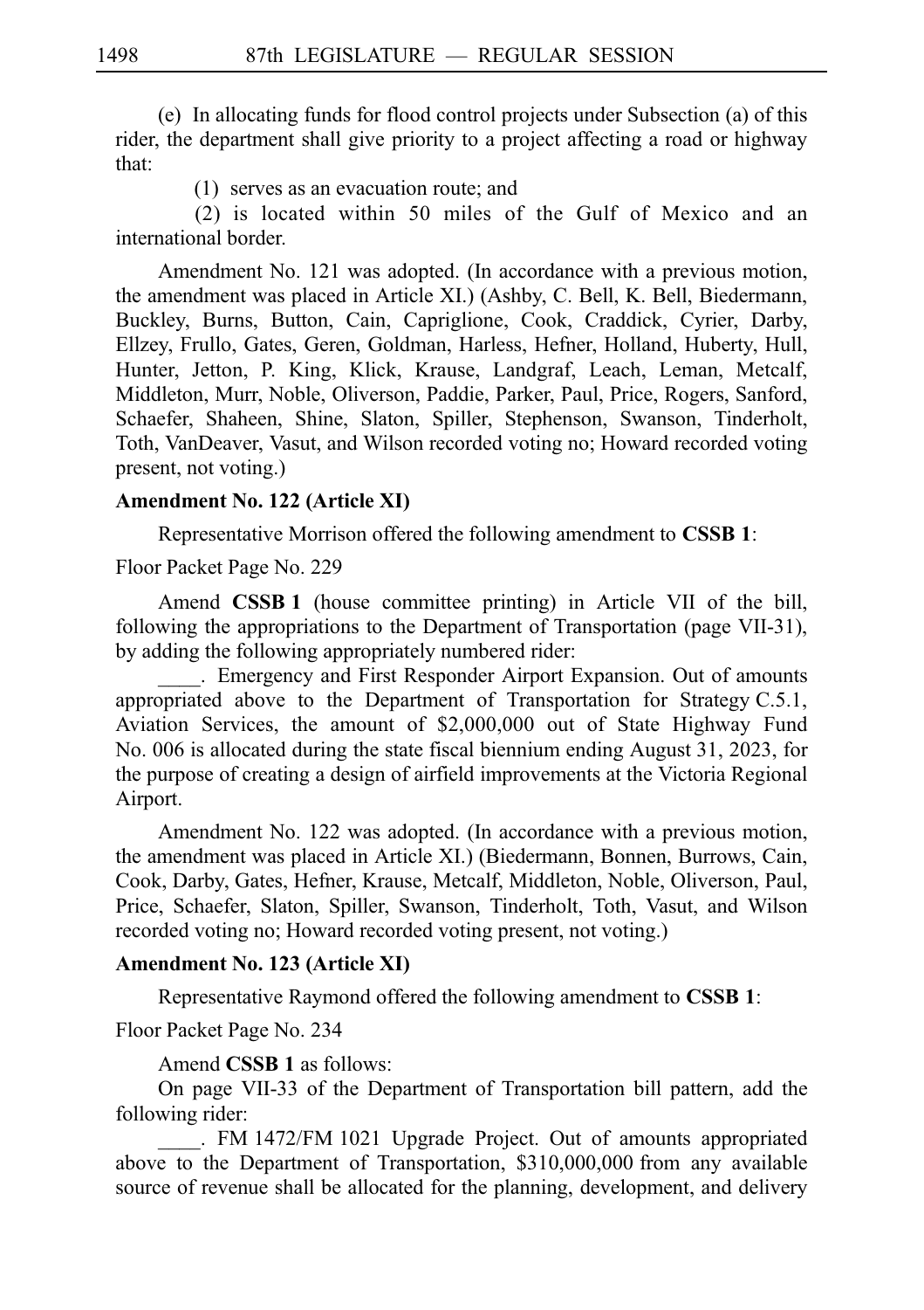(e) In allocating funds for flood control projects under Subsection (a) of this rider, the department shall give priority to a project affecting a road or highway that:

(1) serves as an evacuation route; and

(2) is located within 50 miles of the Gulf of Mexico and an international border.

Amendment No. 121 was adopted. (In accordance with a previous motion, the amendment was placed in Article XI.) (Ashby, C. Bell, K. Bell, Biedermann, Buckley, Burns, Button, Cain, Capriglione, Cook, Craddick, Cyrier, Darby, Ellzey, Frullo, Gates, Geren, Goldman, Harless, Hefner, Holland, Huberty, Hull, Hunter, Jetton, P. King, Klick, Krause, Landgraf, Leach, Leman, Metcalf, Middleton, Murr, Noble, Oliverson, Paddie, Parker, Paul, Price, Rogers, Sanford, Schaefer, Shaheen, Shine, Slaton, Spiller, Stephenson, Swanson, Tinderholt, Toth, VanDeaver, Vasut, and Wilson recorded voting no; Howard recorded voting present, not voting.)

**Amendment No. 122 (Article XI)**

Representative Morrison offered the following amendment to **CSSB 1**:

Floor Packet Page No. 229

Amend **CSSB 1** (house committee printing) in Article VII of the bill, following the appropriations to the Department of Transportation (page VII-31), by adding the following appropriately numbered rider:

____. Emergency and First Responder Airport Expansion. Out of amounts appropriated above to the Department of Transportation for Strategy C.5.1, Aviation Services, the amount of $2,000,000 out of State Highway Fund No. 006 is allocated during the state fiscal biennium ending August 31, 2023, for the purpose of creating a design of airfield improvements at the Victoria Regional Airport.

Amendment No. 122 was adopted. (In accordance with a previous motion, the amendment was placed in Article XI.) (Biedermann, Bonnen, Burrows, Cain, Cook, Darby, Gates, Hefner, Krause, Metcalf, Middleton, Noble, Oliverson, Paul, Price, Schaefer, Slaton, Spiller, Swanson, Tinderholt, Toth, Vasut, and Wilson recorded voting no; Howard recorded voting present, not voting.)

**Amendment No. 123 (Article XI)**

Representative Raymond offered the following amendment to **CSSB 1**:

Floor Packet Page No. 234

Amend **CSSB 1** as follows:

On page VII-33 of the Department of Transportation bill pattern, add the following rider:

____. FM 1472/FM 1021 Upgrade Project. Out of amounts appropriated above to the Department of Transportation, $310,000,000 from any available source of revenue shall be allocated for the planning, development, and delivery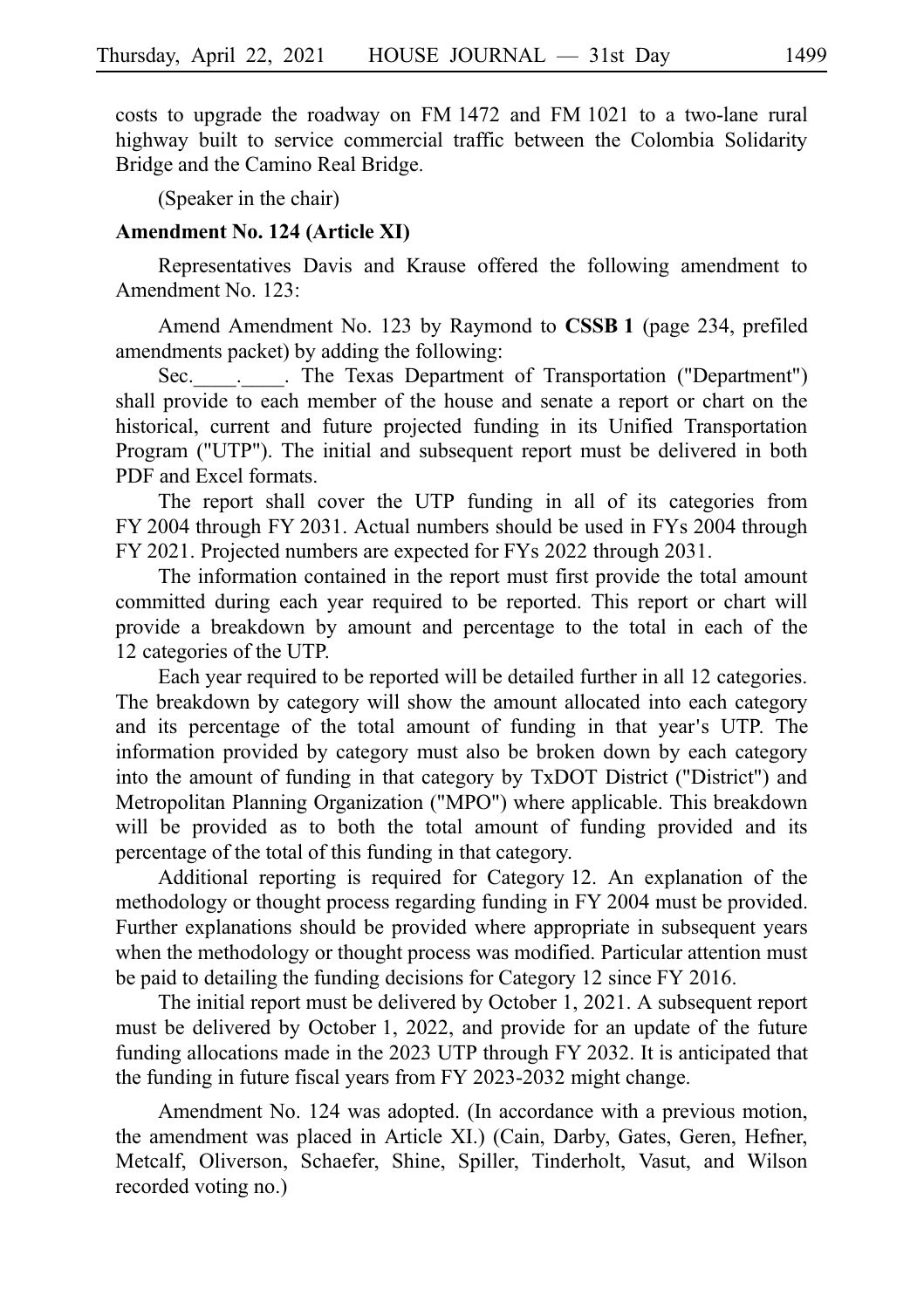costs to upgrade the roadway on FM 1472 and FM 1021 to a two-lane rural highway built to service commercial traffic between the Colombia Solidarity Bridge and the Camino Real Bridge.

(Speaker in the chair)

**Amendment No. 124 (Article XI)**

Representatives Davis and Krause offered the following amendment to Amendment No. 123:

Amend Amendment No. 123 by Raymond to **CSSB 1** (page 234, prefiled amendments packet) by adding the following:

Sec.____.____. The Texas Department of Transportation ("Department") shall provide to each member of the house and senate a report or chart on the historical, current and future projected funding in its Unified Transportation Program ("UTP"). The initial and subsequent report must be delivered in both PDF and Excel formats.

The report shall cover the UTP funding in all of its categories from FY 2004 through FY 2031. Actual numbers should be used in FYs 2004 through FY 2021. Projected numbers are expected for FYs 2022 through 2031.

The information contained in the report must first provide the total amount committed during each year required to be reported. This report or chart will provide a breakdown by amount and percentage to the total in each of the 12 categories of the UTP.

Each year required to be reported will be detailed further in all 12 categories. The breakdown by category will show the amount allocated into each category and its percentage of the total amount of funding in that year's UTP. The information provided by category must also be broken down by each category into the amount of funding in that category by TxDOT District ("District") and Metropolitan Planning Organization ("MPO") where applicable. This breakdown will be provided as to both the total amount of funding provided and its percentage of the total of this funding in that category.

Additional reporting is required for Category 12. An explanation of the methodology or thought process regarding funding in FY 2004 must be provided. Further explanations should be provided where appropriate in subsequent years when the methodology or thought process was modified. Particular attention must be paid to detailing the funding decisions for Category 12 since FY 2016.

The initial report must be delivered by October 1, 2021. A subsequent report must be delivered by October 1, 2022, and provide for an update of the future funding allocations made in the 2023 UTP through FY 2032. It is anticipated that the funding in future fiscal years from FY 2023-2032 might change.

Amendment No. 124 was adopted. (In accordance with a previous motion, the amendment was placed in Article XI.) (Cain, Darby, Gates, Geren, Hefner, Metcalf, Oliverson, Schaefer, Shine, Spiller, Tinderholt, Vasut, and Wilson recorded voting no.)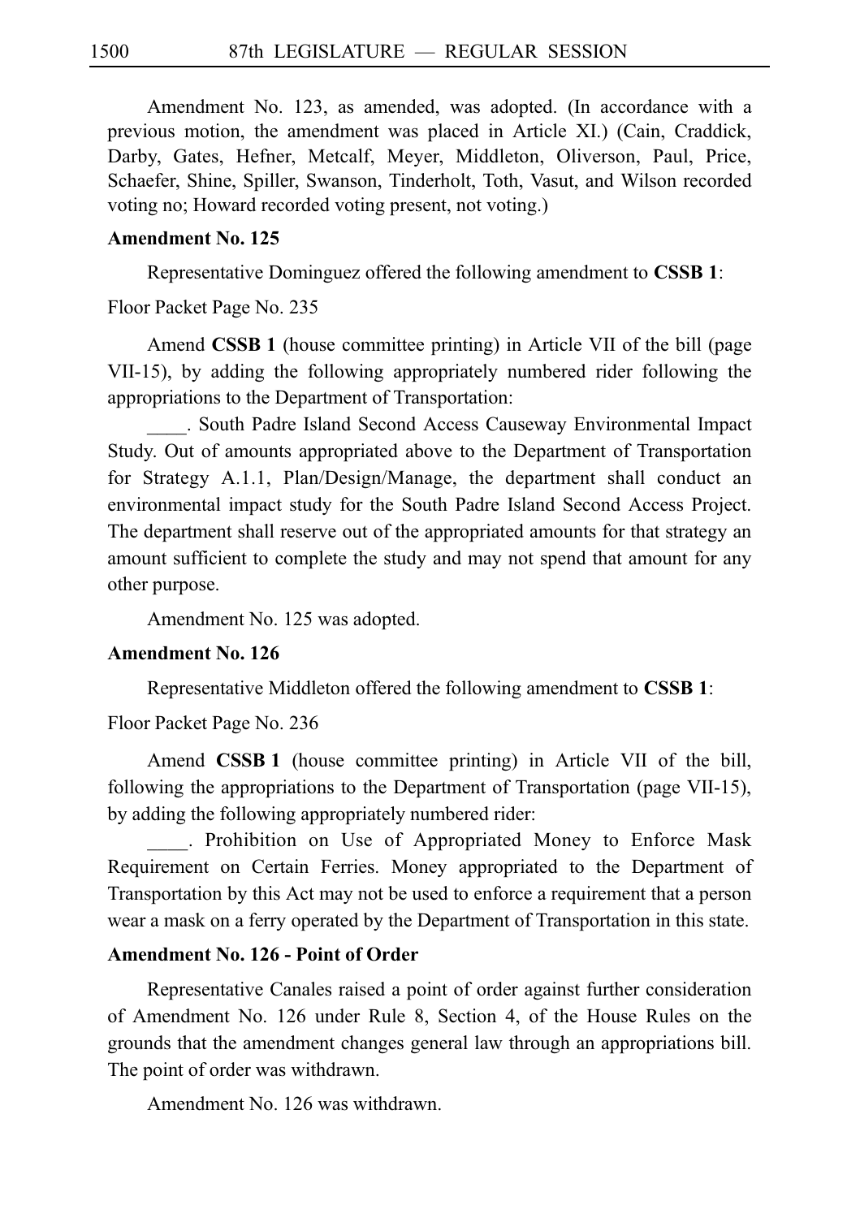Amendment No. 123, as amended, was adopted. (In accordance with a previous motion, the amendment was placed in Article XI.) (Cain, Craddick, Darby, Gates, Hefner, Metcalf, Meyer, Middleton, Oliverson, Paul, Price, Schaefer, Shine, Spiller, Swanson, Tinderholt, Toth, Vasut, and Wilson recorded voting no; Howard recorded voting present, not voting.)

**Amendment No. 125**

Representative Dominguez offered the following amendment to **CSSB 1**:

Floor Packet Page No. 235

Amend **CSSB 1** (house committee printing) in Article VII of the bill (page VII-15), by adding the following appropriately numbered rider following the appropriations to the Department of Transportation:

____. South Padre Island Second Access Causeway Environmental Impact Study. Out of amounts appropriated above to the Department of Transportation for Strategy A.1.1, Plan/Design/Manage, the department shall conduct an environmental impact study for the South Padre Island Second Access Project. The department shall reserve out of the appropriated amounts for that strategy an amount sufficient to complete the study and may not spend that amount for any other purpose.

Amendment No. 125 was adopted.

**Amendment No. 126**

Representative Middleton offered the following amendment to **CSSB 1**:

Floor Packet Page No. 236

Amend **CSSB 1** (house committee printing) in Article VII of the bill, following the appropriations to the Department of Transportation (page VII-15), by adding the following appropriately numbered rider:

____. Prohibition on Use of Appropriated Money to Enforce Mask Requirement on Certain Ferries. Money appropriated to the Department of Transportation by this Act may not be used to enforce a requirement that a person wear a mask on a ferry operated by the Department of Transportation in this state.

**Amendment No. 126 - Point of Order**

Representative Canales raised a point of order against further consideration of Amendment No. 126 under Rule 8, Section 4, of the House Rules on the grounds that the amendment changes general law through an appropriations bill. The point of order was withdrawn.

Amendment No. 126 was withdrawn.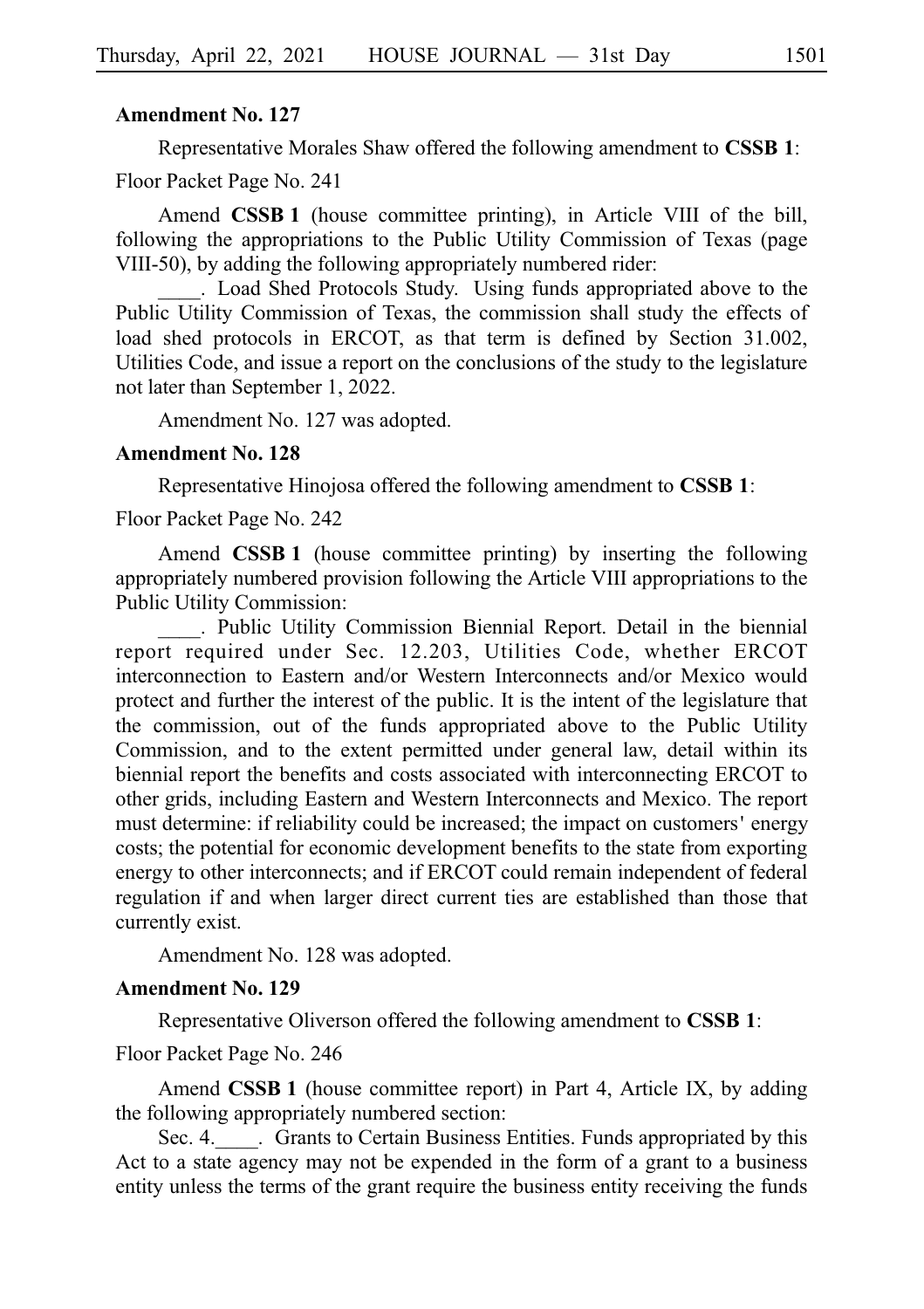**Amendment No. 127**

Representative Morales Shaw offered the following amendment to **CSSB 1**:

Floor Packet Page No. 241

Amend **CSSB 1** (house committee printing), in Article VIII of the bill, following the appropriations to the Public Utility Commission of Texas (page VIII-50), by adding the following appropriately numbered rider:

____. Load Shed Protocols Study. Using funds appropriated above to the Public Utility Commission of Texas, the commission shall study the effects of load shed protocols in ERCOT, as that term is defined by Section 31.002, Utilities Code, and issue a report on the conclusions of the study to the legislature not later than September 1, 2022.

Amendment No. 127 was adopted.

**Amendment No. 128**

Representative Hinojosa offered the following amendment to **CSSB 1**:

Floor Packet Page No. 242

Amend **CSSB 1** (house committee printing) by inserting the following appropriately numbered provision following the Article VIII appropriations to the Public Utility Commission:

____. Public Utility Commission Biennial Report. Detail in the biennial report required under Sec. 12.203, Utilities Code, whether ERCOT interconnection to Eastern and/or Western Interconnects and/or Mexico would protect and further the interest of the public. It is the intent of the legislature that the commission, out of the funds appropriated above to the Public Utility Commission, and to the extent permitted under general law, detail within its biennial report the benefits and costs associated with interconnecting ERCOT to other grids, including Eastern and Western Interconnects and Mexico. The report must determine: if reliability could be increased; the impact on customers' energy costs; the potential for economic development benefits to the state from exporting energy to other interconnects; and if ERCOT could remain independent of federal regulation if and when larger direct current ties are established than those that currently exist.

Amendment No. 128 was adopted.

**Amendment No. 129**

Representative Oliverson offered the following amendment to **CSSB 1**:

Floor Packet Page No. 246

Amend **CSSB 1** (house committee report) in Part 4, Article IX, by adding the following appropriately numbered section:

Sec. 4.____. Grants to Certain Business Entities. Funds appropriated by this Act to a state agency may not be expended in the form of a grant to a business entity unless the terms of the grant require the business entity receiving the funds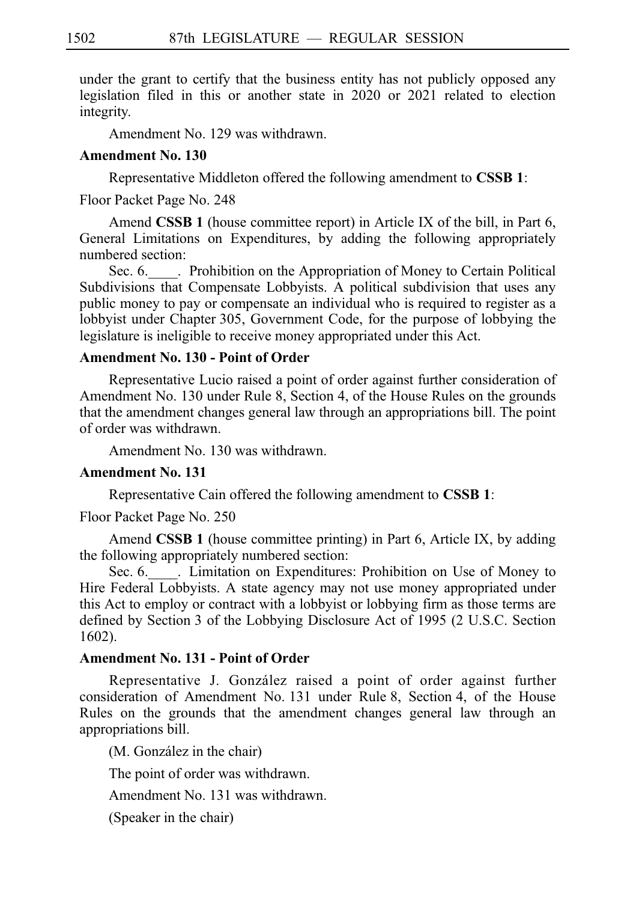under the grant to certify that the business entity has not publicly opposed any legislation filed in this or another state in 2020 or 2021 related to election integrity.

Amendment No. 129 was withdrawn.

**Amendment No. 130**

Representative Middleton offered the following amendment to **CSSB 1**:

Floor Packet Page No. 248

Amend **CSSB 1** (house committee report) in Article IX of the bill, in Part 6, General Limitations on Expenditures, by adding the following appropriately numbered section:

Sec. 6.____. Prohibition on the Appropriation of Money to Certain Political Subdivisions that Compensate Lobbyists. A political subdivision that uses any public money to pay or compensate an individual who is required to register as a lobbyist under Chapter 305, Government Code, for the purpose of lobbying the legislature is ineligible to receive money appropriated under this Act.

**Amendment No. 130 - Point of Order**

Representative Lucio raised a point of order against further consideration of Amendment No. 130 under Rule 8, Section 4, of the House Rules on the grounds that the amendment changes general law through an appropriations bill. The point of order was withdrawn.

Amendment No. 130 was withdrawn.

**Amendment No. 131**

Representative Cain offered the following amendment to **CSSB 1**:

Floor Packet Page No. 250

Amend **CSSB 1** (house committee printing) in Part 6, Article IX, by adding the following appropriately numbered section:

Sec. 6.____. Limitation on Expenditures: Prohibition on Use of Money to Hire Federal Lobbyists. A state agency may not use money appropriated under this Act to employ or contract with a lobbyist or lobbying firm as those terms are defined by Section 3 of the Lobbying Disclosure Act of 1995 (2 U.S.C. Section 1602).

**Amendment No. 131 - Point of Order**

Representative J. González raised a point of order against further consideration of Amendment No. 131 under Rule 8, Section 4, of the House Rules on the grounds that the amendment changes general law through an appropriations bill.

(M. González in the chair)

The point of order was withdrawn.

Amendment No. 131 was withdrawn.

(Speaker in the chair)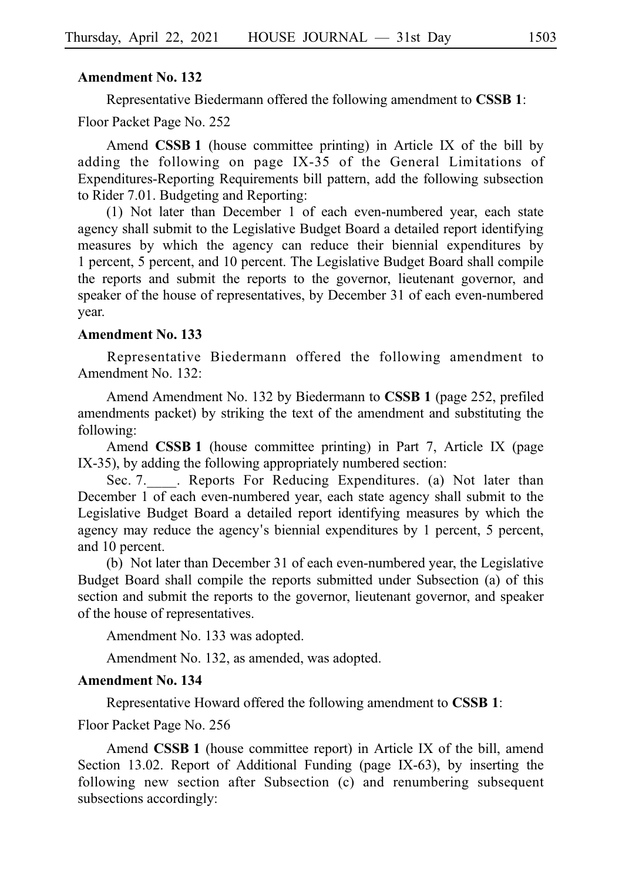**Amendment No. 132**

Representative Biedermann offered the following amendment to **CSSB 1**:

Floor Packet Page No. 252

Amend **CSSB 1** (house committee printing) in Article IX of the bill by adding the following on page IX-35 of the General Limitations of Expenditures-Reporting Requirements bill pattern, add the following subsection to Rider 7.01. Budgeting and Reporting:

(1) Not later than December 1 of each even-numbered year, each state agency shall submit to the Legislative Budget Board a detailed report identifying measures by which the agency can reduce their biennial expenditures by 1 percent, 5 percent, and 10 percent. The Legislative Budget Board shall compile the reports and submit the reports to the governor, lieutenant governor, and speaker of the house of representatives, by December 31 of each even-numbered year.

**Amendment No. 133**

Representative Biedermann offered the following amendment to Amendment No. 132:

Amend Amendment No. 132 by Biedermann to **CSSB 1** (page 252, prefiled amendments packet) by striking the text of the amendment and substituting the following:

Amend **CSSB 1** (house committee printing) in Part 7, Article IX (page IX-35), by adding the following appropriately numbered section:

Sec. 7.\_\_\_\_. Reports For Reducing Expenditures. (a) Not later than December 1 of each even-numbered year, each state agency shall submit to the Legislative Budget Board a detailed report identifying measures by which the agency may reduce the agency's biennial expenditures by 1 percent, 5 percent, and 10 percent.

(b) Not later than December 31 of each even-numbered year, the Legislative Budget Board shall compile the reports submitted under Subsection (a) of this section and submit the reports to the governor, lieutenant governor, and speaker of the house of representatives.

Amendment No. 133 was adopted.

Amendment No. 132, as amended, was adopted.

**Amendment No. 134**

Representative Howard offered the following amendment to **CSSB 1**:

Floor Packet Page No. 256

Amend **CSSB 1** (house committee report) in Article IX of the bill, amend Section 13.02. Report of Additional Funding (page IX-63), by inserting the following new section after Subsection (c) and renumbering subsequent subsections accordingly: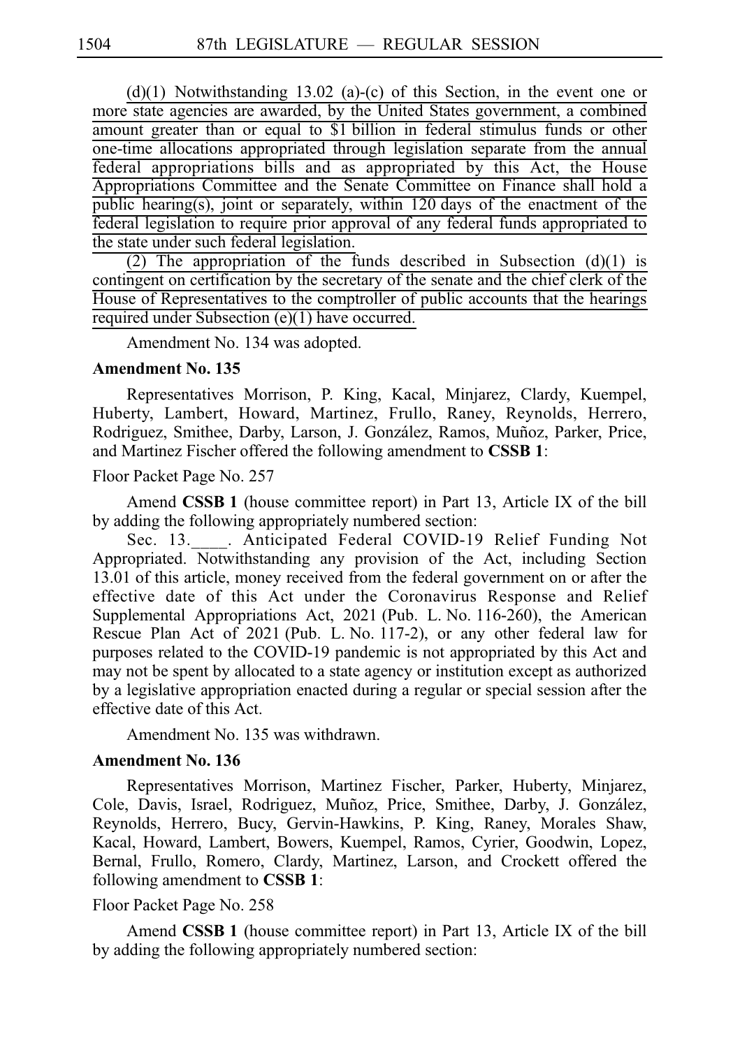(d)(1) Notwithstanding 13.02 (a)-(c) of this Section, in the event one or more state agencies are awarded, by the United States government, a combined amount greater than or equal to $1 billion in federal stimulus funds or other one-time allocations appropriated through legislation separate from the annual federal appropriations bills and as appropriated by this Act, the House Appropriations Committee and the Senate Committee on Finance shall hold a public hearing(s), joint or separately, within 120 days of the enactment of the federal legislation to require prior approval of any federal funds appropriated to the state under such federal legislation.

(2) The appropriation of the funds described in Subsection (d)(1) is contingent on certification by the secretary of the senate and the chief clerk of the House of Representatives to the comptroller of public accounts that the hearings required under Subsection (e)(1) have occurred.

Amendment No. 134 was adopted.

**Amendment No. 135**

Representatives Morrison, P. King, Kacal, Minjarez, Clardy, Kuempel, Huberty, Lambert, Howard, Martinez, Frullo, Raney, Reynolds, Herrero, Rodriguez, Smithee, Darby, Larson, J. González, Ramos, Muñoz, Parker, Price, and Martinez Fischer offered the following amendment to **CSSB 1**:

Floor Packet Page No. 257

Amend **CSSB 1** (house committee report) in Part 13, Article IX of the bill by adding the following appropriately numbered section:

Sec. 13.____. Anticipated Federal COVID-19 Relief Funding Not Appropriated. Notwithstanding any provision of the Act, including Section 13.01 of this article, money received from the federal government on or after the effective date of this Act under the Coronavirus Response and Relief Supplemental Appropriations Act, 2021 (Pub. L. No. 116-260), the American Rescue Plan Act of 2021 (Pub. L. No. 117-2), or any other federal law for purposes related to the COVID-19 pandemic is not appropriated by this Act and may not be spent by allocated to a state agency or institution except as authorized by a legislative appropriation enacted during a regular or special session after the effective date of this Act.

Amendment No. 135 was withdrawn.

**Amendment No. 136**

Representatives Morrison, Martinez Fischer, Parker, Huberty, Minjarez, Cole, Davis, Israel, Rodriguez, Muñoz, Price, Smithee, Darby, J. González, Reynolds, Herrero, Bucy, Gervin-Hawkins, P. King, Raney, Morales Shaw, Kacal, Howard, Lambert, Bowers, Kuempel, Ramos, Cyrier, Goodwin, Lopez, Bernal, Frullo, Romero, Clardy, Martinez, Larson, and Crockett offered the following amendment to **CSSB 1**:

Floor Packet Page No. 258

Amend **CSSB 1** (house committee report) in Part 13, Article IX of the bill by adding the following appropriately numbered section: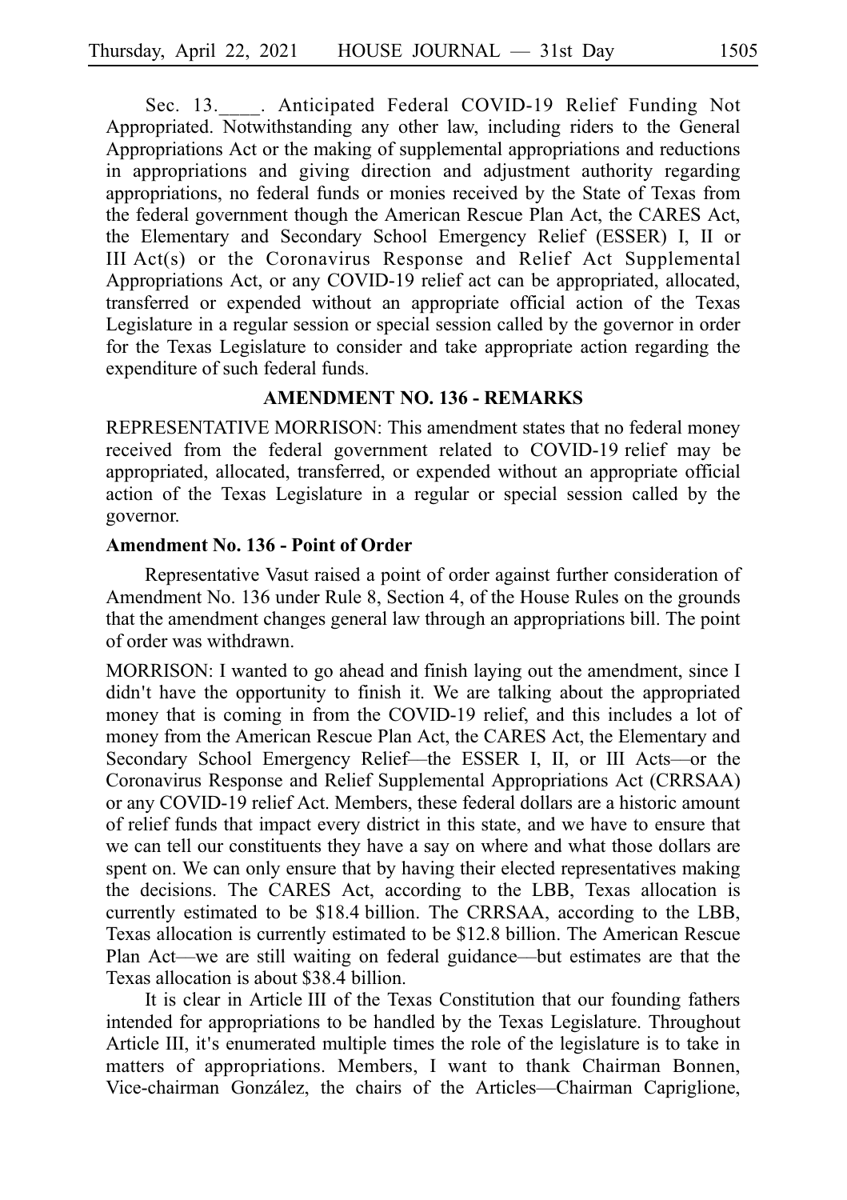Sec. 13.____. Anticipated Federal COVID-19 Relief Funding Not Appropriated. Notwithstanding any other law, including riders to the General Appropriations Act or the making of supplemental appropriations and reductions in appropriations and giving direction and adjustment authority regarding appropriations, no federal funds or monies received by the State of Texas from the federal government though the American Rescue Plan Act, the CARES Act, the Elementary and Secondary School Emergency Relief (ESSER) I, II or III Act(s) or the Coronavirus Response and Relief Act Supplemental Appropriations Act, or any COVID-19 relief act can be appropriated, allocated, transferred or expended without an appropriate official action of the Texas Legislature in a regular session or special session called by the governor in order for the Texas Legislature to consider and take appropriate action regarding the expenditure of such federal funds.

**AMENDMENT NO. 136 - REMARKS**

REPRESENTATIVE MORRISON: This amendment states that no federal money received from the federal government related to COVID-19 relief may be appropriated, allocated, transferred, or expended without an appropriate official action of the Texas Legislature in a regular or special session called by the governor.

**Amendment No. 136 - Point of Order**

Representative Vasut raised a point of order against further consideration of Amendment No. 136 under Rule 8, Section 4, of the House Rules on the grounds that the amendment changes general law through an appropriations bill. The point of order was withdrawn.

MORRISON: I wanted to go ahead and finish laying out the amendment, since I didn't have the opportunity to finish it. We are talking about the appropriated money that is coming in from the COVID-19 relief, and this includes a lot of money from the American Rescue Plan Act, the CARES Act, the Elementary and Secondary School Emergency Relief—the ESSER I, II, or III Acts—or the Coronavirus Response and Relief Supplemental Appropriations Act (CRRSAA) or any COVID-19 relief Act. Members, these federal dollars are a historic amount of relief funds that impact every district in this state, and we have to ensure that we can tell our constituents they have a say on where and what those dollars are spent on. We can only ensure that by having their elected representatives making the decisions. The CARES Act, according to the LBB, Texas allocation is currently estimated to be $18.4 billion. The CRRSAA, according to the LBB, Texas allocation is currently estimated to be $12.8 billion. The American Rescue Plan Act—we are still waiting on federal guidance—but estimates are that the Texas allocation is about $38.4 billion.

It is clear in Article III of the Texas Constitution that our founding fathers intended for appropriations to be handled by the Texas Legislature. Throughout Article III, it's enumerated multiple times the role of the legislature is to take in matters of appropriations. Members, I want to thank Chairman Bonnen, Vice-chairman González, the chairs of the Articles—Chairman Capriglione,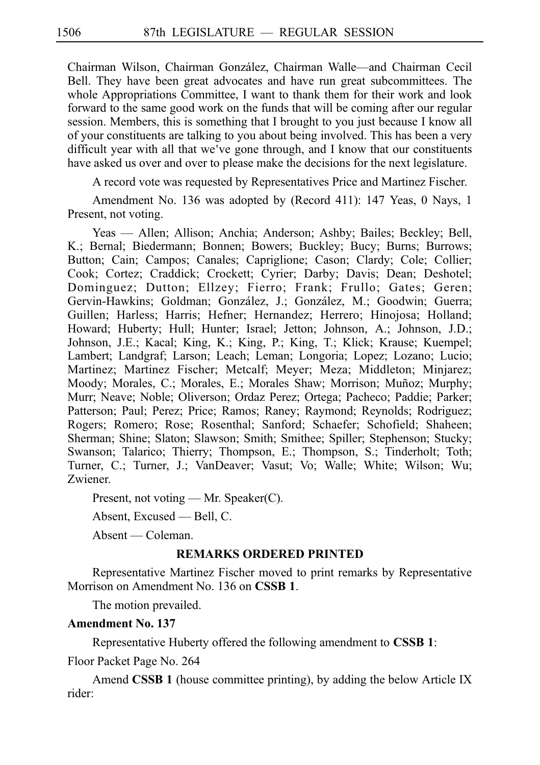Chairman Wilson, Chairman González, Chairman Walle—and Chairman Cecil Bell. They have been great advocates and have run great subcommittees. The whole Appropriations Committee, I want to thank them for their work and look forward to the same good work on the funds that will be coming after our regular session. Members, this is something that I brought to you just because I know all of your constituents are talking to you about being involved. This has been a very difficult year with all that we've gone through, and I know that our constituents have asked us over and over to please make the decisions for the next legislature.

A record vote was requested by Representatives Price and Martinez Fischer.

Amendment No. 136 was adopted by (Record 411): 147 Yeas, 0 Nays, 1 Present, not voting.

Yeas — Allen; Allison; Anchia; Anderson; Ashby; Bailes; Beckley; Bell, K.; Bernal; Biedermann; Bonnen; Bowers; Buckley; Bucy; Burns; Burrows; Button; Cain; Campos; Canales; Capriglione; Cason; Clardy; Cole; Collier; Cook; Cortez; Craddick; Crockett; Cyrier; Darby; Davis; Dean; Deshotel; Dominguez; Dutton; Ellzey; Fierro; Frank; Frullo; Gates; Geren; Gervin-Hawkins; Goldman; González, J.; González, M.; Goodwin; Guerra; Guillen; Harless; Harris; Hefner; Hernandez; Herrero; Hinojosa; Holland; Howard; Huberty; Hull; Hunter; Israel; Jetton; Johnson, A.; Johnson, J.D.; Johnson, J.E.; Kacal; King, K.; King, P.; King, T.; Klick; Krause; Kuempel; Lambert; Landgraf; Larson; Leach; Leman; Longoria; Lopez; Lozano; Lucio; Martinez; Martinez Fischer; Metcalf; Meyer; Meza; Middleton; Minjarez; Moody; Morales, C.; Morales, E.; Morales Shaw; Morrison; Muñoz; Murphy; Murr; Neave; Noble; Oliverson; Ordaz Perez; Ortega; Pacheco; Paddie; Parker; Patterson; Paul; Perez; Price; Ramos; Raney; Raymond; Reynolds; Rodriguez; Rogers; Romero; Rose; Rosenthal; Sanford; Schaefer; Schofield; Shaheen; Sherman; Shine; Slaton; Slawson; Smith; Smithee; Spiller; Stephenson; Stucky; Swanson; Talarico; Thierry; Thompson, E.; Thompson, S.; Tinderholt; Toth; Turner, C.; Turner, J.; VanDeaver; Vasut; Vo; Walle; White; Wilson; Wu; Zwiener.

Present, not voting — Mr. Speaker(C).

Absent, Excused — Bell, C.

Absent — Coleman.

### REMARKS ORDERED PRINTED

Representative Martinez Fischer moved to print remarks by Representative Morrison on Amendment No. 136 on **CSSB 1**.

The motion prevailed.

**Amendment No. 137**

Representative Huberty offered the following amendment to **CSSB 1**:

Floor Packet Page No. 264

Amend **CSSB 1** (house committee printing), by adding the below Article IX rider: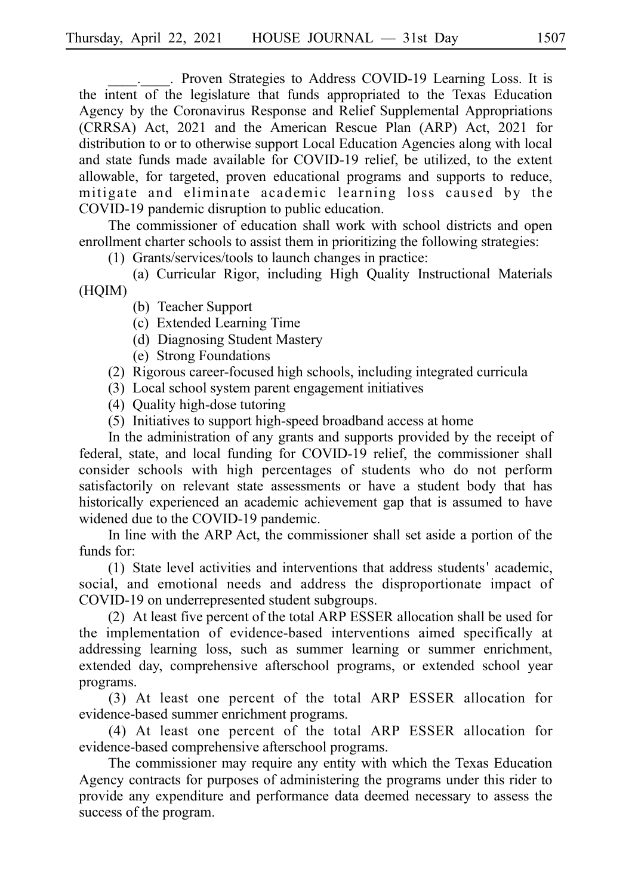\_\_\_\_.\_\_\_\_. Proven Strategies to Address COVID-19 Learning Loss. It is the intent of the legislature that funds appropriated to the Texas Education Agency by the Coronavirus Response and Relief Supplemental Appropriations (CRRSA) Act, 2021 and the American Rescue Plan (ARP) Act, 2021 for distribution to or to otherwise support Local Education Agencies along with local and state funds made available for COVID-19 relief, be utilized, to the extent allowable, for targeted, proven educational programs and supports to reduce, mitigate and eliminate academic learning loss caused by the COVID-19 pandemic disruption to public education.

The commissioner of education shall work with school districts and open enrollment charter schools to assist them in prioritizing the following strategies:

(1) Grants/services/tools to launch changes in practice:

(a) Curricular Rigor, including High Quality Instructional Materials (HQIM)

(b) Teacher Support

(c) Extended Learning Time

(d) Diagnosing Student Mastery

(e) Strong Foundations

(2) Rigorous career-focused high schools, including integrated curricula

(3) Local school system parent engagement initiatives

(4) Quality high-dose tutoring

(5) Initiatives to support high-speed broadband access at home

In the administration of any grants and supports provided by the receipt of federal, state, and local funding for COVID-19 relief, the commissioner shall consider schools with high percentages of students who do not perform satisfactorily on relevant state assessments or have a student body that has historically experienced an academic achievement gap that is assumed to have widened due to the COVID-19 pandemic.

In line with the ARP Act, the commissioner shall set aside a portion of the funds for:

(1) State level activities and interventions that address students' academic, social, and emotional needs and address the disproportionate impact of COVID-19 on underrepresented student subgroups.

(2) At least five percent of the total ARP ESSER allocation shall be used for the implementation of evidence-based interventions aimed specifically at addressing learning loss, such as summer learning or summer enrichment, extended day, comprehensive afterschool programs, or extended school year programs.

(3) At least one percent of the total ARP ESSER allocation for evidence-based summer enrichment programs.

(4) At least one percent of the total ARP ESSER allocation for evidence-based comprehensive afterschool programs.

The commissioner may require any entity with which the Texas Education Agency contracts for purposes of administering the programs under this rider to provide any expenditure and performance data deemed necessary to assess the success of the program.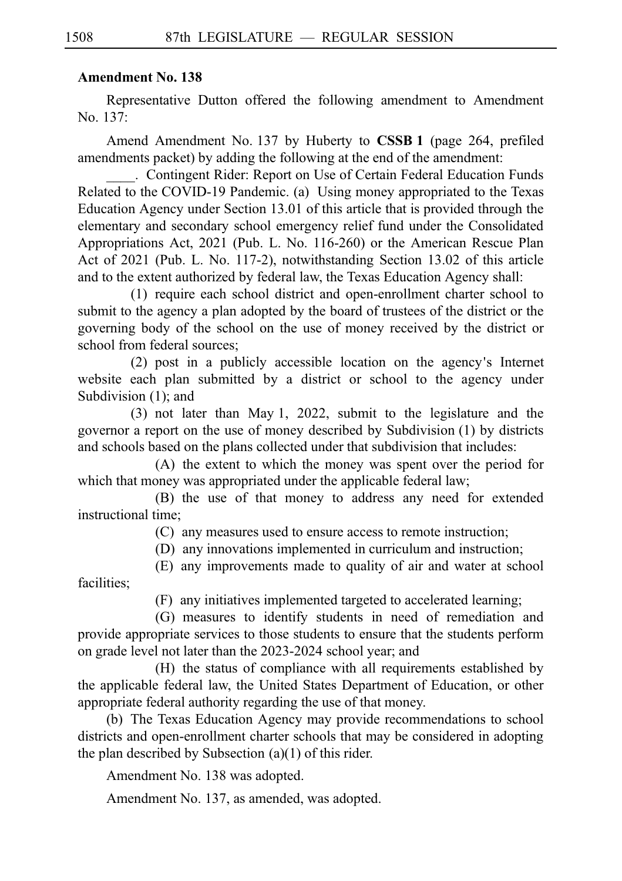**Amendment No. 138**

Representative Dutton offered the following amendment to Amendment No. 137:

Amend Amendment No. 137 by Huberty to **CSSB 1** (page 264, prefiled amendments packet) by adding the following at the end of the amendment:

\_\_\_\_. Contingent Rider: Report on Use of Certain Federal Education Funds Related to the COVID-19 Pandemic. (a) Using money appropriated to the Texas Education Agency under Section 13.01 of this article that is provided through the elementary and secondary school emergency relief fund under the Consolidated Appropriations Act, 2021 (Pub. L. No. 116-260) or the American Rescue Plan Act of 2021 (Pub. L. No. 117-2), notwithstanding Section 13.02 of this article and to the extent authorized by federal law, the Texas Education Agency shall:

(1) require each school district and open-enrollment charter school to submit to the agency a plan adopted by the board of trustees of the district or the governing body of the school on the use of money received by the district or school from federal sources;

(2) post in a publicly accessible location on the agency's Internet website each plan submitted by a district or school to the agency under Subdivision (1); and

(3) not later than May 1, 2022, submit to the legislature and the governor a report on the use of money described by Subdivision (1) by districts and schools based on the plans collected under that subdivision that includes:

(A) the extent to which the money was spent over the period for which that money was appropriated under the applicable federal law;

(B) the use of that money to address any need for extended instructional time;

(C) any measures used to ensure access to remote instruction;

(D) any innovations implemented in curriculum and instruction;

(E) any improvements made to quality of air and water at school facilities;

(F) any initiatives implemented targeted to accelerated learning;

(G) measures to identify students in need of remediation and provide appropriate services to those students to ensure that the students perform on grade level not later than the 2023-2024 school year; and

(H) the status of compliance with all requirements established by the applicable federal law, the United States Department of Education, or other appropriate federal authority regarding the use of that money.

(b) The Texas Education Agency may provide recommendations to school districts and open-enrollment charter schools that may be considered in adopting the plan described by Subsection (a)(1) of this rider.

Amendment No. 138 was adopted.

Amendment No. 137, as amended, was adopted.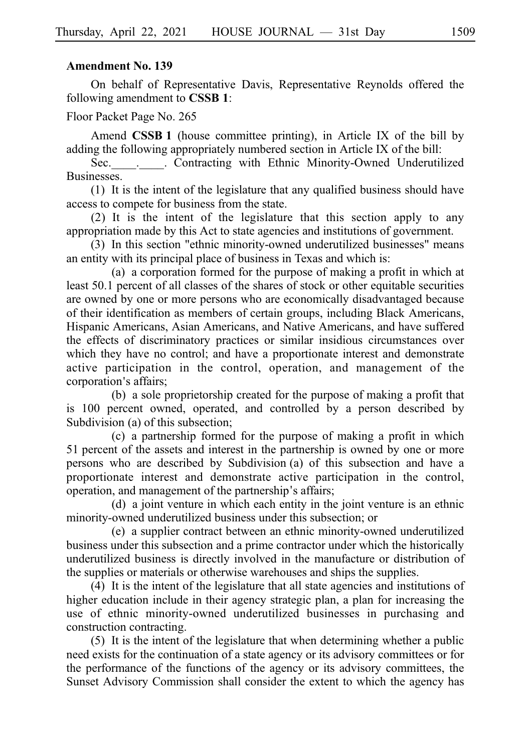**Amendment No. 139**

On behalf of Representative Davis, Representative Reynolds offered the following amendment to **CSSB 1**:

Floor Packet Page No. 265

Amend **CSSB 1** (house committee printing), in Article IX of the bill by adding the following appropriately numbered section in Article IX of the bill:

Sec.____.____. Contracting with Ethnic Minority-Owned Underutilized Businesses.

(1) It is the intent of the legislature that any qualified business should have access to compete for business from the state.

(2) It is the intent of the legislature that this section apply to any appropriation made by this Act to state agencies and institutions of government.

(3) In this section "ethnic minority-owned underutilized businesses" means an entity with its principal place of business in Texas and which is:

(a) a corporation formed for the purpose of making a profit in which at least 50.1 percent of all classes of the shares of stock or other equitable securities are owned by one or more persons who are economically disadvantaged because of their identification as members of certain groups, including Black Americans, Hispanic Americans, Asian Americans, and Native Americans, and have suffered the effects of discriminatory practices or similar insidious circumstances over which they have no control; and have a proportionate interest and demonstrate active participation in the control, operation, and management of the corporation's affairs;

(b) a sole proprietorship created for the purpose of making a profit that is 100 percent owned, operated, and controlled by a person described by Subdivision (a) of this subsection;

(c) a partnership formed for the purpose of making a profit in which 51 percent of the assets and interest in the partnership is owned by one or more persons who are described by Subdivision (a) of this subsection and have a proportionate interest and demonstrate active participation in the control, operation, and management of the partnership's affairs;

(d) a joint venture in which each entity in the joint venture is an ethnic minority-owned underutilized business under this subsection; or

(e) a supplier contract between an ethnic minority-owned underutilized business under this subsection and a prime contractor under which the historically underutilized business is directly involved in the manufacture or distribution of the supplies or materials or otherwise warehouses and ships the supplies.

(4) It is the intent of the legislature that all state agencies and institutions of higher education include in their agency strategic plan, a plan for increasing the use of ethnic minority-owned underutilized businesses in purchasing and construction contracting.

(5) It is the intent of the legislature that when determining whether a public need exists for the continuation of a state agency or its advisory committees or for the performance of the functions of the agency or its advisory committees, the Sunset Advisory Commission shall consider the extent to which the agency has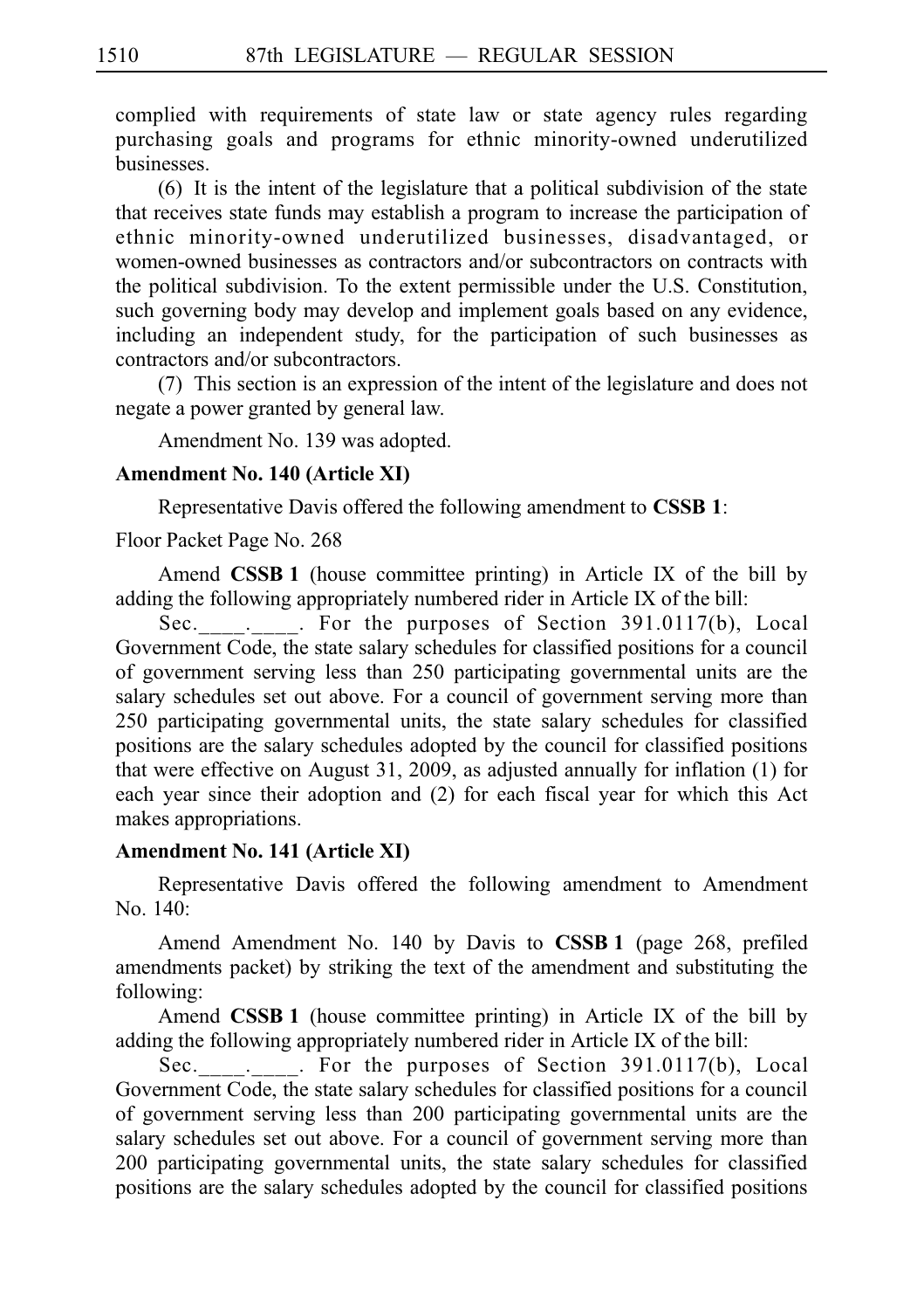complied with requirements of state law or state agency rules regarding purchasing goals and programs for ethnic minority-owned underutilized businesses.

(6) It is the intent of the legislature that a political subdivision of the state that receives state funds may establish a program to increase the participation of ethnic minority-owned underutilized businesses, disadvantaged, or women-owned businesses as contractors and/or subcontractors on contracts with the political subdivision. To the extent permissible under the U.S. Constitution, such governing body may develop and implement goals based on any evidence, including an independent study, for the participation of such businesses as contractors and/or subcontractors.

(7) This section is an expression of the intent of the legislature and does not negate a power granted by general law.

Amendment No. 139 was adopted.

**Amendment No. 140 (Article XI)**

Representative Davis offered the following amendment to **CSSB 1**:

Floor Packet Page No. 268

Amend **CSSB 1** (house committee printing) in Article IX of the bill by adding the following appropriately numbered rider in Article IX of the bill:

Sec.____.____. For the purposes of Section 391.0117(b), Local Government Code, the state salary schedules for classified positions for a council of government serving less than 250 participating governmental units are the salary schedules set out above. For a council of government serving more than 250 participating governmental units, the state salary schedules for classified positions are the salary schedules adopted by the council for classified positions that were effective on August 31, 2009, as adjusted annually for inflation (1) for each year since their adoption and (2) for each fiscal year for which this Act makes appropriations.

**Amendment No. 141 (Article XI)**

Representative Davis offered the following amendment to Amendment No. 140:

Amend Amendment No. 140 by Davis to **CSSB 1** (page 268, prefiled amendments packet) by striking the text of the amendment and substituting the following:

Amend **CSSB 1** (house committee printing) in Article IX of the bill by adding the following appropriately numbered rider in Article IX of the bill:

Sec.____.____. For the purposes of Section 391.0117(b), Local Government Code, the state salary schedules for classified positions for a council of government serving less than 200 participating governmental units are the salary schedules set out above. For a council of government serving more than 200 participating governmental units, the state salary schedules for classified positions are the salary schedules adopted by the council for classified positions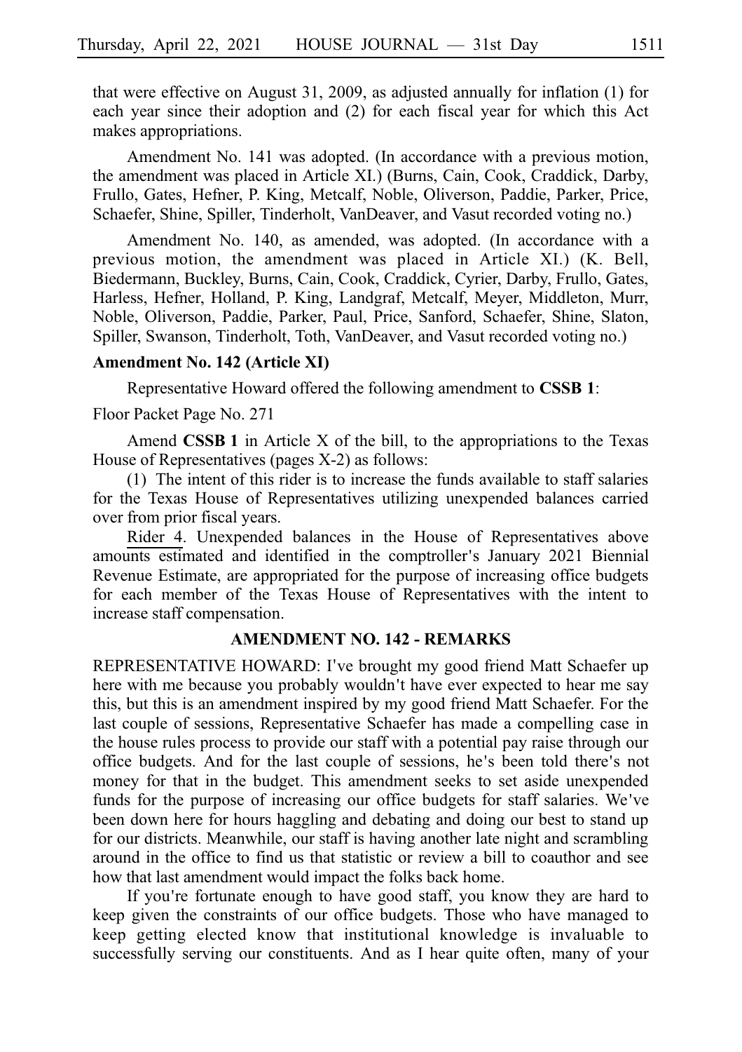that were effective on August 31, 2009, as adjusted annually for inflation (1) for each year since their adoption and (2) for each fiscal year for which this Act makes appropriations.

Amendment No. 141 was adopted. (In accordance with a previous motion, the amendment was placed in Article XI.) (Burns, Cain, Cook, Craddick, Darby, Frullo, Gates, Hefner, P. King, Metcalf, Noble, Oliverson, Paddie, Parker, Price, Schaefer, Shine, Spiller, Tinderholt, VanDeaver, and Vasut recorded voting no.)

Amendment No. 140, as amended, was adopted. (In accordance with a previous motion, the amendment was placed in Article XI.) (K. Bell, Biedermann, Buckley, Burns, Cain, Cook, Craddick, Cyrier, Darby, Frullo, Gates, Harless, Hefner, Holland, P. King, Landgraf, Metcalf, Meyer, Middleton, Murr, Noble, Oliverson, Paddie, Parker, Paul, Price, Sanford, Schaefer, Shine, Slaton, Spiller, Swanson, Tinderholt, Toth, VanDeaver, and Vasut recorded voting no.)

**Amendment No. 142 (Article XI)**

Representative Howard offered the following amendment to **CSSB 1**:

Floor Packet Page No. 271

Amend **CSSB 1** in Article X of the bill, to the appropriations to the Texas House of Representatives (pages X-2) as follows:

(1) The intent of this rider is to increase the funds available to staff salaries for the Texas House of Representatives utilizing unexpended balances carried over from prior fiscal years.

Rider 4. Unexpended balances in the House of Representatives above amounts estimated and identified in the comptroller's January 2021 Biennial Revenue Estimate, are appropriated for the purpose of increasing office budgets for each member of the Texas House of Representatives with the intent to increase staff compensation.

**AMENDMENT NO. 142 - REMARKS**

REPRESENTATIVE HOWARD: I've brought my good friend Matt Schaefer up here with me because you probably wouldn't have ever expected to hear me say this, but this is an amendment inspired by my good friend Matt Schaefer. For the last couple of sessions, Representative Schaefer has made a compelling case in the house rules process to provide our staff with a potential pay raise through our office budgets. And for the last couple of sessions, he's been told there's not money for that in the budget. This amendment seeks to set aside unexpended funds for the purpose of increasing our office budgets for staff salaries. We've been down here for hours haggling and debating and doing our best to stand up for our districts. Meanwhile, our staff is having another late night and scrambling around in the office to find us that statistic or review a bill to coauthor and see how that last amendment would impact the folks back home.

If you're fortunate enough to have good staff, you know they are hard to keep given the constraints of our office budgets. Those who have managed to keep getting elected know that institutional knowledge is invaluable to successfully serving our constituents. And as I hear quite often, many of your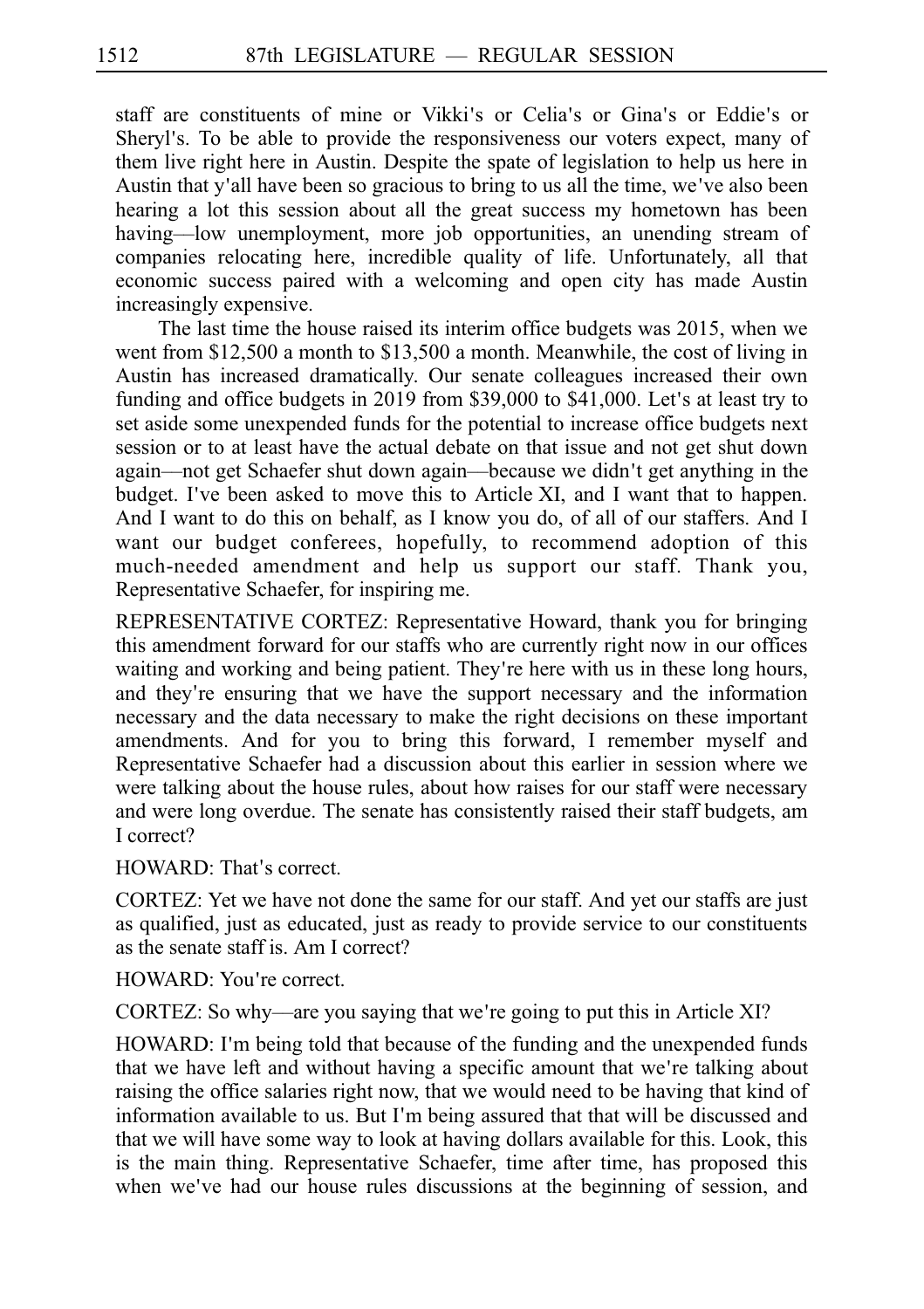staff are constituents of mine or Vikki's or Celia's or Gina's or Eddie's or Sheryl's. To be able to provide the responsiveness our voters expect, many of them live right here in Austin. Despite the spate of legislation to help us here in Austin that y'all have been so gracious to bring to us all the time, we've also been hearing a lot this session about all the great success my hometown has been having—low unemployment, more job opportunities, an unending stream of companies relocating here, incredible quality of life. Unfortunately, all that economic success paired with a welcoming and open city has made Austin increasingly expensive.

The last time the house raised its interim office budgets was 2015, when we went from $12,500 a month to $13,500 a month. Meanwhile, the cost of living in Austin has increased dramatically. Our senate colleagues increased their own funding and office budgets in 2019 from $39,000 to $41,000. Let's at least try to set aside some unexpended funds for the potential to increase office budgets next session or to at least have the actual debate on that issue and not get shut down again—not get Schaefer shut down again—because we didn't get anything in the budget. I've been asked to move this to Article XI, and I want that to happen. And I want to do this on behalf, as I know you do, of all of our staffers. And I want our budget conferees, hopefully, to recommend adoption of this much-needed amendment and help us support our staff. Thank you, Representative Schaefer, for inspiring me.

REPRESENTATIVE CORTEZ: Representative Howard, thank you for bringing this amendment forward for our staffs who are currently right now in our offices waiting and working and being patient. They're here with us in these long hours, and they're ensuring that we have the support necessary and the information necessary and the data necessary to make the right decisions on these important amendments. And for you to bring this forward, I remember myself and Representative Schaefer had a discussion about this earlier in session where we were talking about the house rules, about how raises for our staff were necessary and were long overdue. The senate has consistently raised their staff budgets, am I correct?

HOWARD: That's correct.

CORTEZ: Yet we have not done the same for our staff. And yet our staffs are just as qualified, just as educated, just as ready to provide service to our constituents as the senate staff is. Am I correct?

HOWARD: You're correct.

CORTEZ: So why—are you saying that we're going to put this in Article XI?

HOWARD: I'm being told that because of the funding and the unexpended funds that we have left and without having a specific amount that we're talking about raising the office salaries right now, that we would need to be having that kind of information available to us. But I'm being assured that that will be discussed and that we will have some way to look at having dollars available for this. Look, this is the main thing. Representative Schaefer, time after time, has proposed this when we've had our house rules discussions at the beginning of session, and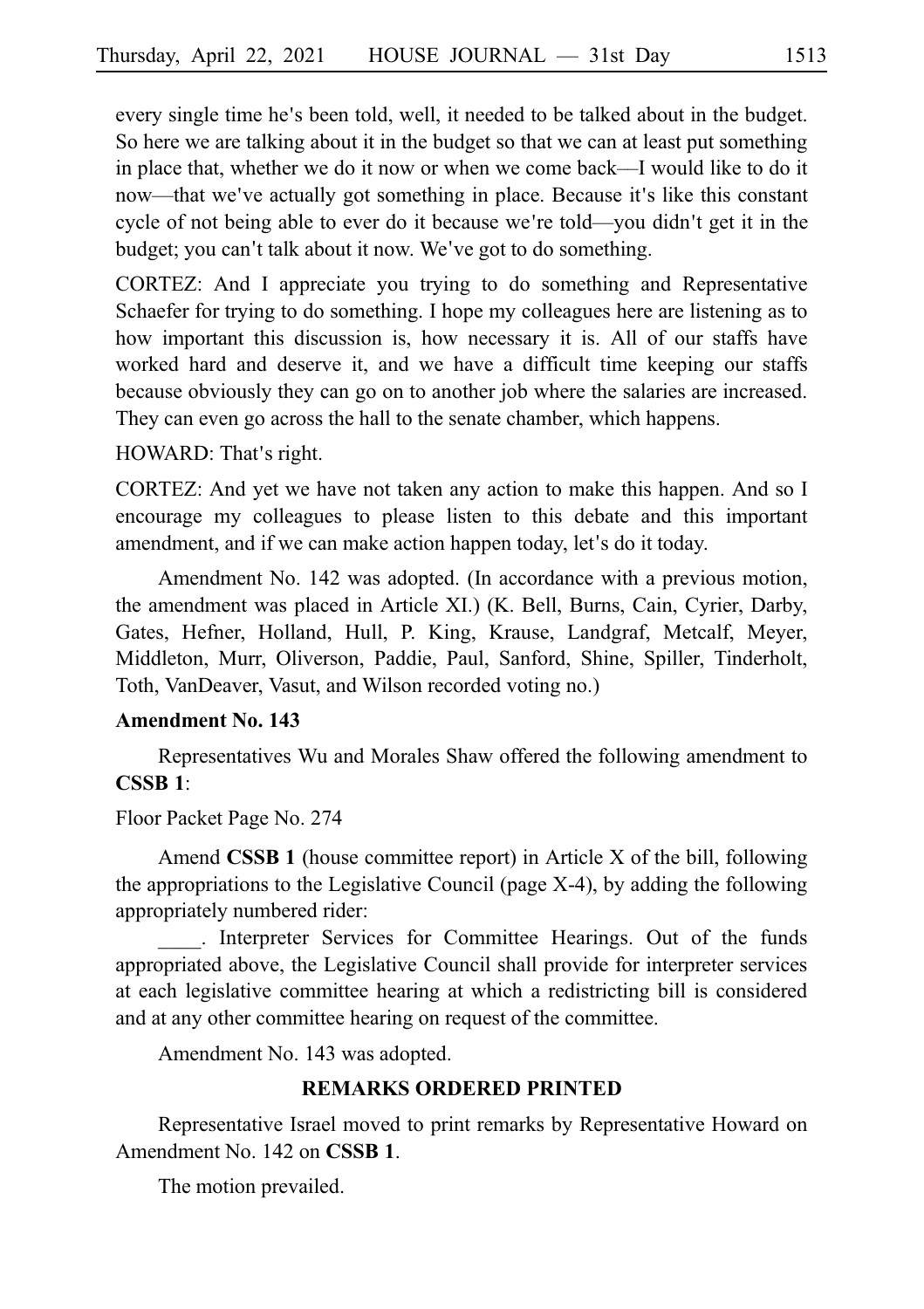every single time he's been told, well, it needed to be talked about in the budget. So here we are talking about it in the budget so that we can at least put something in place that, whether we do it now or when we come back—I would like to do it now—that we've actually got something in place. Because it's like this constant cycle of not being able to ever do it because we're told—you didn't get it in the budget; you can't talk about it now. We've got to do something.

CORTEZ: And I appreciate you trying to do something and Representative Schaefer for trying to do something. I hope my colleagues here are listening as to how important this discussion is, how necessary it is. All of our staffs have worked hard and deserve it, and we have a difficult time keeping our staffs because obviously they can go on to another job where the salaries are increased. They can even go across the hall to the senate chamber, which happens.

HOWARD: That's right.

CORTEZ: And yet we have not taken any action to make this happen. And so I encourage my colleagues to please listen to this debate and this important amendment, and if we can make action happen today, let's do it today.

Amendment No. 142 was adopted. (In accordance with a previous motion, the amendment was placed in Article XI.) (K. Bell, Burns, Cain, Cyrier, Darby, Gates, Hefner, Holland, Hull, P. King, Krause, Landgraf, Metcalf, Meyer, Middleton, Murr, Oliverson, Paddie, Paul, Sanford, Shine, Spiller, Tinderholt, Toth, VanDeaver, Vasut, and Wilson recorded voting no.)

**Amendment No. 143**

Representatives Wu and Morales Shaw offered the following amendment to **CSSB 1**:

Floor Packet Page No. 274

Amend **CSSB 1** (house committee report) in Article X of the bill, following the appropriations to the Legislative Council (page X-4), by adding the following appropriately numbered rider:

____. Interpreter Services for Committee Hearings. Out of the funds appropriated above, the Legislative Council shall provide for interpreter services at each legislative committee hearing at which a redistricting bill is considered and at any other committee hearing on request of the committee.

Amendment No. 143 was adopted.

**REMARKS ORDERED PRINTED**

Representative Israel moved to print remarks by Representative Howard on Amendment No. 142 on **CSSB 1**.

The motion prevailed.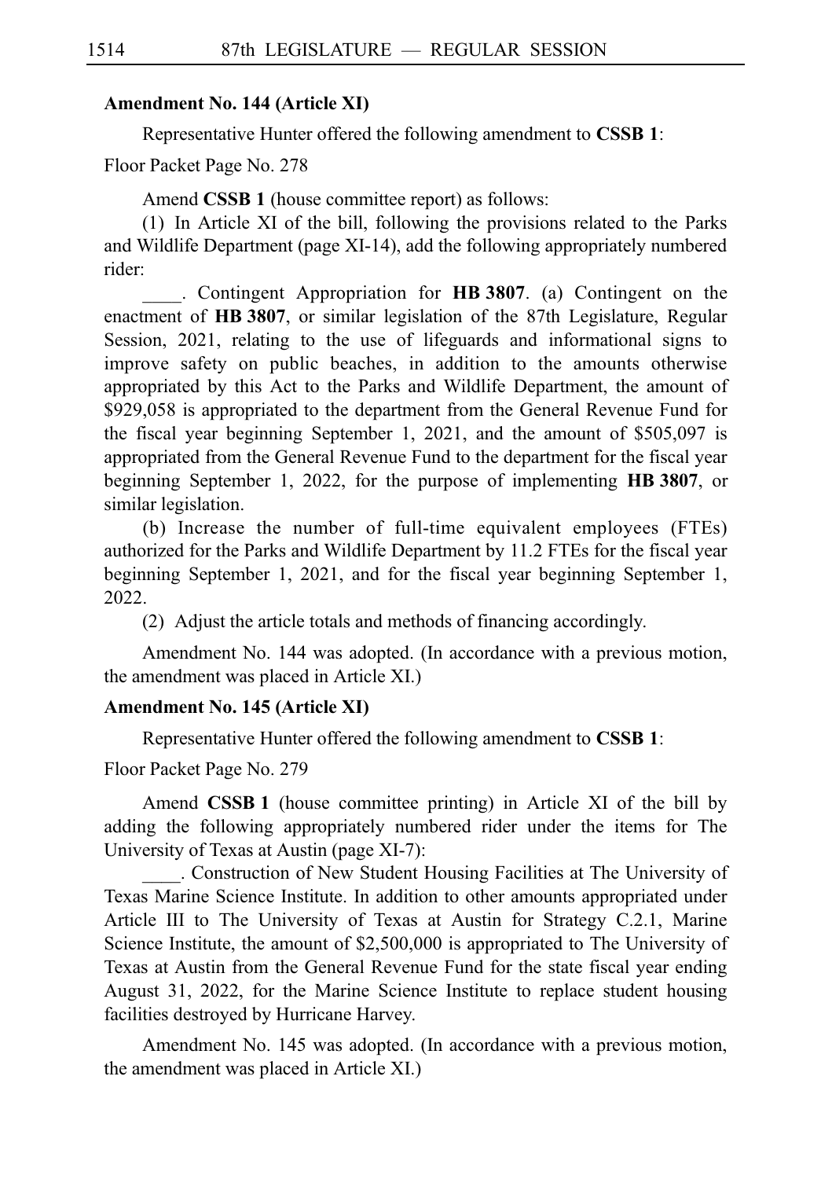**Amendment No. 144 (Article XI)**

Representative Hunter offered the following amendment to **CSSB 1**:

Floor Packet Page No. 278

Amend **CSSB 1** (house committee report) as follows:

(1) In Article XI of the bill, following the provisions related to the Parks and Wildlife Department (page XI-14), add the following appropriately numbered rider:

____. Contingent Appropriation for **HB 3807**. (a) Contingent on the enactment of **HB 3807**, or similar legislation of the 87th Legislature, Regular Session, 2021, relating to the use of lifeguards and informational signs to improve safety on public beaches, in addition to the amounts otherwise appropriated by this Act to the Parks and Wildlife Department, the amount of $929,058 is appropriated to the department from the General Revenue Fund for the fiscal year beginning September 1, 2021, and the amount of $505,097 is appropriated from the General Revenue Fund to the department for the fiscal year beginning September 1, 2022, for the purpose of implementing **HB 3807**, or similar legislation.

(b) Increase the number of full-time equivalent employees (FTEs) authorized for the Parks and Wildlife Department by 11.2 FTEs for the fiscal year beginning September 1, 2021, and for the fiscal year beginning September 1, 2022.

(2) Adjust the article totals and methods of financing accordingly.

Amendment No. 144 was adopted. (In accordance with a previous motion, the amendment was placed in Article XI.)

**Amendment No. 145 (Article XI)**

Representative Hunter offered the following amendment to **CSSB 1**:

Floor Packet Page No. 279

Amend **CSSB 1** (house committee printing) in Article XI of the bill by adding the following appropriately numbered rider under the items for The University of Texas at Austin (page XI-7):

____. Construction of New Student Housing Facilities at The University of Texas Marine Science Institute. In addition to other amounts appropriated under Article III to The University of Texas at Austin for Strategy C.2.1, Marine Science Institute, the amount of $2,500,000 is appropriated to The University of Texas at Austin from the General Revenue Fund for the state fiscal year ending August 31, 2022, for the Marine Science Institute to replace student housing facilities destroyed by Hurricane Harvey.

Amendment No. 145 was adopted. (In accordance with a previous motion, the amendment was placed in Article XI.)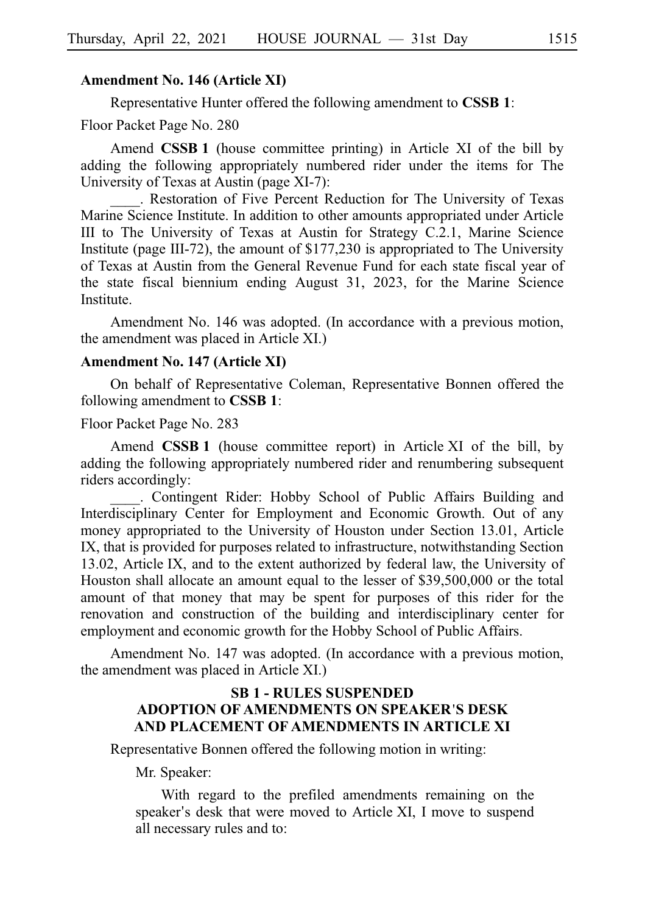**Amendment No. 146 (Article XI)**

Representative Hunter offered the following amendment to **CSSB 1**:

Floor Packet Page No. 280

Amend **CSSB 1** (house committee printing) in Article XI of the bill by adding the following appropriately numbered rider under the items for The University of Texas at Austin (page XI-7):

____. Restoration of Five Percent Reduction for The University of Texas Marine Science Institute. In addition to other amounts appropriated under Article III to The University of Texas at Austin for Strategy C.2.1, Marine Science Institute (page III-72), the amount of $177,230 is appropriated to The University of Texas at Austin from the General Revenue Fund for each state fiscal year of the state fiscal biennium ending August 31, 2023, for the Marine Science Institute.

Amendment No. 146 was adopted. (In accordance with a previous motion, the amendment was placed in Article XI.)

**Amendment No. 147 (Article XI)**

On behalf of Representative Coleman, Representative Bonnen offered the following amendment to **CSSB 1**:

Floor Packet Page No. 283

Amend **CSSB 1** (house committee report) in Article XI of the bill, by adding the following appropriately numbered rider and renumbering subsequent riders accordingly:

____. Contingent Rider: Hobby School of Public Affairs Building and Interdisciplinary Center for Employment and Economic Growth. Out of any money appropriated to the University of Houston under Section 13.01, Article IX, that is provided for purposes related to infrastructure, notwithstanding Section 13.02, Article IX, and to the extent authorized by federal law, the University of Houston shall allocate an amount equal to the lesser of $39,500,000 or the total amount of that money that may be spent for purposes of this rider for the renovation and construction of the building and interdisciplinary center for employment and economic growth for the Hobby School of Public Affairs.

Amendment No. 147 was adopted. (In accordance with a previous motion, the amendment was placed in Article XI.)

## SB 1 - RULES SUSPENDED ADOPTION OF AMENDMENTS ON SPEAKER'S DESK AND PLACEMENT OF AMENDMENTS IN ARTICLE XI

Representative Bonnen offered the following motion in writing:

Mr. Speaker:

With regard to the prefiled amendments remaining on the speaker's desk that were moved to Article XI, I move to suspend all necessary rules and to: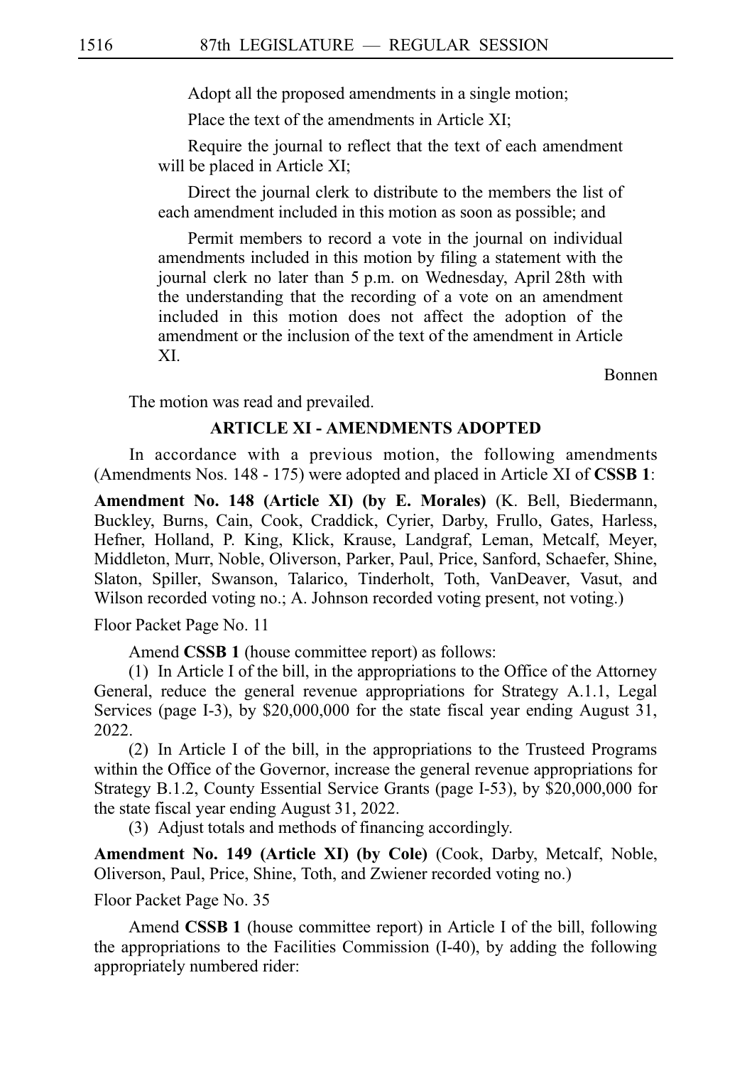Adopt all the proposed amendments in a single motion;

Place the text of the amendments in Article XI;

Require the journal to reflect that the text of each amendment will be placed in Article XI;

Direct the journal clerk to distribute to the members the list of each amendment included in this motion as soon as possible; and

Permit members to record a vote in the journal on individual amendments included in this motion by filing a statement with the journal clerk no later than 5 p.m. on Wednesday, April 28th with the understanding that the recording of a vote on an amendment included in this motion does not affect the adoption of the amendment or the inclusion of the text of the amendment in Article XI.

Bonnen

The motion was read and prevailed.

## ARTICLE XI - AMENDMENTS ADOPTED

In accordance with a previous motion, the following amendments (Amendments Nos. 148 - 175) were adopted and placed in Article XI of **CSSB 1**:

**Amendment No. 148 (Article XI) (by E. Morales)** (K. Bell, Biedermann, Buckley, Burns, Cain, Cook, Craddick, Cyrier, Darby, Frullo, Gates, Harless, Hefner, Holland, P. King, Klick, Krause, Landgraf, Leman, Metcalf, Meyer, Middleton, Murr, Noble, Oliverson, Parker, Paul, Price, Sanford, Schaefer, Shine, Slaton, Spiller, Swanson, Talarico, Tinderholt, Toth, VanDeaver, Vasut, and Wilson recorded voting no.; A. Johnson recorded voting present, not voting.)

Floor Packet Page No. 11

Amend **CSSB 1** (house committee report) as follows:

(1) In Article I of the bill, in the appropriations to the Office of the Attorney General, reduce the general revenue appropriations for Strategy A.1.1, Legal Services (page I-3), by $20,000,000 for the state fiscal year ending August 31, 2022.

(2) In Article I of the bill, in the appropriations to the Trusteed Programs within the Office of the Governor, increase the general revenue appropriations for Strategy B.1.2, County Essential Service Grants (page I-53), by $20,000,000 for the state fiscal year ending August 31, 2022.

(3) Adjust totals and methods of financing accordingly.

**Amendment No. 149 (Article XI) (by Cole)** (Cook, Darby, Metcalf, Noble, Oliverson, Paul, Price, Shine, Toth, and Zwiener recorded voting no.)

Floor Packet Page No. 35

Amend **CSSB 1** (house committee report) in Article I of the bill, following the appropriations to the Facilities Commission (I-40), by adding the following appropriately numbered rider: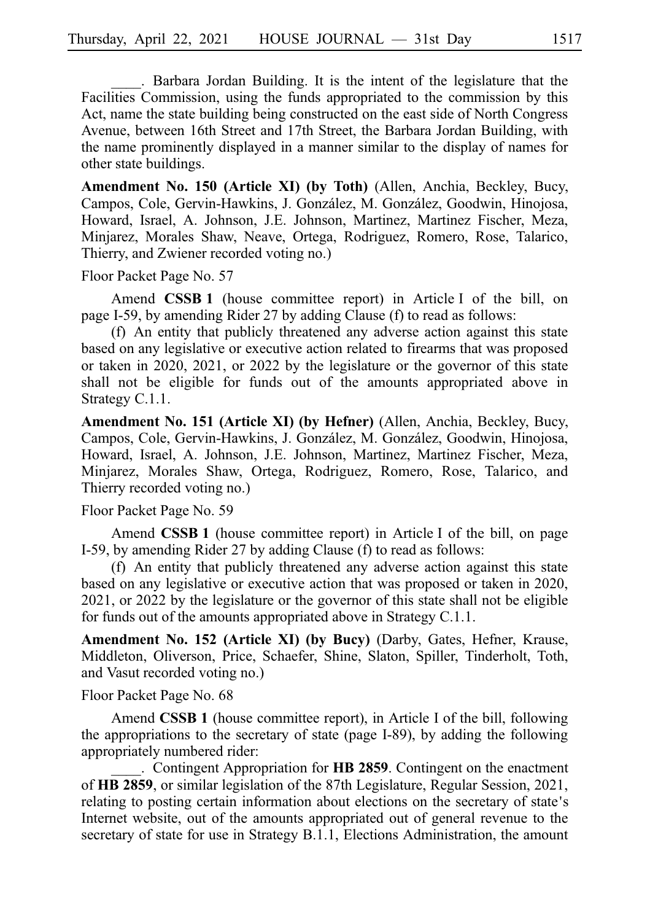\_\_\_\_. Barbara Jordan Building. It is the intent of the legislature that the Facilities Commission, using the funds appropriated to the commission by this Act, name the state building being constructed on the east side of North Congress Avenue, between 16th Street and 17th Street, the Barbara Jordan Building, with the name prominently displayed in a manner similar to the display of names for other state buildings.

**Amendment No. 150 (Article XI) (by Toth)** (Allen, Anchia, Beckley, Bucy, Campos, Cole, Gervin-Hawkins, J. González, M. González, Goodwin, Hinojosa, Howard, Israel, A. Johnson, J.E. Johnson, Martinez, Martinez Fischer, Meza, Minjarez, Morales Shaw, Neave, Ortega, Rodriguez, Romero, Rose, Talarico, Thierry, and Zwiener recorded voting no.)

Floor Packet Page No. 57

Amend **CSSB 1** (house committee report) in Article I of the bill, on page I-59, by amending Rider 27 by adding Clause (f) to read as follows:

(f) An entity that publicly threatened any adverse action against this state based on any legislative or executive action related to firearms that was proposed or taken in 2020, 2021, or 2022 by the legislature or the governor of this state shall not be eligible for funds out of the amounts appropriated above in Strategy C.1.1.

**Amendment No. 151 (Article XI) (by Hefner)** (Allen, Anchia, Beckley, Bucy, Campos, Cole, Gervin-Hawkins, J. González, M. González, Goodwin, Hinojosa, Howard, Israel, A. Johnson, J.E. Johnson, Martinez, Martinez Fischer, Meza, Minjarez, Morales Shaw, Ortega, Rodriguez, Romero, Rose, Talarico, and Thierry recorded voting no.)

Floor Packet Page No. 59

Amend **CSSB 1** (house committee report) in Article I of the bill, on page I-59, by amending Rider 27 by adding Clause (f) to read as follows:

(f) An entity that publicly threatened any adverse action against this state based on any legislative or executive action that was proposed or taken in 2020, 2021, or 2022 by the legislature or the governor of this state shall not be eligible for funds out of the amounts appropriated above in Strategy C.1.1.

**Amendment No. 152 (Article XI) (by Bucy)** (Darby, Gates, Hefner, Krause, Middleton, Oliverson, Price, Schaefer, Shine, Slaton, Spiller, Tinderholt, Toth, and Vasut recorded voting no.)

Floor Packet Page No. 68

Amend **CSSB 1** (house committee report), in Article I of the bill, following the appropriations to the secretary of state (page I-89), by adding the following appropriately numbered rider:

\_\_\_\_. Contingent Appropriation for **HB 2859**. Contingent on the enactment of **HB 2859**, or similar legislation of the 87th Legislature, Regular Session, 2021, relating to posting certain information about elections on the secretary of state's Internet website, out of the amounts appropriated out of general revenue to the secretary of state for use in Strategy B.1.1, Elections Administration, the amount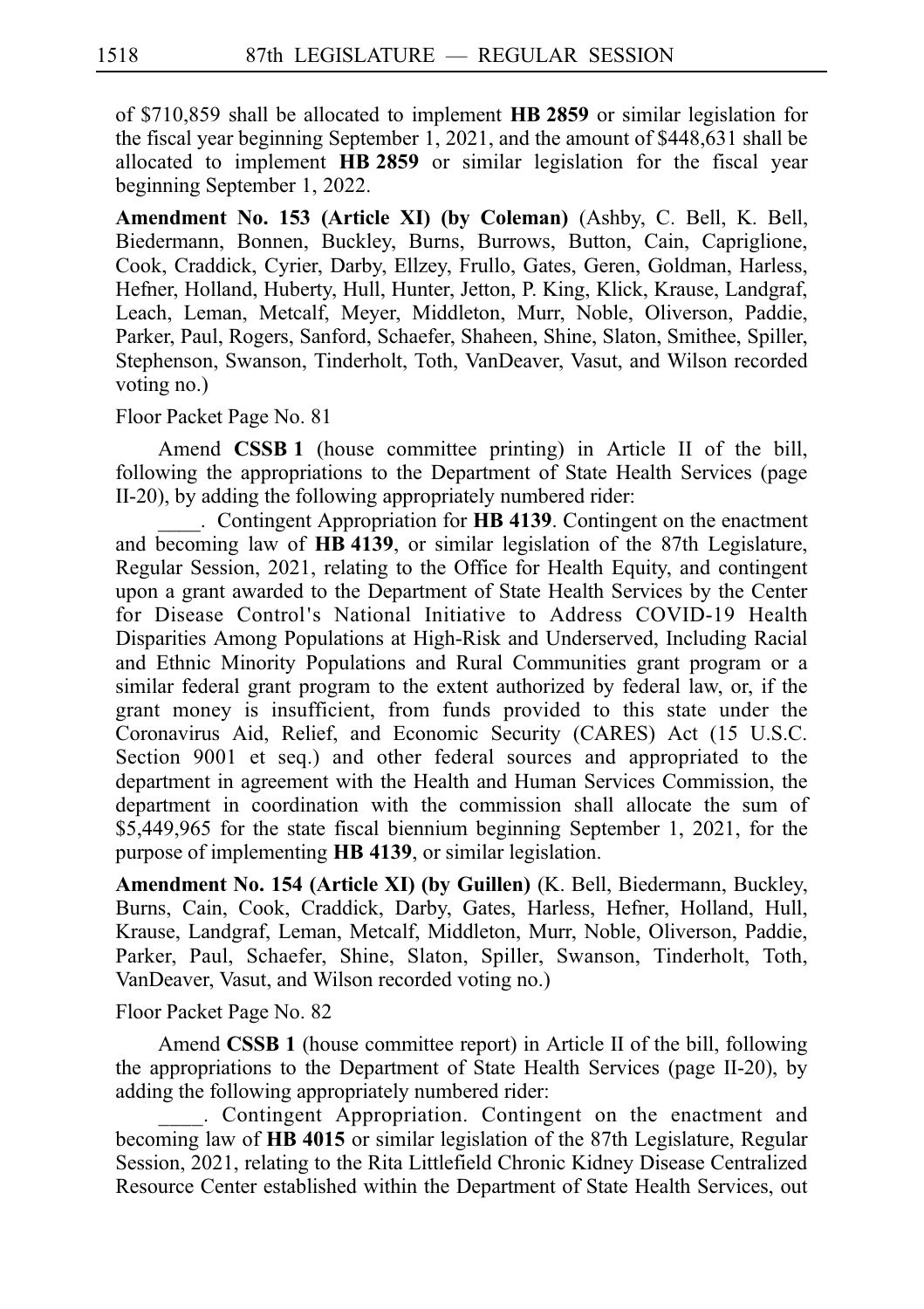of $710,859 shall be allocated to implement **HB 2859** or similar legislation for the fiscal year beginning September 1, 2021, and the amount of $448,631 shall be allocated to implement **HB 2859** or similar legislation for the fiscal year beginning September 1, 2022.

**Amendment No. 153 (Article XI) (by Coleman)** (Ashby, C. Bell, K. Bell, Biedermann, Bonnen, Buckley, Burns, Burrows, Button, Cain, Capriglione, Cook, Craddick, Cyrier, Darby, Ellzey, Frullo, Gates, Geren, Goldman, Harless, Hefner, Holland, Huberty, Hull, Hunter, Jetton, P. King, Klick, Krause, Landgraf, Leach, Leman, Metcalf, Meyer, Middleton, Murr, Noble, Oliverson, Paddie, Parker, Paul, Rogers, Sanford, Schaefer, Shaheen, Shine, Slaton, Smithee, Spiller, Stephenson, Swanson, Tinderholt, Toth, VanDeaver, Vasut, and Wilson recorded voting no.)

Floor Packet Page No. 81

Amend **CSSB 1** (house committee printing) in Article II of the bill, following the appropriations to the Department of State Health Services (page II-20), by adding the following appropriately numbered rider:

____. Contingent Appropriation for **HB 4139**. Contingent on the enactment and becoming law of **HB 4139**, or similar legislation of the 87th Legislature, Regular Session, 2021, relating to the Office for Health Equity, and contingent upon a grant awarded to the Department of State Health Services by the Center for Disease Control's National Initiative to Address COVID-19 Health Disparities Among Populations at High-Risk and Underserved, Including Racial and Ethnic Minority Populations and Rural Communities grant program or a similar federal grant program to the extent authorized by federal law, or, if the grant money is insufficient, from funds provided to this state under the Coronavirus Aid, Relief, and Economic Security (CARES) Act (15 U.S.C. Section 9001 et seq.) and other federal sources and appropriated to the department in agreement with the Health and Human Services Commission, the department in coordination with the commission shall allocate the sum of $5,449,965 for the state fiscal biennium beginning September 1, 2021, for the purpose of implementing **HB 4139**, or similar legislation.

**Amendment No. 154 (Article XI) (by Guillen)** (K. Bell, Biedermann, Buckley, Burns, Cain, Cook, Craddick, Darby, Gates, Harless, Hefner, Holland, Hull, Krause, Landgraf, Leman, Metcalf, Middleton, Murr, Noble, Oliverson, Paddie, Parker, Paul, Schaefer, Shine, Slaton, Spiller, Swanson, Tinderholt, Toth, VanDeaver, Vasut, and Wilson recorded voting no.)

Floor Packet Page No. 82

Amend **CSSB 1** (house committee report) in Article II of the bill, following the appropriations to the Department of State Health Services (page II-20), by adding the following appropriately numbered rider:

____. Contingent Appropriation. Contingent on the enactment and becoming law of **HB 4015** or similar legislation of the 87th Legislature, Regular Session, 2021, relating to the Rita Littlefield Chronic Kidney Disease Centralized Resource Center established within the Department of State Health Services, out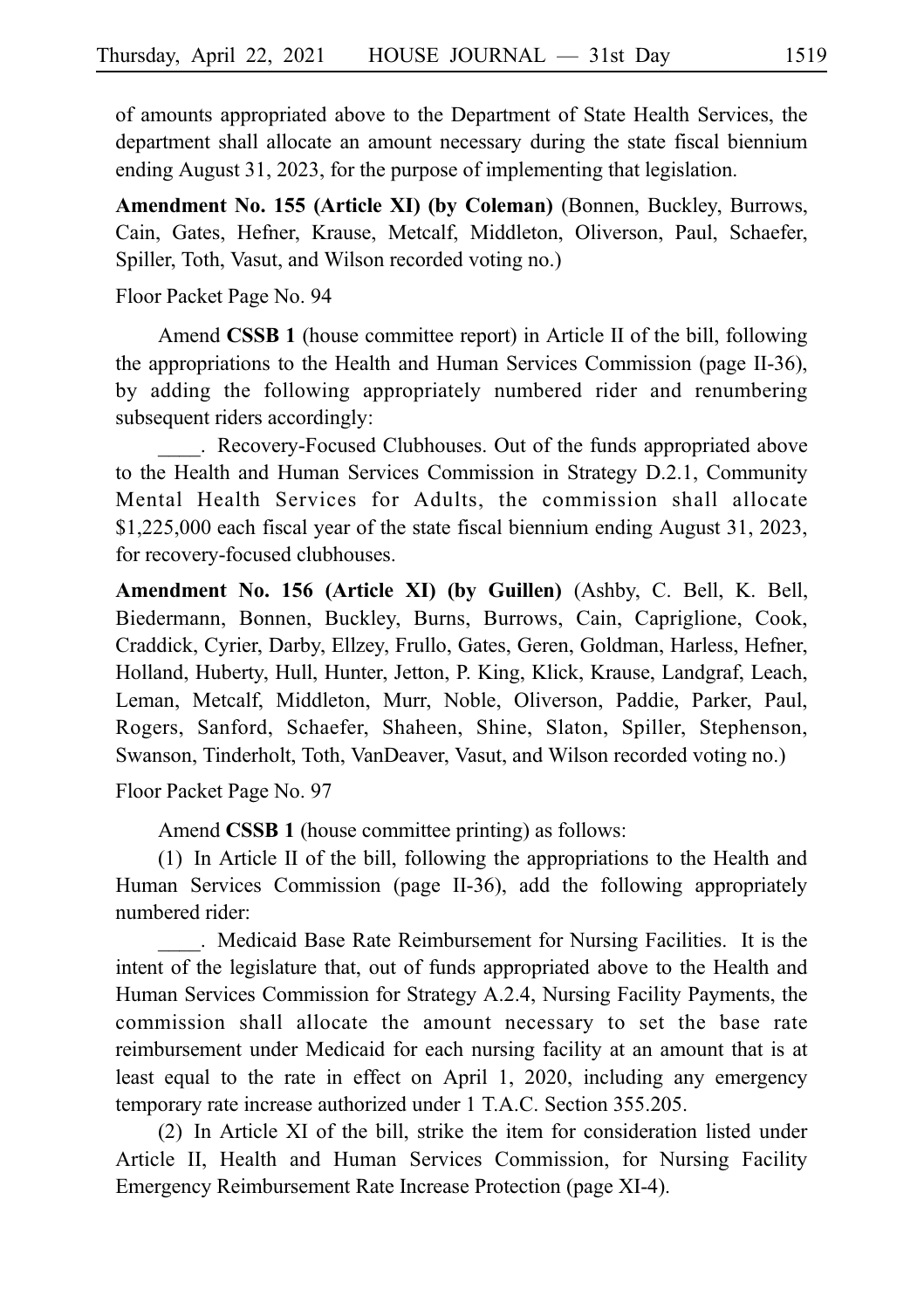of amounts appropriated above to the Department of State Health Services, the department shall allocate an amount necessary during the state fiscal biennium ending August 31, 2023, for the purpose of implementing that legislation.

**Amendment No. 155 (Article XI) (by Coleman)** (Bonnen, Buckley, Burrows, Cain, Gates, Hefner, Krause, Metcalf, Middleton, Oliverson, Paul, Schaefer, Spiller, Toth, Vasut, and Wilson recorded voting no.)

Floor Packet Page No. 94

Amend **CSSB 1** (house committee report) in Article II of the bill, following the appropriations to the Health and Human Services Commission (page II-36), by adding the following appropriately numbered rider and renumbering subsequent riders accordingly:

____. Recovery-Focused Clubhouses. Out of the funds appropriated above to the Health and Human Services Commission in Strategy D.2.1, Community Mental Health Services for Adults, the commission shall allocate $1,225,000 each fiscal year of the state fiscal biennium ending August 31, 2023, for recovery-focused clubhouses.

**Amendment No. 156 (Article XI) (by Guillen)** (Ashby, C. Bell, K. Bell, Biedermann, Bonnen, Buckley, Burns, Burrows, Cain, Capriglione, Cook, Craddick, Cyrier, Darby, Ellzey, Frullo, Gates, Geren, Goldman, Harless, Hefner, Holland, Huberty, Hull, Hunter, Jetton, P. King, Klick, Krause, Landgraf, Leach, Leman, Metcalf, Middleton, Murr, Noble, Oliverson, Paddie, Parker, Paul, Rogers, Sanford, Schaefer, Shaheen, Shine, Slaton, Spiller, Stephenson, Swanson, Tinderholt, Toth, VanDeaver, Vasut, and Wilson recorded voting no.)

Floor Packet Page No. 97

Amend **CSSB 1** (house committee printing) as follows:

(1) In Article II of the bill, following the appropriations to the Health and Human Services Commission (page II-36), add the following appropriately numbered rider:

____. Medicaid Base Rate Reimbursement for Nursing Facilities. It is the intent of the legislature that, out of funds appropriated above to the Health and Human Services Commission for Strategy A.2.4, Nursing Facility Payments, the commission shall allocate the amount necessary to set the base rate reimbursement under Medicaid for each nursing facility at an amount that is at least equal to the rate in effect on April 1, 2020, including any emergency temporary rate increase authorized under 1 T.A.C. Section 355.205.

(2) In Article XI of the bill, strike the item for consideration listed under Article II, Health and Human Services Commission, for Nursing Facility Emergency Reimbursement Rate Increase Protection (page XI-4).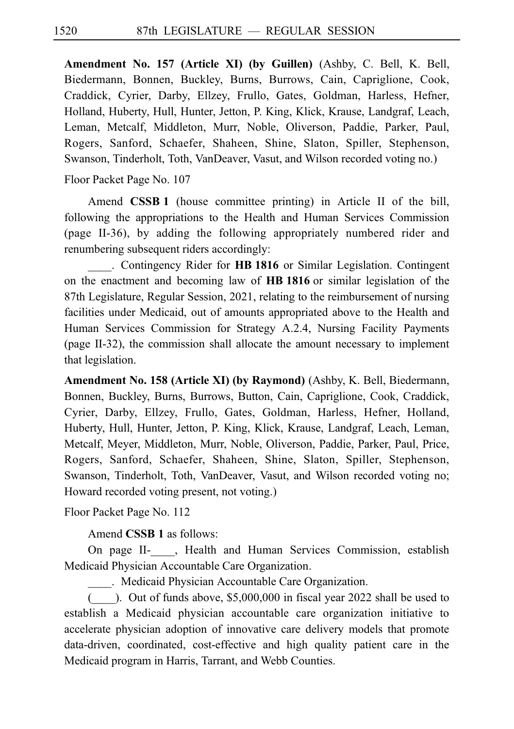**Amendment No. 157 (Article XI) (by Guillen)** (Ashby, C. Bell, K. Bell, Biedermann, Bonnen, Buckley, Burns, Burrows, Cain, Capriglione, Cook, Craddick, Cyrier, Darby, Ellzey, Frullo, Gates, Goldman, Harless, Hefner, Holland, Huberty, Hull, Hunter, Jetton, P. King, Klick, Krause, Landgraf, Leach, Leman, Metcalf, Middleton, Murr, Noble, Oliverson, Paddie, Parker, Paul, Rogers, Sanford, Schaefer, Shaheen, Shine, Slaton, Spiller, Stephenson, Swanson, Tinderholt, Toth, VanDeaver, Vasut, and Wilson recorded voting no.)

Floor Packet Page No. 107

Amend **CSSB 1** (house committee printing) in Article II of the bill, following the appropriations to the Health and Human Services Commission (page II-36), by adding the following appropriately numbered rider and renumbering subsequent riders accordingly:

____. Contingency Rider for **HB 1816** or Similar Legislation. Contingent on the enactment and becoming law of **HB 1816** or similar legislation of the 87th Legislature, Regular Session, 2021, relating to the reimbursement of nursing facilities under Medicaid, out of amounts appropriated above to the Health and Human Services Commission for Strategy A.2.4, Nursing Facility Payments (page II-32), the commission shall allocate the amount necessary to implement that legislation.

**Amendment No. 158 (Article XI) (by Raymond)** (Ashby, K. Bell, Biedermann, Bonnen, Buckley, Burns, Burrows, Button, Cain, Capriglione, Cook, Craddick, Cyrier, Darby, Ellzey, Frullo, Gates, Goldman, Harless, Hefner, Holland, Huberty, Hull, Hunter, Jetton, P. King, Klick, Krause, Landgraf, Leach, Leman, Metcalf, Meyer, Middleton, Murr, Noble, Oliverson, Paddie, Parker, Paul, Price, Rogers, Sanford, Schaefer, Shaheen, Shine, Slaton, Spiller, Stephenson, Swanson, Tinderholt, Toth, VanDeaver, Vasut, and Wilson recorded voting no; Howard recorded voting present, not voting.)

Floor Packet Page No. 112

Amend **CSSB 1** as follows:

On page II-____, Health and Human Services Commission, establish Medicaid Physician Accountable Care Organization.

____. Medicaid Physician Accountable Care Organization.

(____). Out of funds above, $5,000,000 in fiscal year 2022 shall be used to establish a Medicaid physician accountable care organization initiative to accelerate physician adoption of innovative care delivery models that promote data-driven, coordinated, cost-effective and high quality patient care in the Medicaid program in Harris, Tarrant, and Webb Counties.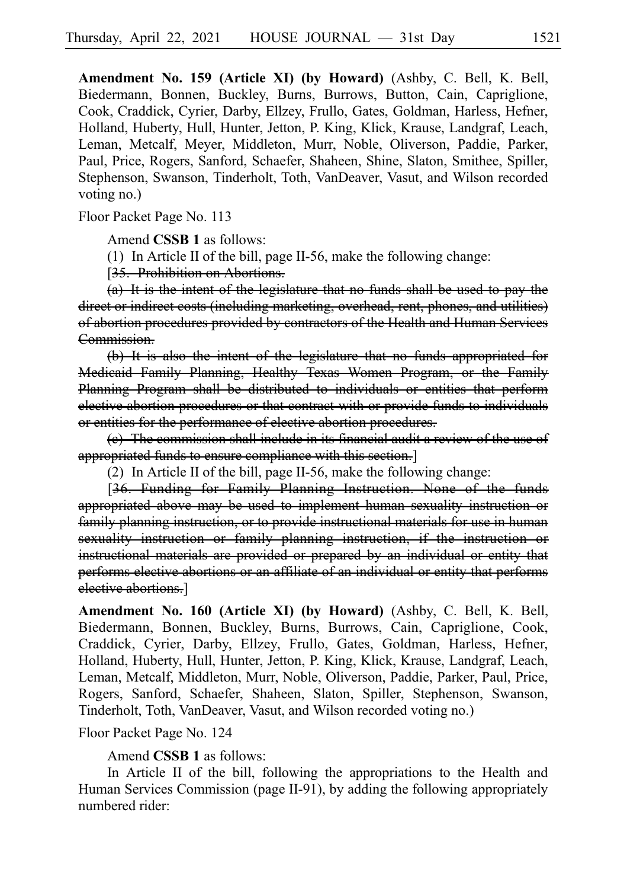**Amendment No. 159 (Article XI) (by Howard)** (Ashby, C. Bell, K. Bell, Biedermann, Bonnen, Buckley, Burns, Burrows, Button, Cain, Capriglione, Cook, Craddick, Cyrier, Darby, Ellzey, Frullo, Gates, Goldman, Harless, Hefner, Holland, Huberty, Hull, Hunter, Jetton, P. King, Klick, Krause, Landgraf, Leach, Leman, Metcalf, Meyer, Middleton, Murr, Noble, Oliverson, Paddie, Parker, Paul, Price, Rogers, Sanford, Schaefer, Shaheen, Shine, Slaton, Smithee, Spiller, Stephenson, Swanson, Tinderholt, Toth, VanDeaver, Vasut, and Wilson recorded voting no.)

Floor Packet Page No. 113

Amend **CSSB 1** as follows:

(1) In Article II of the bill, page II-56, make the following change:

[~~35. Prohibition on Abortions.~~

~~(a) It is the intent of the legislature that no funds shall be used to pay the direct or indirect costs (including marketing, overhead, rent, phones, and utilities) of abortion procedures provided by contractors of the Health and Human Services Commission.~~

~~(b) It is also the intent of the legislature that no funds appropriated for Medicaid Family Planning, Healthy Texas Women Program, or the Family Planning Program shall be distributed to individuals or entities that perform elective abortion procedures or that contract with or provide funds to individuals or entities for the performance of elective abortion procedures.~~

~~(c) The commission shall include in its financial audit a review of the use of appropriated funds to ensure compliance with this section.~~]

(2) In Article II of the bill, page II-56, make the following change:

[~~36. Funding for Family Planning Instruction. None of the funds appropriated above may be used to implement human sexuality instruction or family planning instruction, or to provide instructional materials for use in human sexuality instruction or family planning instruction, if the instruction or instructional materials are provided or prepared by an individual or entity that performs elective abortions or an affiliate of an individual or entity that performs elective abortions.~~]

**Amendment No. 160 (Article XI) (by Howard)** (Ashby, C. Bell, K. Bell, Biedermann, Bonnen, Buckley, Burns, Burrows, Cain, Capriglione, Cook, Craddick, Cyrier, Darby, Ellzey, Frullo, Gates, Goldman, Harless, Hefner, Holland, Huberty, Hull, Hunter, Jetton, P. King, Klick, Krause, Landgraf, Leach, Leman, Metcalf, Middleton, Murr, Noble, Oliverson, Paddie, Parker, Paul, Price, Rogers, Sanford, Schaefer, Shaheen, Slaton, Spiller, Stephenson, Swanson, Tinderholt, Toth, VanDeaver, Vasut, and Wilson recorded voting no.)

Floor Packet Page No. 124

Amend **CSSB 1** as follows:

In Article II of the bill, following the appropriations to the Health and Human Services Commission (page II-91), by adding the following appropriately numbered rider: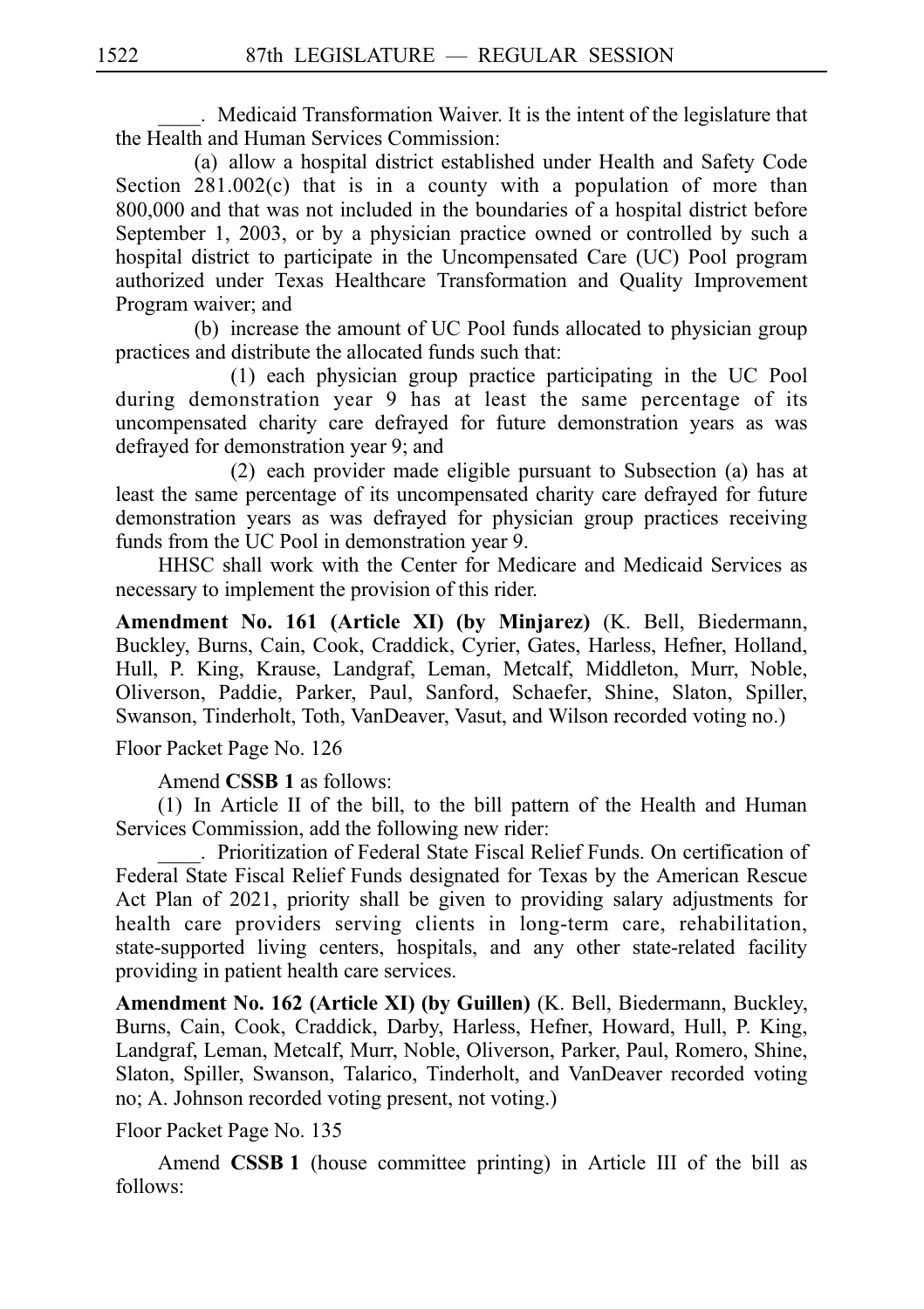\_\_\_\_. Medicaid Transformation Waiver. It is the intent of the legislature that the Health and Human Services Commission:

(a) allow a hospital district established under Health and Safety Code Section 281.002(c) that is in a county with a population of more than 800,000 and that was not included in the boundaries of a hospital district before September 1, 2003, or by a physician practice owned or controlled by such a hospital district to participate in the Uncompensated Care (UC) Pool program authorized under Texas Healthcare Transformation and Quality Improvement Program waiver; and

(b) increase the amount of UC Pool funds allocated to physician group practices and distribute the allocated funds such that:

(1) each physician group practice participating in the UC Pool during demonstration year 9 has at least the same percentage of its uncompensated charity care defrayed for future demonstration years as was defrayed for demonstration year 9; and

(2) each provider made eligible pursuant to Subsection (a) has at least the same percentage of its uncompensated charity care defrayed for future demonstration years as was defrayed for physician group practices receiving funds from the UC Pool in demonstration year 9.

HHSC shall work with the Center for Medicare and Medicaid Services as necessary to implement the provision of this rider.

**Amendment No. 161 (Article XI) (by Minjarez)** (K. Bell, Biedermann, Buckley, Burns, Cain, Cook, Craddick, Cyrier, Gates, Harless, Hefner, Holland, Hull, P. King, Krause, Landgraf, Leman, Metcalf, Middleton, Murr, Noble, Oliverson, Paddie, Parker, Paul, Sanford, Schaefer, Shine, Slaton, Spiller, Swanson, Tinderholt, Toth, VanDeaver, Vasut, and Wilson recorded voting no.)

Floor Packet Page No. 126

Amend **CSSB 1** as follows:

(1) In Article II of the bill, to the bill pattern of the Health and Human Services Commission, add the following new rider:

\_\_\_\_. Prioritization of Federal State Fiscal Relief Funds. On certification of Federal State Fiscal Relief Funds designated for Texas by the American Rescue Act Plan of 2021, priority shall be given to providing salary adjustments for health care providers serving clients in long-term care, rehabilitation, state-supported living centers, hospitals, and any other state-related facility providing in patient health care services.

**Amendment No. 162 (Article XI) (by Guillen)** (K. Bell, Biedermann, Buckley, Burns, Cain, Cook, Craddick, Darby, Harless, Hefner, Howard, Hull, P. King, Landgraf, Leman, Metcalf, Murr, Noble, Oliverson, Parker, Paul, Romero, Shine, Slaton, Spiller, Swanson, Talarico, Tinderholt, and VanDeaver recorded voting no; A. Johnson recorded voting present, not voting.)

Floor Packet Page No. 135

Amend **CSSB 1** (house committee printing) in Article III of the bill as follows: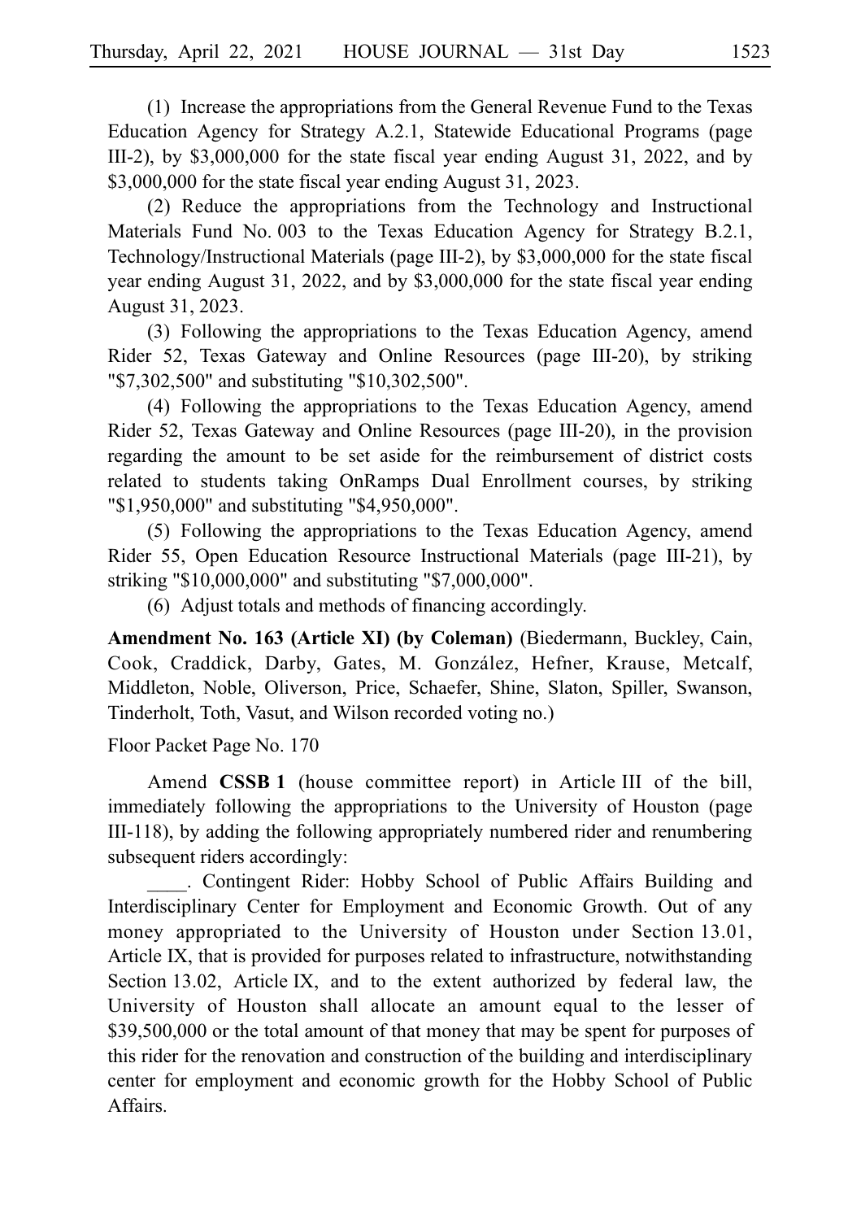(1) Increase the appropriations from the General Revenue Fund to the Texas Education Agency for Strategy A.2.1, Statewide Educational Programs (page III-2), by $3,000,000 for the state fiscal year ending August 31, 2022, and by $3,000,000 for the state fiscal year ending August 31, 2023.

(2) Reduce the appropriations from the Technology and Instructional Materials Fund No. 003 to the Texas Education Agency for Strategy B.2.1, Technology/Instructional Materials (page III-2), by $3,000,000 for the state fiscal year ending August 31, 2022, and by $3,000,000 for the state fiscal year ending August 31, 2023.

(3) Following the appropriations to the Texas Education Agency, amend Rider 52, Texas Gateway and Online Resources (page III-20), by striking "$7,302,500" and substituting "$10,302,500".

(4) Following the appropriations to the Texas Education Agency, amend Rider 52, Texas Gateway and Online Resources (page III-20), in the provision regarding the amount to be set aside for the reimbursement of district costs related to students taking OnRamps Dual Enrollment courses, by striking "$1,950,000" and substituting "$4,950,000".

(5) Following the appropriations to the Texas Education Agency, amend Rider 55, Open Education Resource Instructional Materials (page III-21), by striking "$10,000,000" and substituting "$7,000,000".

(6) Adjust totals and methods of financing accordingly.

**Amendment No. 163 (Article XI) (by Coleman)** (Biedermann, Buckley, Cain, Cook, Craddick, Darby, Gates, M. González, Hefner, Krause, Metcalf, Middleton, Noble, Oliverson, Price, Schaefer, Shine, Slaton, Spiller, Swanson, Tinderholt, Toth, Vasut, and Wilson recorded voting no.)

Floor Packet Page No. 170

Amend **CSSB 1** (house committee report) in Article III of the bill, immediately following the appropriations to the University of Houston (page III-118), by adding the following appropriately numbered rider and renumbering subsequent riders accordingly:

____. Contingent Rider: Hobby School of Public Affairs Building and Interdisciplinary Center for Employment and Economic Growth. Out of any money appropriated to the University of Houston under Section 13.01, Article IX, that is provided for purposes related to infrastructure, notwithstanding Section 13.02, Article IX, and to the extent authorized by federal law, the University of Houston shall allocate an amount equal to the lesser of $39,500,000 or the total amount of that money that may be spent for purposes of this rider for the renovation and construction of the building and interdisciplinary center for employment and economic growth for the Hobby School of Public Affairs.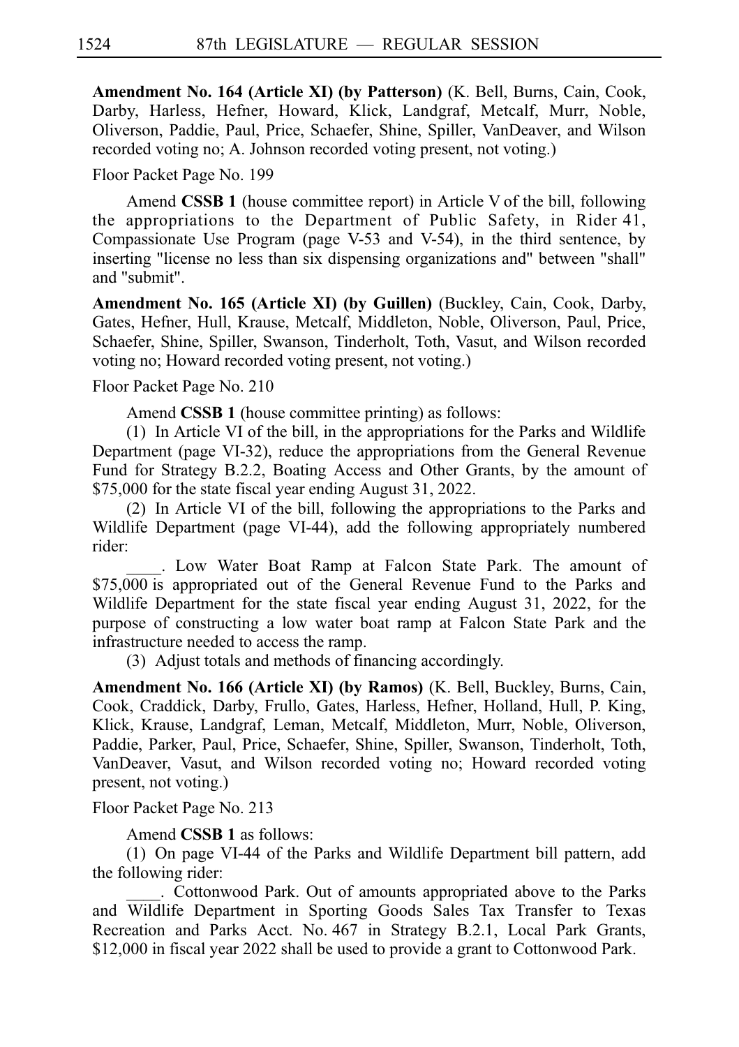**Amendment No. 164 (Article XI) (by Patterson)** (K. Bell, Burns, Cain, Cook, Darby, Harless, Hefner, Howard, Klick, Landgraf, Metcalf, Murr, Noble, Oliverson, Paddie, Paul, Price, Schaefer, Shine, Spiller, VanDeaver, and Wilson recorded voting no; A. Johnson recorded voting present, not voting.)

Floor Packet Page No. 199

Amend **CSSB 1** (house committee report) in Article V of the bill, following the appropriations to the Department of Public Safety, in Rider 41, Compassionate Use Program (page V-53 and V-54), in the third sentence, by inserting "license no less than six dispensing organizations and" between "shall" and "submit".

**Amendment No. 165 (Article XI) (by Guillen)** (Buckley, Cain, Cook, Darby, Gates, Hefner, Hull, Krause, Metcalf, Middleton, Noble, Oliverson, Paul, Price, Schaefer, Shine, Spiller, Swanson, Tinderholt, Toth, Vasut, and Wilson recorded voting no; Howard recorded voting present, not voting.)

Floor Packet Page No. 210

Amend **CSSB 1** (house committee printing) as follows:

(1) In Article VI of the bill, in the appropriations for the Parks and Wildlife Department (page VI-32), reduce the appropriations from the General Revenue Fund for Strategy B.2.2, Boating Access and Other Grants, by the amount of $75,000 for the state fiscal year ending August 31, 2022.

(2) In Article VI of the bill, following the appropriations to the Parks and Wildlife Department (page VI-44), add the following appropriately numbered rider:

____. Low Water Boat Ramp at Falcon State Park. The amount of $75,000 is appropriated out of the General Revenue Fund to the Parks and Wildlife Department for the state fiscal year ending August 31, 2022, for the purpose of constructing a low water boat ramp at Falcon State Park and the infrastructure needed to access the ramp.

(3) Adjust totals and methods of financing accordingly.

**Amendment No. 166 (Article XI) (by Ramos)** (K. Bell, Buckley, Burns, Cain, Cook, Craddick, Darby, Frullo, Gates, Harless, Hefner, Holland, Hull, P. King, Klick, Krause, Landgraf, Leman, Metcalf, Middleton, Murr, Noble, Oliverson, Paddie, Parker, Paul, Price, Schaefer, Shine, Spiller, Swanson, Tinderholt, Toth, VanDeaver, Vasut, and Wilson recorded voting no; Howard recorded voting present, not voting.)

Floor Packet Page No. 213

Amend **CSSB 1** as follows:

(1) On page VI-44 of the Parks and Wildlife Department bill pattern, add the following rider:

____. Cottonwood Park. Out of amounts appropriated above to the Parks and Wildlife Department in Sporting Goods Sales Tax Transfer to Texas Recreation and Parks Acct. No. 467 in Strategy B.2.1, Local Park Grants, $12,000 in fiscal year 2022 shall be used to provide a grant to Cottonwood Park.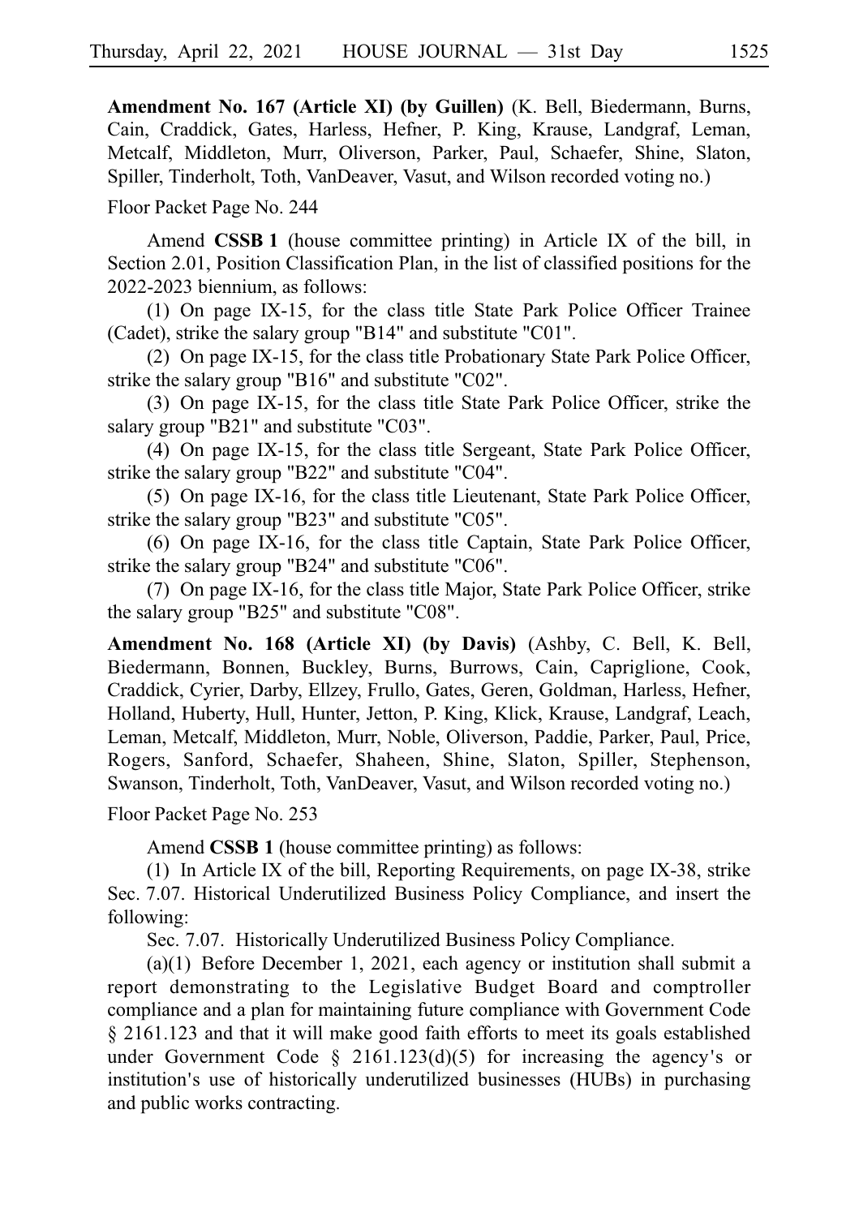**Amendment No. 167 (Article XI) (by Guillen)** (K. Bell, Biedermann, Burns, Cain, Craddick, Gates, Harless, Hefner, P. King, Krause, Landgraf, Leman, Metcalf, Middleton, Murr, Oliverson, Parker, Paul, Schaefer, Shine, Slaton, Spiller, Tinderholt, Toth, VanDeaver, Vasut, and Wilson recorded voting no.)

Floor Packet Page No. 244

Amend **CSSB 1** (house committee printing) in Article IX of the bill, in Section 2.01, Position Classification Plan, in the list of classified positions for the 2022-2023 biennium, as follows:

(1) On page IX-15, for the class title State Park Police Officer Trainee (Cadet), strike the salary group "B14" and substitute "C01".

(2) On page IX-15, for the class title Probationary State Park Police Officer, strike the salary group "B16" and substitute "C02".

(3) On page IX-15, for the class title State Park Police Officer, strike the salary group "B21" and substitute "C03".

(4) On page IX-15, for the class title Sergeant, State Park Police Officer, strike the salary group "B22" and substitute "C04".

(5) On page IX-16, for the class title Lieutenant, State Park Police Officer, strike the salary group "B23" and substitute "C05".

(6) On page IX-16, for the class title Captain, State Park Police Officer, strike the salary group "B24" and substitute "C06".

(7) On page IX-16, for the class title Major, State Park Police Officer, strike the salary group "B25" and substitute "C08".

**Amendment No. 168 (Article XI) (by Davis)** (Ashby, C. Bell, K. Bell, Biedermann, Bonnen, Buckley, Burns, Burrows, Cain, Capriglione, Cook, Craddick, Cyrier, Darby, Ellzey, Frullo, Gates, Geren, Goldman, Harless, Hefner, Holland, Huberty, Hull, Hunter, Jetton, P. King, Klick, Krause, Landgraf, Leach, Leman, Metcalf, Middleton, Murr, Noble, Oliverson, Paddie, Parker, Paul, Price, Rogers, Sanford, Schaefer, Shaheen, Shine, Slaton, Spiller, Stephenson, Swanson, Tinderholt, Toth, VanDeaver, Vasut, and Wilson recorded voting no.)

Floor Packet Page No. 253

Amend **CSSB 1** (house committee printing) as follows:

(1) In Article IX of the bill, Reporting Requirements, on page IX-38, strike Sec. 7.07. Historical Underutilized Business Policy Compliance, and insert the following:

Sec. 7.07. Historically Underutilized Business Policy Compliance.

(a)(1) Before December 1, 2021, each agency or institution shall submit a report demonstrating to the Legislative Budget Board and comptroller compliance and a plan for maintaining future compliance with Government Code § 2161.123 and that it will make good faith efforts to meet its goals established under Government Code § 2161.123(d)(5) for increasing the agency's or institution's use of historically underutilized businesses (HUBs) in purchasing and public works contracting.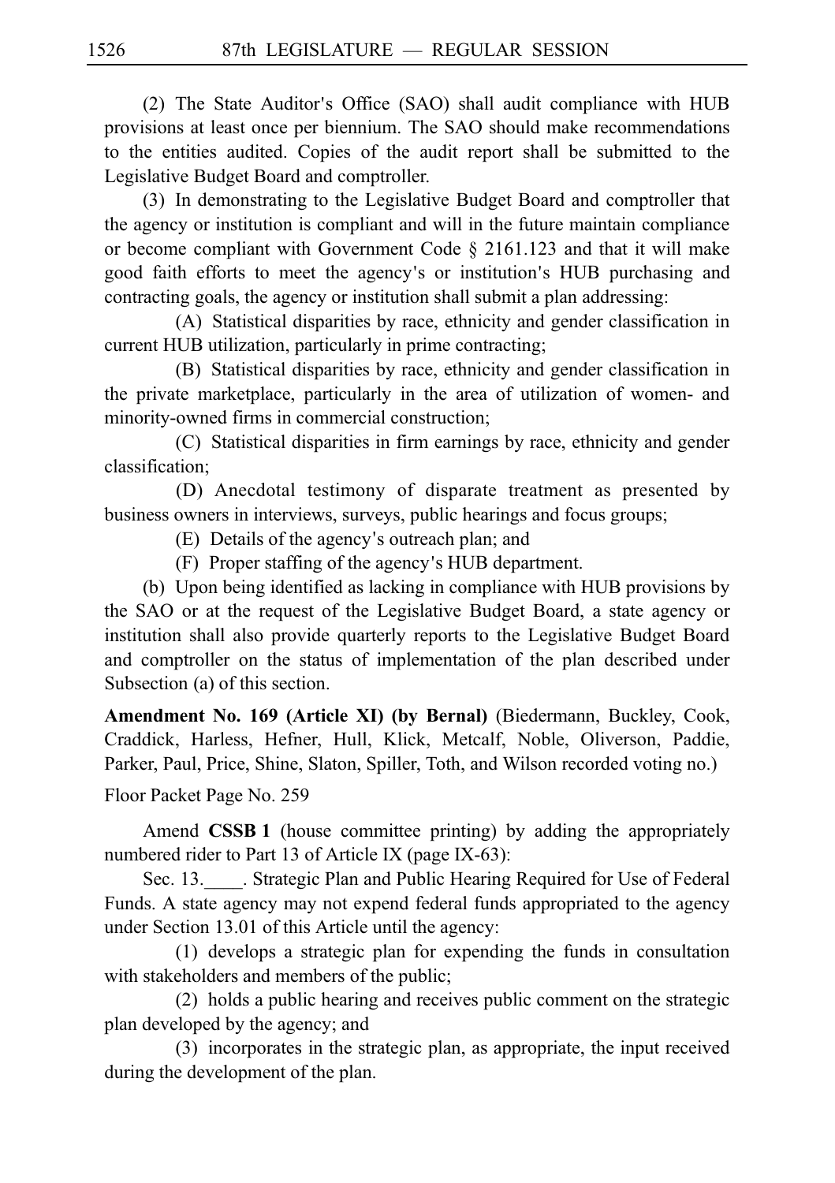(2) The State Auditor's Office (SAO) shall audit compliance with HUB provisions at least once per biennium. The SAO should make recommendations to the entities audited. Copies of the audit report shall be submitted to the Legislative Budget Board and comptroller.

(3) In demonstrating to the Legislative Budget Board and comptroller that the agency or institution is compliant and will in the future maintain compliance or become compliant with Government Code § 2161.123 and that it will make good faith efforts to meet the agency's or institution's HUB purchasing and contracting goals, the agency or institution shall submit a plan addressing:

(A) Statistical disparities by race, ethnicity and gender classification in current HUB utilization, particularly in prime contracting;

(B) Statistical disparities by race, ethnicity and gender classification in the private marketplace, particularly in the area of utilization of women- and minority-owned firms in commercial construction;

(C) Statistical disparities in firm earnings by race, ethnicity and gender classification;

(D) Anecdotal testimony of disparate treatment as presented by business owners in interviews, surveys, public hearings and focus groups;

(E) Details of the agency's outreach plan; and

(F) Proper staffing of the agency's HUB department.

(b) Upon being identified as lacking in compliance with HUB provisions by the SAO or at the request of the Legislative Budget Board, a state agency or institution shall also provide quarterly reports to the Legislative Budget Board and comptroller on the status of implementation of the plan described under Subsection (a) of this section.

**Amendment No. 169 (Article XI) (by Bernal)** (Biedermann, Buckley, Cook, Craddick, Harless, Hefner, Hull, Klick, Metcalf, Noble, Oliverson, Paddie, Parker, Paul, Price, Shine, Slaton, Spiller, Toth, and Wilson recorded voting no.)

Floor Packet Page No. 259

Amend **CSSB 1** (house committee printing) by adding the appropriately numbered rider to Part 13 of Article IX (page IX-63):

Sec. 13.____. Strategic Plan and Public Hearing Required for Use of Federal Funds. A state agency may not expend federal funds appropriated to the agency under Section 13.01 of this Article until the agency:

(1) develops a strategic plan for expending the funds in consultation with stakeholders and members of the public;

(2) holds a public hearing and receives public comment on the strategic plan developed by the agency; and

(3) incorporates in the strategic plan, as appropriate, the input received during the development of the plan.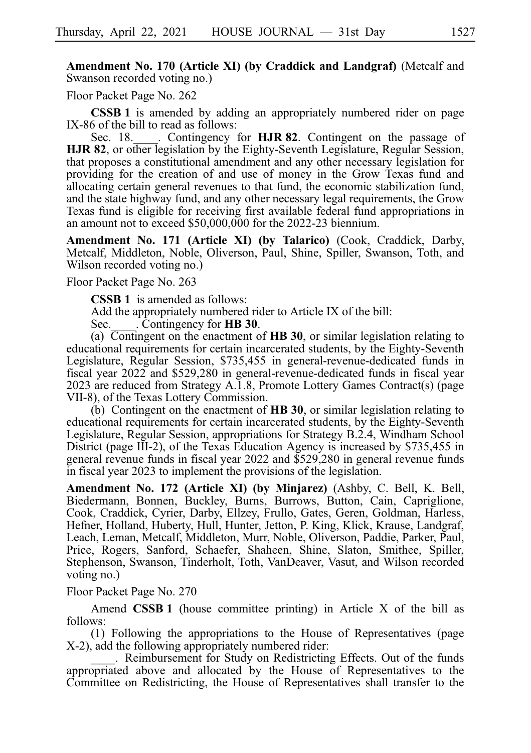**Amendment No. 170 (Article XI) (by Craddick and Landgraf)** (Metcalf and Swanson recorded voting no.)

Floor Packet Page No. 262

**CSSB 1** is amended by adding an appropriately numbered rider on page IX-86 of the bill to read as follows:

Sec. 18.____. Contingency for **HJR 82**. Contingent on the passage of **HJR 82**, or other legislation by the Eighty-Seventh Legislature, Regular Session, that proposes a constitutional amendment and any other necessary legislation for providing for the creation of and use of money in the Grow Texas fund and allocating certain general revenues to that fund, the economic stabilization fund, and the state highway fund, and any other necessary legal requirements, the Grow Texas fund is eligible for receiving first available federal fund appropriations in an amount not to exceed $50,000,000 for the 2022-23 biennium.

**Amendment No. 171 (Article XI) (by Talarico)** (Cook, Craddick, Darby, Metcalf, Middleton, Noble, Oliverson, Paul, Shine, Spiller, Swanson, Toth, and Wilson recorded voting no.)

Floor Packet Page No. 263

**CSSB 1** is amended as follows:

Add the appropriately numbered rider to Article IX of the bill:

Sec.____. Contingency for **HB 30**.

(a) Contingent on the enactment of **HB 30**, or similar legislation relating to educational requirements for certain incarcerated students, by the Eighty-Seventh Legislature, Regular Session, $735,455 in general-revenue-dedicated funds in fiscal year 2022 and $529,280 in general-revenue-dedicated funds in fiscal year 2023 are reduced from Strategy A.1.8, Promote Lottery Games Contract(s) (page VII-8), of the Texas Lottery Commission.

(b) Contingent on the enactment of **HB 30**, or similar legislation relating to educational requirements for certain incarcerated students, by the Eighty-Seventh Legislature, Regular Session, appropriations for Strategy B.2.4, Windham School District (page III-2), of the Texas Education Agency is increased by $735,455 in general revenue funds in fiscal year 2022 and $529,280 in general revenue funds in fiscal year 2023 to implement the provisions of the legislation.

**Amendment No. 172 (Article XI) (by Minjarez)** (Ashby, C. Bell, K. Bell, Biedermann, Bonnen, Buckley, Burns, Burrows, Button, Cain, Capriglione, Cook, Craddick, Cyrier, Darby, Ellzey, Frullo, Gates, Geren, Goldman, Harless, Hefner, Holland, Huberty, Hull, Hunter, Jetton, P. King, Klick, Krause, Landgraf, Leach, Leman, Metcalf, Middleton, Murr, Noble, Oliverson, Paddie, Parker, Paul, Price, Rogers, Sanford, Schaefer, Shaheen, Shine, Slaton, Smithee, Spiller, Stephenson, Swanson, Tinderholt, Toth, VanDeaver, Vasut, and Wilson recorded voting no.)

Floor Packet Page No. 270

Amend **CSSB 1** (house committee printing) in Article X of the bill as follows:

(1) Following the appropriations to the House of Representatives (page X-2), add the following appropriately numbered rider:

____. Reimbursement for Study on Redistricting Effects. Out of the funds appropriated above and allocated by the House of Representatives to the Committee on Redistricting, the House of Representatives shall transfer to the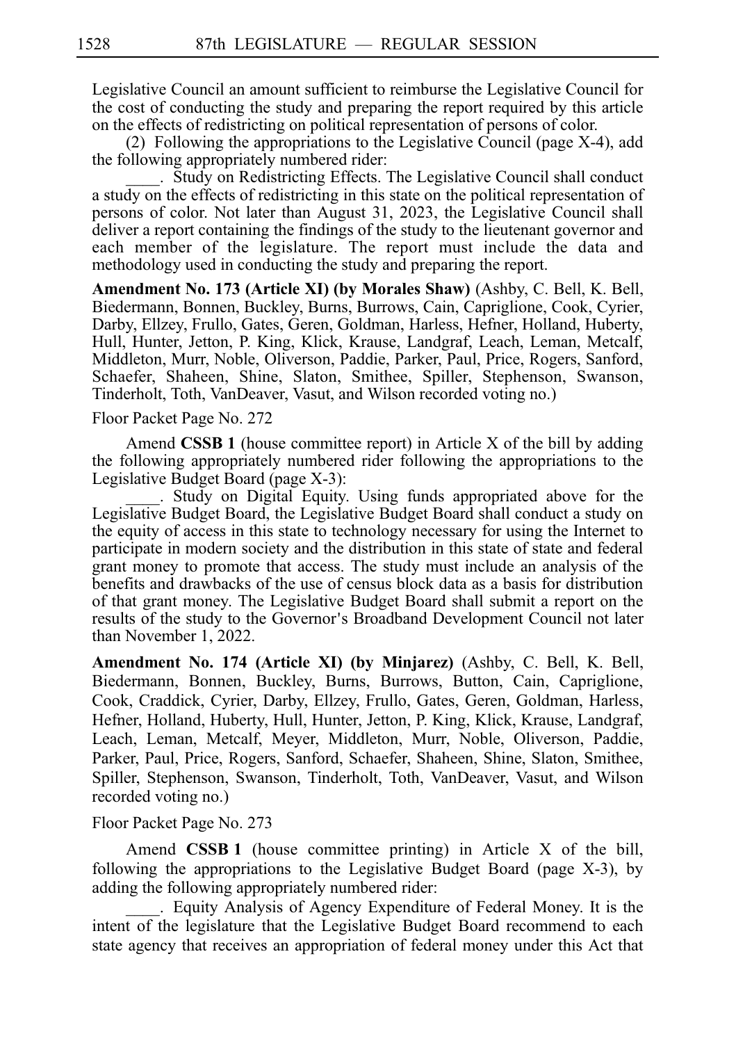Legislative Council an amount sufficient to reimburse the Legislative Council for the cost of conducting the study and preparing the report required by this article on the effects of redistricting on political representation of persons of color.

(2) Following the appropriations to the Legislative Council (page X-4), add the following appropriately numbered rider:

____. Study on Redistricting Effects. The Legislative Council shall conduct a study on the effects of redistricting in this state on the political representation of persons of color. Not later than August 31, 2023, the Legislative Council shall deliver a report containing the findings of the study to the lieutenant governor and each member of the legislature. The report must include the data and methodology used in conducting the study and preparing the report.

**Amendment No. 173 (Article XI) (by Morales Shaw)** (Ashby, C. Bell, K. Bell, Biedermann, Bonnen, Buckley, Burns, Burrows, Cain, Capriglione, Cook, Cyrier, Darby, Ellzey, Frullo, Gates, Geren, Goldman, Harless, Hefner, Holland, Huberty, Hull, Hunter, Jetton, P. King, Klick, Krause, Landgraf, Leach, Leman, Metcalf, Middleton, Murr, Noble, Oliverson, Paddie, Parker, Paul, Price, Rogers, Sanford, Schaefer, Shaheen, Shine, Slaton, Smithee, Spiller, Stephenson, Swanson, Tinderholt, Toth, VanDeaver, Vasut, and Wilson recorded voting no.)

Floor Packet Page No. 272

Amend **CSSB 1** (house committee report) in Article X of the bill by adding the following appropriately numbered rider following the appropriations to the Legislative Budget Board (page X-3):

____. Study on Digital Equity. Using funds appropriated above for the Legislative Budget Board, the Legislative Budget Board shall conduct a study on the equity of access in this state to technology necessary for using the Internet to participate in modern society and the distribution in this state of state and federal grant money to promote that access. The study must include an analysis of the benefits and drawbacks of the use of census block data as a basis for distribution of that grant money. The Legislative Budget Board shall submit a report on the results of the study to the Governor's Broadband Development Council not later than November 1, 2022.

**Amendment No. 174 (Article XI) (by Minjarez)** (Ashby, C. Bell, K. Bell, Biedermann, Bonnen, Buckley, Burns, Burrows, Button, Cain, Capriglione, Cook, Craddick, Cyrier, Darby, Ellzey, Frullo, Gates, Geren, Goldman, Harless, Hefner, Holland, Huberty, Hull, Hunter, Jetton, P. King, Klick, Krause, Landgraf, Leach, Leman, Metcalf, Meyer, Middleton, Murr, Noble, Oliverson, Paddie, Parker, Paul, Price, Rogers, Sanford, Schaefer, Shaheen, Shine, Slaton, Smithee, Spiller, Stephenson, Swanson, Tinderholt, Toth, VanDeaver, Vasut, and Wilson recorded voting no.)

Floor Packet Page No. 273

Amend **CSSB 1** (house committee printing) in Article X of the bill, following the appropriations to the Legislative Budget Board (page X-3), by adding the following appropriately numbered rider:

____. Equity Analysis of Agency Expenditure of Federal Money. It is the intent of the legislature that the Legislative Budget Board recommend to each state agency that receives an appropriation of federal money under this Act that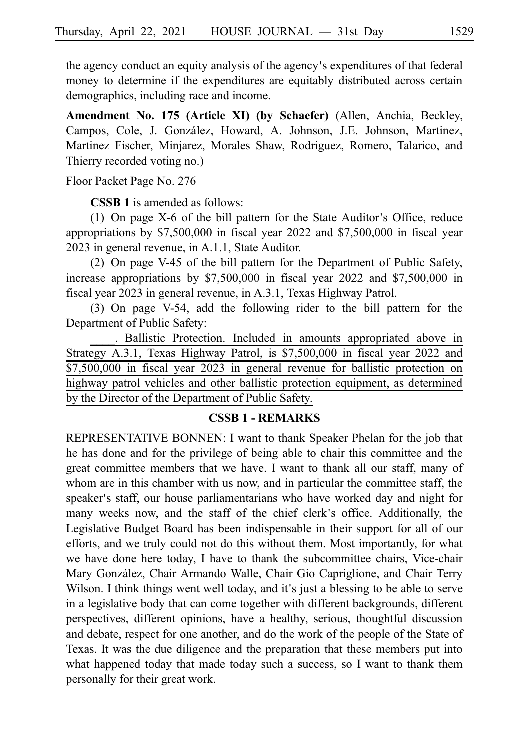the agency conduct an equity analysis of the agency's expenditures of that federal money to determine if the expenditures are equitably distributed across certain demographics, including race and income.

**Amendment No. 175 (Article XI) (by Schaefer)** (Allen, Anchia, Beckley, Campos, Cole, J. González, Howard, A. Johnson, J.E. Johnson, Martinez, Martinez Fischer, Minjarez, Morales Shaw, Rodriguez, Romero, Talarico, and Thierry recorded voting no.)

Floor Packet Page No. 276

**CSSB 1** is amended as follows:

(1) On page X-6 of the bill pattern for the State Auditor's Office, reduce appropriations by $7,500,000 in fiscal year 2022 and $7,500,000 in fiscal year 2023 in general revenue, in A.1.1, State Auditor.

(2) On page V-45 of the bill pattern for the Department of Public Safety, increase appropriations by $7,500,000 in fiscal year 2022 and $7,500,000 in fiscal year 2023 in general revenue, in A.3.1, Texas Highway Patrol.

(3) On page V-54, add the following rider to the bill pattern for the Department of Public Safety:

<u>____. Ballistic Protection. Included in amounts appropriated above in Strategy A.3.1, Texas Highway Patrol, is $7,500,000 in fiscal year 2022 and $7,500,000 in fiscal year 2023 in general revenue for ballistic protection on highway patrol vehicles and other ballistic protection equipment, as determined by the Director of the Department of Public Safety.</u>

## CSSB 1 - REMARKS

REPRESENTATIVE BONNEN: I want to thank Speaker Phelan for the job that he has done and for the privilege of being able to chair this committee and the great committee members that we have. I want to thank all our staff, many of whom are in this chamber with us now, and in particular the committee staff, the speaker's staff, our house parliamentarians who have worked day and night for many weeks now, and the staff of the chief clerk's office. Additionally, the Legislative Budget Board has been indispensable in their support for all of our efforts, and we truly could not do this without them. Most importantly, for what we have done here today, I have to thank the subcommittee chairs, Vice-chair Mary González, Chair Armando Walle, Chair Gio Capriglione, and Chair Terry Wilson. I think things went well today, and it's just a blessing to be able to serve in a legislative body that can come together with different backgrounds, different perspectives, different opinions, have a healthy, serious, thoughtful discussion and debate, respect for one another, and do the work of the people of the State of Texas. It was the due diligence and the preparation that these members put into what happened today that made today such a success, so I want to thank them personally for their great work.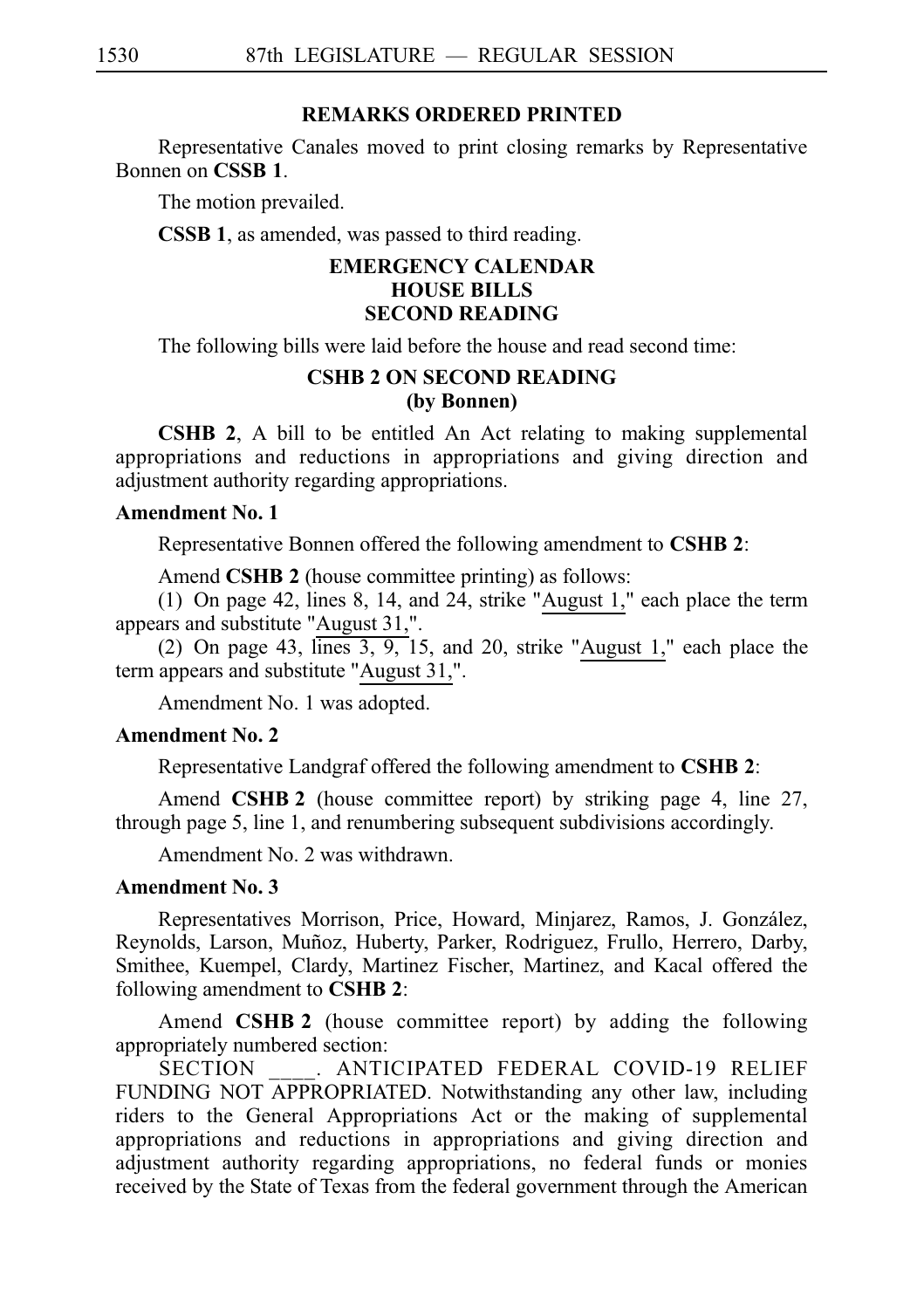### REMARKS ORDERED PRINTED

Representative Canales moved to print closing remarks by Representative Bonnen on **CSSB 1**.

The motion prevailed.

**CSSB 1**, as amended, was passed to third reading.

### EMERGENCY CALENDAR
### HOUSE BILLS
### SECOND READING

The following bills were laid before the house and read second time:

### CSHB 2 ON SECOND READING
### (by Bonnen)

**CSHB 2**, A bill to be entitled An Act relating to making supplemental appropriations and reductions in appropriations and giving direction and adjustment authority regarding appropriations.

**Amendment No. 1**

Representative Bonnen offered the following amendment to **CSHB 2**:

Amend **CSHB 2** (house committee printing) as follows:

(1) On page 42, lines 8, 14, and 24, strike "August 1," each place the term appears and substitute "August 31,".

(2) On page 43, lines 3, 9, 15, and 20, strike "August 1," each place the term appears and substitute "August 31,".

Amendment No. 1 was adopted.

**Amendment No. 2**

Representative Landgraf offered the following amendment to **CSHB 2**:

Amend **CSHB 2** (house committee report) by striking page 4, line 27, through page 5, line 1, and renumbering subsequent subdivisions accordingly.

Amendment No. 2 was withdrawn.

**Amendment No. 3**

Representatives Morrison, Price, Howard, Minjarez, Ramos, J. González, Reynolds, Larson, Muñoz, Huberty, Parker, Rodriguez, Frullo, Herrero, Darby, Smithee, Kuempel, Clardy, Martinez Fischer, Martinez, and Kacal offered the following amendment to **CSHB 2**:

Amend **CSHB 2** (house committee report) by adding the following appropriately numbered section:

SECTION \_\_\_\_. ANTICIPATED FEDERAL COVID-19 RELIEF FUNDING NOT APPROPRIATED. Notwithstanding any other law, including riders to the General Appropriations Act or the making of supplemental appropriations and reductions in appropriations and giving direction and adjustment authority regarding appropriations, no federal funds or monies received by the State of Texas from the federal government through the American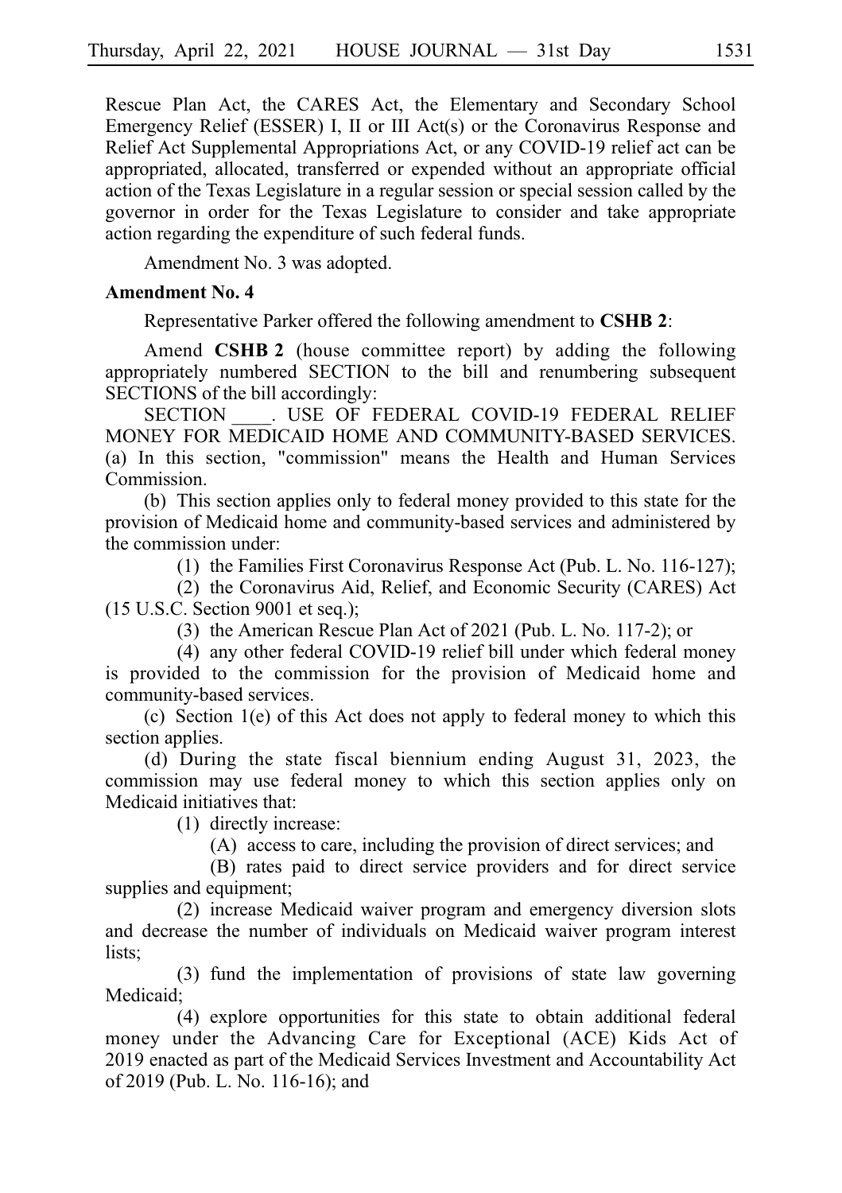Rescue Plan Act, the CARES Act, the Elementary and Secondary School Emergency Relief (ESSER) I, II or III Act(s) or the Coronavirus Response and Relief Act Supplemental Appropriations Act, or any COVID-19 relief act can be appropriated, allocated, transferred or expended without an appropriate official action of the Texas Legislature in a regular session or special session called by the governor in order for the Texas Legislature to consider and take appropriate action regarding the expenditure of such federal funds.

Amendment No. 3 was adopted.

**Amendment No. 4**

Representative Parker offered the following amendment to **CSHB 2**:

Amend **CSHB 2** (house committee report) by adding the following appropriately numbered SECTION to the bill and renumbering subsequent SECTIONS of the bill accordingly:

SECTION ____. USE OF FEDERAL COVID-19 FEDERAL RELIEF MONEY FOR MEDICAID HOME AND COMMUNITY-BASED SERVICES. (a) In this section, "commission" means the Health and Human Services Commission.

(b) This section applies only to federal money provided to this state for the provision of Medicaid home and community-based services and administered by the commission under:

(1) the Families First Coronavirus Response Act (Pub. L. No. 116-127);

(2) the Coronavirus Aid, Relief, and Economic Security (CARES) Act (15 U.S.C. Section 9001 et seq.);

(3) the American Rescue Plan Act of 2021 (Pub. L. No. 117-2); or

(4) any other federal COVID-19 relief bill under which federal money is provided to the commission for the provision of Medicaid home and community-based services.

(c) Section 1(e) of this Act does not apply to federal money to which this section applies.

(d) During the state fiscal biennium ending August 31, 2023, the commission may use federal money to which this section applies only on Medicaid initiatives that:

(1) directly increase:

(A) access to care, including the provision of direct services; and

(B) rates paid to direct service providers and for direct service supplies and equipment;

(2) increase Medicaid waiver program and emergency diversion slots and decrease the number of individuals on Medicaid waiver program interest lists;

(3) fund the implementation of provisions of state law governing Medicaid;

(4) explore opportunities for this state to obtain additional federal money under the Advancing Care for Exceptional (ACE) Kids Act of 2019 enacted as part of the Medicaid Services Investment and Accountability Act of 2019 (Pub. L. No. 116-16); and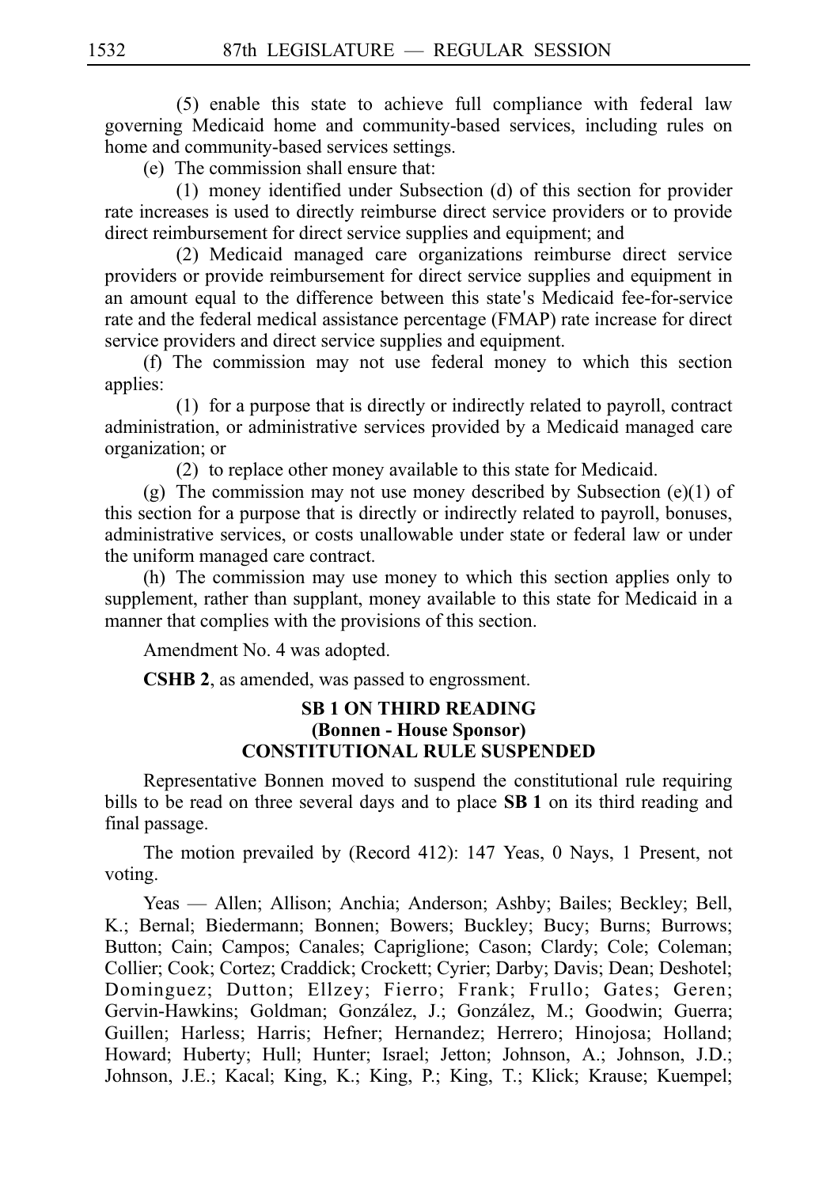(5) enable this state to achieve full compliance with federal law governing Medicaid home and community-based services, including rules on home and community-based services settings.

(e) The commission shall ensure that:

(1) money identified under Subsection (d) of this section for provider rate increases is used to directly reimburse direct service providers or to provide direct reimbursement for direct service supplies and equipment; and

(2) Medicaid managed care organizations reimburse direct service providers or provide reimbursement for direct service supplies and equipment in an amount equal to the difference between this state's Medicaid fee-for-service rate and the federal medical assistance percentage (FMAP) rate increase for direct service providers and direct service supplies and equipment.

(f) The commission may not use federal money to which this section applies:

(1) for a purpose that is directly or indirectly related to payroll, contract administration, or administrative services provided by a Medicaid managed care organization; or

(2) to replace other money available to this state for Medicaid.

(g) The commission may not use money described by Subsection (e)(1) of this section for a purpose that is directly or indirectly related to payroll, bonuses, administrative services, or costs unallowable under state or federal law or under the uniform managed care contract.

(h) The commission may use money to which this section applies only to supplement, rather than supplant, money available to this state for Medicaid in a manner that complies with the provisions of this section.

Amendment No. 4 was adopted.

**CSHB 2**, as amended, was passed to engrossment.

## SB 1 ON THIRD READING
## (Bonnen - House Sponsor)
## CONSTITUTIONAL RULE SUSPENDED

Representative Bonnen moved to suspend the constitutional rule requiring bills to be read on three several days and to place **SB 1** on its third reading and final passage.

The motion prevailed by (Record 412): 147 Yeas, 0 Nays, 1 Present, not voting.

Yeas — Allen; Allison; Anchia; Anderson; Ashby; Bailes; Beckley; Bell, K.; Bernal; Biedermann; Bonnen; Bowers; Buckley; Bucy; Burns; Burrows; Button; Cain; Campos; Canales; Capriglione; Cason; Clardy; Cole; Coleman; Collier; Cook; Cortez; Craddick; Crockett; Cyrier; Darby; Davis; Dean; Deshotel; Dominguez; Dutton; Ellzey; Fierro; Frank; Frullo; Gates; Geren; Gervin-Hawkins; Goldman; González, J.; González, M.; Goodwin; Guerra; Guillen; Harless; Harris; Hefner; Hernandez; Herrero; Hinojosa; Holland; Howard; Huberty; Hull; Hunter; Israel; Jetton; Johnson, A.; Johnson, J.D.; Johnson, J.E.; Kacal; King, K.; King, P.; King, T.; Klick; Krause; Kuempel;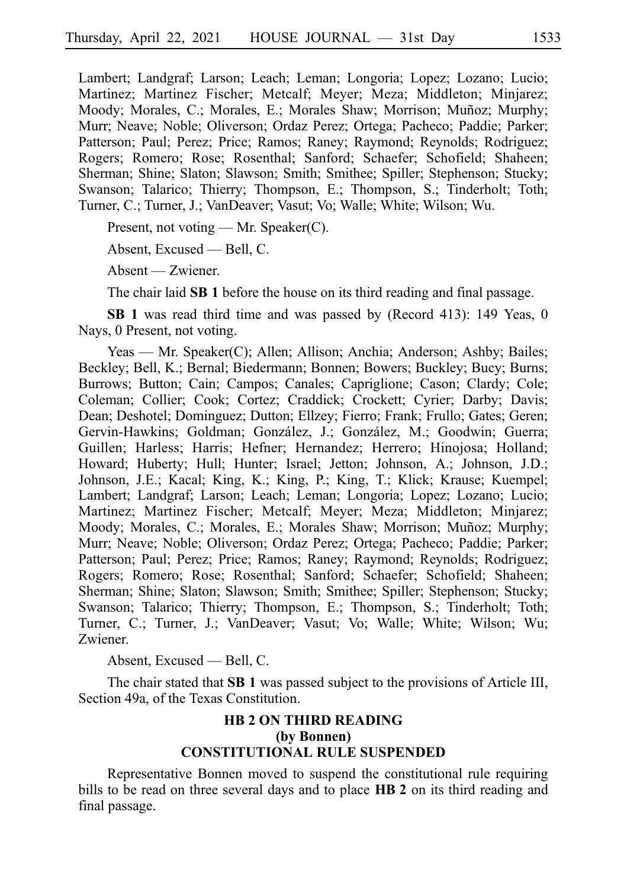Lambert; Landgraf; Larson; Leach; Leman; Longoria; Lopez; Lozano; Lucio; Martinez; Martinez Fischer; Metcalf; Meyer; Meza; Middleton; Minjarez; Moody; Morales, C.; Morales, E.; Morales Shaw; Morrison; Muñoz; Murphy; Murr; Neave; Noble; Oliverson; Ordaz Perez; Ortega; Pacheco; Paddie; Parker; Patterson; Paul; Perez; Price; Ramos; Raney; Raymond; Reynolds; Rodriguez; Rogers; Romero; Rose; Rosenthal; Sanford; Schaefer; Schofield; Shaheen; Sherman; Shine; Slaton; Slawson; Smith; Smithee; Spiller; Stephenson; Stucky; Swanson; Talarico; Thierry; Thompson, E.; Thompson, S.; Tinderholt; Toth; Turner, C.; Turner, J.; VanDeaver; Vasut; Vo; Walle; White; Wilson; Wu.

Present, not voting — Mr. Speaker(C).

Absent, Excused — Bell, C.

Absent — Zwiener.

The chair laid **SB 1** before the house on its third reading and final passage.

**SB 1** was read third time and was passed by (Record 413): 149 Yeas, 0 Nays, 0 Present, not voting.

Yeas — Mr. Speaker(C); Allen; Allison; Anchia; Anderson; Ashby; Bailes; Beckley; Bell, K.; Bernal; Biedermann; Bonnen; Bowers; Buckley; Bucy; Burns; Burrows; Button; Cain; Campos; Canales; Capriglione; Cason; Clardy; Cole; Coleman; Collier; Cook; Cortez; Craddick; Crockett; Cyrier; Darby; Davis; Dean; Deshotel; Dominguez; Dutton; Ellzey; Fierro; Frank; Frullo; Gates; Geren; Gervin-Hawkins; Goldman; González, J.; González, M.; Goodwin; Guerra; Guillen; Harless; Harris; Hefner; Hernandez; Herrero; Hinojosa; Holland; Howard; Huberty; Hull; Hunter; Israel; Jetton; Johnson, A.; Johnson, J.D.; Johnson, J.E.; Kacal; King, K.; King, P.; King, T.; Klick; Krause; Kuempel; Lambert; Landgraf; Larson; Leach; Leman; Longoria; Lopez; Lozano; Lucio; Martinez; Martinez Fischer; Metcalf; Meyer; Meza; Middleton; Minjarez; Moody; Morales, C.; Morales, E.; Morales Shaw; Morrison; Muñoz; Murphy; Murr; Neave; Noble; Oliverson; Ordaz Perez; Ortega; Pacheco; Paddie; Parker; Patterson; Paul; Perez; Price; Ramos; Raney; Raymond; Reynolds; Rodriguez; Rogers; Romero; Rose; Rosenthal; Sanford; Schaefer; Schofield; Shaheen; Sherman; Shine; Slaton; Slawson; Smith; Smithee; Spiller; Stephenson; Stucky; Swanson; Talarico; Thierry; Thompson, E.; Thompson, S.; Tinderholt; Toth; Turner, C.; Turner, J.; VanDeaver; Vasut; Vo; Walle; White; Wilson; Wu; Zwiener.

Absent, Excused — Bell, C.

The chair stated that **SB 1** was passed subject to the provisions of Article III, Section 49a, of the Texas Constitution.

### HB 2 ON THIRD READING
### (by Bonnen)
### CONSTITUTIONAL RULE SUSPENDED

Representative Bonnen moved to suspend the constitutional rule requiring bills to be read on three several days and to place **HB 2** on its third reading and final passage.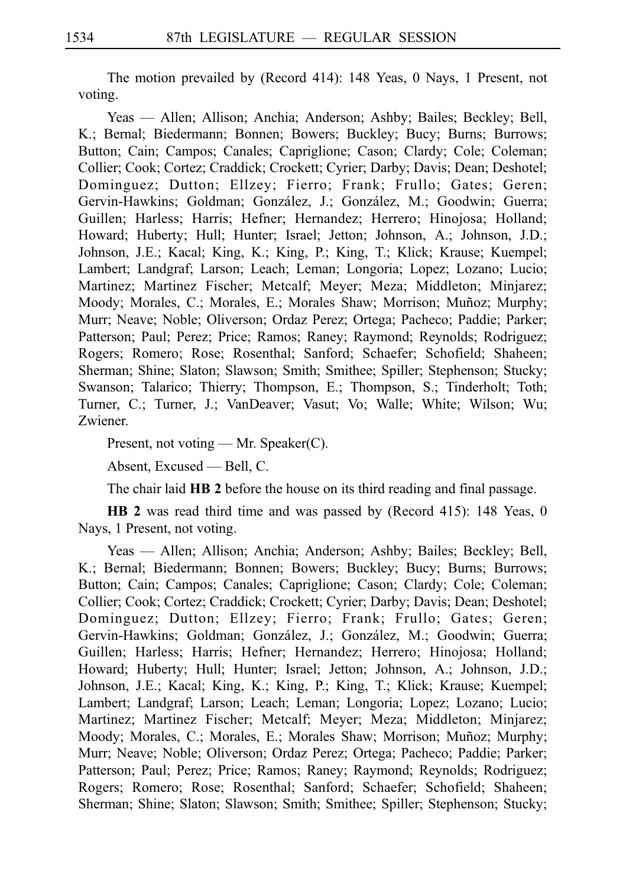The motion prevailed by (Record 414): 148 Yeas, 0 Nays, 1 Present, not voting.

Yeas — Allen; Allison; Anchia; Anderson; Ashby; Bailes; Beckley; Bell, K.; Bernal; Biedermann; Bonnen; Bowers; Buckley; Bucy; Burns; Burrows; Button; Cain; Campos; Canales; Capriglione; Cason; Clardy; Cole; Coleman; Collier; Cook; Cortez; Craddick; Crockett; Cyrier; Darby; Davis; Dean; Deshotel; Dominguez; Dutton; Ellzey; Fierro; Frank; Frullo; Gates; Geren; Gervin-Hawkins; Goldman; González, J.; González, M.; Goodwin; Guerra; Guillen; Harless; Harris; Hefner; Hernandez; Herrero; Hinojosa; Holland; Howard; Huberty; Hull; Hunter; Israel; Jetton; Johnson, A.; Johnson, J.D.; Johnson, J.E.; Kacal; King, K.; King, P.; King, T.; Klick; Krause; Kuempel; Lambert; Landgraf; Larson; Leach; Leman; Longoria; Lopez; Lozano; Lucio; Martinez; Martinez Fischer; Metcalf; Meyer; Meza; Middleton; Minjarez; Moody; Morales, C.; Morales, E.; Morales Shaw; Morrison; Muñoz; Murphy; Murr; Neave; Noble; Oliverson; Ordaz Perez; Ortega; Pacheco; Paddie; Parker; Patterson; Paul; Perez; Price; Ramos; Raney; Raymond; Reynolds; Rodriguez; Rogers; Romero; Rose; Rosenthal; Sanford; Schaefer; Schofield; Shaheen; Sherman; Shine; Slaton; Slawson; Smith; Smithee; Spiller; Stephenson; Stucky; Swanson; Talarico; Thierry; Thompson, E.; Thompson, S.; Tinderholt; Toth; Turner, C.; Turner, J.; VanDeaver; Vasut; Vo; Walle; White; Wilson; Wu; Zwiener.

Present, not voting — Mr. Speaker(C).

Absent, Excused — Bell, C.

The chair laid **HB 2** before the house on its third reading and final passage.

**HB 2** was read third time and was passed by (Record 415): 148 Yeas, 0 Nays, 1 Present, not voting.

Yeas — Allen; Allison; Anchia; Anderson; Ashby; Bailes; Beckley; Bell, K.; Bernal; Biedermann; Bonnen; Bowers; Buckley; Bucy; Burns; Burrows; Button; Cain; Campos; Canales; Capriglione; Cason; Clardy; Cole; Coleman; Collier; Cook; Cortez; Craddick; Crockett; Cyrier; Darby; Davis; Dean; Deshotel; Dominguez; Dutton; Ellzey; Fierro; Frank; Frullo; Gates; Geren; Gervin-Hawkins; Goldman; González, J.; González, M.; Goodwin; Guerra; Guillen; Harless; Harris; Hefner; Hernandez; Herrero; Hinojosa; Holland; Howard; Huberty; Hull; Hunter; Israel; Jetton; Johnson, A.; Johnson, J.D.; Johnson, J.E.; Kacal; King, K.; King, P.; King, T.; Klick; Krause; Kuempel; Lambert; Landgraf; Larson; Leach; Leman; Longoria; Lopez; Lozano; Lucio; Martinez; Martinez Fischer; Metcalf; Meyer; Meza; Middleton; Minjarez; Moody; Morales, C.; Morales, E.; Morales Shaw; Morrison; Muñoz; Murphy; Murr; Neave; Noble; Oliverson; Ordaz Perez; Ortega; Pacheco; Paddie; Parker; Patterson; Paul; Perez; Price; Ramos; Raney; Raymond; Reynolds; Rodriguez; Rogers; Romero; Rose; Rosenthal; Sanford; Schaefer; Schofield; Shaheen; Sherman; Shine; Slaton; Slawson; Smith; Smithee; Spiller; Stephenson; Stucky;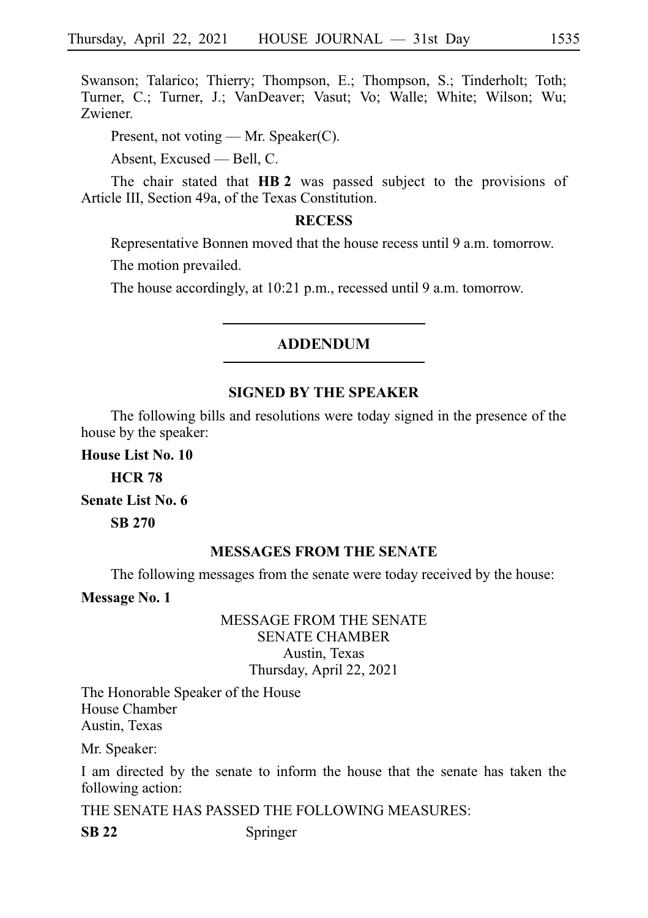Swanson; Talarico; Thierry; Thompson, E.; Thompson, S.; Tinderholt; Toth; Turner, C.; Turner, J.; VanDeaver; Vasut; Vo; Walle; White; Wilson; Wu; Zwiener.

Present, not voting — Mr. Speaker(C).

Absent, Excused — Bell, C.

The chair stated that **HB 2** was passed subject to the provisions of Article III, Section 49a, of the Texas Constitution.

### RECESS

Representative Bonnen moved that the house recess until 9 a.m. tomorrow.

The motion prevailed.

The house accordingly, at 10:21 p.m., recessed until 9 a.m. tomorrow.

---

## ADDENDUM

---

### SIGNED BY THE SPEAKER

The following bills and resolutions were today signed in the presence of the house by the speaker:

**House List No. 10**

**HCR 78**

**Senate List No. 6**

**SB 270**

### MESSAGES FROM THE SENATE

The following messages from the senate were today received by the house:

**Message No. 1**

MESSAGE FROM THE SENATE
SENATE CHAMBER
Austin, Texas
Thursday, April 22, 2021

The Honorable Speaker of the House
House Chamber
Austin, Texas

Mr. Speaker:

I am directed by the senate to inform the house that the senate has taken the following action:

THE SENATE HAS PASSED THE FOLLOWING MEASURES:

**SB 22** Springer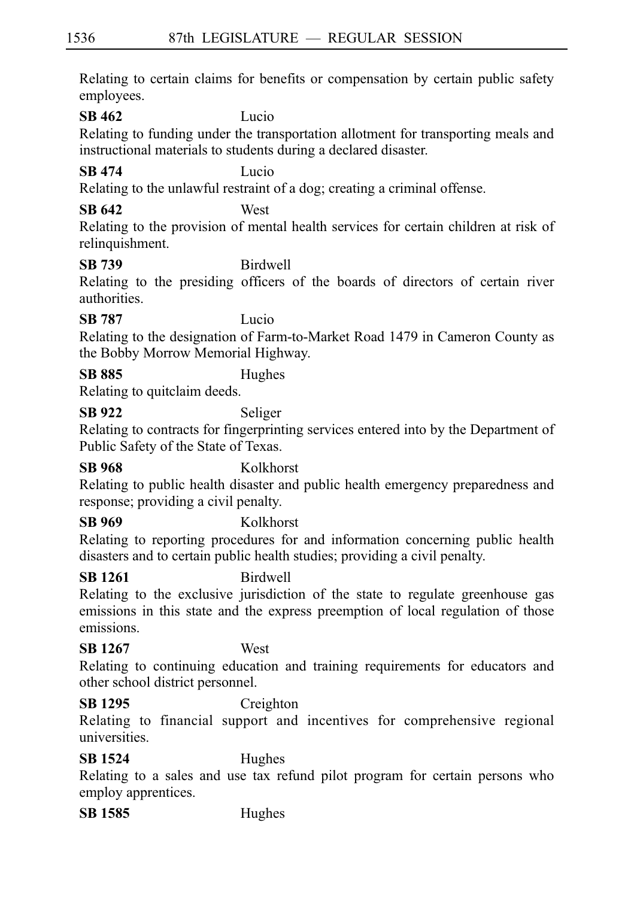Relating to certain claims for benefits or compensation by certain public safety employees.

**SB 462** Lucio

Relating to funding under the transportation allotment for transporting meals and instructional materials to students during a declared disaster.

**SB 474** Lucio

Relating to the unlawful restraint of a dog; creating a criminal offense.

**SB 642** West

Relating to the provision of mental health services for certain children at risk of relinquishment.

**SB 739** Birdwell

Relating to the presiding officers of the boards of directors of certain river authorities.

**SB 787** Lucio

Relating to the designation of Farm-to-Market Road 1479 in Cameron County as the Bobby Morrow Memorial Highway.

**SB 885** Hughes

Relating to quitclaim deeds.

**SB 922** Seliger

Relating to contracts for fingerprinting services entered into by the Department of Public Safety of the State of Texas.

**SB 968** Kolkhorst

Relating to public health disaster and public health emergency preparedness and response; providing a civil penalty.

**SB 969** Kolkhorst

Relating to reporting procedures for and information concerning public health disasters and to certain public health studies; providing a civil penalty.

**SB 1261** Birdwell

Relating to the exclusive jurisdiction of the state to regulate greenhouse gas emissions in this state and the express preemption of local regulation of those emissions.

**SB 1267** West

Relating to continuing education and training requirements for educators and other school district personnel.

**SB 1295** Creighton

Relating to financial support and incentives for comprehensive regional universities.

**SB 1524** Hughes

Relating to a sales and use tax refund pilot program for certain persons who employ apprentices.

**SB 1585** Hughes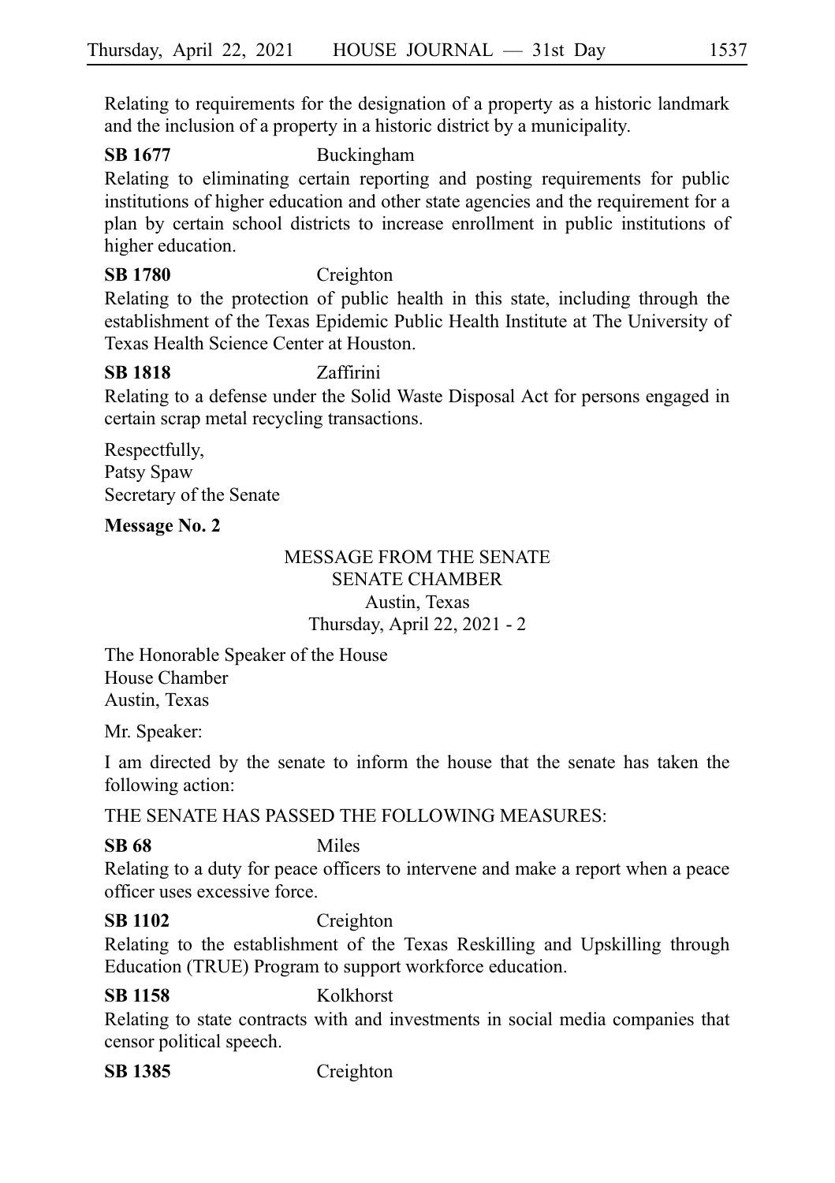Relating to requirements for the designation of a property as a historic landmark and the inclusion of a property in a historic district by a municipality.

**SB 1677** Buckingham
Relating to eliminating certain reporting and posting requirements for public institutions of higher education and other state agencies and the requirement for a plan by certain school districts to increase enrollment in public institutions of higher education.

**SB 1780** Creighton
Relating to the protection of public health in this state, including through the establishment of the Texas Epidemic Public Health Institute at The University of Texas Health Science Center at Houston.

**SB 1818** Zaffirini
Relating to a defense under the Solid Waste Disposal Act for persons engaged in certain scrap metal recycling transactions.

Respectfully,
Patsy Spaw
Secretary of the Senate

**Message No. 2**

MESSAGE FROM THE SENATE
SENATE CHAMBER
Austin, Texas
Thursday, April 22, 2021 - 2

The Honorable Speaker of the House
House Chamber
Austin, Texas

Mr. Speaker:

I am directed by the senate to inform the house that the senate has taken the following action:

THE SENATE HAS PASSED THE FOLLOWING MEASURES:

**SB 68** Miles
Relating to a duty for peace officers to intervene and make a report when a peace officer uses excessive force.

**SB 1102** Creighton
Relating to the establishment of the Texas Reskilling and Upskilling through Education (TRUE) Program to support workforce education.

**SB 1158** Kolkhorst
Relating to state contracts with and investments in social media companies that censor political speech.

**SB 1385** Creighton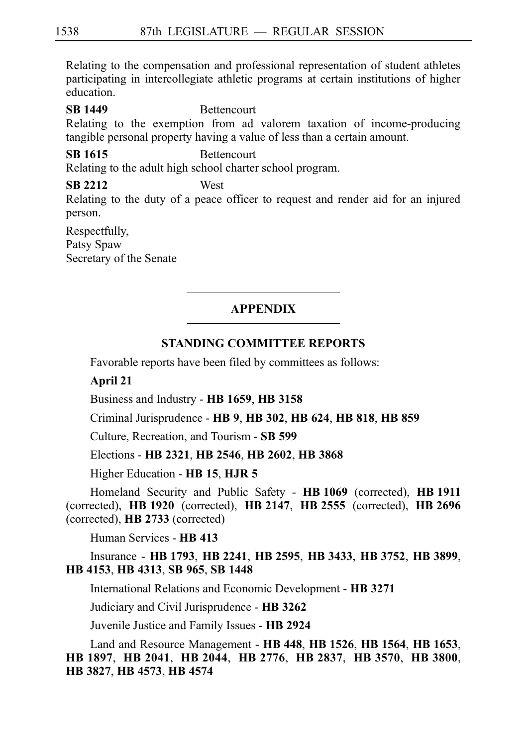Relating to the compensation and professional representation of student athletes participating in intercollegiate athletic programs at certain institutions of higher education.

**SB 1449** Bettencourt
Relating to the exemption from ad valorem taxation of income-producing tangible personal property having a value of less than a certain amount.

**SB 1615** Bettencourt
Relating to the adult high school charter school program.

**SB 2212** West
Relating to the duty of a peace officer to request and render aid for an injured person.

Respectfully,
Patsy Spaw
Secretary of the Senate

## APPENDIX

### STANDING COMMITTEE REPORTS

Favorable reports have been filed by committees as follows:

**April 21**

Business and Industry - **HB 1659**, **HB 3158**

Criminal Jurisprudence - **HB 9**, **HB 302**, **HB 624**, **HB 818**, **HB 859**

Culture, Recreation, and Tourism - **SB 599**

Elections - **HB 2321**, **HB 2546**, **HB 2602**, **HB 3868**

Higher Education - **HB 15**, **HJR 5**

Homeland Security and Public Safety - **HB 1069** (corrected), **HB 1911** (corrected), **HB 1920** (corrected), **HB 2147**, **HB 2555** (corrected), **HB 2696** (corrected), **HB 2733** (corrected)

Human Services - **HB 413**

Insurance - **HB 1793**, **HB 2241**, **HB 2595**, **HB 3433**, **HB 3752**, **HB 3899**, **HB 4153**, **HB 4313**, **SB 965**, **SB 1448**

International Relations and Economic Development - **HB 3271**

Judiciary and Civil Jurisprudence - **HB 3262**

Juvenile Justice and Family Issues - **HB 2924**

Land and Resource Management - **HB 448**, **HB 1526**, **HB 1564**, **HB 1653**, **HB 1897**, **HB 2041**, **HB 2044**, **HB 2776**, **HB 2837**, **HB 3570**, **HB 3800**, **HB 3827**, **HB 4573**, **HB 4574**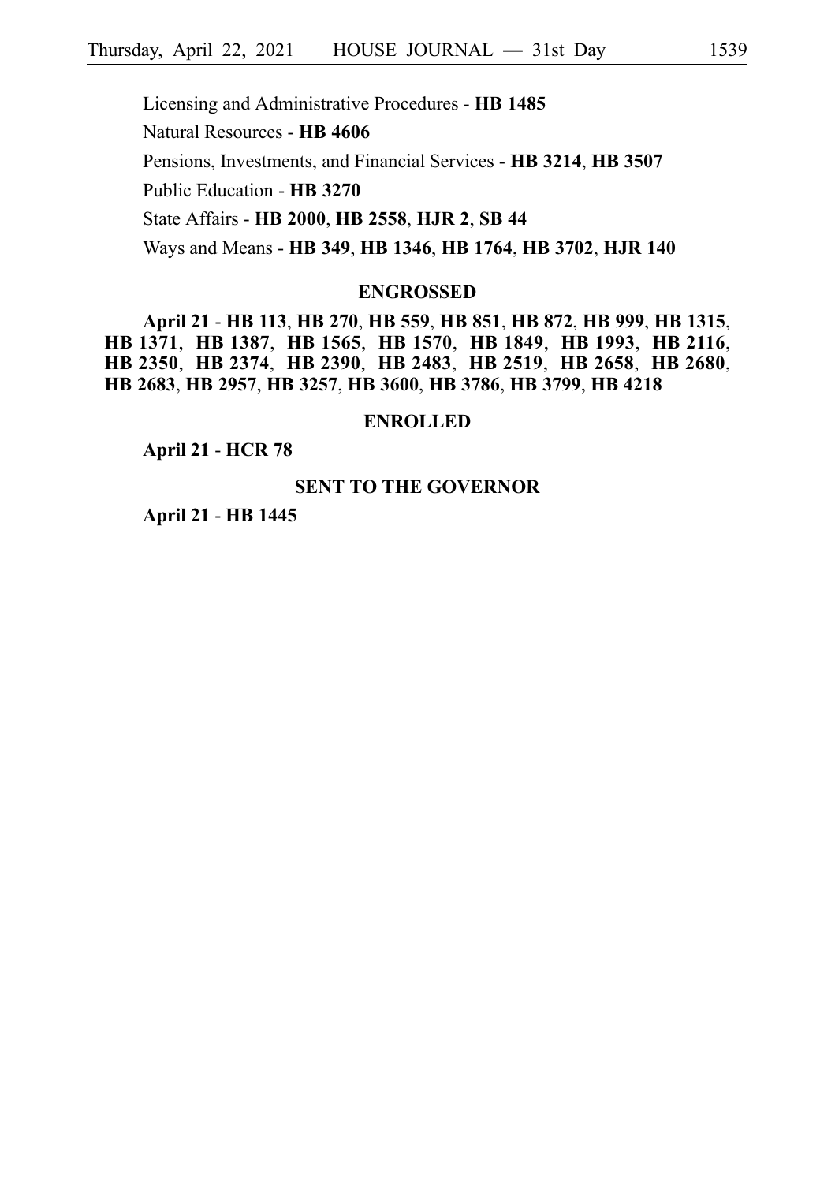Licensing and Administrative Procedures - **HB 1485**

Natural Resources - **HB 4606**

Pensions, Investments, and Financial Services - **HB 3214**, **HB 3507**

Public Education - **HB 3270**

State Affairs - **HB 2000**, **HB 2558**, **HJR 2**, **SB 44**

Ways and Means - **HB 349**, **HB 1346**, **HB 1764**, **HB 3702**, **HJR 140**

## ENGROSSED

**April 21** - **HB 113**, **HB 270**, **HB 559**, **HB 851**, **HB 872**, **HB 999**, **HB 1315**, **HB 1371**, **HB 1387**, **HB 1565**, **HB 1570**, **HB 1849**, **HB 1993**, **HB 2116**, **HB 2350**, **HB 2374**, **HB 2390**, **HB 2483**, **HB 2519**, **HB 2658**, **HB 2680**, **HB 2683**, **HB 2957**, **HB 3257**, **HB 3600**, **HB 3786**, **HB 3799**, **HB 4218**

## ENROLLED

**April 21** - **HCR 78**

## SENT TO THE GOVERNOR

**April 21** - **HB 1445**